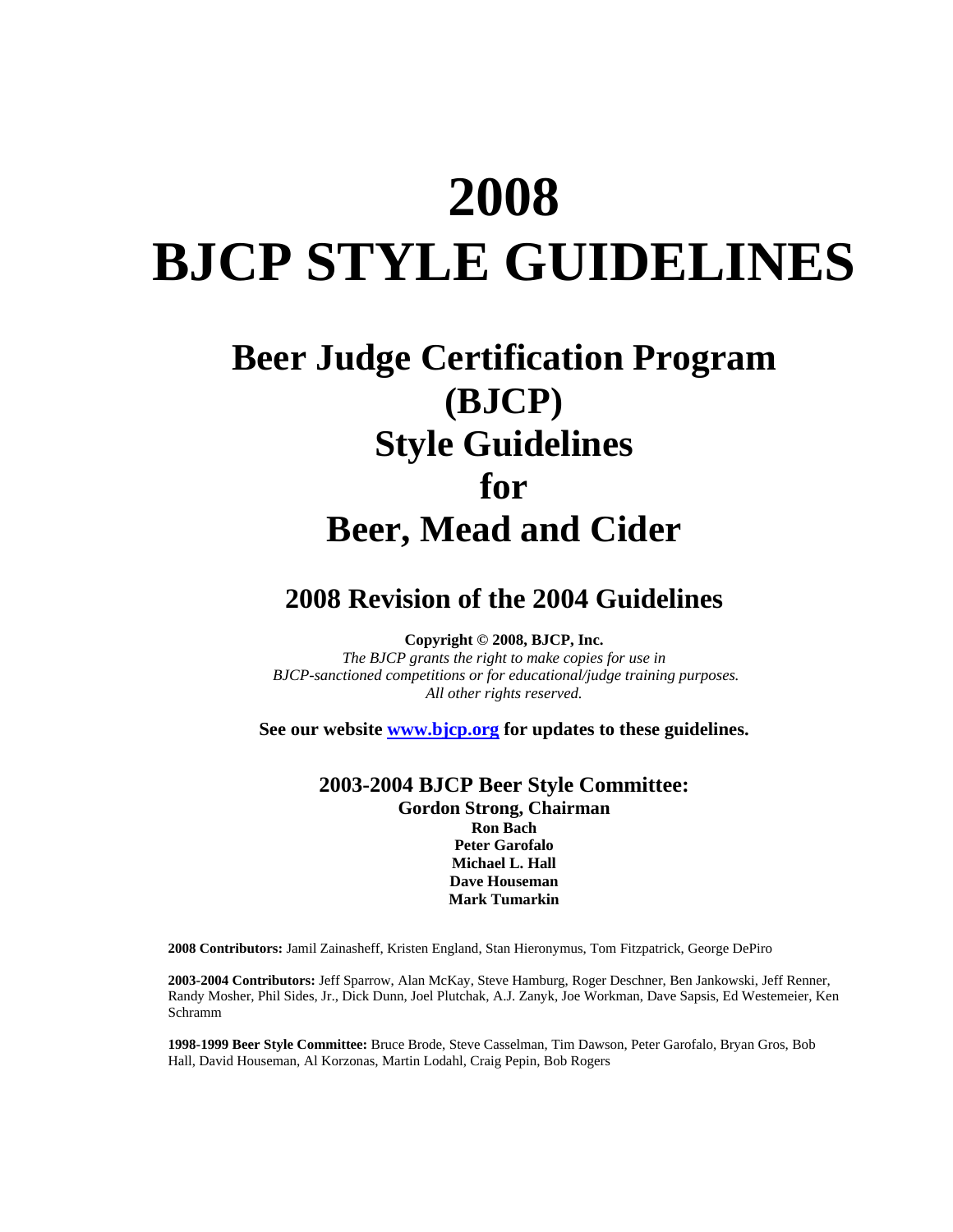# 2008
# BJCP STYLE GUIDELINES

## Beer Judge Certification Program (BJCP) Style Guidelines for Beer, Mead and Cider

### 2008 Revision of the 2004 Guidelines

**Copyright © 2008, BJCP, Inc.**

*The BJCP grants the right to make copies for use in BJCP-sanctioned competitions or for educational/judge training purposes. All other rights reserved.*

**See our website [www.bjcp.org](http://www.bjcp.org) for updates to these guidelines.**

**2003-2004 BJCP Beer Style Committee:**

**Gordon Strong, Chairman**
**Ron Bach**
**Peter Garofalo**
**Michael L. Hall**
**Dave Houseman**
**Mark Tumarkin**

**2008 Contributors:** Jamil Zainasheff, Kristen England, Stan Hieronymus, Tom Fitzpatrick, George DePiro

**2003-2004 Contributors:** Jeff Sparrow, Alan McKay, Steve Hamburg, Roger Deschner, Ben Jankowski, Jeff Renner, Randy Mosher, Phil Sides, Jr., Dick Dunn, Joel Plutchak, A.J. Zanyk, Joe Workman, Dave Sapsis, Ed Westemeier, Ken Schramm

**1998-1999 Beer Style Committee:** Bruce Brode, Steve Casselman, Tim Dawson, Peter Garofalo, Bryan Gros, Bob Hall, David Houseman, Al Korzonas, Martin Lodahl, Craig Pepin, Bob Rogers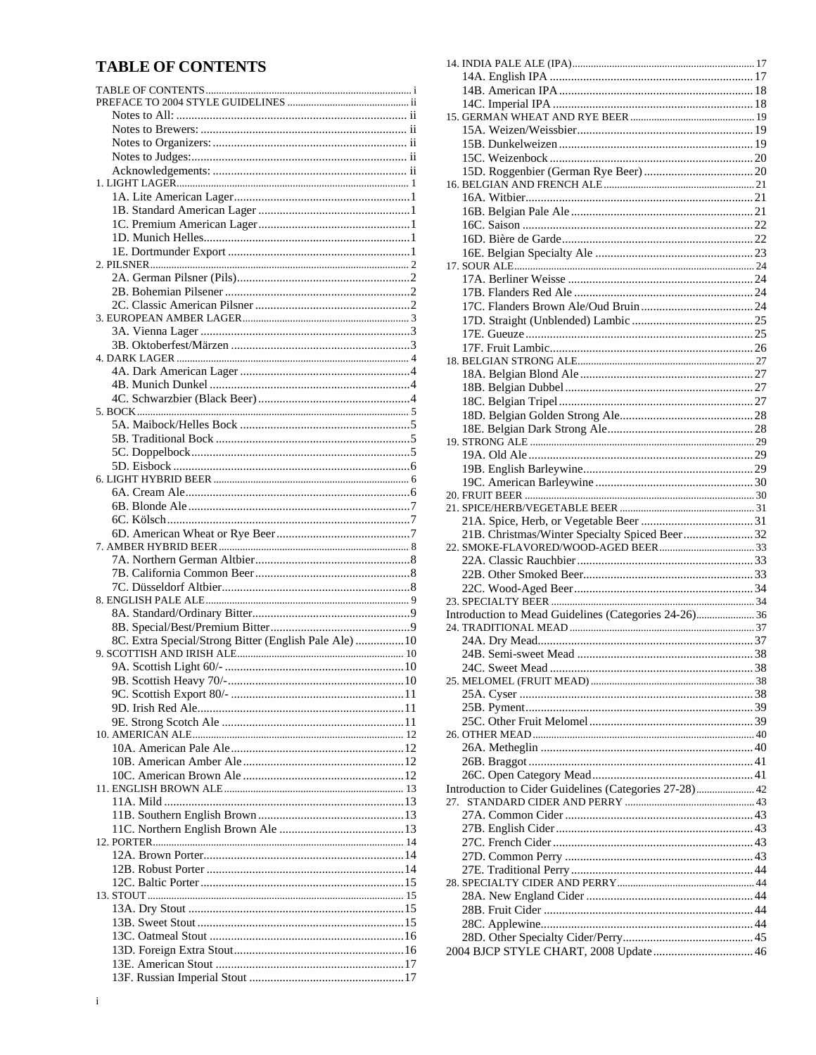# TABLE OF CONTENTS

TABLE OF CONTENTS ..... i
PREFACE TO 2004 STYLE GUIDELINES ..... ii
- Notes to All: ..... ii
- Notes to Brewers: ..... ii
- Notes to Organizers: ..... ii
- Notes to Judges: ..... ii
- Acknowledgements: ..... ii

1. LIGHT LAGER ..... 1
- 1A. Lite American Lager ..... 1
- 1B. Standard American Lager ..... 1
- 1C. Premium American Lager ..... 1
- 1D. Munich Helles ..... 1
- 1E. Dortmunder Export ..... 1

2. PILSNER ..... 2
- 2A. German Pilsner (Pils) ..... 2
- 2B. Bohemian Pilsener ..... 2
- 2C. Classic American Pilsner ..... 2

3. EUROPEAN AMBER LAGER ..... 3
- 3A. Vienna Lager ..... 3
- 3B. Oktoberfest/Märzen ..... 3

4. DARK LAGER ..... 4
- 4A. Dark American Lager ..... 4
- 4B. Munich Dunkel ..... 4
- 4C. Schwarzbier (Black Beer) ..... 4

5. BOCK ..... 5
- 5A. Maibock/Helles Bock ..... 5
- 5B. Traditional Bock ..... 5
- 5C. Doppelbock ..... 5
- 5D. Eisbock ..... 6

6. LIGHT HYBRID BEER ..... 6
- 6A. Cream Ale ..... 6
- 6B. Blonde Ale ..... 7
- 6C. Kölsch ..... 7
- 6D. American Wheat or Rye Beer ..... 7

7. AMBER HYBRID BEER ..... 8
- 7A. Northern German Altbier ..... 8
- 7B. California Common Beer ..... 8
- 7C. Düsseldorf Altbier ..... 8

8. ENGLISH PALE ALE ..... 9
- 8A. Standard/Ordinary Bitter ..... 9
- 8B. Special/Best/Premium Bitter ..... 9
- 8C. Extra Special/Strong Bitter (English Pale Ale) ..... 10

9. SCOTTISH AND IRISH ALE ..... 10
- 9A. Scottish Light 60/- ..... 10
- 9B. Scottish Heavy 70/- ..... 10
- 9C. Scottish Export 80/- ..... 11
- 9D. Irish Red Ale ..... 11
- 9E. Strong Scotch Ale ..... 11

10. AMERICAN ALE ..... 12
- 10A. American Pale Ale ..... 12
- 10B. American Amber Ale ..... 12
- 10C. American Brown Ale ..... 12

11. ENGLISH BROWN ALE ..... 13
- 11A. Mild ..... 13
- 11B. Southern English Brown ..... 13
- 11C. Northern English Brown Ale ..... 13

12. PORTER ..... 14
- 12A. Brown Porter ..... 14
- 12B. Robust Porter ..... 14
- 12C. Baltic Porter ..... 15

13. STOUT ..... 15
- 13A. Dry Stout ..... 15
- 13B. Sweet Stout ..... 15
- 13C. Oatmeal Stout ..... 16
- 13D. Foreign Extra Stout ..... 16
- 13E. American Stout ..... 17
- 13F. Russian Imperial Stout ..... 17

14. INDIA PALE ALE (IPA) ..... 17
- 14A. English IPA ..... 17
- 14B. American IPA ..... 18
- 14C. Imperial IPA ..... 18

15. GERMAN WHEAT AND RYE BEER ..... 19
- 15A. Weizen/Weissbier ..... 19
- 15B. Dunkelweizen ..... 19
- 15C. Weizenbock ..... 20
- 15D. Roggenbier (German Rye Beer) ..... 20

16. BELGIAN AND FRENCH ALE ..... 21
- 16A. Witbier ..... 21
- 16B. Belgian Pale Ale ..... 21
- 16C. Saison ..... 22
- 16D. Bière de Garde ..... 22
- 16E. Belgian Specialty Ale ..... 23

17. SOUR ALE ..... 24
- 17A. Berliner Weisse ..... 24
- 17B. Flanders Red Ale ..... 24
- 17C. Flanders Brown Ale/Oud Bruin ..... 24
- 17D. Straight (Unblended) Lambic ..... 25
- 17E. Gueuze ..... 25
- 17F. Fruit Lambic ..... 26

18. BELGIAN STRONG ALE ..... 27
- 18A. Belgian Blond Ale ..... 27
- 18B. Belgian Dubbel ..... 27
- 18C. Belgian Tripel ..... 27
- 18D. Belgian Golden Strong Ale ..... 28
- 18E. Belgian Dark Strong Ale ..... 28

19. STRONG ALE ..... 29
- 19A. Old Ale ..... 29
- 19B. English Barleywine ..... 29
- 19C. American Barleywine ..... 30

20. FRUIT BEER ..... 30

21. SPICE/HERB/VEGETABLE BEER ..... 31
- 21A. Spice, Herb, or Vegetable Beer ..... 31
- 21B. Christmas/Winter Specialty Spiced Beer ..... 32

22. SMOKE-FLAVORED/WOOD-AGED BEER ..... 33
- 22A. Classic Rauchbier ..... 33
- 22B. Other Smoked Beer ..... 33
- 22C. Wood-Aged Beer ..... 34

23. SPECIALTY BEER ..... 34

Introduction to Mead Guidelines (Categories 24-26) ..... 36

24. TRADITIONAL MEAD ..... 37
- 24A. Dry Mead ..... 37
- 24B. Semi-sweet Mead ..... 38
- 24C. Sweet Mead ..... 38

25. MELOMEL (FRUIT MEAD) ..... 38
- 25A. Cyser ..... 38
- 25B. Pyment ..... 39
- 25C. Other Fruit Melomel ..... 39

26. OTHER MEAD ..... 40
- 26A. Metheglin ..... 40
- 26B. Braggot ..... 41
- 26C. Open Category Mead ..... 41

Introduction to Cider Guidelines (Categories 27-28) ..... 42

27. STANDARD CIDER AND PERRY ..... 43
- 27A. Common Cider ..... 43
- 27B. English Cider ..... 43
- 27C. French Cider ..... 43
- 27D. Common Perry ..... 43
- 27E. Traditional Perry ..... 44

28. SPECIALTY CIDER AND PERRY ..... 44
- 28A. New England Cider ..... 44
- 28B. Fruit Cider ..... 44
- 28C. Applewine ..... 44
- 28D. Other Specialty Cider/Perry ..... 45

2004 BJCP STYLE CHART, 2008 Update ..... 46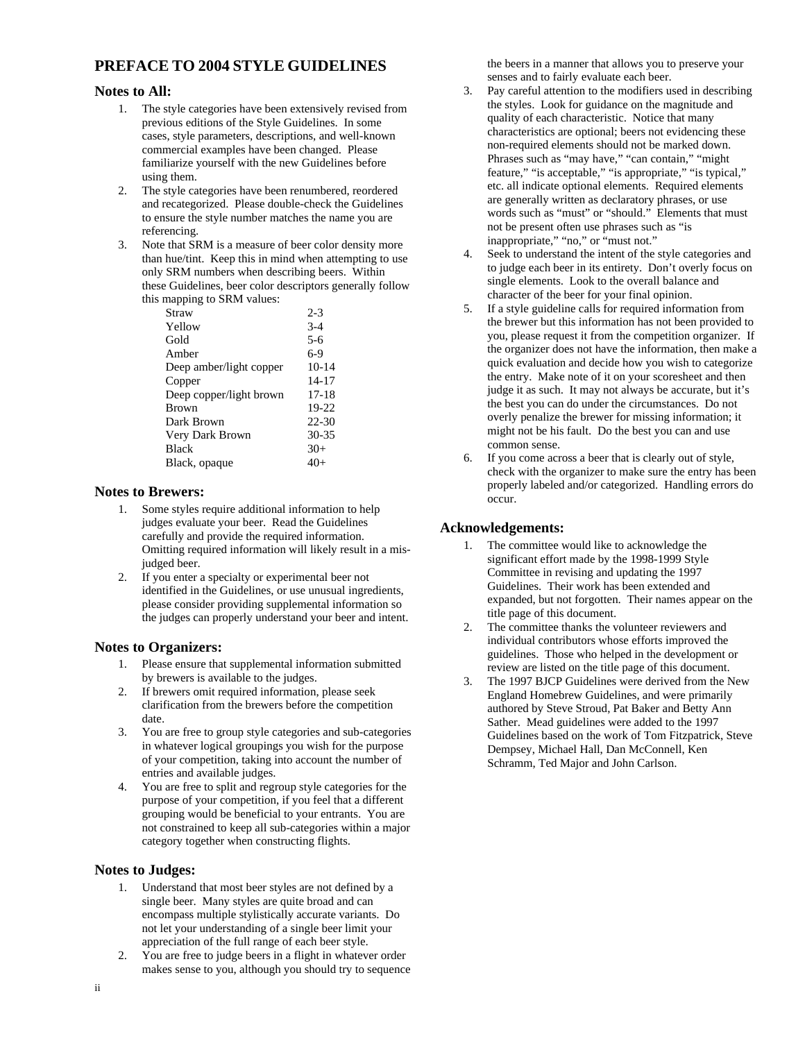# PREFACE TO 2004 STYLE GUIDELINES

## Notes to All:

1. The style categories have been extensively revised from previous editions of the Style Guidelines. In some cases, style parameters, descriptions, and well-known commercial examples have been changed. Please familiarize yourself with the new Guidelines before using them.
2. The style categories have been renumbered, reordered and recategorized. Please double-check the Guidelines to ensure the style number matches the name you are referencing.
3. Note that SRM is a measure of beer color density more than hue/tint. Keep this in mind when attempting to use only SRM numbers when describing beers. Within these Guidelines, beer color descriptors generally follow this mapping to SRM values:

| Color | SRM |
|---|---|
| Straw | 2-3 |
| Yellow | 3-4 |
| Gold | 5-6 |
| Amber | 6-9 |
| Deep amber/light copper | 10-14 |
| Copper | 14-17 |
| Deep copper/light brown | 17-18 |
| Brown | 19-22 |
| Dark Brown | 22-30 |
| Very Dark Brown | 30-35 |
| Black | 30+ |
| Black, opaque | 40+ |

## Notes to Brewers:

1. Some styles require additional information to help judges evaluate your beer. Read the Guidelines carefully and provide the required information. Omitting required information will likely result in a mis-judged beer.
2. If you enter a specialty or experimental beer not identified in the Guidelines, or use unusual ingredients, please consider providing supplemental information so the judges can properly understand your beer and intent.

## Notes to Organizers:

1. Please ensure that supplemental information submitted by brewers is available to the judges.
2. If brewers omit required information, please seek clarification from the brewers before the competition date.
3. You are free to group style categories and sub-categories in whatever logical groupings you wish for the purpose of your competition, taking into account the number of entries and available judges.
4. You are free to split and regroup style categories for the purpose of your competition, if you feel that a different grouping would be beneficial to your entrants. You are not constrained to keep all sub-categories within a major category together when constructing flights.

## Notes to Judges:

1. Understand that most beer styles are not defined by a single beer. Many styles are quite broad and can encompass multiple stylistically accurate variants. Do not let your understanding of a single beer limit your appreciation of the full range of each beer style.
2. You are free to judge beers in a flight in whatever order makes sense to you, although you should try to sequence the beers in a manner that allows you to preserve your senses and to fairly evaluate each beer.
3. Pay careful attention to the modifiers used in describing the styles. Look for guidance on the magnitude and quality of each characteristic. Notice that many characteristics are optional; beers not evidencing these non-required elements should not be marked down. Phrases such as "may have," "can contain," "might feature," "is acceptable," "is appropriate," "is typical," etc. all indicate optional elements. Required elements are generally written as declaratory phrases, or use words such as "must" or "should." Elements that must not be present often use phrases such as "is inappropriate," "no," or "must not."
4. Seek to understand the intent of the style categories and to judge each beer in its entirety. Don't overly focus on single elements. Look to the overall balance and character of the beer for your final opinion.
5. If a style guideline calls for required information from the brewer but this information has not been provided to you, please request it from the competition organizer. If the organizer does not have the information, then make a quick evaluation and decide how you wish to categorize the entry. Make note of it on your scoresheet and then judge it as such. It may not always be accurate, but it's the best you can do under the circumstances. Do not overly penalize the brewer for missing information; it might not be his fault. Do the best you can and use common sense.
6. If you come across a beer that is clearly out of style, check with the organizer to make sure the entry has been properly labeled and/or categorized. Handling errors do occur.

## Acknowledgements:

1. The committee would like to acknowledge the significant effort made by the 1998-1999 Style Committee in revising and updating the 1997 Guidelines. Their work has been extended and expanded, but not forgotten. Their names appear on the title page of this document.
2. The committee thanks the volunteer reviewers and individual contributors whose efforts improved the guidelines. Those who helped in the development or review are listed on the title page of this document.
3. The 1997 BJCP Guidelines were derived from the New England Homebrew Guidelines, and were primarily authored by Steve Stroud, Pat Baker and Betty Ann Sather. Mead guidelines were added to the 1997 Guidelines based on the work of Tom Fitzpatrick, Steve Dempsey, Michael Hall, Dan McConnell, Ken Schramm, Ted Major and John Carlson.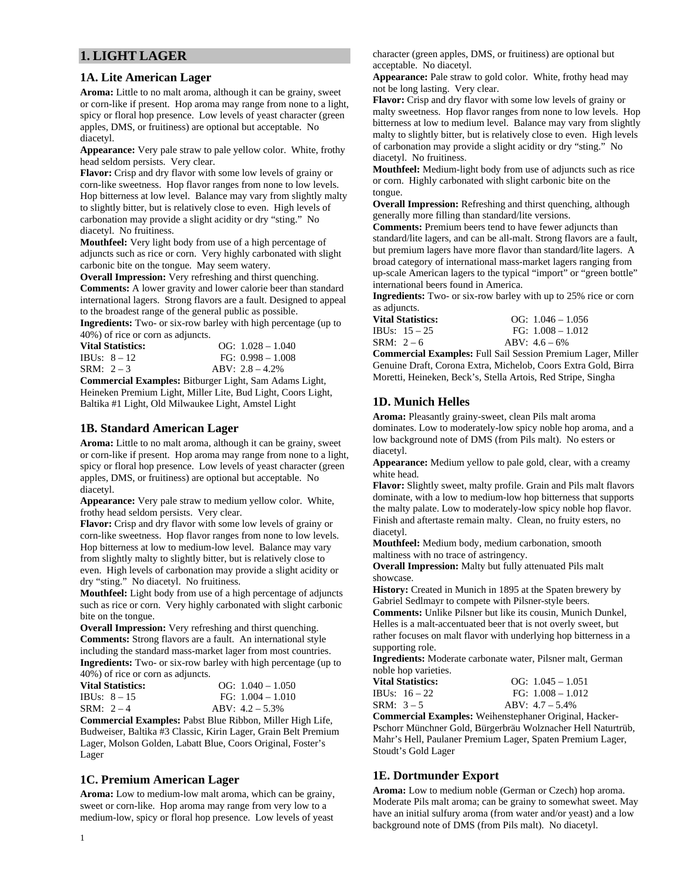## 1. LIGHT LAGER

### 1A. Lite American Lager

**Aroma:** Little to no malt aroma, although it can be grainy, sweet or corn-like if present. Hop aroma may range from none to a light, spicy or floral hop presence. Low levels of yeast character (green apples, DMS, or fruitiness) are optional but acceptable. No diacetyl.

**Appearance:** Very pale straw to pale yellow color. White, frothy head seldom persists. Very clear.

**Flavor:** Crisp and dry flavor with some low levels of grainy or corn-like sweetness. Hop flavor ranges from none to low levels. Hop bitterness at low level. Balance may vary from slightly malty to slightly bitter, but is relatively close to even. High levels of carbonation may provide a slight acidity or dry "sting." No diacetyl. No fruitiness.

**Mouthfeel:** Very light body from use of a high percentage of adjuncts such as rice or corn. Very highly carbonated with slight carbonic bite on the tongue. May seem watery.

**Overall Impression:** Very refreshing and thirst quenching.

**Comments:** A lower gravity and lower calorie beer than standard international lagers. Strong flavors are a fault. Designed to appeal to the broadest range of the general public as possible.

**Ingredients:** Two- or six-row barley with high percentage (up to 40%) of rice or corn as adjuncts.

**Vital Statistics:** OG: 1.028 – 1.040
IBUs: 8 – 12 FG: 0.998 – 1.008
SRM: 2 – 3 ABV: 2.8 – 4.2%

**Commercial Examples:** Bitburger Light, Sam Adams Light, Heineken Premium Light, Miller Lite, Bud Light, Coors Light, Baltika #1 Light, Old Milwaukee Light, Amstel Light

### 1B. Standard American Lager

**Aroma:** Little to no malt aroma, although it can be grainy, sweet or corn-like if present. Hop aroma may range from none to a light, spicy or floral hop presence. Low levels of yeast character (green apples, DMS, or fruitiness) are optional but acceptable. No diacetyl.

**Appearance:** Very pale straw to medium yellow color. White, frothy head seldom persists. Very clear.

**Flavor:** Crisp and dry flavor with some low levels of grainy or corn-like sweetness. Hop flavor ranges from none to low levels. Hop bitterness at low to medium-low level. Balance may vary from slightly malty to slightly bitter, but is relatively close to even. High levels of carbonation may provide a slight acidity or dry "sting." No diacetyl. No fruitiness.

**Mouthfeel:** Light body from use of a high percentage of adjuncts such as rice or corn. Very highly carbonated with slight carbonic bite on the tongue.

**Overall Impression:** Very refreshing and thirst quenching.

**Comments:** Strong flavors are a fault. An international style including the standard mass-market lager from most countries.

**Ingredients:** Two- or six-row barley with high percentage (up to 40%) of rice or corn as adjuncts.

**Vital Statistics:** OG: 1.040 – 1.050
IBUs: 8 – 15 FG: 1.004 – 1.010
SRM: 2 – 4 ABV: 4.2 – 5.3%

**Commercial Examples:** Pabst Blue Ribbon, Miller High Life, Budweiser, Baltika #3 Classic, Kirin Lager, Grain Belt Premium Lager, Molson Golden, Labatt Blue, Coors Original, Foster's Lager

### 1C. Premium American Lager

**Aroma:** Low to medium-low malt aroma, which can be grainy, sweet or corn-like. Hop aroma may range from very low to a medium-low, spicy or floral hop presence. Low levels of yeast character (green apples, DMS, or fruitiness) are optional but acceptable. No diacetyl.

**Appearance:** Pale straw to gold color. White, frothy head may not be long lasting. Very clear.

**Flavor:** Crisp and dry flavor with some low levels of grainy or malty sweetness. Hop flavor ranges from none to low levels. Hop bitterness at low to medium level. Balance may vary from slightly malty to slightly bitter, but is relatively close to even. High levels of carbonation may provide a slight acidity or dry "sting." No diacetyl. No fruitiness.

**Mouthfeel:** Medium-light body from use of adjuncts such as rice or corn. Highly carbonated with slight carbonic bite on the tongue.

**Overall Impression:** Refreshing and thirst quenching, although generally more filling than standard/lite versions.

**Comments:** Premium beers tend to have fewer adjuncts than standard/lite lagers, and can be all-malt. Strong flavors are a fault, but premium lagers have more flavor than standard/lite lagers. A broad category of international mass-market lagers ranging from up-scale American lagers to the typical "import" or "green bottle" international beers found in America.

**Ingredients:** Two- or six-row barley with up to 25% rice or corn as adjuncts.

**Vital Statistics:** OG: 1.046 – 1.056
IBUs: 15 – 25 FG: 1.008 – 1.012
SRM: 2 – 6 ABV: 4.6 – 6%

**Commercial Examples:** Full Sail Session Premium Lager, Miller Genuine Draft, Corona Extra, Michelob, Coors Extra Gold, Birra Moretti, Heineken, Beck's, Stella Artois, Red Stripe, Singha

### 1D. Munich Helles

**Aroma:** Pleasantly grainy-sweet, clean Pils malt aroma dominates. Low to moderately-low spicy noble hop aroma, and a low background note of DMS (from Pils malt). No esters or diacetyl.

**Appearance:** Medium yellow to pale gold, clear, with a creamy white head.

**Flavor:** Slightly sweet, malty profile. Grain and Pils malt flavors dominate, with a low to medium-low hop bitterness that supports the malty palate. Low to moderately-low spicy noble hop flavor. Finish and aftertaste remain malty. Clean, no fruity esters, no diacetyl.

**Mouthfeel:** Medium body, medium carbonation, smooth maltiness with no trace of astringency.

**Overall Impression:** Malty but fully attenuated Pils malt showcase.

**History:** Created in Munich in 1895 at the Spaten brewery by Gabriel Sedlmayr to compete with Pilsner-style beers.

**Comments:** Unlike Pilsner but like its cousin, Munich Dunkel, Helles is a malt-accentuated beer that is not overly sweet, but rather focuses on malt flavor with underlying hop bitterness in a supporting role.

**Ingredients:** Moderate carbonate water, Pilsner malt, German noble hop varieties.

**Vital Statistics:** OG: 1.045 – 1.051
IBUs: 16 – 22 FG: 1.008 – 1.012
SRM: 3 – 5 ABV: 4.7 – 5.4%

**Commercial Examples:** Weihenstephaner Original, Hacker-Pschorr Münchner Gold, Bürgerbräu Wolznacher Hell Naturtrüb, Mahr's Hell, Paulaner Premium Lager, Spaten Premium Lager, Stoudt's Gold Lager

### 1E. Dortmunder Export

**Aroma:** Low to medium noble (German or Czech) hop aroma. Moderate Pils malt aroma; can be grainy to somewhat sweet. May have an initial sulfury aroma (from water and/or yeast) and a low background note of DMS (from Pils malt). No diacetyl.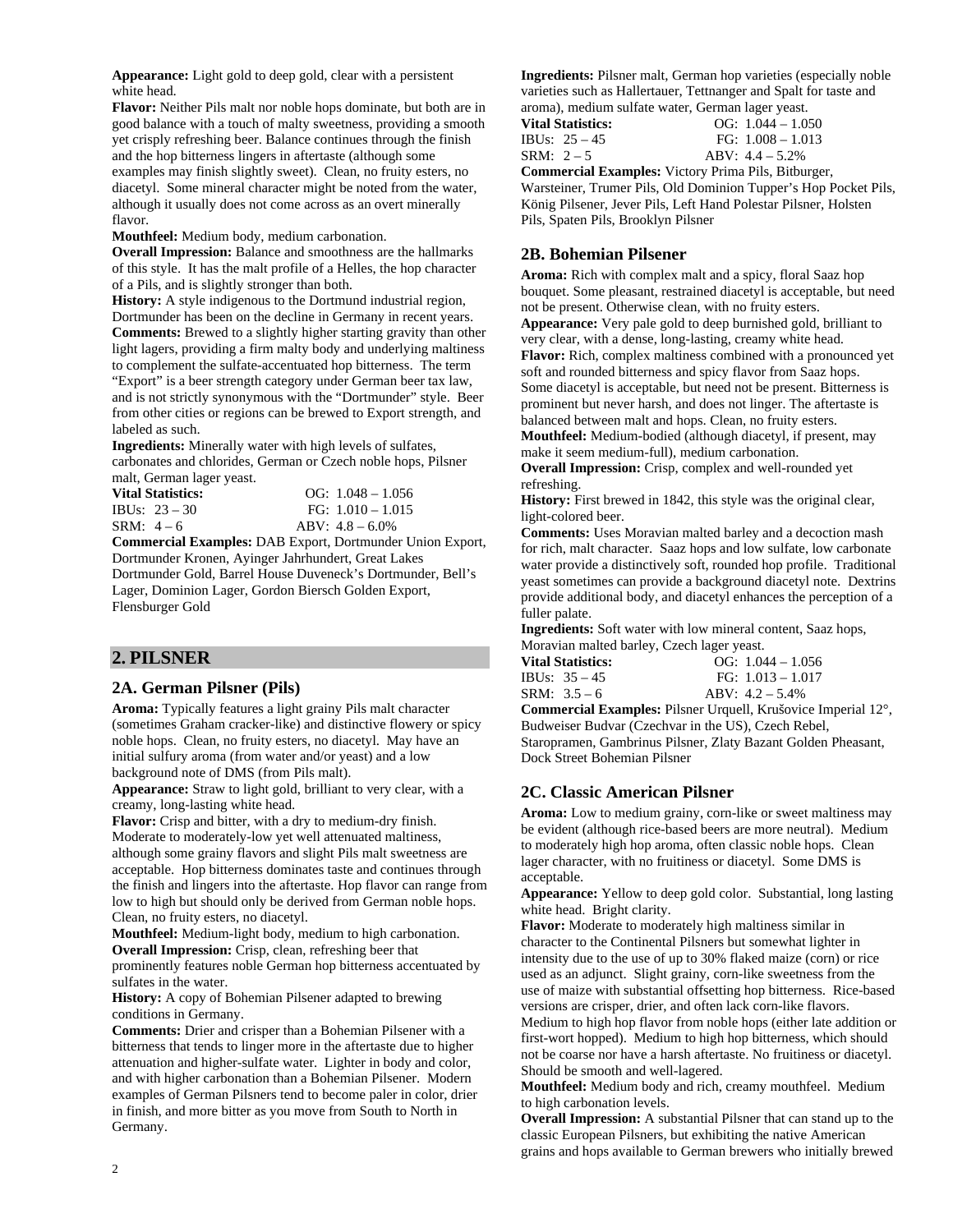**Appearance:** Light gold to deep gold, clear with a persistent white head.

**Flavor:** Neither Pils malt nor noble hops dominate, but both are in good balance with a touch of malty sweetness, providing a smooth yet crisply refreshing beer. Balance continues through the finish and the hop bitterness lingers in aftertaste (although some examples may finish slightly sweet). Clean, no fruity esters, no diacetyl. Some mineral character might be noted from the water, although it usually does not come across as an overt minerally flavor.

**Mouthfeel:** Medium body, medium carbonation.

**Overall Impression:** Balance and smoothness are the hallmarks of this style. It has the malt profile of a Helles, the hop character of a Pils, and is slightly stronger than both.

**History:** A style indigenous to the Dortmund industrial region, Dortmunder has been on the decline in Germany in recent years.

**Comments:** Brewed to a slightly higher starting gravity than other light lagers, providing a firm malty body and underlying maltiness to complement the sulfate-accentuated hop bitterness. The term "Export" is a beer strength category under German beer tax law, and is not strictly synonymous with the "Dortmunder" style. Beer from other cities or regions can be brewed to Export strength, and labeled as such.

**Ingredients:** Minerally water with high levels of sulfates, carbonates and chlorides, German or Czech noble hops, Pilsner malt, German lager yeast.

**Vital Statistics:** OG: 1.048 – 1.056
IBUs: 23 – 30 FG: 1.010 – 1.015
SRM: 4 – 6 ABV: 4.8 – 6.0%

**Commercial Examples:** DAB Export, Dortmunder Union Export, Dortmunder Kronen, Ayinger Jahrhundert, Great Lakes Dortmunder Gold, Barrel House Duveneck's Dortmunder, Bell's Lager, Dominion Lager, Gordon Biersch Golden Export, Flensburger Gold

## 2. PILSNER

### 2A. German Pilsner (Pils)

**Aroma:** Typically features a light grainy Pils malt character (sometimes Graham cracker-like) and distinctive flowery or spicy noble hops. Clean, no fruity esters, no diacetyl. May have an initial sulfury aroma (from water and/or yeast) and a low background note of DMS (from Pils malt).

**Appearance:** Straw to light gold, brilliant to very clear, with a creamy, long-lasting white head.

**Flavor:** Crisp and bitter, with a dry to medium-dry finish. Moderate to moderately-low yet well attenuated maltiness, although some grainy flavors and slight Pils malt sweetness are acceptable. Hop bitterness dominates taste and continues through the finish and lingers into the aftertaste. Hop flavor can range from low to high but should only be derived from German noble hops. Clean, no fruity esters, no diacetyl.

**Mouthfeel:** Medium-light body, medium to high carbonation.

**Overall Impression:** Crisp, clean, refreshing beer that prominently features noble German hop bitterness accentuated by sulfates in the water.

**History:** A copy of Bohemian Pilsener adapted to brewing conditions in Germany.

**Comments:** Drier and crisper than a Bohemian Pilsener with a bitterness that tends to linger more in the aftertaste due to higher attenuation and higher-sulfate water. Lighter in body and color, and with higher carbonation than a Bohemian Pilsener. Modern examples of German Pilsners tend to become paler in color, drier in finish, and more bitter as you move from South to North in Germany.

**Ingredients:** Pilsner malt, German hop varieties (especially noble varieties such as Hallertauer, Tettnanger and Spalt for taste and aroma), medium sulfate water, German lager yeast.

**Vital Statistics:** OG: 1.044 – 1.050
IBUs: 25 – 45 FG: 1.008 – 1.013
SRM: 2 – 5 ABV: 4.4 – 5.2%

**Commercial Examples:** Victory Prima Pils, Bitburger, Warsteiner, Trumer Pils, Old Dominion Tupper's Hop Pocket Pils, König Pilsener, Jever Pils, Left Hand Polestar Pilsner, Holsten Pils, Spaten Pils, Brooklyn Pilsner

### 2B. Bohemian Pilsener

**Aroma:** Rich with complex malt and a spicy, floral Saaz hop bouquet. Some pleasant, restrained diacetyl is acceptable, but need not be present. Otherwise clean, with no fruity esters.

**Appearance:** Very pale gold to deep burnished gold, brilliant to very clear, with a dense, long-lasting, creamy white head.

**Flavor:** Rich, complex maltiness combined with a pronounced yet soft and rounded bitterness and spicy flavor from Saaz hops. Some diacetyl is acceptable, but need not be present. Bitterness is prominent but never harsh, and does not linger. The aftertaste is balanced between malt and hops. Clean, no fruity esters.

**Mouthfeel:** Medium-bodied (although diacetyl, if present, may make it seem medium-full), medium carbonation.

**Overall Impression:** Crisp, complex and well-rounded yet refreshing.

**History:** First brewed in 1842, this style was the original clear, light-colored beer.

**Comments:** Uses Moravian malted barley and a decoction mash for rich, malt character. Saaz hops and low sulfate, low carbonate water provide a distinctively soft, rounded hop profile. Traditional yeast sometimes can provide a background diacetyl note. Dextrins provide additional body, and diacetyl enhances the perception of a fuller palate.

**Ingredients:** Soft water with low mineral content, Saaz hops, Moravian malted barley, Czech lager yeast.

**Vital Statistics:** OG: 1.044 – 1.056
IBUs: 35 – 45 FG: 1.013 – 1.017
SRM: 3.5 – 6 ABV: 4.2 – 5.4%

**Commercial Examples:** Pilsner Urquell, Krušovice Imperial 12°, Budweiser Budvar (Czechvar in the US), Czech Rebel, Staropramen, Gambrinus Pilsner, Zlaty Bazant Golden Pheasant, Dock Street Bohemian Pilsner

### 2C. Classic American Pilsner

**Aroma:** Low to medium grainy, corn-like or sweet maltiness may be evident (although rice-based beers are more neutral). Medium to moderately high hop aroma, often classic noble hops. Clean lager character, with no fruitiness or diacetyl. Some DMS is acceptable.

**Appearance:** Yellow to deep gold color. Substantial, long lasting white head. Bright clarity.

**Flavor:** Moderate to moderately high maltiness similar in character to the Continental Pilsners but somewhat lighter in intensity due to the use of up to 30% flaked maize (corn) or rice used as an adjunct. Slight grainy, corn-like sweetness from the use of maize with substantial offsetting hop bitterness. Rice-based versions are crisper, drier, and often lack corn-like flavors. Medium to high hop flavor from noble hops (either late addition or first-wort hopped). Medium to high hop bitterness, which should not be coarse nor have a harsh aftertaste. No fruitiness or diacetyl. Should be smooth and well-lagered.

**Mouthfeel:** Medium body and rich, creamy mouthfeel. Medium to high carbonation levels.

**Overall Impression:** A substantial Pilsner that can stand up to the classic European Pilsners, but exhibiting the native American grains and hops available to German brewers who initially brewed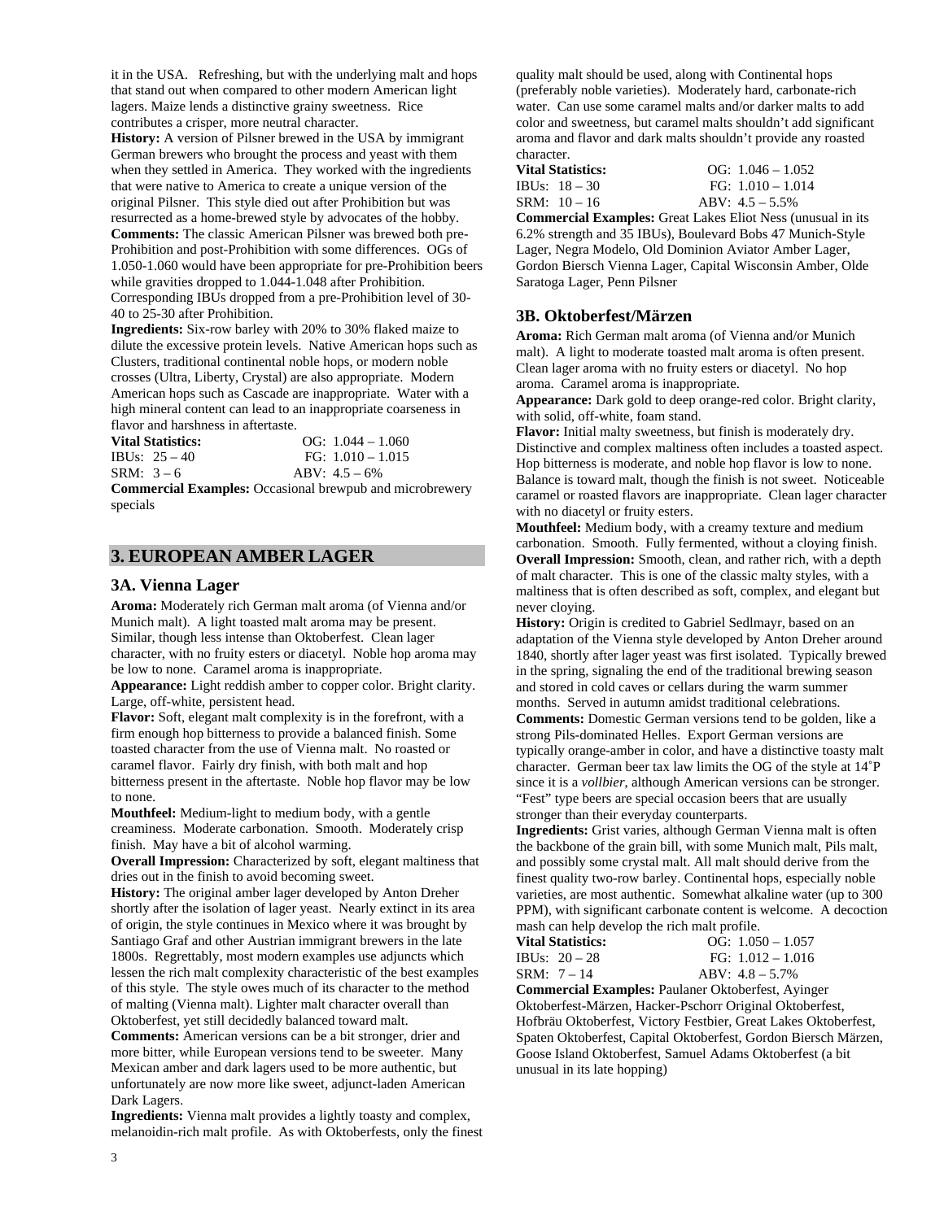it in the USA. Refreshing, but with the underlying malt and hops that stand out when compared to other modern American light lagers. Maize lends a distinctive grainy sweetness. Rice contributes a crisper, more neutral character.

**History:** A version of Pilsner brewed in the USA by immigrant German brewers who brought the process and yeast with them when they settled in America. They worked with the ingredients that were native to America to create a unique version of the original Pilsner. This style died out after Prohibition but was resurrected as a home-brewed style by advocates of the hobby.

**Comments:** The classic American Pilsner was brewed both pre-Prohibition and post-Prohibition with some differences. OGs of 1.050-1.060 would have been appropriate for pre-Prohibition beers while gravities dropped to 1.044-1.048 after Prohibition. Corresponding IBUs dropped from a pre-Prohibition level of 30-40 to 25-30 after Prohibition.

**Ingredients:** Six-row barley with 20% to 30% flaked maize to dilute the excessive protein levels. Native American hops such as Clusters, traditional continental noble hops, or modern noble crosses (Ultra, Liberty, Crystal) are also appropriate. Modern American hops such as Cascade are inappropriate. Water with a high mineral content can lead to an inappropriate coarseness in flavor and harshness in aftertaste.

**Vital Statistics:** OG: 1.044 – 1.060
IBUs: 25 – 40 FG: 1.010 – 1.015
SRM: 3 – 6 ABV: 4.5 – 6%

**Commercial Examples:** Occasional brewpub and microbrewery specials

## 3. EUROPEAN AMBER LAGER

### 3A. Vienna Lager

**Aroma:** Moderately rich German malt aroma (of Vienna and/or Munich malt). A light toasted malt aroma may be present. Similar, though less intense than Oktoberfest. Clean lager character, with no fruity esters or diacetyl. Noble hop aroma may be low to none. Caramel aroma is inappropriate.

**Appearance:** Light reddish amber to copper color. Bright clarity. Large, off-white, persistent head.

**Flavor:** Soft, elegant malt complexity is in the forefront, with a firm enough hop bitterness to provide a balanced finish. Some toasted character from the use of Vienna malt. No roasted or caramel flavor. Fairly dry finish, with both malt and hop bitterness present in the aftertaste. Noble hop flavor may be low to none.

**Mouthfeel:** Medium-light to medium body, with a gentle creaminess. Moderate carbonation. Smooth. Moderately crisp finish. May have a bit of alcohol warming.

**Overall Impression:** Characterized by soft, elegant maltiness that dries out in the finish to avoid becoming sweet.

**History:** The original amber lager developed by Anton Dreher shortly after the isolation of lager yeast. Nearly extinct in its area of origin, the style continues in Mexico where it was brought by Santiago Graf and other Austrian immigrant brewers in the late 1800s. Regrettably, most modern examples use adjuncts which lessen the rich malt complexity characteristic of the best examples of this style. The style owes much of its character to the method of malting (Vienna malt). Lighter malt character overall than Oktoberfest, yet still decidedly balanced toward malt.

**Comments:** American versions can be a bit stronger, drier and more bitter, while European versions tend to be sweeter. Many Mexican amber and dark lagers used to be more authentic, but unfortunately are now more like sweet, adjunct-laden American Dark Lagers.

**Ingredients:** Vienna malt provides a lightly toasty and complex, melanoidin-rich malt profile. As with Oktoberfests, only the finest quality malt should be used, along with Continental hops (preferably noble varieties). Moderately hard, carbonate-rich water. Can use some caramel malts and/or darker malts to add color and sweetness, but caramel malts shouldn't add significant aroma and flavor and dark malts shouldn't provide any roasted character.

**Vital Statistics:** OG: 1.046 – 1.052
IBUs: 18 – 30 FG: 1.010 – 1.014
SRM: 10 – 16 ABV: 4.5 – 5.5%

**Commercial Examples:** Great Lakes Eliot Ness (unusual in its 6.2% strength and 35 IBUs), Boulevard Bobs 47 Munich-Style Lager, Negra Modelo, Old Dominion Aviator Amber Lager, Gordon Biersch Vienna Lager, Capital Wisconsin Amber, Olde Saratoga Lager, Penn Pilsner

### 3B. Oktoberfest/Märzen

**Aroma:** Rich German malt aroma (of Vienna and/or Munich malt). A light to moderate toasted malt aroma is often present. Clean lager aroma with no fruity esters or diacetyl. No hop aroma. Caramel aroma is inappropriate.

**Appearance:** Dark gold to deep orange-red color. Bright clarity, with solid, off-white, foam stand.

**Flavor:** Initial malty sweetness, but finish is moderately dry. Distinctive and complex maltiness often includes a toasted aspect. Hop bitterness is moderate, and noble hop flavor is low to none. Balance is toward malt, though the finish is not sweet. Noticeable caramel or roasted flavors are inappropriate. Clean lager character with no diacetyl or fruity esters.

**Mouthfeel:** Medium body, with a creamy texture and medium carbonation. Smooth. Fully fermented, without a cloying finish.

**Overall Impression:** Smooth, clean, and rather rich, with a depth of malt character. This is one of the classic malty styles, with a maltiness that is often described as soft, complex, and elegant but never cloying.

**History:** Origin is credited to Gabriel Sedlmayr, based on an adaptation of the Vienna style developed by Anton Dreher around 1840, shortly after lager yeast was first isolated. Typically brewed in the spring, signaling the end of the traditional brewing season and stored in cold caves or cellars during the warm summer months. Served in autumn amidst traditional celebrations.

**Comments:** Domestic German versions tend to be golden, like a strong Pils-dominated Helles. Export German versions are typically orange-amber in color, and have a distinctive toasty malt character. German beer tax law limits the OG of the style at 14˚P since it is a *vollbier*, although American versions can be stronger. "Fest" type beers are special occasion beers that are usually stronger than their everyday counterparts.

**Ingredients:** Grist varies, although German Vienna malt is often the backbone of the grain bill, with some Munich malt, Pils malt, and possibly some crystal malt. All malt should derive from the finest quality two-row barley. Continental hops, especially noble varieties, are most authentic. Somewhat alkaline water (up to 300 PPM), with significant carbonate content is welcome. A decoction mash can help develop the rich malt profile.

**Vital Statistics:** OG: 1.050 – 1.057
IBUs: 20 – 28 FG: 1.012 – 1.016
SRM: 7 – 14 ABV: 4.8 – 5.7%

**Commercial Examples:** Paulaner Oktoberfest, Ayinger Oktoberfest-Märzen, Hacker-Pschorr Original Oktoberfest, Hofbräu Oktoberfest, Victory Festbier, Great Lakes Oktoberfest, Spaten Oktoberfest, Capital Oktoberfest, Gordon Biersch Märzen, Goose Island Oktoberfest, Samuel Adams Oktoberfest (a bit unusual in its late hopping)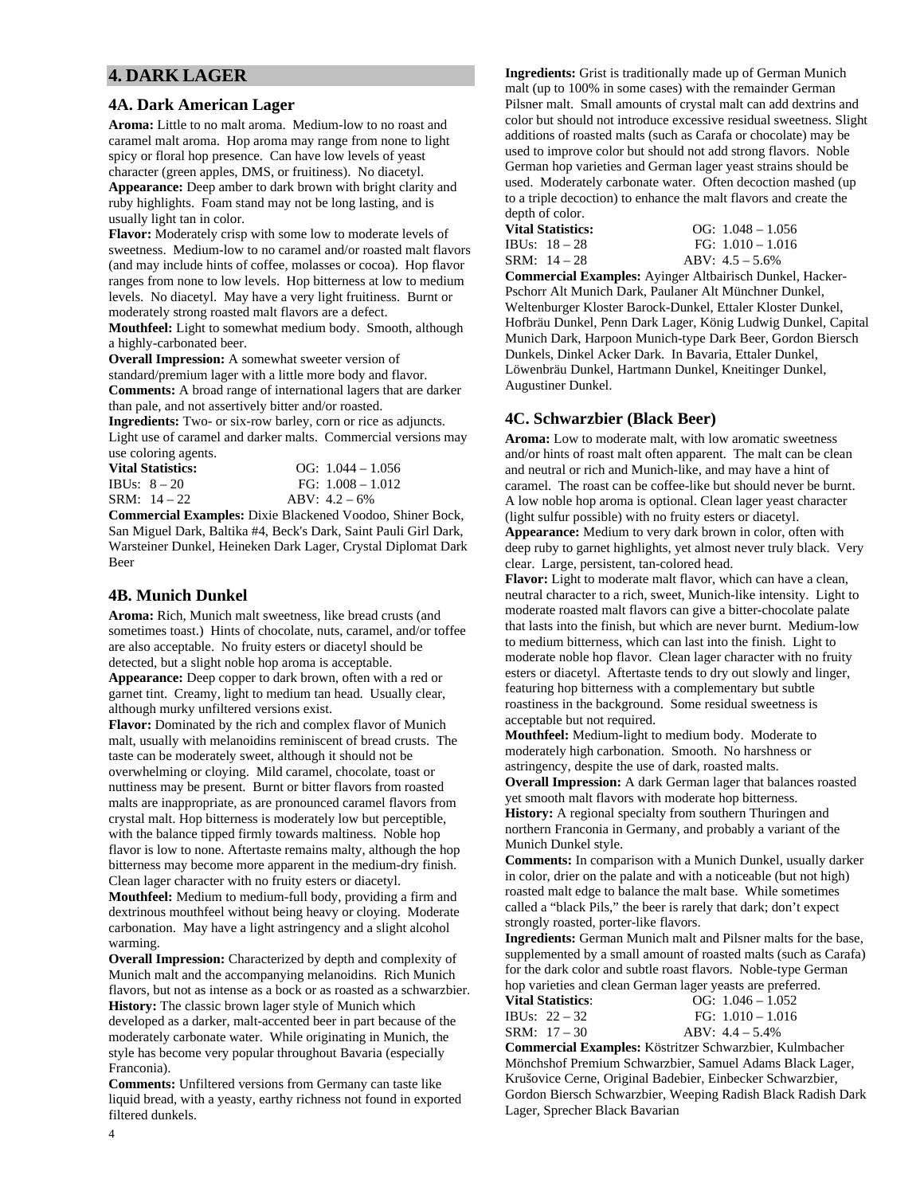## 4. DARK LAGER

### 4A. Dark American Lager

**Aroma:** Little to no malt aroma. Medium-low to no roast and caramel malt aroma. Hop aroma may range from none to light spicy or floral hop presence. Can have low levels of yeast character (green apples, DMS, or fruitiness). No diacetyl.

**Appearance:** Deep amber to dark brown with bright clarity and ruby highlights. Foam stand may not be long lasting, and is usually light tan in color.

**Flavor:** Moderately crisp with some low to moderate levels of sweetness. Medium-low to no caramel and/or roasted malt flavors (and may include hints of coffee, molasses or cocoa). Hop flavor ranges from none to low levels. Hop bitterness at low to medium levels. No diacetyl. May have a very light fruitiness. Burnt or moderately strong roasted malt flavors are a defect.

**Mouthfeel:** Light to somewhat medium body. Smooth, although a highly-carbonated beer.

**Overall Impression:** A somewhat sweeter version of standard/premium lager with a little more body and flavor.

**Comments:** A broad range of international lagers that are darker than pale, and not assertively bitter and/or roasted.

**Ingredients:** Two- or six-row barley, corn or rice as adjuncts. Light use of caramel and darker malts. Commercial versions may use coloring agents.

| **Vital Statistics:** | OG: 1.044 – 1.056 |
|---|---|
| IBUs: 8 – 20 | FG: 1.008 – 1.012 |
| SRM: 14 – 22 | ABV: 4.2 – 6% |

**Commercial Examples:** Dixie Blackened Voodoo, Shiner Bock, San Miguel Dark, Baltika #4, Beck's Dark, Saint Pauli Girl Dark, Warsteiner Dunkel, Heineken Dark Lager, Crystal Diplomat Dark Beer

### 4B. Munich Dunkel

**Aroma:** Rich, Munich malt sweetness, like bread crusts (and sometimes toast.) Hints of chocolate, nuts, caramel, and/or toffee are also acceptable. No fruity esters or diacetyl should be detected, but a slight noble hop aroma is acceptable.

**Appearance:** Deep copper to dark brown, often with a red or garnet tint. Creamy, light to medium tan head. Usually clear, although murky unfiltered versions exist.

**Flavor:** Dominated by the rich and complex flavor of Munich malt, usually with melanoidins reminiscent of bread crusts. The taste can be moderately sweet, although it should not be overwhelming or cloying. Mild caramel, chocolate, toast or nuttiness may be present. Burnt or bitter flavors from roasted malts are inappropriate, as are pronounced caramel flavors from crystal malt. Hop bitterness is moderately low but perceptible, with the balance tipped firmly towards maltiness. Noble hop flavor is low to none. Aftertaste remains malty, although the hop bitterness may become more apparent in the medium-dry finish. Clean lager character with no fruity esters or diacetyl.

**Mouthfeel:** Medium to medium-full body, providing a firm and dextrinous mouthfeel without being heavy or cloying. Moderate carbonation. May have a light astringency and a slight alcohol warming.

**Overall Impression:** Characterized by depth and complexity of Munich malt and the accompanying melanoidins. Rich Munich flavors, but not as intense as a bock or as roasted as a schwarzbier.

**History:** The classic brown lager style of Munich which developed as a darker, malt-accented beer in part because of the moderately carbonate water. While originating in Munich, the style has become very popular throughout Bavaria (especially Franconia).

**Comments:** Unfiltered versions from Germany can taste like liquid bread, with a yeasty, earthy richness not found in exported filtered dunkels.

**Ingredients:** Grist is traditionally made up of German Munich malt (up to 100% in some cases) with the remainder German Pilsner malt. Small amounts of crystal malt can add dextrins and color but should not introduce excessive residual sweetness. Slight additions of roasted malts (such as Carafa or chocolate) may be used to improve color but should not add strong flavors. Noble German hop varieties and German lager yeast strains should be used. Moderately carbonate water. Often decoction mashed (up to a triple decoction) to enhance the malt flavors and create the depth of color.

| **Vital Statistics:** | OG: 1.048 – 1.056 |
|---|---|
| IBUs: 18 – 28 | FG: 1.010 – 1.016 |
| SRM: 14 – 28 | ABV: 4.5 – 5.6% |

**Commercial Examples:** Ayinger Altbairisch Dunkel, Hacker-Pschorr Alt Munich Dark, Paulaner Alt Münchner Dunkel, Weltenburger Kloster Barock-Dunkel, Ettaler Kloster Dunkel, Hofbräu Dunkel, Penn Dark Lager, König Ludwig Dunkel, Capital Munich Dark, Harpoon Munich-type Dark Beer, Gordon Biersch Dunkels, Dinkel Acker Dark. In Bavaria, Ettaler Dunkel, Löwenbräu Dunkel, Hartmann Dunkel, Kneitinger Dunkel, Augustiner Dunkel.

### 4C. Schwarzbier (Black Beer)

**Aroma:** Low to moderate malt, with low aromatic sweetness and/or hints of roast malt often apparent. The malt can be clean and neutral or rich and Munich-like, and may have a hint of caramel. The roast can be coffee-like but should never be burnt. A low noble hop aroma is optional. Clean lager yeast character (light sulfur possible) with no fruity esters or diacetyl.

**Appearance:** Medium to very dark brown in color, often with deep ruby to garnet highlights, yet almost never truly black. Very clear. Large, persistent, tan-colored head.

**Flavor:** Light to moderate malt flavor, which can have a clean, neutral character to a rich, sweet, Munich-like intensity. Light to moderate roasted malt flavors can give a bitter-chocolate palate that lasts into the finish, but which are never burnt. Medium-low to medium bitterness, which can last into the finish. Light to moderate noble hop flavor. Clean lager character with no fruity esters or diacetyl. Aftertaste tends to dry out slowly and linger, featuring hop bitterness with a complementary but subtle roastiness in the background. Some residual sweetness is acceptable but not required.

**Mouthfeel:** Medium-light to medium body. Moderate to moderately high carbonation. Smooth. No harshness or astringency, despite the use of dark, roasted malts.

**Overall Impression:** A dark German lager that balances roasted yet smooth malt flavors with moderate hop bitterness.

**History:** A regional specialty from southern Thuringen and northern Franconia in Germany, and probably a variant of the Munich Dunkel style.

**Comments:** In comparison with a Munich Dunkel, usually darker in color, drier on the palate and with a noticeable (but not high) roasted malt edge to balance the malt base. While sometimes called a "black Pils," the beer is rarely that dark; don't expect strongly roasted, porter-like flavors.

**Ingredients:** German Munich malt and Pilsner malts for the base, supplemented by a small amount of roasted malts (such as Carafa) for the dark color and subtle roast flavors. Noble-type German hop varieties and clean German lager yeasts are preferred.

| **Vital Statistics**: | OG: 1.046 – 1.052 |
|---|---|
| IBUs: 22 – 32 | FG: 1.010 – 1.016 |
| SRM: 17 – 30 | ABV: 4.4 – 5.4% |

**Commercial Examples:** Köstritzer Schwarzbier, Kulmbacher Mönchshof Premium Schwarzbier, Samuel Adams Black Lager, Krušovice Cerne, Original Badebier, Einbecker Schwarzbier, Gordon Biersch Schwarzbier, Weeping Radish Black Radish Dark Lager, Sprecher Black Bavarian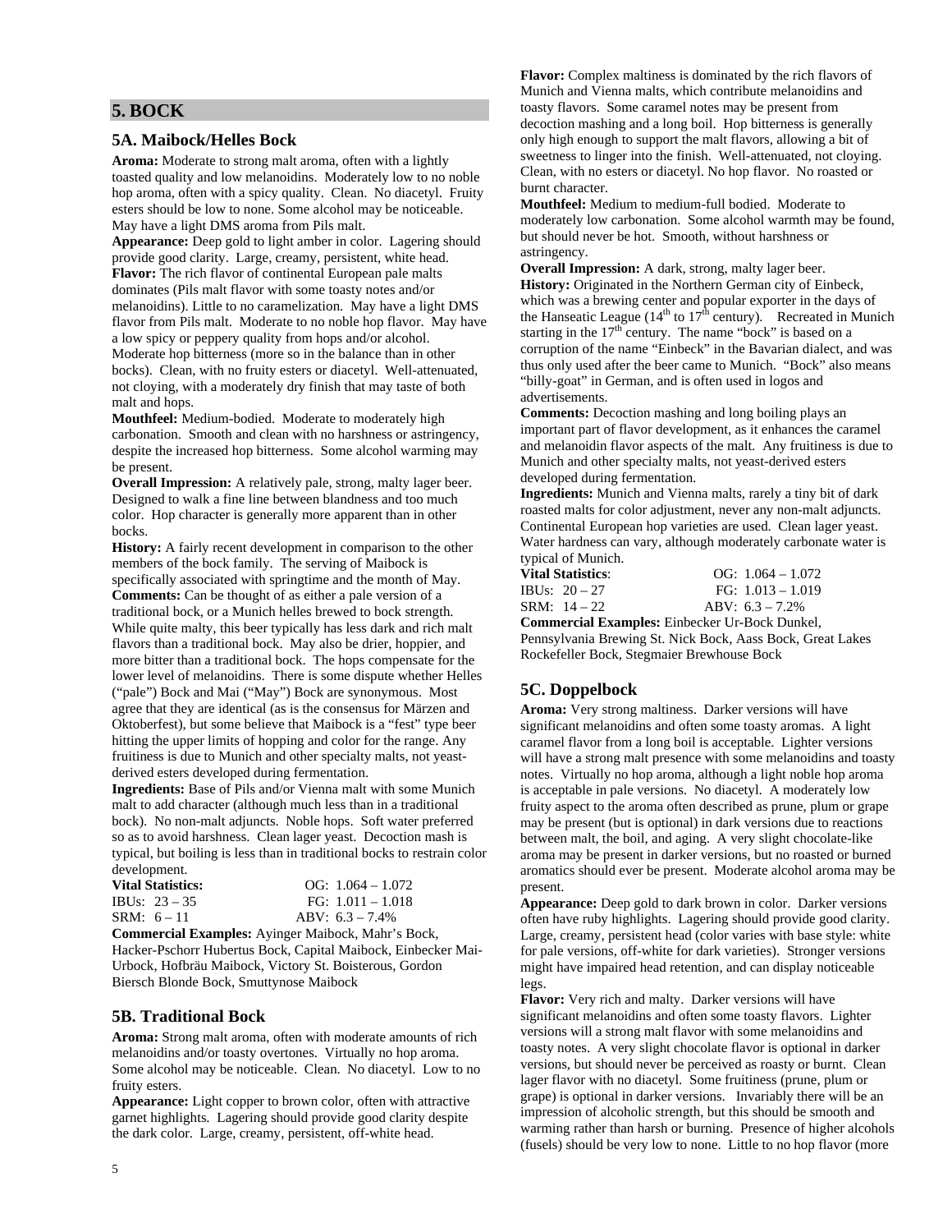## 5. BOCK

### 5A. Maibock/Helles Bock

**Aroma:** Moderate to strong malt aroma, often with a lightly toasted quality and low melanoidins. Moderately low to no noble hop aroma, often with a spicy quality. Clean. No diacetyl. Fruity esters should be low to none. Some alcohol may be noticeable. May have a light DMS aroma from Pils malt.

**Appearance:** Deep gold to light amber in color. Lagering should provide good clarity. Large, creamy, persistent, white head.

**Flavor:** The rich flavor of continental European pale malts dominates (Pils malt flavor with some toasty notes and/or melanoidins). Little to no caramelization. May have a light DMS flavor from Pils malt. Moderate to no noble hop flavor. May have a low spicy or peppery quality from hops and/or alcohol. Moderate hop bitterness (more so in the balance than in other bocks). Clean, with no fruity esters or diacetyl. Well-attenuated, not cloying, with a moderately dry finish that may taste of both malt and hops.

**Mouthfeel:** Medium-bodied. Moderate to moderately high carbonation. Smooth and clean with no harshness or astringency, despite the increased hop bitterness. Some alcohol warming may be present.

**Overall Impression:** A relatively pale, strong, malty lager beer. Designed to walk a fine line between blandness and too much color. Hop character is generally more apparent than in other bocks.

**History:** A fairly recent development in comparison to the other members of the bock family. The serving of Maibock is specifically associated with springtime and the month of May.

**Comments:** Can be thought of as either a pale version of a traditional bock, or a Munich helles brewed to bock strength. While quite malty, this beer typically has less dark and rich malt flavors than a traditional bock. May also be drier, hoppier, and more bitter than a traditional bock. The hops compensate for the lower level of melanoidins. There is some dispute whether Helles ("pale") Bock and Mai ("May") Bock are synonymous. Most agree that they are identical (as is the consensus for Märzen and Oktoberfest), but some believe that Maibock is a "fest" type beer hitting the upper limits of hopping and color for the range. Any fruitiness is due to Munich and other specialty malts, not yeast-derived esters developed during fermentation.

**Ingredients:** Base of Pils and/or Vienna malt with some Munich malt to add character (although much less than in a traditional bock). No non-malt adjuncts. Noble hops. Soft water preferred so as to avoid harshness. Clean lager yeast. Decoction mash is typical, but boiling is less than in traditional bocks to restrain color development.

| | |
|---|---|
| **Vital Statistics:** | OG: 1.064 – 1.072 |
| IBUs: 23 – 35 | FG: 1.011 – 1.018 |
| SRM: 6 – 11 | ABV: 6.3 – 7.4% |

**Commercial Examples:** Ayinger Maibock, Mahr's Bock, Hacker-Pschorr Hubertus Bock, Capital Maibock, Einbecker Mai-Urbock, Hofbräu Maibock, Victory St. Boisterous, Gordon Biersch Blonde Bock, Smuttynose Maibock

### 5B. Traditional Bock

**Aroma:** Strong malt aroma, often with moderate amounts of rich melanoidins and/or toasty overtones. Virtually no hop aroma. Some alcohol may be noticeable. Clean. No diacetyl. Low to no fruity esters.

**Appearance:** Light copper to brown color, often with attractive garnet highlights. Lagering should provide good clarity despite the dark color. Large, creamy, persistent, off-white head.

**Flavor:** Complex maltiness is dominated by the rich flavors of Munich and Vienna malts, which contribute melanoidins and toasty flavors. Some caramel notes may be present from decoction mashing and a long boil. Hop bitterness is generally only high enough to support the malt flavors, allowing a bit of sweetness to linger into the finish. Well-attenuated, not cloying. Clean, with no esters or diacetyl. No hop flavor. No roasted or burnt character.

**Mouthfeel:** Medium to medium-full bodied. Moderate to moderately low carbonation. Some alcohol warmth may be found, but should never be hot. Smooth, without harshness or astringency.

**Overall Impression:** A dark, strong, malty lager beer.

**History:** Originated in the Northern German city of Einbeck, which was a brewing center and popular exporter in the days of the Hanseatic League (14th to 17th century). Recreated in Munich starting in the 17th century. The name "bock" is based on a corruption of the name "Einbeck" in the Bavarian dialect, and was thus only used after the beer came to Munich. "Bock" also means "billy-goat" in German, and is often used in logos and advertisements.

**Comments:** Decoction mashing and long boiling plays an important part of flavor development, as it enhances the caramel and melanoidin flavor aspects of the malt. Any fruitiness is due to Munich and other specialty malts, not yeast-derived esters developed during fermentation.

**Ingredients:** Munich and Vienna malts, rarely a tiny bit of dark roasted malts for color adjustment, never any non-malt adjuncts. Continental European hop varieties are used. Clean lager yeast. Water hardness can vary, although moderately carbonate water is typical of Munich.

| | |
|---|---|
| **Vital Statistics**: | OG: 1.064 – 1.072 |
| IBUs: 20 – 27 | FG: 1.013 – 1.019 |
| SRM: 14 – 22 | ABV: 6.3 – 7.2% |

**Commercial Examples:** Einbecker Ur-Bock Dunkel, Pennsylvania Brewing St. Nick Bock, Aass Bock, Great Lakes Rockefeller Bock, Stegmaier Brewhouse Bock

### 5C. Doppelbock

**Aroma:** Very strong maltiness. Darker versions will have significant melanoidins and often some toasty aromas. A light caramel flavor from a long boil is acceptable. Lighter versions will have a strong malt presence with some melanoidins and toasty notes. Virtually no hop aroma, although a light noble hop aroma is acceptable in pale versions. No diacetyl. A moderately low fruity aspect to the aroma often described as prune, plum or grape may be present (but is optional) in dark versions due to reactions between malt, the boil, and aging. A very slight chocolate-like aroma may be present in darker versions, but no roasted or burned aromatics should ever be present. Moderate alcohol aroma may be present.

**Appearance:** Deep gold to dark brown in color. Darker versions often have ruby highlights. Lagering should provide good clarity. Large, creamy, persistent head (color varies with base style: white for pale versions, off-white for dark varieties). Stronger versions might have impaired head retention, and can display noticeable legs.

**Flavor:** Very rich and malty. Darker versions will have significant melanoidins and often some toasty flavors. Lighter versions will a strong malt flavor with some melanoidins and toasty notes. A very slight chocolate flavor is optional in darker versions, but should never be perceived as roasty or burnt. Clean lager flavor with no diacetyl. Some fruitiness (prune, plum or grape) is optional in darker versions. Invariably there will be an impression of alcoholic strength, but this should be smooth and warming rather than harsh or burning. Presence of higher alcohols (fusels) should be very low to none. Little to no hop flavor (more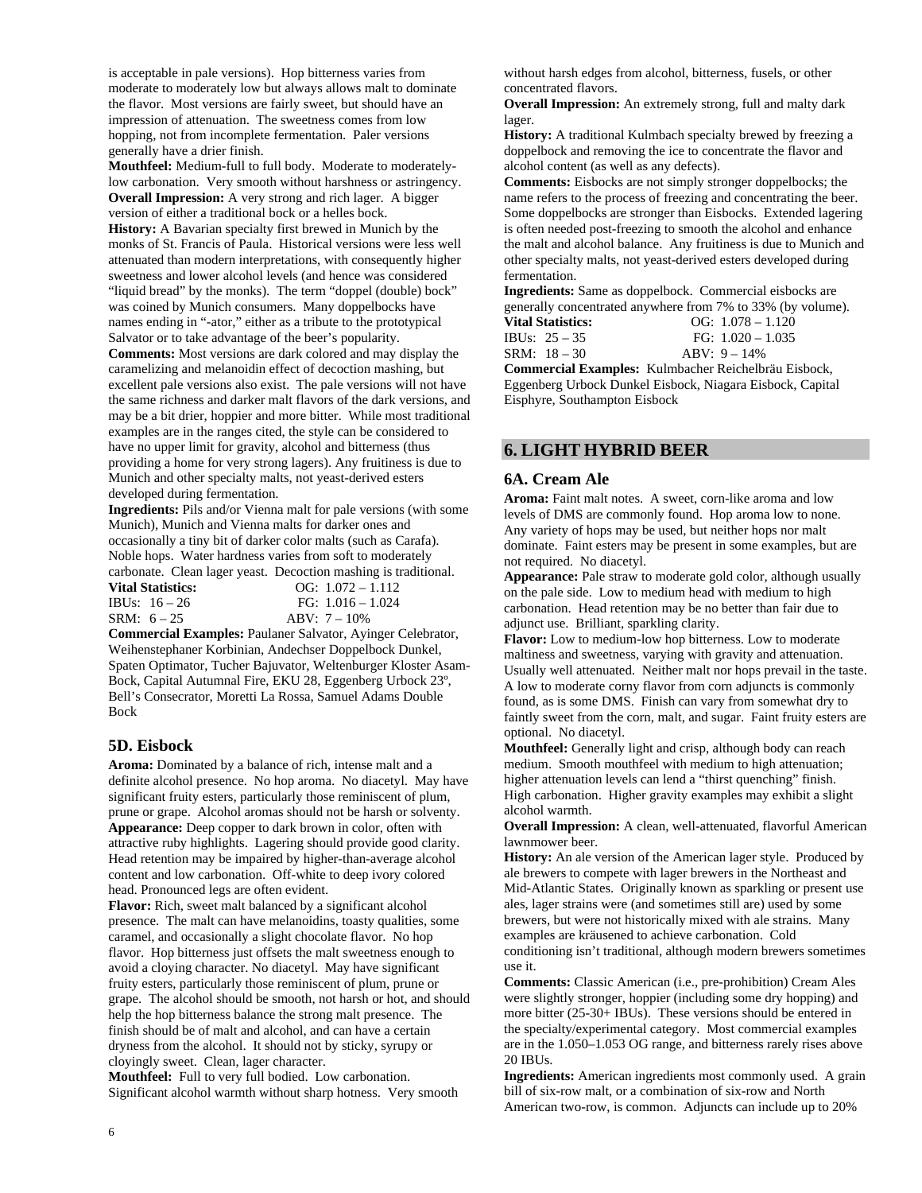is acceptable in pale versions). Hop bitterness varies from moderate to moderately low but always allows malt to dominate the flavor. Most versions are fairly sweet, but should have an impression of attenuation. The sweetness comes from low hopping, not from incomplete fermentation. Paler versions generally have a drier finish.

**Mouthfeel:** Medium-full to full body. Moderate to moderately-low carbonation. Very smooth without harshness or astringency.

**Overall Impression:** A very strong and rich lager. A bigger version of either a traditional bock or a helles bock.

**History:** A Bavarian specialty first brewed in Munich by the monks of St. Francis of Paula. Historical versions were less well attenuated than modern interpretations, with consequently higher sweetness and lower alcohol levels (and hence was considered "liquid bread" by the monks). The term "doppel (double) bock" was coined by Munich consumers. Many doppelbocks have names ending in "-ator," either as a tribute to the prototypical Salvator or to take advantage of the beer's popularity.

**Comments:** Most versions are dark colored and may display the caramelizing and melanoidin effect of decoction mashing, but excellent pale versions also exist. The pale versions will not have the same richness and darker malt flavors of the dark versions, and may be a bit drier, hoppier and more bitter. While most traditional examples are in the ranges cited, the style can be considered to have no upper limit for gravity, alcohol and bitterness (thus providing a home for very strong lagers). Any fruitiness is due to Munich and other specialty malts, not yeast-derived esters developed during fermentation.

**Ingredients:** Pils and/or Vienna malt for pale versions (with some Munich), Munich and Vienna malts for darker ones and occasionally a tiny bit of darker color malts (such as Carafa). Noble hops. Water hardness varies from soft to moderately carbonate. Clean lager yeast. Decoction mashing is traditional.

| **Vital Statistics:** | OG: 1.072 – 1.112 |
|---|---|
| IBUs: 16 – 26 | FG: 1.016 – 1.024 |
| SRM: 6 – 25 | ABV: 7 – 10% |

**Commercial Examples:** Paulaner Salvator, Ayinger Celebrator, Weihenstephaner Korbinian, Andechser Doppelbock Dunkel, Spaten Optimator, Tucher Bajuvator, Weltenburger Kloster Asam-Bock, Capital Autumnal Fire, EKU 28, Eggenberg Urbock 23º, Bell's Consecrator, Moretti La Rossa, Samuel Adams Double Bock

## 5D. Eisbock

**Aroma:** Dominated by a balance of rich, intense malt and a definite alcohol presence. No hop aroma. No diacetyl. May have significant fruity esters, particularly those reminiscent of plum, prune or grape. Alcohol aromas should not be harsh or solventy.

**Appearance:** Deep copper to dark brown in color, often with attractive ruby highlights. Lagering should provide good clarity. Head retention may be impaired by higher-than-average alcohol content and low carbonation. Off-white to deep ivory colored head. Pronounced legs are often evident.

**Flavor:** Rich, sweet malt balanced by a significant alcohol presence. The malt can have melanoidins, toasty qualities, some caramel, and occasionally a slight chocolate flavor. No hop flavor. Hop bitterness just offsets the malt sweetness enough to avoid a cloying character. No diacetyl. May have significant fruity esters, particularly those reminiscent of plum, prune or grape. The alcohol should be smooth, not harsh or hot, and should help the hop bitterness balance the strong malt presence. The finish should be of malt and alcohol, and can have a certain dryness from the alcohol. It should not by sticky, syrupy or cloyingly sweet. Clean, lager character.

**Mouthfeel:** Full to very full bodied. Low carbonation. Significant alcohol warmth without sharp hotness. Very smooth without harsh edges from alcohol, bitterness, fusels, or other concentrated flavors.

**Overall Impression:** An extremely strong, full and malty dark lager.

**History:** A traditional Kulmbach specialty brewed by freezing a doppelbock and removing the ice to concentrate the flavor and alcohol content (as well as any defects).

**Comments:** Eisbocks are not simply stronger doppelbocks; the name refers to the process of freezing and concentrating the beer. Some doppelbocks are stronger than Eisbocks. Extended lagering is often needed post-freezing to smooth the alcohol and enhance the malt and alcohol balance. Any fruitiness is due to Munich and other specialty malts, not yeast-derived esters developed during fermentation.

**Ingredients:** Same as doppelbock. Commercial eisbocks are generally concentrated anywhere from 7% to 33% (by volume).

| **Vital Statistics:** | OG: 1.078 – 1.120 |
|---|---|
| IBUs: 25 – 35 | FG: 1.020 – 1.035 |
| SRM: 18 – 30 | ABV: 9 – 14% |

**Commercial Examples:** Kulmbacher Reichelbräu Eisbock, Eggenberg Urbock Dunkel Eisbock, Niagara Eisbock, Capital Eisphyre, Southampton Eisbock

# 6. LIGHT HYBRID BEER

## 6A. Cream Ale

**Aroma:** Faint malt notes. A sweet, corn-like aroma and low levels of DMS are commonly found. Hop aroma low to none. Any variety of hops may be used, but neither hops nor malt dominate. Faint esters may be present in some examples, but are not required. No diacetyl.

**Appearance:** Pale straw to moderate gold color, although usually on the pale side. Low to medium head with medium to high carbonation. Head retention may be no better than fair due to adjunct use. Brilliant, sparkling clarity.

**Flavor:** Low to medium-low hop bitterness. Low to moderate maltiness and sweetness, varying with gravity and attenuation. Usually well attenuated. Neither malt nor hops prevail in the taste. A low to moderate corny flavor from corn adjuncts is commonly found, as is some DMS. Finish can vary from somewhat dry to faintly sweet from the corn, malt, and sugar. Faint fruity esters are optional. No diacetyl.

**Mouthfeel:** Generally light and crisp, although body can reach medium. Smooth mouthfeel with medium to high attenuation; higher attenuation levels can lend a "thirst quenching" finish. High carbonation. Higher gravity examples may exhibit a slight alcohol warmth.

**Overall Impression:** A clean, well-attenuated, flavorful American lawnmower beer.

**History:** An ale version of the American lager style. Produced by ale brewers to compete with lager brewers in the Northeast and Mid-Atlantic States. Originally known as sparkling or present use ales, lager strains were (and sometimes still are) used by some brewers, but were not historically mixed with ale strains. Many examples are kräusened to achieve carbonation. Cold conditioning isn't traditional, although modern brewers sometimes use it.

**Comments:** Classic American (i.e., pre-prohibition) Cream Ales were slightly stronger, hoppier (including some dry hopping) and more bitter (25-30+ IBUs). These versions should be entered in the specialty/experimental category. Most commercial examples are in the 1.050–1.053 OG range, and bitterness rarely rises above 20 IBUs.

**Ingredients:** American ingredients most commonly used. A grain bill of six-row malt, or a combination of six-row and North American two-row, is common. Adjuncts can include up to 20%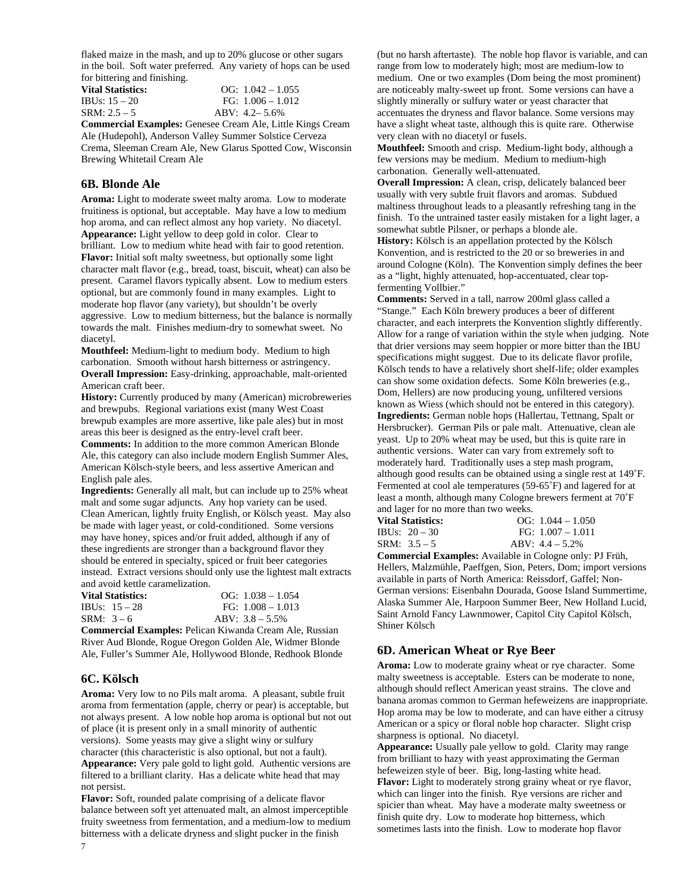flaked maize in the mash, and up to 20% glucose or other sugars in the boil. Soft water preferred. Any variety of hops can be used for bittering and finishing.

| **Vital Statistics:** | OG: 1.042 – 1.055 |
|---|---|
| IBUs: 15 – 20 | FG: 1.006 – 1.012 |
| SRM: 2.5 – 5 | ABV: 4.2– 5.6% |

**Commercial Examples:** Genesee Cream Ale, Little Kings Cream Ale (Hudepohl), Anderson Valley Summer Solstice Cerveza Crema, Sleeman Cream Ale, New Glarus Spotted Cow, Wisconsin Brewing Whitetail Cream Ale

## 6B. Blonde Ale

**Aroma:** Light to moderate sweet malty aroma. Low to moderate fruitiness is optional, but acceptable. May have a low to medium hop aroma, and can reflect almost any hop variety. No diacetyl.
**Appearance:** Light yellow to deep gold in color. Clear to brilliant. Low to medium white head with fair to good retention.
**Flavor:** Initial soft malty sweetness, but optionally some light character malt flavor (e.g., bread, toast, biscuit, wheat) can also be present. Caramel flavors typically absent. Low to medium esters optional, but are commonly found in many examples. Light to moderate hop flavor (any variety), but shouldn't be overly aggressive. Low to medium bitterness, but the balance is normally towards the malt. Finishes medium-dry to somewhat sweet. No diacetyl.
**Mouthfeel:** Medium-light to medium body. Medium to high carbonation. Smooth without harsh bitterness or astringency.
**Overall Impression:** Easy-drinking, approachable, malt-oriented American craft beer.
**History:** Currently produced by many (American) microbreweries and brewpubs. Regional variations exist (many West Coast brewpub examples are more assertive, like pale ales) but in most areas this beer is designed as the entry-level craft beer.
**Comments:** In addition to the more common American Blonde Ale, this category can also include modern English Summer Ales, American Kölsch-style beers, and less assertive American and English pale ales.
**Ingredients:** Generally all malt, but can include up to 25% wheat malt and some sugar adjuncts. Any hop variety can be used. Clean American, lightly fruity English, or Kölsch yeast. May also be made with lager yeast, or cold-conditioned. Some versions may have honey, spices and/or fruit added, although if any of these ingredients are stronger than a background flavor they should be entered in specialty, spiced or fruit beer categories instead. Extract versions should only use the lightest malt extracts and avoid kettle caramelization.

| **Vital Statistics:** | OG: 1.038 – 1.054 |
|---|---|
| IBUs: 15 – 28 | FG: 1.008 – 1.013 |
| SRM: 3 – 6 | ABV: 3.8 – 5.5% |

**Commercial Examples:** Pelican Kiwanda Cream Ale, Russian River Aud Blonde, Rogue Oregon Golden Ale, Widmer Blonde Ale, Fuller's Summer Ale, Hollywood Blonde, Redhook Blonde

## 6C. Kölsch

**Aroma:** Very low to no Pils malt aroma. A pleasant, subtle fruit aroma from fermentation (apple, cherry or pear) is acceptable, but not always present. A low noble hop aroma is optional but not out of place (it is present only in a small minority of authentic versions). Some yeasts may give a slight winy or sulfury character (this characteristic is also optional, but not a fault).
**Appearance:** Very pale gold to light gold. Authentic versions are filtered to a brilliant clarity. Has a delicate white head that may not persist.
**Flavor:** Soft, rounded palate comprising of a delicate flavor balance between soft yet attenuated malt, an almost imperceptible fruity sweetness from fermentation, and a medium-low to medium bitterness with a delicate dryness and slight pucker in the finish (but no harsh aftertaste). The noble hop flavor is variable, and can range from low to moderately high; most are medium-low to medium. One or two examples (Dom being the most prominent) are noticeably malty-sweet up front. Some versions can have a slightly minerally or sulfury water or yeast character that accentuates the dryness and flavor balance. Some versions may have a slight wheat taste, although this is quite rare. Otherwise very clean with no diacetyl or fusels.
**Mouthfeel:** Smooth and crisp. Medium-light body, although a few versions may be medium. Medium to medium-high carbonation. Generally well-attenuated.
**Overall Impression:** A clean, crisp, delicately balanced beer usually with very subtle fruit flavors and aromas. Subdued maltiness throughout leads to a pleasantly refreshing tang in the finish. To the untrained taster easily mistaken for a light lager, a somewhat subtle Pilsner, or perhaps a blonde ale.
**History:** Kölsch is an appellation protected by the Kölsch Konvention, and is restricted to the 20 or so breweries in and around Cologne (Köln). The Konvention simply defines the beer as a "light, highly attenuated, hop-accentuated, clear top-fermenting Vollbier."
**Comments:** Served in a tall, narrow 200ml glass called a "Stange." Each Köln brewery produces a beer of different character, and each interprets the Konvention slightly differently. Allow for a range of variation within the style when judging. Note that drier versions may seem hoppier or more bitter than the IBU specifications might suggest. Due to its delicate flavor profile, Kölsch tends to have a relatively short shelf-life; older examples can show some oxidation defects. Some Köln breweries (e.g., Dom, Hellers) are now producing young, unfiltered versions known as Wiess (which should not be entered in this category).
**Ingredients:** German noble hops (Hallertau, Tettnang, Spalt or Hersbrucker). German Pils or pale malt. Attenuative, clean ale yeast. Up to 20% wheat may be used, but this is quite rare in authentic versions. Water can vary from extremely soft to moderately hard. Traditionally uses a step mash program, although good results can be obtained using a single rest at 149˚F. Fermented at cool ale temperatures (59-65˚F) and lagered for at least a month, although many Cologne brewers ferment at 70˚F and lager for no more than two weeks.

| **Vital Statistics:** | OG: 1.044 – 1.050 |
|---|---|
| IBUs: 20 – 30 | FG: 1.007 – 1.011 |
| SRM: 3.5 – 5 | ABV: 4.4 – 5.2% |

**Commercial Examples:** Available in Cologne only: PJ Früh, Hellers, Malzmühle, Paeffgen, Sion, Peters, Dom; import versions available in parts of North America: Reissdorf, Gaffel; Non-German versions: Eisenbahn Dourada, Goose Island Summertime, Alaska Summer Ale, Harpoon Summer Beer, New Holland Lucid, Saint Arnold Fancy Lawnmower, Capitol City Capitol Kölsch, Shiner Kölsch

## 6D. American Wheat or Rye Beer

**Aroma:** Low to moderate grainy wheat or rye character. Some malty sweetness is acceptable. Esters can be moderate to none, although should reflect American yeast strains. The clove and banana aromas common to German hefeweizens are inappropriate. Hop aroma may be low to moderate, and can have either a citrusy American or a spicy or floral noble hop character. Slight crisp sharpness is optional. No diacetyl.
**Appearance:** Usually pale yellow to gold. Clarity may range from brilliant to hazy with yeast approximating the German hefeweizen style of beer. Big, long-lasting white head.
**Flavor:** Light to moderately strong grainy wheat or rye flavor, which can linger into the finish. Rye versions are richer and spicier than wheat. May have a moderate malty sweetness or finish quite dry. Low to moderate hop bitterness, which sometimes lasts into the finish. Low to moderate hop flavor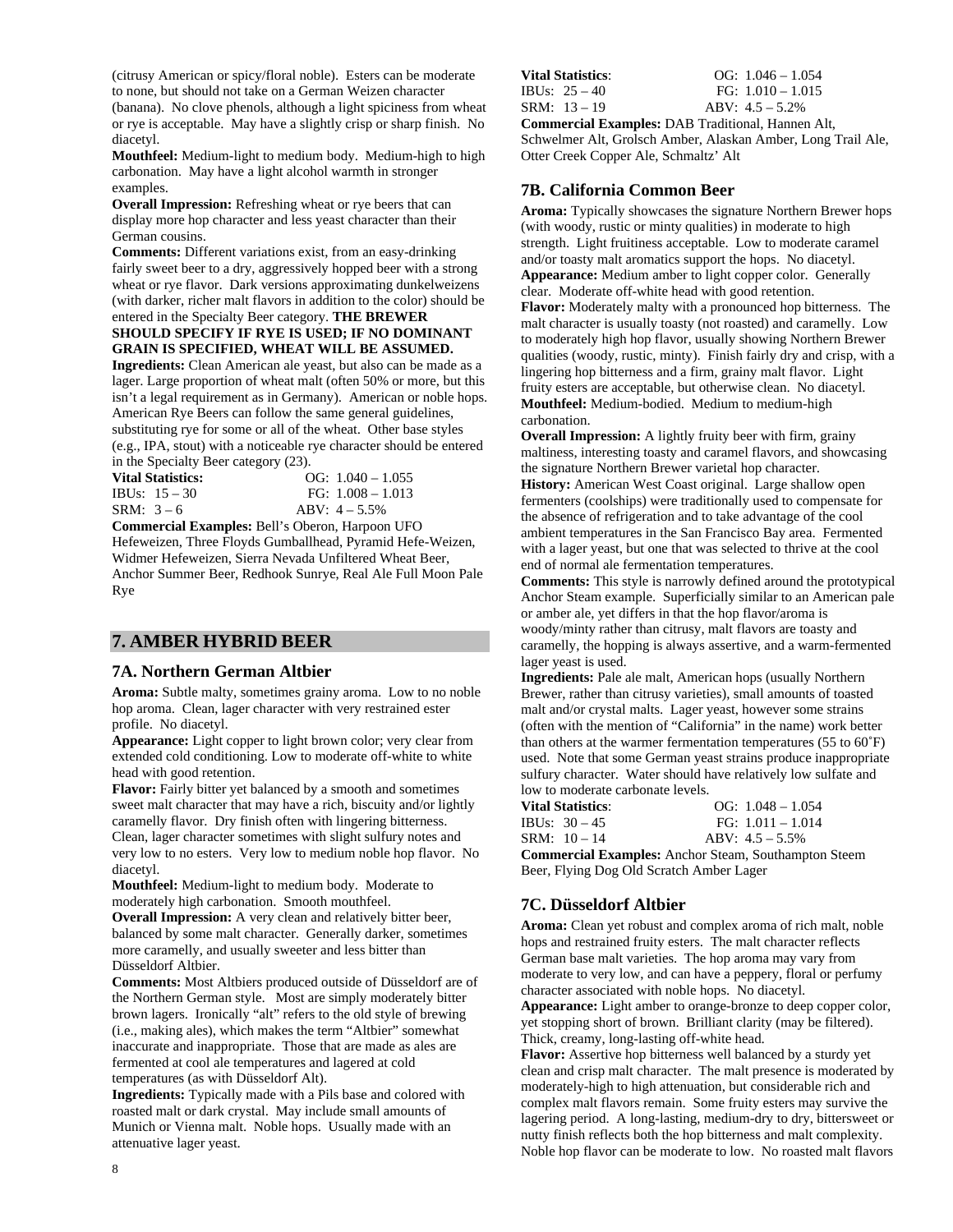(citrusy American or spicy/floral noble). Esters can be moderate to none, but should not take on a German Weizen character (banana). No clove phenols, although a light spiciness from wheat or rye is acceptable. May have a slightly crisp or sharp finish. No diacetyl.

**Mouthfeel:** Medium-light to medium body. Medium-high to high carbonation. May have a light alcohol warmth in stronger examples.

**Overall Impression:** Refreshing wheat or rye beers that can display more hop character and less yeast character than their German cousins.

**Comments:** Different variations exist, from an easy-drinking fairly sweet beer to a dry, aggressively hopped beer with a strong wheat or rye flavor. Dark versions approximating dunkelweizens (with darker, richer malt flavors in addition to the color) should be entered in the Specialty Beer category. **THE BREWER SHOULD SPECIFY IF RYE IS USED; IF NO DOMINANT GRAIN IS SPECIFIED, WHEAT WILL BE ASSUMED.**

**Ingredients:** Clean American ale yeast, but also can be made as a lager. Large proportion of wheat malt (often 50% or more, but this isn't a legal requirement as in Germany). American or noble hops. American Rye Beers can follow the same general guidelines, substituting rye for some or all of the wheat. Other base styles (e.g., IPA, stout) with a noticeable rye character should be entered in the Specialty Beer category (23).

**Vital Statistics:** OG: 1.040 – 1.055
IBUs: 15 – 30 FG: 1.008 – 1.013
SRM: 3 – 6 ABV: 4 – 5.5%

**Commercial Examples:** Bell's Oberon, Harpoon UFO Hefeweizen, Three Floyds Gumballhead, Pyramid Hefe-Weizen, Widmer Hefeweizen, Sierra Nevada Unfiltered Wheat Beer, Anchor Summer Beer, Redhook Sunrye, Real Ale Full Moon Pale Rye

## 7. AMBER HYBRID BEER

### 7A. Northern German Altbier

**Aroma:** Subtle malty, sometimes grainy aroma. Low to no noble hop aroma. Clean, lager character with very restrained ester profile. No diacetyl.

**Appearance:** Light copper to light brown color; very clear from extended cold conditioning. Low to moderate off-white to white head with good retention.

**Flavor:** Fairly bitter yet balanced by a smooth and sometimes sweet malt character that may have a rich, biscuity and/or lightly caramelly flavor. Dry finish often with lingering bitterness. Clean, lager character sometimes with slight sulfury notes and very low to no esters. Very low to medium noble hop flavor. No diacetyl.

**Mouthfeel:** Medium-light to medium body. Moderate to moderately high carbonation. Smooth mouthfeel.

**Overall Impression:** A very clean and relatively bitter beer, balanced by some malt character. Generally darker, sometimes more caramelly, and usually sweeter and less bitter than Düsseldorf Altbier.

**Comments:** Most Altbiers produced outside of Düsseldorf are of the Northern German style. Most are simply moderately bitter brown lagers. Ironically "alt" refers to the old style of brewing (i.e., making ales), which makes the term "Altbier" somewhat inaccurate and inappropriate. Those that are made as ales are fermented at cool ale temperatures and lagered at cold temperatures (as with Düsseldorf Alt).

**Ingredients:** Typically made with a Pils base and colored with roasted malt or dark crystal. May include small amounts of Munich or Vienna malt. Noble hops. Usually made with an attenuative lager yeast.

**Vital Statistics**: OG: 1.046 – 1.054
IBUs: 25 – 40 FG: 1.010 – 1.015
SRM: 13 – 19 ABV: 4.5 – 5.2%

**Commercial Examples:** DAB Traditional, Hannen Alt, Schwelmer Alt, Grolsch Amber, Alaskan Amber, Long Trail Ale, Otter Creek Copper Ale, Schmaltz' Alt

### 7B. California Common Beer

**Aroma:** Typically showcases the signature Northern Brewer hops (with woody, rustic or minty qualities) in moderate to high strength. Light fruitiness acceptable. Low to moderate caramel and/or toasty malt aromatics support the hops. No diacetyl.

**Appearance:** Medium amber to light copper color. Generally clear. Moderate off-white head with good retention.

**Flavor:** Moderately malty with a pronounced hop bitterness. The malt character is usually toasty (not roasted) and caramelly. Low to moderately high hop flavor, usually showing Northern Brewer qualities (woody, rustic, minty). Finish fairly dry and crisp, with a lingering hop bitterness and a firm, grainy malt flavor. Light fruity esters are acceptable, but otherwise clean. No diacetyl.

**Mouthfeel:** Medium-bodied. Medium to medium-high carbonation.

**Overall Impression:** A lightly fruity beer with firm, grainy maltiness, interesting toasty and caramel flavors, and showcasing the signature Northern Brewer varietal hop character.

**History:** American West Coast original. Large shallow open fermenters (coolships) were traditionally used to compensate for the absence of refrigeration and to take advantage of the cool ambient temperatures in the San Francisco Bay area. Fermented with a lager yeast, but one that was selected to thrive at the cool end of normal ale fermentation temperatures.

**Comments:** This style is narrowly defined around the prototypical Anchor Steam example. Superficially similar to an American pale or amber ale, yet differs in that the hop flavor/aroma is woody/minty rather than citrusy, malt flavors are toasty and caramelly, the hopping is always assertive, and a warm-fermented lager yeast is used.

**Ingredients:** Pale ale malt, American hops (usually Northern Brewer, rather than citrusy varieties), small amounts of toasted malt and/or crystal malts. Lager yeast, however some strains (often with the mention of "California" in the name) work better than others at the warmer fermentation temperatures (55 to 60˚F) used. Note that some German yeast strains produce inappropriate sulfury character. Water should have relatively low sulfate and low to moderate carbonate levels.

**Vital Statistics**: OG: 1.048 – 1.054
IBUs: 30 – 45 FG: 1.011 – 1.014
SRM: 10 – 14 ABV: 4.5 – 5.5%

**Commercial Examples:** Anchor Steam, Southampton Steem Beer, Flying Dog Old Scratch Amber Lager

### 7C. Düsseldorf Altbier

**Aroma:** Clean yet robust and complex aroma of rich malt, noble hops and restrained fruity esters. The malt character reflects German base malt varieties. The hop aroma may vary from moderate to very low, and can have a peppery, floral or perfumy character associated with noble hops. No diacetyl.

**Appearance:** Light amber to orange-bronze to deep copper color, yet stopping short of brown. Brilliant clarity (may be filtered). Thick, creamy, long-lasting off-white head.

**Flavor:** Assertive hop bitterness well balanced by a sturdy yet clean and crisp malt character. The malt presence is moderated by moderately-high to high attenuation, but considerable rich and complex malt flavors remain. Some fruity esters may survive the lagering period. A long-lasting, medium-dry to dry, bittersweet or nutty finish reflects both the hop bitterness and malt complexity. Noble hop flavor can be moderate to low. No roasted malt flavors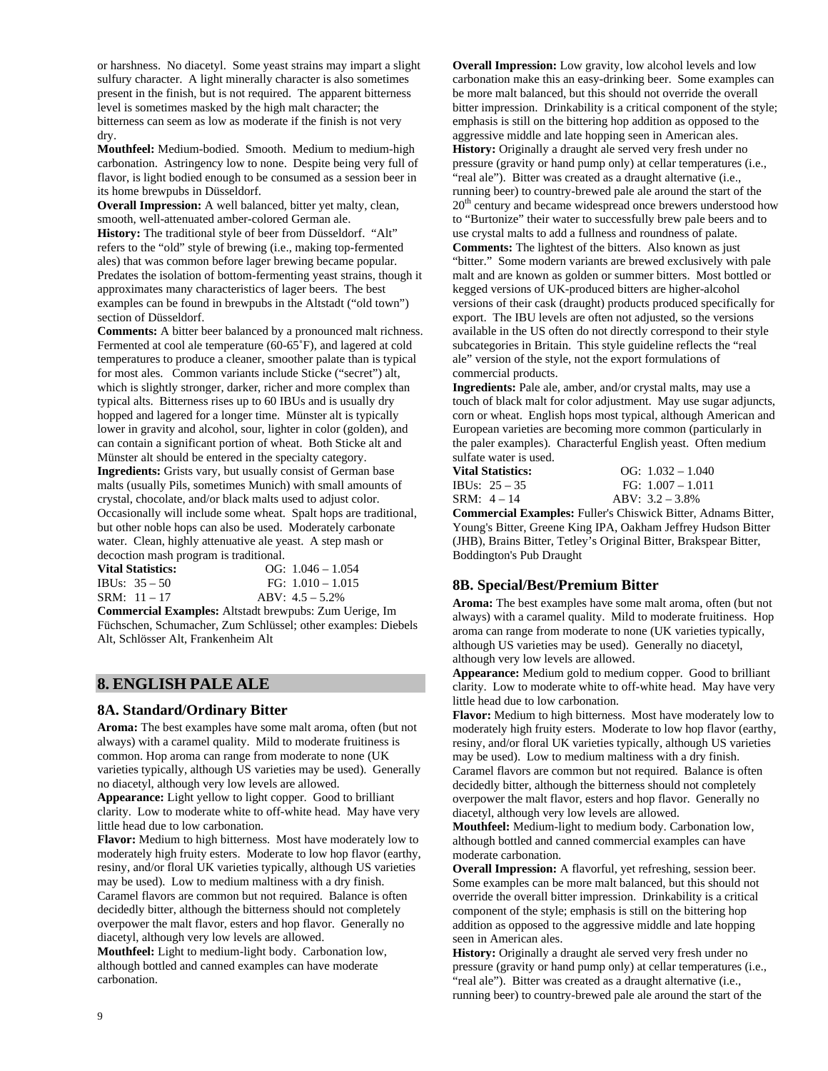or harshness. No diacetyl. Some yeast strains may impart a slight sulfury character. A light minerally character is also sometimes present in the finish, but is not required. The apparent bitterness level is sometimes masked by the high malt character; the bitterness can seem as low as moderate if the finish is not very dry.

**Mouthfeel:** Medium-bodied. Smooth. Medium to medium-high carbonation. Astringency low to none. Despite being very full of flavor, is light bodied enough to be consumed as a session beer in its home brewpubs in Düsseldorf.

**Overall Impression:** A well balanced, bitter yet malty, clean, smooth, well-attenuated amber-colored German ale.

**History:** The traditional style of beer from Düsseldorf. "Alt" refers to the "old" style of brewing (i.e., making top-fermented ales) that was common before lager brewing became popular. Predates the isolation of bottom-fermenting yeast strains, though it approximates many characteristics of lager beers. The best examples can be found in brewpubs in the Altstadt ("old town") section of Düsseldorf.

**Comments:** A bitter beer balanced by a pronounced malt richness. Fermented at cool ale temperature (60-65˚F), and lagered at cold temperatures to produce a cleaner, smoother palate than is typical for most ales. Common variants include Sticke ("secret") alt, which is slightly stronger, darker, richer and more complex than typical alts. Bitterness rises up to 60 IBUs and is usually dry hopped and lagered for a longer time. Münster alt is typically lower in gravity and alcohol, sour, lighter in color (golden), and can contain a significant portion of wheat. Both Sticke alt and Münster alt should be entered in the specialty category.

**Ingredients:** Grists vary, but usually consist of German base malts (usually Pils, sometimes Munich) with small amounts of crystal, chocolate, and/or black malts used to adjust color. Occasionally will include some wheat. Spalt hops are traditional, but other noble hops can also be used. Moderately carbonate water. Clean, highly attenuative ale yeast. A step mash or decoction mash program is traditional.

| **Vital Statistics:** | OG: 1.046 – 1.054 |
|---|---|
| IBUs: 35 – 50 | FG: 1.010 – 1.015 |
| SRM: 11 – 17 | ABV: 4.5 – 5.2% |

**Commercial Examples:** Altstadt brewpubs: Zum Uerige, Im Füchschen, Schumacher, Zum Schlüssel; other examples: Diebels Alt, Schlösser Alt, Frankenheim Alt

## 8. ENGLISH PALE ALE

### 8A. Standard/Ordinary Bitter

**Aroma:** The best examples have some malt aroma, often (but not always) with a caramel quality. Mild to moderate fruitiness is common. Hop aroma can range from moderate to none (UK varieties typically, although US varieties may be used). Generally no diacetyl, although very low levels are allowed.

**Appearance:** Light yellow to light copper. Good to brilliant clarity. Low to moderate white to off-white head. May have very little head due to low carbonation.

**Flavor:** Medium to high bitterness. Most have moderately low to moderately high fruity esters. Moderate to low hop flavor (earthy, resiny, and/or floral UK varieties typically, although US varieties may be used). Low to medium maltiness with a dry finish. Caramel flavors are common but not required. Balance is often decidedly bitter, although the bitterness should not completely overpower the malt flavor, esters and hop flavor. Generally no diacetyl, although very low levels are allowed.

**Mouthfeel:** Light to medium-light body. Carbonation low, although bottled and canned examples can have moderate carbonation.

**Overall Impression:** Low gravity, low alcohol levels and low carbonation make this an easy-drinking beer. Some examples can be more malt balanced, but this should not override the overall bitter impression. Drinkability is a critical component of the style; emphasis is still on the bittering hop addition as opposed to the aggressive middle and late hopping seen in American ales.

**History:** Originally a draught ale served very fresh under no pressure (gravity or hand pump only) at cellar temperatures (i.e., "real ale"). Bitter was created as a draught alternative (i.e., running beer) to country-brewed pale ale around the start of the 20th century and became widespread once brewers understood how to "Burtonize" their water to successfully brew pale beers and to use crystal malts to add a fullness and roundness of palate.

**Comments:** The lightest of the bitters. Also known as just "bitter." Some modern variants are brewed exclusively with pale malt and are known as golden or summer bitters. Most bottled or kegged versions of UK-produced bitters are higher-alcohol versions of their cask (draught) products produced specifically for export. The IBU levels are often not adjusted, so the versions available in the US often do not directly correspond to their style subcategories in Britain. This style guideline reflects the "real ale" version of the style, not the export formulations of commercial products.

**Ingredients:** Pale ale, amber, and/or crystal malts, may use a touch of black malt for color adjustment. May use sugar adjuncts, corn or wheat. English hops most typical, although American and European varieties are becoming more common (particularly in the paler examples). Characterful English yeast. Often medium sulfate water is used.

| **Vital Statistics:** | OG: 1.032 – 1.040 |
|---|---|
| IBUs: 25 – 35 | FG: 1.007 – 1.011 |
| SRM: 4 – 14 | ABV: 3.2 – 3.8% |

**Commercial Examples:** Fuller's Chiswick Bitter, Adnams Bitter, Young's Bitter, Greene King IPA, Oakham Jeffrey Hudson Bitter (JHB), Brains Bitter, Tetley's Original Bitter, Brakspear Bitter, Boddington's Pub Draught

### 8B. Special/Best/Premium Bitter

**Aroma:** The best examples have some malt aroma, often (but not always) with a caramel quality. Mild to moderate fruitiness. Hop aroma can range from moderate to none (UK varieties typically, although US varieties may be used). Generally no diacetyl, although very low levels are allowed.

**Appearance:** Medium gold to medium copper. Good to brilliant clarity. Low to moderate white to off-white head. May have very little head due to low carbonation.

**Flavor:** Medium to high bitterness. Most have moderately low to moderately high fruity esters. Moderate to low hop flavor (earthy, resiny, and/or floral UK varieties typically, although US varieties may be used). Low to medium maltiness with a dry finish. Caramel flavors are common but not required. Balance is often decidedly bitter, although the bitterness should not completely overpower the malt flavor, esters and hop flavor. Generally no diacetyl, although very low levels are allowed.

**Mouthfeel:** Medium-light to medium body. Carbonation low, although bottled and canned commercial examples can have moderate carbonation.

**Overall Impression:** A flavorful, yet refreshing, session beer. Some examples can be more malt balanced, but this should not override the overall bitter impression. Drinkability is a critical component of the style; emphasis is still on the bittering hop addition as opposed to the aggressive middle and late hopping seen in American ales.

**History:** Originally a draught ale served very fresh under no pressure (gravity or hand pump only) at cellar temperatures (i.e., "real ale"). Bitter was created as a draught alternative (i.e., running beer) to country-brewed pale ale around the start of the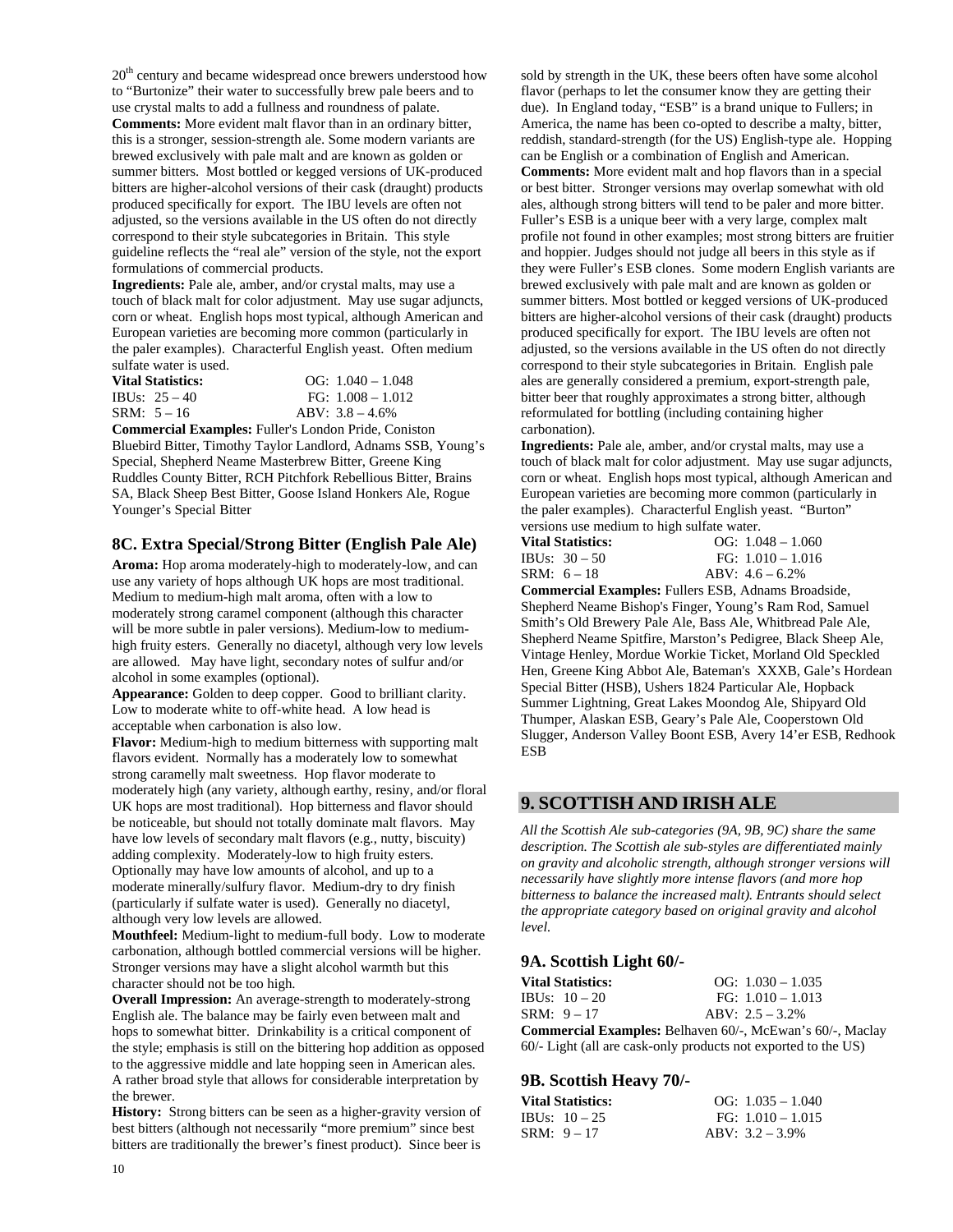20th century and became widespread once brewers understood how to "Burtonize" their water to successfully brew pale beers and to use crystal malts to add a fullness and roundness of palate.
**Comments:** More evident malt flavor than in an ordinary bitter, this is a stronger, session-strength ale. Some modern variants are brewed exclusively with pale malt and are known as golden or summer bitters. Most bottled or kegged versions of UK-produced bitters are higher-alcohol versions of their cask (draught) products produced specifically for export. The IBU levels are often not adjusted, so the versions available in the US often do not directly correspond to their style subcategories in Britain. This style guideline reflects the "real ale" version of the style, not the export formulations of commercial products.
**Ingredients:** Pale ale, amber, and/or crystal malts, may use a touch of black malt for color adjustment. May use sugar adjuncts, corn or wheat. English hops most typical, although American and European varieties are becoming more common (particularly in the paler examples). Characterful English yeast. Often medium sulfate water is used.

| **Vital Statistics:** | OG: 1.040 – 1.048 |
|---|---|
| IBUs: 25 – 40 | FG: 1.008 – 1.012 |
| SRM: 5 – 16 | ABV: 3.8 – 4.6% |

**Commercial Examples:** Fuller's London Pride, Coniston Bluebird Bitter, Timothy Taylor Landlord, Adnams SSB, Young's Special, Shepherd Neame Masterbrew Bitter, Greene King Ruddles County Bitter, RCH Pitchfork Rebellious Bitter, Brains SA, Black Sheep Best Bitter, Goose Island Honkers Ale, Rogue Younger's Special Bitter

### 8C. Extra Special/Strong Bitter (English Pale Ale)

**Aroma:** Hop aroma moderately-high to moderately-low, and can use any variety of hops although UK hops are most traditional. Medium to medium-high malt aroma, often with a low to moderately strong caramel component (although this character will be more subtle in paler versions). Medium-low to medium-high fruity esters. Generally no diacetyl, although very low levels are allowed. May have light, secondary notes of sulfur and/or alcohol in some examples (optional).
**Appearance:** Golden to deep copper. Good to brilliant clarity. Low to moderate white to off-white head. A low head is acceptable when carbonation is also low.
**Flavor:** Medium-high to medium bitterness with supporting malt flavors evident. Normally has a moderately low to somewhat strong caramelly malt sweetness. Hop flavor moderate to moderately high (any variety, although earthy, resiny, and/or floral UK hops are most traditional). Hop bitterness and flavor should be noticeable, but should not totally dominate malt flavors. May have low levels of secondary malt flavors (e.g., nutty, biscuity) adding complexity. Moderately-low to high fruity esters. Optionally may have low amounts of alcohol, and up to a moderate minerally/sulfury flavor. Medium-dry to dry finish (particularly if sulfate water is used). Generally no diacetyl, although very low levels are allowed.
**Mouthfeel:** Medium-light to medium-full body. Low to moderate carbonation, although bottled commercial versions will be higher. Stronger versions may have a slight alcohol warmth but this character should not be too high.
**Overall Impression:** An average-strength to moderately-strong English ale. The balance may be fairly even between malt and hops to somewhat bitter. Drinkability is a critical component of the style; emphasis is still on the bittering hop addition as opposed to the aggressive middle and late hopping seen in American ales. A rather broad style that allows for considerable interpretation by the brewer.
**History:** Strong bitters can be seen as a higher-gravity version of best bitters (although not necessarily "more premium" since best bitters are traditionally the brewer's finest product). Since beer is sold by strength in the UK, these beers often have some alcohol flavor (perhaps to let the consumer know they are getting their due). In England today, "ESB" is a brand unique to Fullers; in America, the name has been co-opted to describe a malty, bitter, reddish, standard-strength (for the US) English-type ale. Hopping can be English or a combination of English and American.
**Comments:** More evident malt and hop flavors than in a special or best bitter. Stronger versions may overlap somewhat with old ales, although strong bitters will tend to be paler and more bitter. Fuller's ESB is a unique beer with a very large, complex malt profile not found in other examples; most strong bitters are fruitier and hoppier. Judges should not judge all beers in this style as if they were Fuller's ESB clones. Some modern English variants are brewed exclusively with pale malt and are known as golden or summer bitters. Most bottled or kegged versions of UK-produced bitters are higher-alcohol versions of their cask (draught) products produced specifically for export. The IBU levels are often not adjusted, so the versions available in the US often do not directly correspond to their style subcategories in Britain. English pale ales are generally considered a premium, export-strength pale, bitter beer that roughly approximates a strong bitter, although reformulated for bottling (including containing higher carbonation).
**Ingredients:** Pale ale, amber, and/or crystal malts, may use a touch of black malt for color adjustment. May use sugar adjuncts, corn or wheat. English hops most typical, although American and European varieties are becoming more common (particularly in the paler examples). Characterful English yeast. "Burton" versions use medium to high sulfate water.

| **Vital Statistics:** | OG: 1.048 – 1.060 |
|---|---|
| IBUs: 30 – 50 | FG: 1.010 – 1.016 |
| SRM: 6 – 18 | ABV: 4.6 – 6.2% |

**Commercial Examples:** Fullers ESB, Adnams Broadside, Shepherd Neame Bishop's Finger, Young's Ram Rod, Samuel Smith's Old Brewery Pale Ale, Bass Ale, Whitbread Pale Ale, Shepherd Neame Spitfire, Marston's Pedigree, Black Sheep Ale, Vintage Henley, Mordue Workie Ticket, Morland Old Speckled Hen, Greene King Abbot Ale, Bateman's XXXB, Gale's Hordean Special Bitter (HSB), Ushers 1824 Particular Ale, Hopback Summer Lightning, Great Lakes Moondog Ale, Shipyard Old Thumper, Alaskan ESB, Geary's Pale Ale, Cooperstown Old Slugger, Anderson Valley Boont ESB, Avery 14'er ESB, Redhook ESB

## 9. SCOTTISH AND IRISH ALE

*All the Scottish Ale sub-categories (9A, 9B, 9C) share the same description. The Scottish ale sub-styles are differentiated mainly on gravity and alcoholic strength, although stronger versions will necessarily have slightly more intense flavors (and more hop bitterness to balance the increased malt). Entrants should select the appropriate category based on original gravity and alcohol level.*

### 9A. Scottish Light 60/-

| **Vital Statistics:** | OG: 1.030 – 1.035 |
|---|---|
| IBUs: 10 – 20 | FG: 1.010 – 1.013 |
| SRM: 9 – 17 | ABV: 2.5 – 3.2% |

**Commercial Examples:** Belhaven 60/-, McEwan's 60/-, Maclay 60/- Light (all are cask-only products not exported to the US)

### 9B. Scottish Heavy 70/-

| **Vital Statistics:** | OG: 1.035 – 1.040 |
|---|---|
| IBUs: 10 – 25 | FG: 1.010 – 1.015 |
| SRM: 9 – 17 | ABV: 3.2 – 3.9% |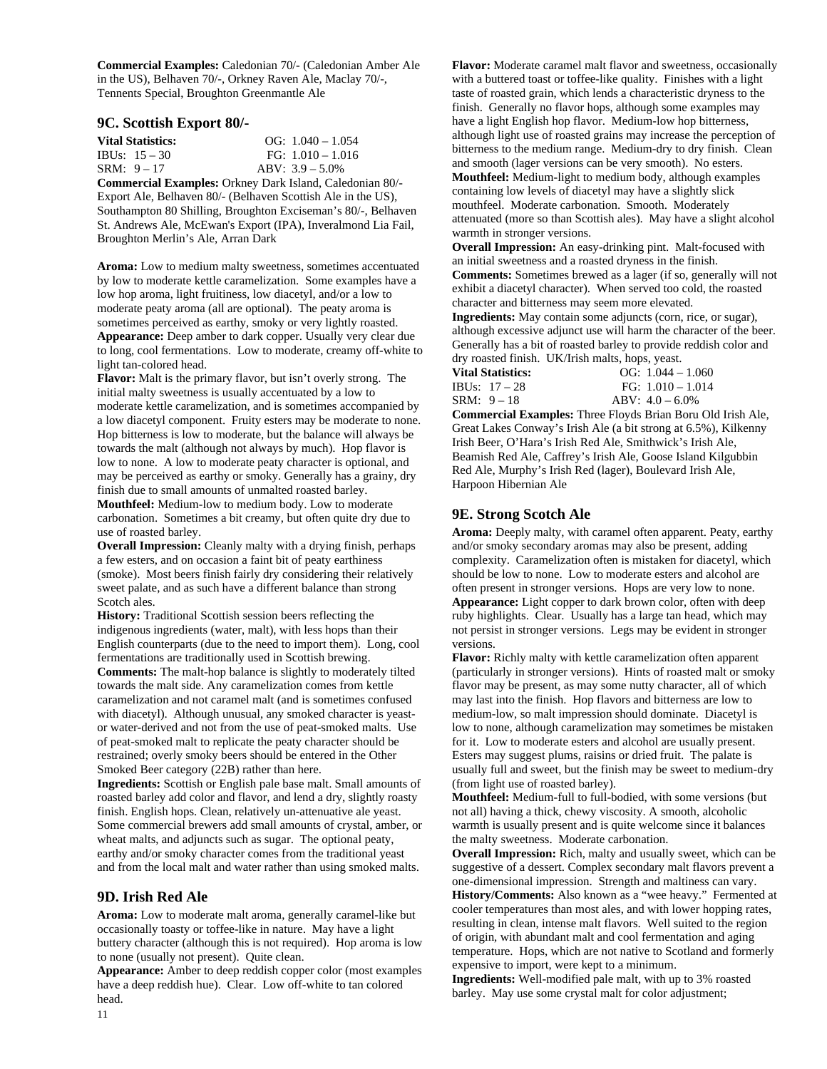**Commercial Examples:** Caledonian 70/- (Caledonian Amber Ale in the US), Belhaven 70/-, Orkney Raven Ale, Maclay 70/-, Tennents Special, Broughton Greenmantle Ale

## 9C. Scottish Export 80/-

| **Vital Statistics:** | OG: 1.040 – 1.054 |
| --- | --- |
| IBUs: 15 – 30 | FG: 1.010 – 1.016 |
| SRM: 9 – 17 | ABV: 3.9 – 5.0% |

**Commercial Examples:** Orkney Dark Island, Caledonian 80/- Export Ale, Belhaven 80/- (Belhaven Scottish Ale in the US), Southampton 80 Shilling, Broughton Exciseman's 80/-, Belhaven St. Andrews Ale, McEwan's Export (IPA), Inveralmond Lia Fail, Broughton Merlin's Ale, Arran Dark

**Aroma:** Low to medium malty sweetness, sometimes accentuated by low to moderate kettle caramelization. Some examples have a low hop aroma, light fruitiness, low diacetyl, and/or a low to moderate peaty aroma (all are optional). The peaty aroma is sometimes perceived as earthy, smoky or very lightly roasted.

**Appearance:** Deep amber to dark copper. Usually very clear due to long, cool fermentations. Low to moderate, creamy off-white to light tan-colored head.

**Flavor:** Malt is the primary flavor, but isn't overly strong. The initial malty sweetness is usually accentuated by a low to moderate kettle caramelization, and is sometimes accompanied by a low diacetyl component. Fruity esters may be moderate to none. Hop bitterness is low to moderate, but the balance will always be towards the malt (although not always by much). Hop flavor is low to none. A low to moderate peaty character is optional, and may be perceived as earthy or smoky. Generally has a grainy, dry finish due to small amounts of unmalted roasted barley.

**Mouthfeel:** Medium-low to medium body. Low to moderate carbonation. Sometimes a bit creamy, but often quite dry due to use of roasted barley.

**Overall Impression:** Cleanly malty with a drying finish, perhaps a few esters, and on occasion a faint bit of peaty earthiness (smoke). Most beers finish fairly dry considering their relatively sweet palate, and as such have a different balance than strong Scotch ales.

**History:** Traditional Scottish session beers reflecting the indigenous ingredients (water, malt), with less hops than their English counterparts (due to the need to import them). Long, cool fermentations are traditionally used in Scottish brewing.

**Comments:** The malt-hop balance is slightly to moderately tilted towards the malt side. Any caramelization comes from kettle caramelization and not caramel malt (and is sometimes confused with diacetyl). Although unusual, any smoked character is yeast- or water-derived and not from the use of peat-smoked malts. Use of peat-smoked malt to replicate the peaty character should be restrained; overly smoky beers should be entered in the Other Smoked Beer category (22B) rather than here.

**Ingredients:** Scottish or English pale base malt. Small amounts of roasted barley add color and flavor, and lend a dry, slightly roasty finish. English hops. Clean, relatively un-attenuative ale yeast. Some commercial brewers add small amounts of crystal, amber, or wheat malts, and adjuncts such as sugar. The optional peaty, earthy and/or smoky character comes from the traditional yeast and from the local malt and water rather than using smoked malts.

## 9D. Irish Red Ale

**Aroma:** Low to moderate malt aroma, generally caramel-like but occasionally toasty or toffee-like in nature. May have a light buttery character (although this is not required). Hop aroma is low to none (usually not present). Quite clean.

**Appearance:** Amber to deep reddish copper color (most examples have a deep reddish hue). Clear. Low off-white to tan colored head.

**Flavor:** Moderate caramel malt flavor and sweetness, occasionally with a buttered toast or toffee-like quality. Finishes with a light taste of roasted grain, which lends a characteristic dryness to the finish. Generally no flavor hops, although some examples may have a light English hop flavor. Medium-low hop bitterness, although light use of roasted grains may increase the perception of bitterness to the medium range. Medium-dry to dry finish. Clean and smooth (lager versions can be very smooth). No esters.

**Mouthfeel:** Medium-light to medium body, although examples containing low levels of diacetyl may have a slightly slick mouthfeel. Moderate carbonation. Smooth. Moderately attenuated (more so than Scottish ales). May have a slight alcohol warmth in stronger versions.

**Overall Impression:** An easy-drinking pint. Malt-focused with an initial sweetness and a roasted dryness in the finish.

**Comments:** Sometimes brewed as a lager (if so, generally will not exhibit a diacetyl character). When served too cold, the roasted character and bitterness may seem more elevated.

**Ingredients:** May contain some adjuncts (corn, rice, or sugar), although excessive adjunct use will harm the character of the beer. Generally has a bit of roasted barley to provide reddish color and dry roasted finish. UK/Irish malts, hops, yeast.

| **Vital Statistics:** | OG: 1.044 – 1.060 |
| --- | --- |
| IBUs: 17 – 28 | FG: 1.010 – 1.014 |
| SRM: 9 – 18 | ABV: 4.0 – 6.0% |

**Commercial Examples:** Three Floyds Brian Boru Old Irish Ale, Great Lakes Conway's Irish Ale (a bit strong at 6.5%), Kilkenny Irish Beer, O'Hara's Irish Red Ale, Smithwick's Irish Ale, Beamish Red Ale, Caffrey's Irish Ale, Goose Island Kilgubbin Red Ale, Murphy's Irish Red (lager), Boulevard Irish Ale, Harpoon Hibernian Ale

## 9E. Strong Scotch Ale

**Aroma:** Deeply malty, with caramel often apparent. Peaty, earthy and/or smoky secondary aromas may also be present, adding complexity. Caramelization often is mistaken for diacetyl, which should be low to none. Low to moderate esters and alcohol are often present in stronger versions. Hops are very low to none.

**Appearance:** Light copper to dark brown color, often with deep ruby highlights. Clear. Usually has a large tan head, which may not persist in stronger versions. Legs may be evident in stronger versions.

**Flavor:** Richly malty with kettle caramelization often apparent (particularly in stronger versions). Hints of roasted malt or smoky flavor may be present, as may some nutty character, all of which may last into the finish. Hop flavors and bitterness are low to medium-low, so malt impression should dominate. Diacetyl is low to none, although caramelization may sometimes be mistaken for it. Low to moderate esters and alcohol are usually present. Esters may suggest plums, raisins or dried fruit. The palate is usually full and sweet, but the finish may be sweet to medium-dry (from light use of roasted barley).

**Mouthfeel:** Medium-full to full-bodied, with some versions (but not all) having a thick, chewy viscosity. A smooth, alcoholic warmth is usually present and is quite welcome since it balances the malty sweetness. Moderate carbonation.

**Overall Impression:** Rich, malty and usually sweet, which can be suggestive of a dessert. Complex secondary malt flavors prevent a one-dimensional impression. Strength and maltiness can vary.

**History/Comments:** Also known as a "wee heavy." Fermented at cooler temperatures than most ales, and with lower hopping rates, resulting in clean, intense malt flavors. Well suited to the region of origin, with abundant malt and cool fermentation and aging temperature. Hops, which are not native to Scotland and formerly expensive to import, were kept to a minimum.

**Ingredients:** Well-modified pale malt, with up to 3% roasted barley. May use some crystal malt for color adjustment;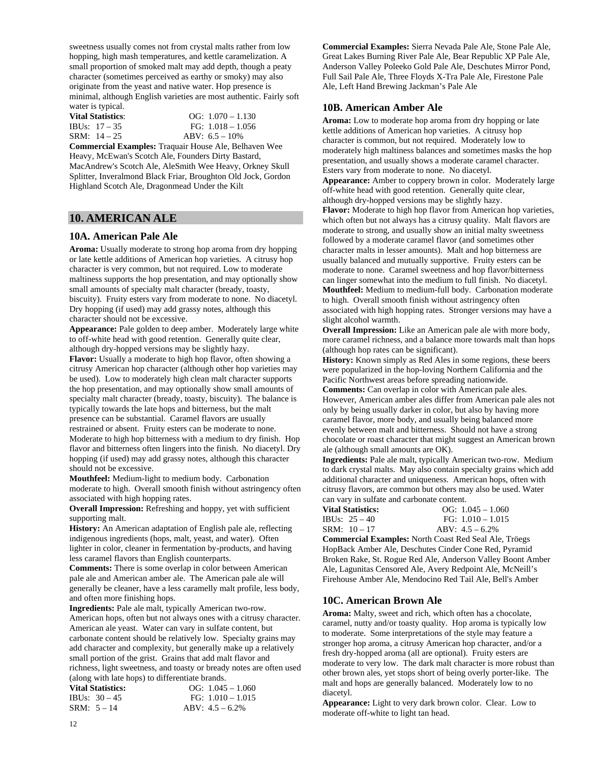sweetness usually comes not from crystal malts rather from low hopping, high mash temperatures, and kettle caramelization. A small proportion of smoked malt may add depth, though a peaty character (sometimes perceived as earthy or smoky) may also originate from the yeast and native water. Hop presence is minimal, although English varieties are most authentic. Fairly soft water is typical.

**Vital Statistics**: OG: 1.070 – 1.130
IBUs: 17 – 35 FG: 1.018 – 1.056
SRM: 14 – 25 ABV: 6.5 – 10%

**Commercial Examples:** Traquair House Ale, Belhaven Wee Heavy, McEwan's Scotch Ale, Founders Dirty Bastard, MacAndrew's Scotch Ale, AleSmith Wee Heavy, Orkney Skull Splitter, Inveralmond Black Friar, Broughton Old Jock, Gordon Highland Scotch Ale, Dragonmead Under the Kilt

## 10. AMERICAN ALE

### 10A. American Pale Ale

**Aroma:** Usually moderate to strong hop aroma from dry hopping or late kettle additions of American hop varieties. A citrusy hop character is very common, but not required. Low to moderate maltiness supports the hop presentation, and may optionally show small amounts of specialty malt character (bready, toasty, biscuity). Fruity esters vary from moderate to none. No diacetyl. Dry hopping (if used) may add grassy notes, although this character should not be excessive.

**Appearance:** Pale golden to deep amber. Moderately large white to off-white head with good retention. Generally quite clear, although dry-hopped versions may be slightly hazy.

**Flavor:** Usually a moderate to high hop flavor, often showing a citrusy American hop character (although other hop varieties may be used). Low to moderately high clean malt character supports the hop presentation, and may optionally show small amounts of specialty malt character (bready, toasty, biscuity). The balance is typically towards the late hops and bitterness, but the malt presence can be substantial. Caramel flavors are usually restrained or absent. Fruity esters can be moderate to none. Moderate to high hop bitterness with a medium to dry finish. Hop flavor and bitterness often lingers into the finish. No diacetyl. Dry hopping (if used) may add grassy notes, although this character should not be excessive.

**Mouthfeel:** Medium-light to medium body. Carbonation moderate to high. Overall smooth finish without astringency often associated with high hopping rates.

**Overall Impression:** Refreshing and hoppy, yet with sufficient supporting malt.

**History:** An American adaptation of English pale ale, reflecting indigenous ingredients (hops, malt, yeast, and water). Often lighter in color, cleaner in fermentation by-products, and having less caramel flavors than English counterparts.

**Comments:** There is some overlap in color between American pale ale and American amber ale. The American pale ale will generally be cleaner, have a less caramelly malt profile, less body, and often more finishing hops.

**Ingredients:** Pale ale malt, typically American two-row. American hops, often but not always ones with a citrusy character. American ale yeast. Water can vary in sulfate content, but carbonate content should be relatively low. Specialty grains may add character and complexity, but generally make up a relatively small portion of the grist. Grains that add malt flavor and richness, light sweetness, and toasty or bready notes are often used (along with late hops) to differentiate brands.

**Vital Statistics:** OG: 1.045 – 1.060
IBUs: 30 – 45 FG: 1.010 – 1.015
SRM: 5 – 14 ABV: 4.5 – 6.2%

**Commercial Examples:** Sierra Nevada Pale Ale, Stone Pale Ale, Great Lakes Burning River Pale Ale, Bear Republic XP Pale Ale, Anderson Valley Poleeko Gold Pale Ale, Deschutes Mirror Pond, Full Sail Pale Ale, Three Floyds X-Tra Pale Ale, Firestone Pale Ale, Left Hand Brewing Jackman's Pale Ale

### 10B. American Amber Ale

**Aroma:** Low to moderate hop aroma from dry hopping or late kettle additions of American hop varieties. A citrusy hop character is common, but not required. Moderately low to moderately high maltiness balances and sometimes masks the hop presentation, and usually shows a moderate caramel character. Esters vary from moderate to none. No diacetyl.

**Appearance:** Amber to coppery brown in color. Moderately large off-white head with good retention. Generally quite clear, although dry-hopped versions may be slightly hazy.

**Flavor:** Moderate to high hop flavor from American hop varieties, which often but not always has a citrusy quality. Malt flavors are moderate to strong, and usually show an initial malty sweetness followed by a moderate caramel flavor (and sometimes other character malts in lesser amounts). Malt and hop bitterness are usually balanced and mutually supportive. Fruity esters can be moderate to none. Caramel sweetness and hop flavor/bitterness can linger somewhat into the medium to full finish. No diacetyl.

**Mouthfeel:** Medium to medium-full body. Carbonation moderate to high. Overall smooth finish without astringency often associated with high hopping rates. Stronger versions may have a slight alcohol warmth.

**Overall Impression:** Like an American pale ale with more body, more caramel richness, and a balance more towards malt than hops (although hop rates can be significant).

**History:** Known simply as Red Ales in some regions, these beers were popularized in the hop-loving Northern California and the Pacific Northwest areas before spreading nationwide.

**Comments:** Can overlap in color with American pale ales. However, American amber ales differ from American pale ales not only by being usually darker in color, but also by having more caramel flavor, more body, and usually being balanced more evenly between malt and bitterness. Should not have a strong chocolate or roast character that might suggest an American brown ale (although small amounts are OK).

**Ingredients:** Pale ale malt, typically American two-row. Medium to dark crystal malts. May also contain specialty grains which add additional character and uniqueness. American hops, often with citrusy flavors, are common but others may also be used. Water can vary in sulfate and carbonate content.

**Vital Statistics:** OG: 1.045 – 1.060
IBUs: 25 – 40 FG: 1.010 – 1.015
SRM: 10 – 17 ABV: 4.5 – 6.2%

**Commercial Examples:** North Coast Red Seal Ale, Tröegs HopBack Amber Ale, Deschutes Cinder Cone Red, Pyramid Broken Rake, St. Rogue Red Ale, Anderson Valley Boont Amber Ale, Lagunitas Censored Ale, Avery Redpoint Ale, McNeill's Firehouse Amber Ale, Mendocino Red Tail Ale, Bell's Amber

### 10C. American Brown Ale

**Aroma:** Malty, sweet and rich, which often has a chocolate, caramel, nutty and/or toasty quality. Hop aroma is typically low to moderate. Some interpretations of the style may feature a stronger hop aroma, a citrusy American hop character, and/or a fresh dry-hopped aroma (all are optional). Fruity esters are moderate to very low. The dark malt character is more robust than other brown ales, yet stops short of being overly porter-like. The malt and hops are generally balanced. Moderately low to no diacetyl.

**Appearance:** Light to very dark brown color. Clear. Low to moderate off-white to light tan head.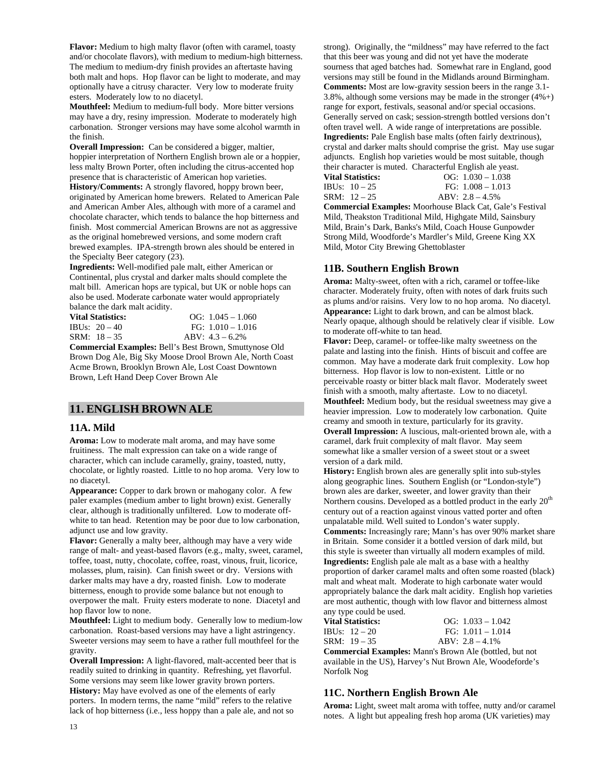**Flavor:** Medium to high malty flavor (often with caramel, toasty and/or chocolate flavors), with medium to medium-high bitterness. The medium to medium-dry finish provides an aftertaste having both malt and hops. Hop flavor can be light to moderate, and may optionally have a citrusy character. Very low to moderate fruity esters. Moderately low to no diacetyl.

**Mouthfeel:** Medium to medium-full body. More bitter versions may have a dry, resiny impression. Moderate to moderately high carbonation. Stronger versions may have some alcohol warmth in the finish.

**Overall Impression:** Can be considered a bigger, maltier, hoppier interpretation of Northern English brown ale or a hoppier, less malty Brown Porter, often including the citrus-accented hop presence that is characteristic of American hop varieties.

**History/Comments:** A strongly flavored, hoppy brown beer, originated by American home brewers. Related to American Pale and American Amber Ales, although with more of a caramel and chocolate character, which tends to balance the hop bitterness and finish. Most commercial American Browns are not as aggressive as the original homebrewed versions, and some modern craft brewed examples. IPA-strength brown ales should be entered in the Specialty Beer category (23).

**Ingredients:** Well-modified pale malt, either American or Continental, plus crystal and darker malts should complete the malt bill. American hops are typical, but UK or noble hops can also be used. Moderate carbonate water would appropriately balance the dark malt acidity.

| **Vital Statistics:** | OG: 1.045 – 1.060 |
|---|---|
| IBUs: 20 – 40 | FG: 1.010 – 1.016 |
| SRM: 18 – 35 | ABV: 4.3 – 6.2% |

**Commercial Examples:** Bell's Best Brown, Smuttynose Old Brown Dog Ale, Big Sky Moose Drool Brown Ale, North Coast Acme Brown, Brooklyn Brown Ale, Lost Coast Downtown Brown, Left Hand Deep Cover Brown Ale

## 11. ENGLISH BROWN ALE

### 11A. Mild

**Aroma:** Low to moderate malt aroma, and may have some fruitiness. The malt expression can take on a wide range of character, which can include caramelly, grainy, toasted, nutty, chocolate, or lightly roasted. Little to no hop aroma. Very low to no diacetyl.

**Appearance:** Copper to dark brown or mahogany color. A few paler examples (medium amber to light brown) exist. Generally clear, although is traditionally unfiltered. Low to moderate off-white to tan head. Retention may be poor due to low carbonation, adjunct use and low gravity.

**Flavor:** Generally a malty beer, although may have a very wide range of malt- and yeast-based flavors (e.g., malty, sweet, caramel, toffee, toast, nutty, chocolate, coffee, roast, vinous, fruit, licorice, molasses, plum, raisin). Can finish sweet or dry. Versions with darker malts may have a dry, roasted finish. Low to moderate bitterness, enough to provide some balance but not enough to overpower the malt. Fruity esters moderate to none. Diacetyl and hop flavor low to none.

**Mouthfeel:** Light to medium body. Generally low to medium-low carbonation. Roast-based versions may have a light astringency. Sweeter versions may seem to have a rather full mouthfeel for the gravity.

**Overall Impression:** A light-flavored, malt-accented beer that is readily suited to drinking in quantity. Refreshing, yet flavorful. Some versions may seem like lower gravity brown porters.

**History:** May have evolved as one of the elements of early porters. In modern terms, the name "mild" refers to the relative lack of hop bitterness (i.e., less hoppy than a pale ale, and not so strong). Originally, the "mildness" may have referred to the fact that this beer was young and did not yet have the moderate sourness that aged batches had. Somewhat rare in England, good versions may still be found in the Midlands around Birmingham.

**Comments:** Most are low-gravity session beers in the range 3.1-3.8%, although some versions may be made in the stronger (4%+) range for export, festivals, seasonal and/or special occasions. Generally served on cask; session-strength bottled versions don't often travel well. A wide range of interpretations are possible.

**Ingredients:** Pale English base malts (often fairly dextrinous), crystal and darker malts should comprise the grist. May use sugar adjuncts. English hop varieties would be most suitable, though their character is muted. Characterful English ale yeast.

| **Vital Statistics:** | OG: 1.030 – 1.038 |
|---|---|
| IBUs: 10 – 25 | FG: 1.008 – 1.013 |
| SRM: 12 – 25 | ABV: 2.8 – 4.5% |

**Commercial Examples:** Moorhouse Black Cat, Gale's Festival Mild, Theakston Traditional Mild, Highgate Mild, Sainsbury Mild, Brain's Dark, Banks's Mild, Coach House Gunpowder Strong Mild, Woodforde's Mardler's Mild, Greene King XX Mild, Motor City Brewing Ghettoblaster

### 11B. Southern English Brown

**Aroma:** Malty-sweet, often with a rich, caramel or toffee-like character. Moderately fruity, often with notes of dark fruits such as plums and/or raisins. Very low to no hop aroma. No diacetyl.

**Appearance:** Light to dark brown, and can be almost black. Nearly opaque, although should be relatively clear if visible. Low to moderate off-white to tan head.

**Flavor:** Deep, caramel- or toffee-like malty sweetness on the palate and lasting into the finish. Hints of biscuit and coffee are common. May have a moderate dark fruit complexity. Low hop bitterness. Hop flavor is low to non-existent. Little or no perceivable roasty or bitter black malt flavor. Moderately sweet finish with a smooth, malty aftertaste. Low to no diacetyl.

**Mouthfeel:** Medium body, but the residual sweetness may give a heavier impression. Low to moderately low carbonation. Quite creamy and smooth in texture, particularly for its gravity.

**Overall Impression:** A luscious, malt-oriented brown ale, with a caramel, dark fruit complexity of malt flavor. May seem somewhat like a smaller version of a sweet stout or a sweet version of a dark mild.

**History:** English brown ales are generally split into sub-styles along geographic lines. Southern English (or "London-style") brown ales are darker, sweeter, and lower gravity than their Northern cousins. Developed as a bottled product in the early 20th century out of a reaction against vinous vatted porter and often unpalatable mild. Well suited to London's water supply.

**Comments:** Increasingly rare; Mann's has over 90% market share in Britain. Some consider it a bottled version of dark mild, but this style is sweeter than virtually all modern examples of mild.

**Ingredients:** English pale ale malt as a base with a healthy proportion of darker caramel malts and often some roasted (black) malt and wheat malt. Moderate to high carbonate water would appropriately balance the dark malt acidity. English hop varieties are most authentic, though with low flavor and bitterness almost any type could be used.

| **Vital Statistics:** | OG: 1.033 – 1.042 |
|---|---|
| IBUs: 12 – 20 | FG: 1.011 – 1.014 |
| SRM: 19 – 35 | ABV: 2.8 – 4.1% |

**Commercial Examples:** Mann's Brown Ale (bottled, but not available in the US), Harvey's Nut Brown Ale, Woodeforde's Norfolk Nog

### 11C. Northern English Brown Ale

**Aroma:** Light, sweet malt aroma with toffee, nutty and/or caramel notes. A light but appealing fresh hop aroma (UK varieties) may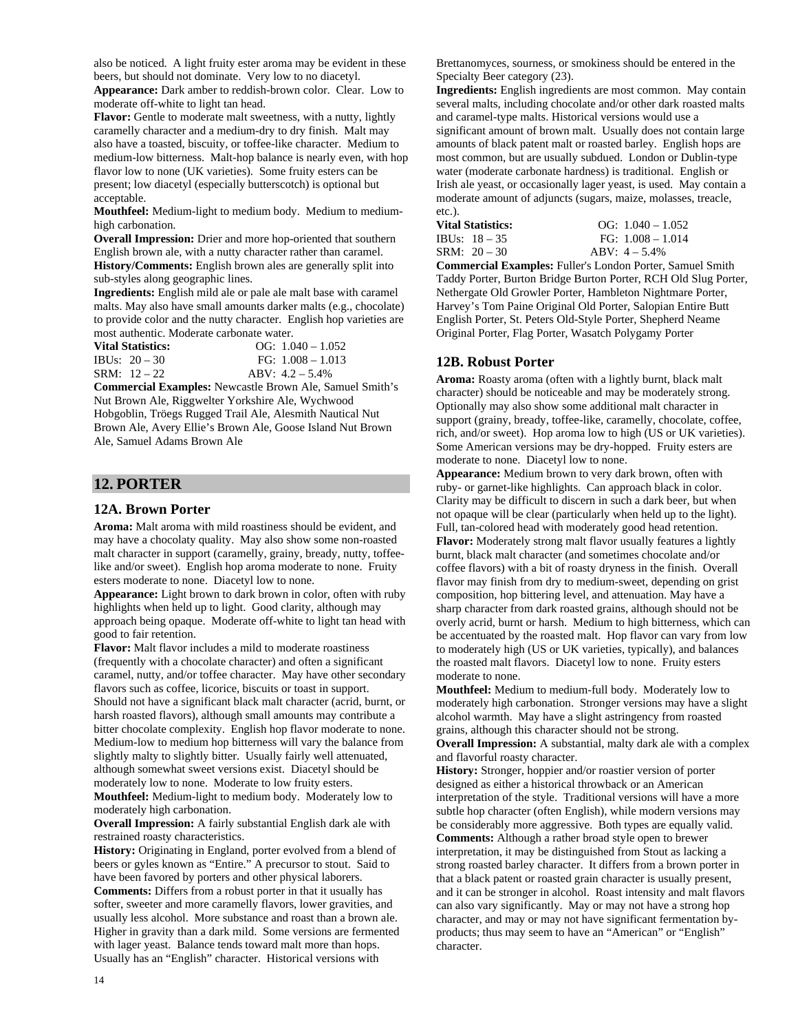also be noticed. A light fruity ester aroma may be evident in these beers, but should not dominate. Very low to no diacetyl.

**Appearance:** Dark amber to reddish-brown color. Clear. Low to moderate off-white to light tan head.

**Flavor:** Gentle to moderate malt sweetness, with a nutty, lightly caramelly character and a medium-dry to dry finish. Malt may also have a toasted, biscuity, or toffee-like character. Medium to medium-low bitterness. Malt-hop balance is nearly even, with hop flavor low to none (UK varieties). Some fruity esters can be present; low diacetyl (especially butterscotch) is optional but acceptable.

**Mouthfeel:** Medium-light to medium body. Medium to medium-high carbonation.

**Overall Impression:** Drier and more hop-oriented that southern English brown ale, with a nutty character rather than caramel.

**History/Comments:** English brown ales are generally split into sub-styles along geographic lines.

**Ingredients:** English mild ale or pale ale malt base with caramel malts. May also have small amounts darker malts (e.g., chocolate) to provide color and the nutty character. English hop varieties are most authentic. Moderate carbonate water.

| **Vital Statistics:** | OG: 1.040 – 1.052 |
|---|---|
| IBUs: 20 – 30 | FG: 1.008 – 1.013 |
| SRM: 12 – 22 | ABV: 4.2 – 5.4% |

**Commercial Examples:** Newcastle Brown Ale, Samuel Smith's Nut Brown Ale, Riggwelter Yorkshire Ale, Wychwood Hobgoblin, Tröegs Rugged Trail Ale, Alesmith Nautical Nut Brown Ale, Avery Ellie's Brown Ale, Goose Island Nut Brown Ale, Samuel Adams Brown Ale

## 12. PORTER

### 12A. Brown Porter

**Aroma:** Malt aroma with mild roastiness should be evident, and may have a chocolaty quality. May also show some non-roasted malt character in support (caramelly, grainy, bready, nutty, toffee-like and/or sweet). English hop aroma moderate to none. Fruity esters moderate to none. Diacetyl low to none.

**Appearance:** Light brown to dark brown in color, often with ruby highlights when held up to light. Good clarity, although may approach being opaque. Moderate off-white to light tan head with good to fair retention.

**Flavor:** Malt flavor includes a mild to moderate roastiness (frequently with a chocolate character) and often a significant caramel, nutty, and/or toffee character. May have other secondary flavors such as coffee, licorice, biscuits or toast in support. Should not have a significant black malt character (acrid, burnt, or harsh roasted flavors), although small amounts may contribute a bitter chocolate complexity. English hop flavor moderate to none. Medium-low to medium hop bitterness will vary the balance from slightly malty to slightly bitter. Usually fairly well attenuated, although somewhat sweet versions exist. Diacetyl should be moderately low to none. Moderate to low fruity esters.

**Mouthfeel:** Medium-light to medium body. Moderately low to moderately high carbonation.

**Overall Impression:** A fairly substantial English dark ale with restrained roasty characteristics.

**History:** Originating in England, porter evolved from a blend of beers or gyles known as "Entire." A precursor to stout. Said to have been favored by porters and other physical laborers.

**Comments:** Differs from a robust porter in that it usually has softer, sweeter and more caramelly flavors, lower gravities, and usually less alcohol. More substance and roast than a brown ale. Higher in gravity than a dark mild. Some versions are fermented with lager yeast. Balance tends toward malt more than hops. Usually has an "English" character. Historical versions with Brettanomyces, sourness, or smokiness should be entered in the Specialty Beer category (23).

**Ingredients:** English ingredients are most common. May contain several malts, including chocolate and/or other dark roasted malts and caramel-type malts. Historical versions would use a significant amount of brown malt. Usually does not contain large amounts of black patent malt or roasted barley. English hops are most common, but are usually subdued. London or Dublin-type water (moderate carbonate hardness) is traditional. English or Irish ale yeast, or occasionally lager yeast, is used. May contain a moderate amount of adjuncts (sugars, maize, molasses, treacle, etc.).

| **Vital Statistics:** | OG: 1.040 – 1.052 |
|---|---|
| IBUs: 18 – 35 | FG: 1.008 – 1.014 |
| SRM: 20 – 30 | ABV: 4 – 5.4% |

**Commercial Examples:** Fuller's London Porter, Samuel Smith Taddy Porter, Burton Bridge Burton Porter, RCH Old Slug Porter, Nethergate Old Growler Porter, Hambleton Nightmare Porter, Harvey's Tom Paine Original Old Porter, Salopian Entire Butt English Porter, St. Peters Old-Style Porter, Shepherd Neame Original Porter, Flag Porter, Wasatch Polygamy Porter

### 12B. Robust Porter

**Aroma:** Roasty aroma (often with a lightly burnt, black malt character) should be noticeable and may be moderately strong. Optionally may also show some additional malt character in support (grainy, bready, toffee-like, caramelly, chocolate, coffee, rich, and/or sweet). Hop aroma low to high (US or UK varieties). Some American versions may be dry-hopped. Fruity esters are moderate to none. Diacetyl low to none.

**Appearance:** Medium brown to very dark brown, often with ruby- or garnet-like highlights. Can approach black in color. Clarity may be difficult to discern in such a dark beer, but when not opaque will be clear (particularly when held up to the light). Full, tan-colored head with moderately good head retention.

**Flavor:** Moderately strong malt flavor usually features a lightly burnt, black malt character (and sometimes chocolate and/or coffee flavors) with a bit of roasty dryness in the finish. Overall flavor may finish from dry to medium-sweet, depending on grist composition, hop bittering level, and attenuation. May have a sharp character from dark roasted grains, although should not be overly acrid, burnt or harsh. Medium to high bitterness, which can be accentuated by the roasted malt. Hop flavor can vary from low to moderately high (US or UK varieties, typically), and balances the roasted malt flavors. Diacetyl low to none. Fruity esters moderate to none.

**Mouthfeel:** Medium to medium-full body. Moderately low to moderately high carbonation. Stronger versions may have a slight alcohol warmth. May have a slight astringency from roasted grains, although this character should not be strong.

**Overall Impression:** A substantial, malty dark ale with a complex and flavorful roasty character.

**History:** Stronger, hoppier and/or roastier version of porter designed as either a historical throwback or an American interpretation of the style. Traditional versions will have a more subtle hop character (often English), while modern versions may be considerably more aggressive. Both types are equally valid.

**Comments:** Although a rather broad style open to brewer interpretation, it may be distinguished from Stout as lacking a strong roasted barley character. It differs from a brown porter in that a black patent or roasted grain character is usually present, and it can be stronger in alcohol. Roast intensity and malt flavors can also vary significantly. May or may not have a strong hop character, and may or may not have significant fermentation by-products; thus may seem to have an "American" or "English" character.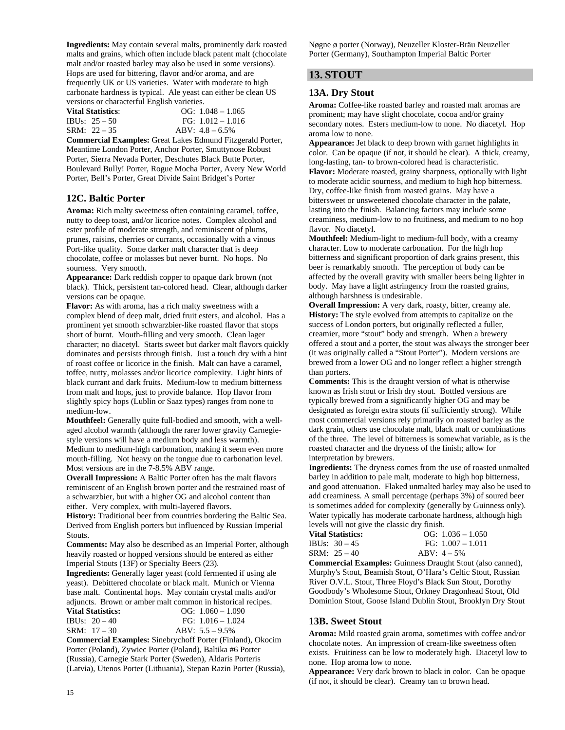**Ingredients:** May contain several malts, prominently dark roasted malts and grains, which often include black patent malt (chocolate malt and/or roasted barley may also be used in some versions). Hops are used for bittering, flavor and/or aroma, and are frequently UK or US varieties. Water with moderate to high carbonate hardness is typical. Ale yeast can either be clean US versions or characterful English varieties.

| **Vital Statistics**: | OG: 1.048 – 1.065 |
|---|---|
| IBUs: 25 – 50 | FG: 1.012 – 1.016 |
| SRM: 22 – 35 | ABV: 4.8 – 6.5% |

**Commercial Examples:** Great Lakes Edmund Fitzgerald Porter, Meantime London Porter, Anchor Porter, Smuttynose Robust Porter, Sierra Nevada Porter, Deschutes Black Butte Porter, Boulevard Bully! Porter, Rogue Mocha Porter, Avery New World Porter, Bell's Porter, Great Divide Saint Bridget's Porter

### 12C. Baltic Porter

**Aroma:** Rich malty sweetness often containing caramel, toffee, nutty to deep toast, and/or licorice notes. Complex alcohol and ester profile of moderate strength, and reminiscent of plums, prunes, raisins, cherries or currants, occasionally with a vinous Port-like quality. Some darker malt character that is deep chocolate, coffee or molasses but never burnt. No hops. No sourness. Very smooth.

**Appearance:** Dark reddish copper to opaque dark brown (not black). Thick, persistent tan-colored head. Clear, although darker versions can be opaque.

**Flavor:** As with aroma, has a rich malty sweetness with a complex blend of deep malt, dried fruit esters, and alcohol. Has a prominent yet smooth schwarzbier-like roasted flavor that stops short of burnt. Mouth-filling and very smooth. Clean lager character; no diacetyl. Starts sweet but darker malt flavors quickly dominates and persists through finish. Just a touch dry with a hint of roast coffee or licorice in the finish. Malt can have a caramel, toffee, nutty, molasses and/or licorice complexity. Light hints of black currant and dark fruits. Medium-low to medium bitterness from malt and hops, just to provide balance. Hop flavor from slightly spicy hops (Lublin or Saaz types) ranges from none to medium-low.

**Mouthfeel:** Generally quite full-bodied and smooth, with a well-aged alcohol warmth (although the rarer lower gravity Carnegie-style versions will have a medium body and less warmth). Medium to medium-high carbonation, making it seem even more mouth-filling. Not heavy on the tongue due to carbonation level. Most versions are in the 7-8.5% ABV range.

**Overall Impression:** A Baltic Porter often has the malt flavors reminiscent of an English brown porter and the restrained roast of a schwarzbier, but with a higher OG and alcohol content than either. Very complex, with multi-layered flavors.

**History:** Traditional beer from countries bordering the Baltic Sea. Derived from English porters but influenced by Russian Imperial Stouts.

**Comments:** May also be described as an Imperial Porter, although heavily roasted or hopped versions should be entered as either Imperial Stouts (13F) or Specialty Beers (23).

**Ingredients:** Generally lager yeast (cold fermented if using ale yeast). Debittered chocolate or black malt. Munich or Vienna base malt. Continental hops. May contain crystal malts and/or adjuncts. Brown or amber malt common in historical recipes.

| **Vital Statistics:** | OG: 1.060 – 1.090 |
|---|---|
| IBUs: 20 – 40 | FG: 1.016 – 1.024 |
| SRM: 17 – 30 | ABV: 5.5 – 9.5% |

**Commercial Examples:** Sinebrychoff Porter (Finland), Okocim Porter (Poland), Zywiec Porter (Poland), Baltika #6 Porter (Russia), Carnegie Stark Porter (Sweden), Aldaris Porteris (Latvia), Utenos Porter (Lithuania), Stepan Razin Porter (Russia), Nøgne ø porter (Norway), Neuzeller Kloster-Bräu Neuzeller Porter (Germany), Southampton Imperial Baltic Porter

## 13. STOUT

### 13A. Dry Stout

**Aroma:** Coffee-like roasted barley and roasted malt aromas are prominent; may have slight chocolate, cocoa and/or grainy secondary notes. Esters medium-low to none. No diacetyl. Hop aroma low to none.

**Appearance:** Jet black to deep brown with garnet highlights in color. Can be opaque (if not, it should be clear). A thick, creamy, long-lasting, tan- to brown-colored head is characteristic.

**Flavor:** Moderate roasted, grainy sharpness, optionally with light to moderate acidic sourness, and medium to high hop bitterness. Dry, coffee-like finish from roasted grains. May have a bittersweet or unsweetened chocolate character in the palate, lasting into the finish. Balancing factors may include some creaminess, medium-low to no fruitiness, and medium to no hop flavor. No diacetyl.

**Mouthfeel:** Medium-light to medium-full body, with a creamy character. Low to moderate carbonation. For the high hop bitterness and significant proportion of dark grains present, this beer is remarkably smooth. The perception of body can be affected by the overall gravity with smaller beers being lighter in body. May have a light astringency from the roasted grains, although harshness is undesirable.

**Overall Impression:** A very dark, roasty, bitter, creamy ale.

**History:** The style evolved from attempts to capitalize on the success of London porters, but originally reflected a fuller, creamier, more "stout" body and strength. When a brewery offered a stout and a porter, the stout was always the stronger beer (it was originally called a "Stout Porter"). Modern versions are brewed from a lower OG and no longer reflect a higher strength than porters.

**Comments:** This is the draught version of what is otherwise known as Irish stout or Irish dry stout. Bottled versions are typically brewed from a significantly higher OG and may be designated as foreign extra stouts (if sufficiently strong). While most commercial versions rely primarily on roasted barley as the dark grain, others use chocolate malt, black malt or combinations of the three. The level of bitterness is somewhat variable, as is the roasted character and the dryness of the finish; allow for interpretation by brewers.

**Ingredients:** The dryness comes from the use of roasted unmalted barley in addition to pale malt, moderate to high hop bitterness, and good attenuation. Flaked unmalted barley may also be used to add creaminess. A small percentage (perhaps 3%) of soured beer is sometimes added for complexity (generally by Guinness only). Water typically has moderate carbonate hardness, although high levels will not give the classic dry finish.

| **Vital Statistics:** | OG: 1.036 – 1.050 |
|---|---|
| IBUs: 30 – 45 | FG: 1.007 – 1.011 |
| SRM: 25 – 40 | ABV: 4 – 5% |

**Commercial Examples:** Guinness Draught Stout (also canned), Murphy's Stout, Beamish Stout, O'Hara's Celtic Stout, Russian River O.V.L. Stout, Three Floyd's Black Sun Stout, Dorothy Goodbody's Wholesome Stout, Orkney Dragonhead Stout, Old Dominion Stout, Goose Island Dublin Stout, Brooklyn Dry Stout

### 13B. Sweet Stout

**Aroma:** Mild roasted grain aroma, sometimes with coffee and/or chocolate notes. An impression of cream-like sweetness often exists. Fruitiness can be low to moderately high. Diacetyl low to none. Hop aroma low to none.

**Appearance:** Very dark brown to black in color. Can be opaque (if not, it should be clear). Creamy tan to brown head.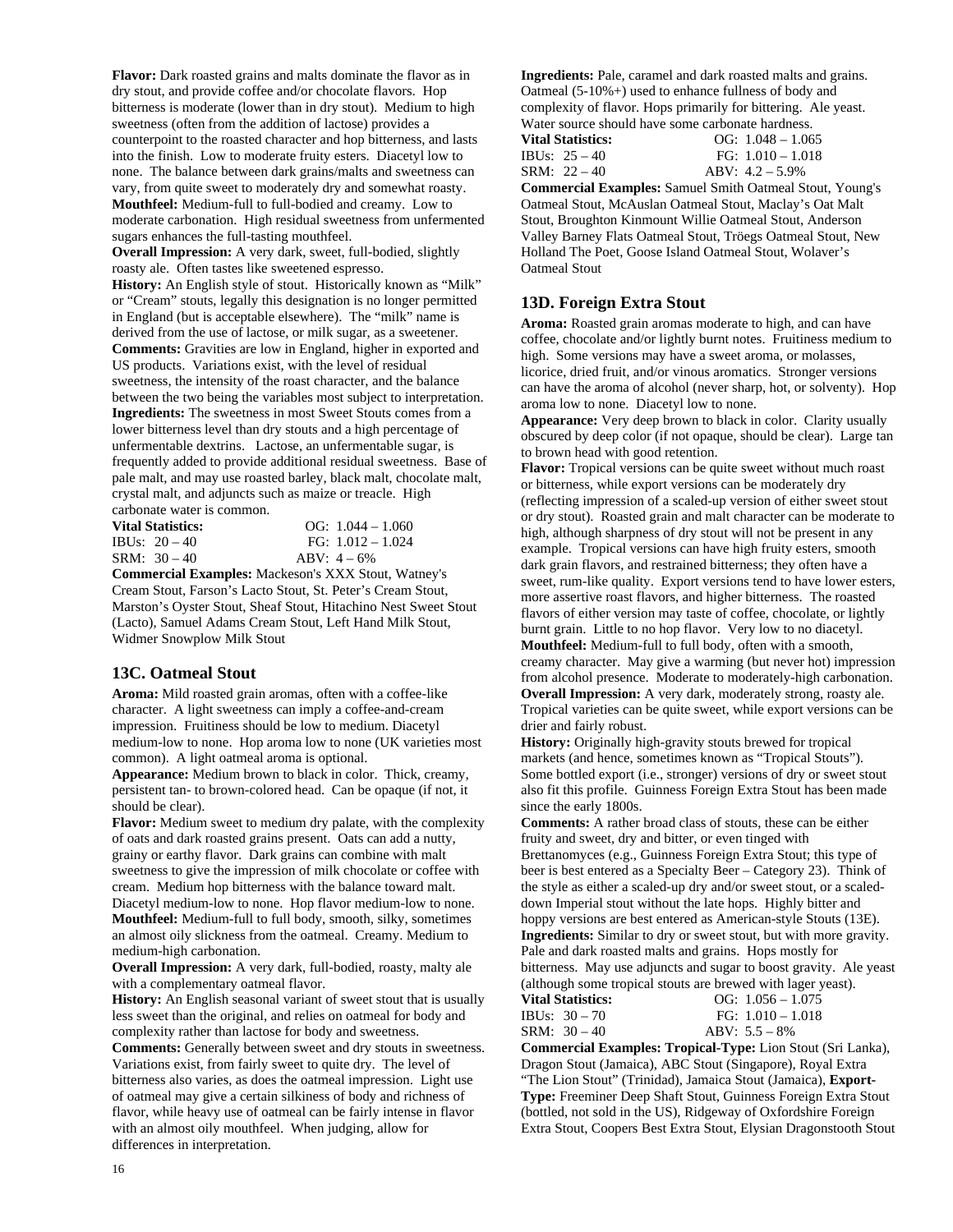**Flavor:** Dark roasted grains and malts dominate the flavor as in dry stout, and provide coffee and/or chocolate flavors. Hop bitterness is moderate (lower than in dry stout). Medium to high sweetness (often from the addition of lactose) provides a counterpoint to the roasted character and hop bitterness, and lasts into the finish. Low to moderate fruity esters. Diacetyl low to none. The balance between dark grains/malts and sweetness can vary, from quite sweet to moderately dry and somewhat roasty.
**Mouthfeel:** Medium-full to full-bodied and creamy. Low to moderate carbonation. High residual sweetness from unfermented sugars enhances the full-tasting mouthfeel.
**Overall Impression:** A very dark, sweet, full-bodied, slightly roasty ale. Often tastes like sweetened espresso.
**History:** An English style of stout. Historically known as "Milk" or "Cream" stouts, legally this designation is no longer permitted in England (but is acceptable elsewhere). The "milk" name is derived from the use of lactose, or milk sugar, as a sweetener.
**Comments:** Gravities are low in England, higher in exported and US products. Variations exist, with the level of residual sweetness, the intensity of the roast character, and the balance between the two being the variables most subject to interpretation.
**Ingredients:** The sweetness in most Sweet Stouts comes from a lower bitterness level than dry stouts and a high percentage of unfermentable dextrins. Lactose, an unfermentable sugar, is frequently added to provide additional residual sweetness. Base of pale malt, and may use roasted barley, black malt, chocolate malt, crystal malt, and adjuncts such as maize or treacle. High carbonate water is common.

| **Vital Statistics:** | OG: 1.044 – 1.060 |
|---|---|
| IBUs: 20 – 40 | FG: 1.012 – 1.024 |
| SRM: 30 – 40 | ABV: 4 – 6% |

**Commercial Examples:** Mackeson's XXX Stout, Watney's Cream Stout, Farson's Lacto Stout, St. Peter's Cream Stout, Marston's Oyster Stout, Sheaf Stout, Hitachino Nest Sweet Stout (Lacto), Samuel Adams Cream Stout, Left Hand Milk Stout, Widmer Snowplow Milk Stout

## 13C. Oatmeal Stout

**Aroma:** Mild roasted grain aromas, often with a coffee-like character. A light sweetness can imply a coffee-and-cream impression. Fruitiness should be low to medium. Diacetyl medium-low to none. Hop aroma low to none (UK varieties most common). A light oatmeal aroma is optional.
**Appearance:** Medium brown to black in color. Thick, creamy, persistent tan- to brown-colored head. Can be opaque (if not, it should be clear).
**Flavor:** Medium sweet to medium dry palate, with the complexity of oats and dark roasted grains present. Oats can add a nutty, grainy or earthy flavor. Dark grains can combine with malt sweetness to give the impression of milk chocolate or coffee with cream. Medium hop bitterness with the balance toward malt. Diacetyl medium-low to none. Hop flavor medium-low to none.
**Mouthfeel:** Medium-full to full body, smooth, silky, sometimes an almost oily slickness from the oatmeal. Creamy. Medium to medium-high carbonation.
**Overall Impression:** A very dark, full-bodied, roasty, malty ale with a complementary oatmeal flavor.
**History:** An English seasonal variant of sweet stout that is usually less sweet than the original, and relies on oatmeal for body and complexity rather than lactose for body and sweetness.
**Comments:** Generally between sweet and dry stouts in sweetness. Variations exist, from fairly sweet to quite dry. The level of bitterness also varies, as does the oatmeal impression. Light use of oatmeal may give a certain silkiness of body and richness of flavor, while heavy use of oatmeal can be fairly intense in flavor with an almost oily mouthfeel. When judging, allow for differences in interpretation.
**Ingredients:** Pale, caramel and dark roasted malts and grains. Oatmeal (5-10%+) used to enhance fullness of body and complexity of flavor. Hops primarily for bittering. Ale yeast. Water source should have some carbonate hardness.

| **Vital Statistics:** | OG: 1.048 – 1.065 |
|---|---|
| IBUs: 25 – 40 | FG: 1.010 – 1.018 |
| SRM: 22 – 40 | ABV: 4.2 – 5.9% |

**Commercial Examples:** Samuel Smith Oatmeal Stout, Young's Oatmeal Stout, McAuslan Oatmeal Stout, Maclay's Oat Malt Stout, Broughton Kinmount Willie Oatmeal Stout, Anderson Valley Barney Flats Oatmeal Stout, Tröegs Oatmeal Stout, New Holland The Poet, Goose Island Oatmeal Stout, Wolaver's Oatmeal Stout

## 13D. Foreign Extra Stout

**Aroma:** Roasted grain aromas moderate to high, and can have coffee, chocolate and/or lightly burnt notes. Fruitiness medium to high. Some versions may have a sweet aroma, or molasses, licorice, dried fruit, and/or vinous aromatics. Stronger versions can have the aroma of alcohol (never sharp, hot, or solventy). Hop aroma low to none. Diacetyl low to none.
**Appearance:** Very deep brown to black in color. Clarity usually obscured by deep color (if not opaque, should be clear). Large tan to brown head with good retention.
**Flavor:** Tropical versions can be quite sweet without much roast or bitterness, while export versions can be moderately dry (reflecting impression of a scaled-up version of either sweet stout or dry stout). Roasted grain and malt character can be moderate to high, although sharpness of dry stout will not be present in any example. Tropical versions can have high fruity esters, smooth dark grain flavors, and restrained bitterness; they often have a sweet, rum-like quality. Export versions tend to have lower esters, more assertive roast flavors, and higher bitterness. The roasted flavors of either version may taste of coffee, chocolate, or lightly burnt grain. Little to no hop flavor. Very low to no diacetyl.
**Mouthfeel:** Medium-full to full body, often with a smooth, creamy character. May give a warming (but never hot) impression from alcohol presence. Moderate to moderately-high carbonation.
**Overall Impression:** A very dark, moderately strong, roasty ale. Tropical varieties can be quite sweet, while export versions can be drier and fairly robust.
**History:** Originally high-gravity stouts brewed for tropical markets (and hence, sometimes known as "Tropical Stouts"). Some bottled export (i.e., stronger) versions of dry or sweet stout also fit this profile. Guinness Foreign Extra Stout has been made since the early 1800s.
**Comments:** A rather broad class of stouts, these can be either fruity and sweet, dry and bitter, or even tinged with Brettanomyces (e.g., Guinness Foreign Extra Stout; this type of beer is best entered as a Specialty Beer – Category 23). Think of the style as either a scaled-up dry and/or sweet stout, or a scaled-down Imperial stout without the late hops. Highly bitter and hoppy versions are best entered as American-style Stouts (13E).
**Ingredients:** Similar to dry or sweet stout, but with more gravity. Pale and dark roasted malts and grains. Hops mostly for bitterness. May use adjuncts and sugar to boost gravity. Ale yeast (although some tropical stouts are brewed with lager yeast).

| **Vital Statistics:** | OG: 1.056 – 1.075 |
|---|---|
| IBUs: 30 – 70 | FG: 1.010 – 1.018 |
| SRM: 30 – 40 | ABV: 5.5 – 8% |

**Commercial Examples: Tropical-Type:** Lion Stout (Sri Lanka), Dragon Stout (Jamaica), ABC Stout (Singapore), Royal Extra "The Lion Stout" (Trinidad), Jamaica Stout (Jamaica), **Export-Type:** Freeminer Deep Shaft Stout, Guinness Foreign Extra Stout (bottled, not sold in the US), Ridgeway of Oxfordshire Foreign Extra Stout, Coopers Best Extra Stout, Elysian Dragonstooth Stout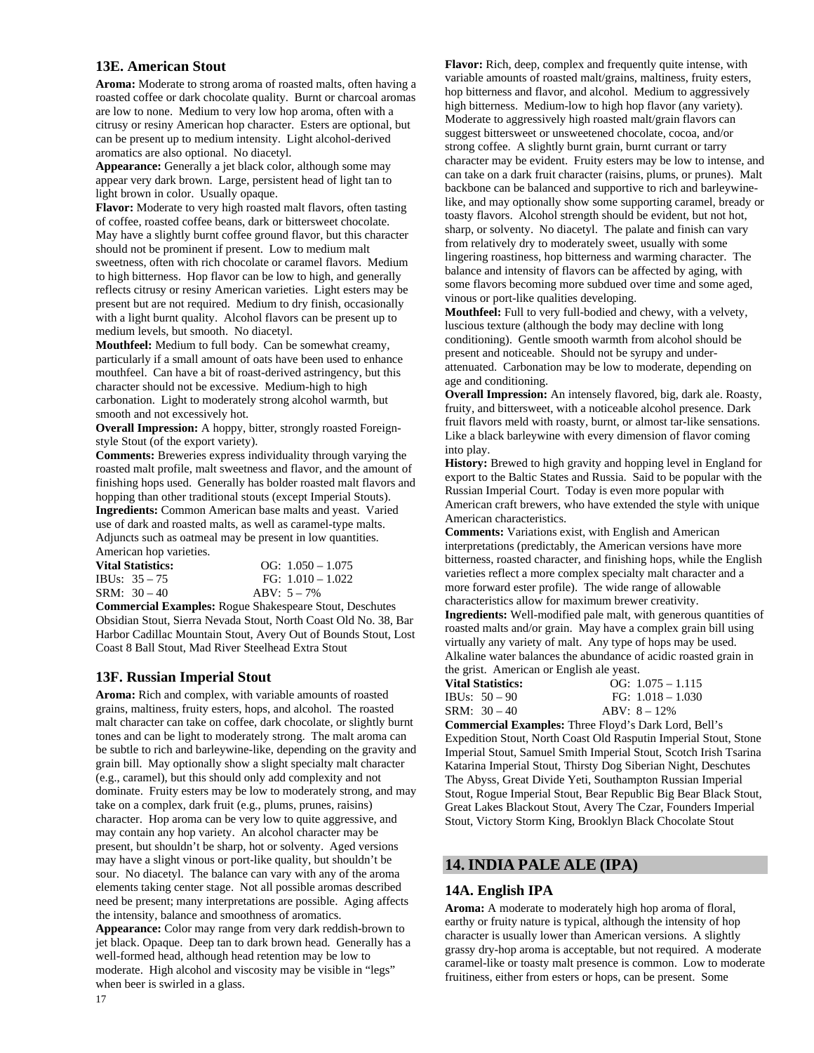### 13E. American Stout

**Aroma:** Moderate to strong aroma of roasted malts, often having a roasted coffee or dark chocolate quality. Burnt or charcoal aromas are low to none. Medium to very low hop aroma, often with a citrusy or resiny American hop character. Esters are optional, but can be present up to medium intensity. Light alcohol-derived aromatics are also optional. No diacetyl.

**Appearance:** Generally a jet black color, although some may appear very dark brown. Large, persistent head of light tan to light brown in color. Usually opaque.

**Flavor:** Moderate to very high roasted malt flavors, often tasting of coffee, roasted coffee beans, dark or bittersweet chocolate. May have a slightly burnt coffee ground flavor, but this character should not be prominent if present. Low to medium malt sweetness, often with rich chocolate or caramel flavors. Medium to high bitterness. Hop flavor can be low to high, and generally reflects citrusy or resiny American varieties. Light esters may be present but are not required. Medium to dry finish, occasionally with a light burnt quality. Alcohol flavors can be present up to medium levels, but smooth. No diacetyl.

**Mouthfeel:** Medium to full body. Can be somewhat creamy, particularly if a small amount of oats have been used to enhance mouthfeel. Can have a bit of roast-derived astringency, but this character should not be excessive. Medium-high to high carbonation. Light to moderately strong alcohol warmth, but smooth and not excessively hot.

**Overall Impression:** A hoppy, bitter, strongly roasted Foreign-style Stout (of the export variety).

**Comments:** Breweries express individuality through varying the roasted malt profile, malt sweetness and flavor, and the amount of finishing hops used. Generally has bolder roasted malt flavors and hopping than other traditional stouts (except Imperial Stouts).

**Ingredients:** Common American base malts and yeast. Varied use of dark and roasted malts, as well as caramel-type malts. Adjuncts such as oatmeal may be present in low quantities. American hop varieties.

**Vital Statistics:** OG: 1.050 – 1.075
IBUs: 35 – 75 FG: 1.010 – 1.022
SRM: 30 – 40 ABV: 5 – 7%

**Commercial Examples:** Rogue Shakespeare Stout, Deschutes Obsidian Stout, Sierra Nevada Stout, North Coast Old No. 38, Bar Harbor Cadillac Mountain Stout, Avery Out of Bounds Stout, Lost Coast 8 Ball Stout, Mad River Steelhead Extra Stout

### 13F. Russian Imperial Stout

**Aroma:** Rich and complex, with variable amounts of roasted grains, maltiness, fruity esters, hops, and alcohol. The roasted malt character can take on coffee, dark chocolate, or slightly burnt tones and can be light to moderately strong. The malt aroma can be subtle to rich and barleywine-like, depending on the gravity and grain bill. May optionally show a slight specialty malt character (e.g., caramel), but this should only add complexity and not dominate. Fruity esters may be low to moderately strong, and may take on a complex, dark fruit (e.g., plums, prunes, raisins) character. Hop aroma can be very low to quite aggressive, and may contain any hop variety. An alcohol character may be present, but shouldn't be sharp, hot or solventy. Aged versions may have a slight vinous or port-like quality, but shouldn't be sour. No diacetyl. The balance can vary with any of the aroma elements taking center stage. Not all possible aromas described need be present; many interpretations are possible. Aging affects the intensity, balance and smoothness of aromatics.

**Appearance:** Color may range from very dark reddish-brown to jet black. Opaque. Deep tan to dark brown head. Generally has a well-formed head, although head retention may be low to moderate. High alcohol and viscosity may be visible in "legs" when beer is swirled in a glass.

**Flavor:** Rich, deep, complex and frequently quite intense, with variable amounts of roasted malt/grains, maltiness, fruity esters, hop bitterness and flavor, and alcohol. Medium to aggressively high bitterness. Medium-low to high hop flavor (any variety). Moderate to aggressively high roasted malt/grain flavors can suggest bittersweet or unsweetened chocolate, cocoa, and/or strong coffee. A slightly burnt grain, burnt currant or tarry character may be evident. Fruity esters may be low to intense, and can take on a dark fruit character (raisins, plums, or prunes). Malt backbone can be balanced and supportive to rich and barleywine-like, and may optionally show some supporting caramel, bready or toasty flavors. Alcohol strength should be evident, but not hot, sharp, or solventy. No diacetyl. The palate and finish can vary from relatively dry to moderately sweet, usually with some lingering roastiness, hop bitterness and warming character. The balance and intensity of flavors can be affected by aging, with some flavors becoming more subdued over time and some aged, vinous or port-like qualities developing.

**Mouthfeel:** Full to very full-bodied and chewy, with a velvety, luscious texture (although the body may decline with long conditioning). Gentle smooth warmth from alcohol should be present and noticeable. Should not be syrupy and under-attenuated. Carbonation may be low to moderate, depending on age and conditioning.

**Overall Impression:** An intensely flavored, big, dark ale. Roasty, fruity, and bittersweet, with a noticeable alcohol presence. Dark fruit flavors meld with roasty, burnt, or almost tar-like sensations. Like a black barleywine with every dimension of flavor coming into play.

**History:** Brewed to high gravity and hopping level in England for export to the Baltic States and Russia. Said to be popular with the Russian Imperial Court. Today is even more popular with American craft brewers, who have extended the style with unique American characteristics.

**Comments:** Variations exist, with English and American interpretations (predictably, the American versions have more bitterness, roasted character, and finishing hops, while the English varieties reflect a more complex specialty malt character and a more forward ester profile). The wide range of allowable characteristics allow for maximum brewer creativity.

**Ingredients:** Well-modified pale malt, with generous quantities of roasted malts and/or grain. May have a complex grain bill using virtually any variety of malt. Any type of hops may be used. Alkaline water balances the abundance of acidic roasted grain in the grist. American or English ale yeast.

**Vital Statistics:** OG: 1.075 – 1.115
IBUs: 50 – 90 FG: 1.018 – 1.030
SRM: 30 – 40 ABV: 8 – 12%

**Commercial Examples:** Three Floyd's Dark Lord, Bell's Expedition Stout, North Coast Old Rasputin Imperial Stout, Stone Imperial Stout, Samuel Smith Imperial Stout, Scotch Irish Tsarina Katarina Imperial Stout, Thirsty Dog Siberian Night, Deschutes The Abyss, Great Divide Yeti, Southampton Russian Imperial Stout, Rogue Imperial Stout, Bear Republic Big Bear Black Stout, Great Lakes Blackout Stout, Avery The Czar, Founders Imperial Stout, Victory Storm King, Brooklyn Black Chocolate Stout

## 14. INDIA PALE ALE (IPA)

### 14A. English IPA

**Aroma:** A moderate to moderately high hop aroma of floral, earthy or fruity nature is typical, although the intensity of hop character is usually lower than American versions. A slightly grassy dry-hop aroma is acceptable, but not required. A moderate caramel-like or toasty malt presence is common. Low to moderate fruitiness, either from esters or hops, can be present. Some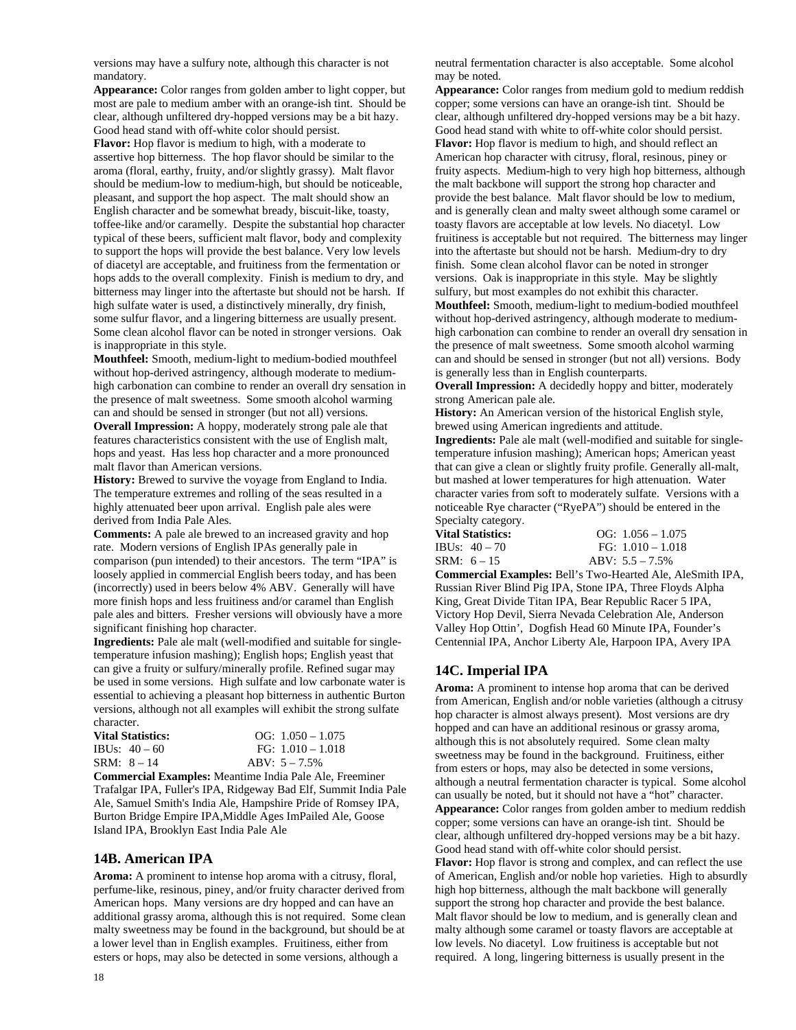versions may have a sulfury note, although this character is not mandatory.

**Appearance:** Color ranges from golden amber to light copper, but most are pale to medium amber with an orange-ish tint. Should be clear, although unfiltered dry-hopped versions may be a bit hazy. Good head stand with off-white color should persist.

**Flavor:** Hop flavor is medium to high, with a moderate to assertive hop bitterness. The hop flavor should be similar to the aroma (floral, earthy, fruity, and/or slightly grassy). Malt flavor should be medium-low to medium-high, but should be noticeable, pleasant, and support the hop aspect. The malt should show an English character and be somewhat bready, biscuit-like, toasty, toffee-like and/or caramelly. Despite the substantial hop character typical of these beers, sufficient malt flavor, body and complexity to support the hops will provide the best balance. Very low levels of diacetyl are acceptable, and fruitiness from the fermentation or hops adds to the overall complexity. Finish is medium to dry, and bitterness may linger into the aftertaste but should not be harsh. If high sulfate water is used, a distinctively minerally, dry finish, some sulfur flavor, and a lingering bitterness are usually present. Some clean alcohol flavor can be noted in stronger versions. Oak is inappropriate in this style.

**Mouthfeel:** Smooth, medium-light to medium-bodied mouthfeel without hop-derived astringency, although moderate to medium-high carbonation can combine to render an overall dry sensation in the presence of malt sweetness. Some smooth alcohol warming can and should be sensed in stronger (but not all) versions.

**Overall Impression:** A hoppy, moderately strong pale ale that features characteristics consistent with the use of English malt, hops and yeast. Has less hop character and a more pronounced malt flavor than American versions.

**History:** Brewed to survive the voyage from England to India. The temperature extremes and rolling of the seas resulted in a highly attenuated beer upon arrival. English pale ales were derived from India Pale Ales.

**Comments:** A pale ale brewed to an increased gravity and hop rate. Modern versions of English IPAs generally pale in comparison (pun intended) to their ancestors. The term "IPA" is loosely applied in commercial English beers today, and has been (incorrectly) used in beers below 4% ABV. Generally will have more finish hops and less fruitiness and/or caramel than English pale ales and bitters. Fresher versions will obviously have a more significant finishing hop character.

**Ingredients:** Pale ale malt (well-modified and suitable for single-temperature infusion mashing); English hops; English yeast that can give a fruity or sulfury/minerally profile. Refined sugar may be used in some versions. High sulfate and low carbonate water is essential to achieving a pleasant hop bitterness in authentic Burton versions, although not all examples will exhibit the strong sulfate character.

| **Vital Statistics:** | OG: 1.050 – 1.075 |
|---|---|
| IBUs: 40 – 60 | FG: 1.010 – 1.018 |
| SRM: 8 – 14 | ABV: 5 – 7.5% |

**Commercial Examples:** Meantime India Pale Ale, Freeminer Trafalgar IPA, Fuller's IPA, Ridgeway Bad Elf, Summit India Pale Ale, Samuel Smith's India Ale, Hampshire Pride of Romsey IPA, Burton Bridge Empire IPA,Middle Ages ImPailed Ale, Goose Island IPA, Brooklyn East India Pale Ale

## 14B. American IPA

**Aroma:** A prominent to intense hop aroma with a citrusy, floral, perfume-like, resinous, piney, and/or fruity character derived from American hops. Many versions are dry hopped and can have an additional grassy aroma, although this is not required. Some clean malty sweetness may be found in the background, but should be at a lower level than in English examples. Fruitiness, either from esters or hops, may also be detected in some versions, although a neutral fermentation character is also acceptable. Some alcohol may be noted.

**Appearance:** Color ranges from medium gold to medium reddish copper; some versions can have an orange-ish tint. Should be clear, although unfiltered dry-hopped versions may be a bit hazy. Good head stand with white to off-white color should persist.

**Flavor:** Hop flavor is medium to high, and should reflect an American hop character with citrusy, floral, resinous, piney or fruity aspects. Medium-high to very high hop bitterness, although the malt backbone will support the strong hop character and provide the best balance. Malt flavor should be low to medium, and is generally clean and malty sweet although some caramel or toasty flavors are acceptable at low levels. No diacetyl. Low fruitiness is acceptable but not required. The bitterness may linger into the aftertaste but should not be harsh. Medium-dry to dry finish. Some clean alcohol flavor can be noted in stronger versions. Oak is inappropriate in this style. May be slightly sulfury, but most examples do not exhibit this character.

**Mouthfeel:** Smooth, medium-light to medium-bodied mouthfeel without hop-derived astringency, although moderate to medium-high carbonation can combine to render an overall dry sensation in the presence of malt sweetness. Some smooth alcohol warming can and should be sensed in stronger (but not all) versions. Body is generally less than in English counterparts.

**Overall Impression:** A decidedly hoppy and bitter, moderately strong American pale ale.

**History:** An American version of the historical English style, brewed using American ingredients and attitude.

**Ingredients:** Pale ale malt (well-modified and suitable for single-temperature infusion mashing); American hops; American yeast that can give a clean or slightly fruity profile. Generally all-malt, but mashed at lower temperatures for high attenuation. Water character varies from soft to moderately sulfate. Versions with a noticeable Rye character ("RyePA") should be entered in the Specialty category.

| **Vital Statistics:** | OG: 1.056 – 1.075 |
|---|---|
| IBUs: 40 – 70 | FG: 1.010 – 1.018 |
| SRM: 6 – 15 | ABV: 5.5 – 7.5% |

**Commercial Examples:** Bell's Two-Hearted Ale, AleSmith IPA, Russian River Blind Pig IPA, Stone IPA, Three Floyds Alpha King, Great Divide Titan IPA, Bear Republic Racer 5 IPA, Victory Hop Devil, Sierra Nevada Celebration Ale, Anderson Valley Hop Ottin', Dogfish Head 60 Minute IPA, Founder's Centennial IPA, Anchor Liberty Ale, Harpoon IPA, Avery IPA

## 14C. Imperial IPA

**Aroma:** A prominent to intense hop aroma that can be derived from American, English and/or noble varieties (although a citrusy hop character is almost always present). Most versions are dry hopped and can have an additional resinous or grassy aroma, although this is not absolutely required. Some clean malty sweetness may be found in the background. Fruitiness, either from esters or hops, may also be detected in some versions, although a neutral fermentation character is typical. Some alcohol can usually be noted, but it should not have a "hot" character.

**Appearance:** Color ranges from golden amber to medium reddish copper; some versions can have an orange-ish tint. Should be clear, although unfiltered dry-hopped versions may be a bit hazy. Good head stand with off-white color should persist.

**Flavor:** Hop flavor is strong and complex, and can reflect the use of American, English and/or noble hop varieties. High to absurdly high hop bitterness, although the malt backbone will generally support the strong hop character and provide the best balance. Malt flavor should be low to medium, and is generally clean and malty although some caramel or toasty flavors are acceptable at low levels. No diacetyl. Low fruitiness is acceptable but not required. A long, lingering bitterness is usually present in the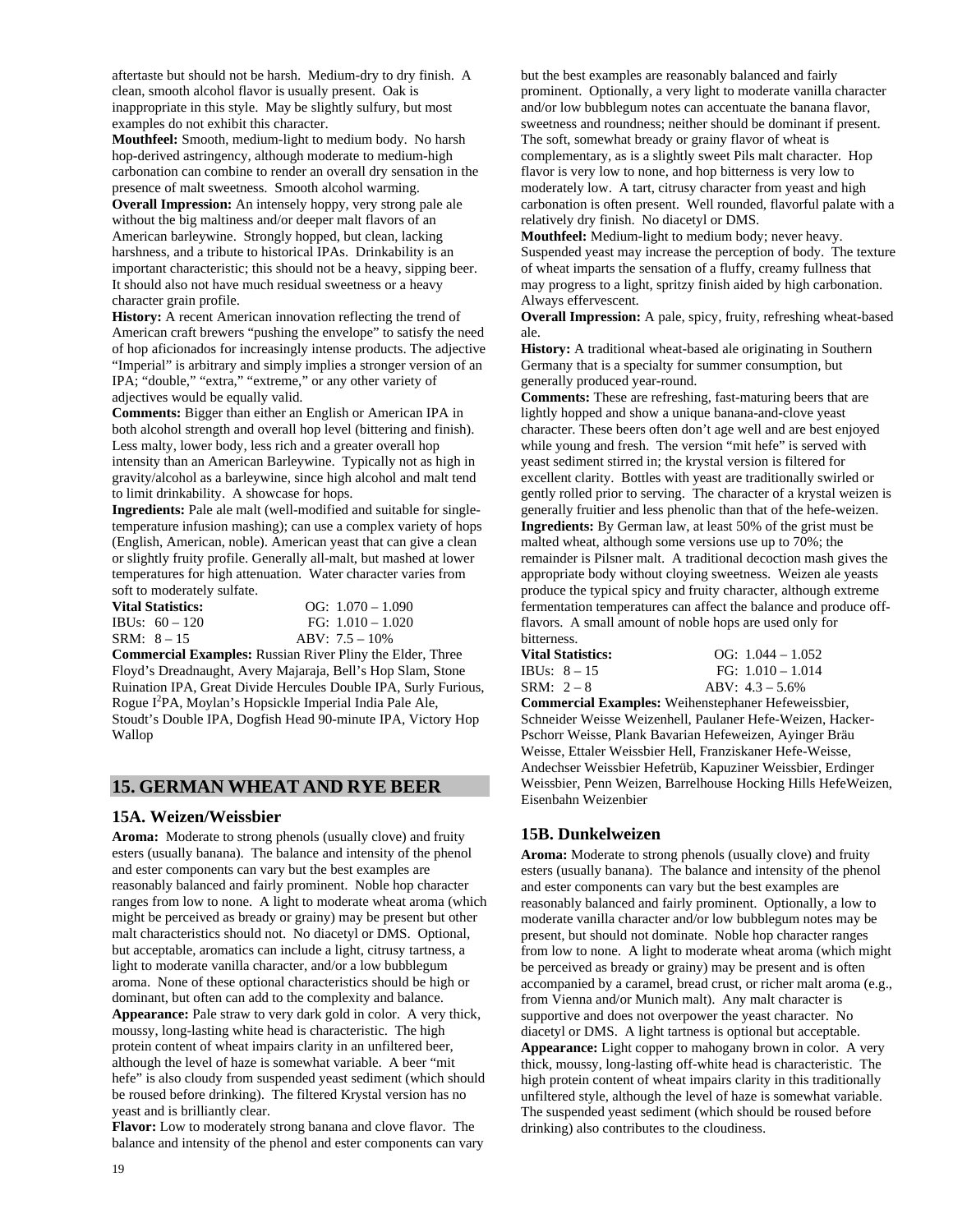aftertaste but should not be harsh. Medium-dry to dry finish. A clean, smooth alcohol flavor is usually present. Oak is inappropriate in this style. May be slightly sulfury, but most examples do not exhibit this character.

**Mouthfeel:** Smooth, medium-light to medium body. No harsh hop-derived astringency, although moderate to medium-high carbonation can combine to render an overall dry sensation in the presence of malt sweetness. Smooth alcohol warming.

**Overall Impression:** An intensely hoppy, very strong pale ale without the big maltiness and/or deeper malt flavors of an American barleywine. Strongly hopped, but clean, lacking harshness, and a tribute to historical IPAs. Drinkability is an important characteristic; this should not be a heavy, sipping beer. It should also not have much residual sweetness or a heavy character grain profile.

**History:** A recent American innovation reflecting the trend of American craft brewers "pushing the envelope" to satisfy the need of hop aficionados for increasingly intense products. The adjective "Imperial" is arbitrary and simply implies a stronger version of an IPA; "double," "extra," "extreme," or any other variety of adjectives would be equally valid.

**Comments:** Bigger than either an English or American IPA in both alcohol strength and overall hop level (bittering and finish). Less malty, lower body, less rich and a greater overall hop intensity than an American Barleywine. Typically not as high in gravity/alcohol as a barleywine, since high alcohol and malt tend to limit drinkability. A showcase for hops.

**Ingredients:** Pale ale malt (well-modified and suitable for single-temperature infusion mashing); can use a complex variety of hops (English, American, noble). American yeast that can give a clean or slightly fruity profile. Generally all-malt, but mashed at lower temperatures for high attenuation. Water character varies from soft to moderately sulfate.

| **Vital Statistics:** | OG: 1.070 – 1.090 |
|---|---|
| IBUs: 60 – 120 | FG: 1.010 – 1.020 |
| SRM: 8 – 15 | ABV: 7.5 – 10% |

**Commercial Examples:** Russian River Pliny the Elder, Three Floyd's Dreadnaught, Avery Majaraja, Bell's Hop Slam, Stone Ruination IPA, Great Divide Hercules Double IPA, Surly Furious, Rogue I$^2$PA, Moylan's Hopsickle Imperial India Pale Ale, Stoudt's Double IPA, Dogfish Head 90-minute IPA, Victory Hop Wallop

## 15. GERMAN WHEAT AND RYE BEER

### 15A. Weizen/Weissbier

**Aroma:** Moderate to strong phenols (usually clove) and fruity esters (usually banana). The balance and intensity of the phenol and ester components can vary but the best examples are reasonably balanced and fairly prominent. Noble hop character ranges from low to none. A light to moderate wheat aroma (which might be perceived as bready or grainy) may be present but other malt characteristics should not. No diacetyl or DMS. Optional, but acceptable, aromatics can include a light, citrusy tartness, a light to moderate vanilla character, and/or a low bubblegum aroma. None of these optional characteristics should be high or dominant, but often can add to the complexity and balance.

**Appearance:** Pale straw to very dark gold in color. A very thick, moussy, long-lasting white head is characteristic. The high protein content of wheat impairs clarity in an unfiltered beer, although the level of haze is somewhat variable. A beer "mit hefe" is also cloudy from suspended yeast sediment (which should be roused before drinking). The filtered Krystal version has no yeast and is brilliantly clear.

**Flavor:** Low to moderately strong banana and clove flavor. The balance and intensity of the phenol and ester components can vary but the best examples are reasonably balanced and fairly prominent. Optionally, a very light to moderate vanilla character and/or low bubblegum notes can accentuate the banana flavor, sweetness and roundness; neither should be dominant if present. The soft, somewhat bready or grainy flavor of wheat is complementary, as is a slightly sweet Pils malt character. Hop flavor is very low to none, and hop bitterness is very low to moderately low. A tart, citrusy character from yeast and high carbonation is often present. Well rounded, flavorful palate with a relatively dry finish. No diacetyl or DMS.

**Mouthfeel:** Medium-light to medium body; never heavy. Suspended yeast may increase the perception of body. The texture of wheat imparts the sensation of a fluffy, creamy fullness that may progress to a light, spritzy finish aided by high carbonation. Always effervescent.

**Overall Impression:** A pale, spicy, fruity, refreshing wheat-based ale.

**History:** A traditional wheat-based ale originating in Southern Germany that is a specialty for summer consumption, but generally produced year-round.

**Comments:** These are refreshing, fast-maturing beers that are lightly hopped and show a unique banana-and-clove yeast character. These beers often don't age well and are best enjoyed while young and fresh. The version "mit hefe" is served with yeast sediment stirred in; the krystal version is filtered for excellent clarity. Bottles with yeast are traditionally swirled or gently rolled prior to serving. The character of a krystal weizen is generally fruitier and less phenolic than that of the hefe-weizen.

**Ingredients:** By German law, at least 50% of the grist must be malted wheat, although some versions use up to 70%; the remainder is Pilsner malt. A traditional decoction mash gives the appropriate body without cloying sweetness. Weizen ale yeasts produce the typical spicy and fruity character, although extreme fermentation temperatures can affect the balance and produce off-flavors. A small amount of noble hops are used only for bitterness.

| **Vital Statistics:** | OG: 1.044 – 1.052 |
|---|---|
| IBUs: 8 – 15 | FG: 1.010 – 1.014 |
| SRM: 2 – 8 | ABV: 4.3 – 5.6% |

**Commercial Examples:** Weihenstephaner Hefeweissbier, Schneider Weisse Weizenhell, Paulaner Hefe-Weizen, Hacker-Pschorr Weisse, Plank Bavarian Hefeweizen, Ayinger Bräu Weisse, Ettaler Weissbier Hell, Franziskaner Hefe-Weisse, Andechser Weissbier Hefetrüb, Kapuziner Weissbier, Erdinger Weissbier, Penn Weizen, Barrelhouse Hocking Hills HefeWeizen, Eisenbahn Weizenbier

### 15B. Dunkelweizen

**Aroma:** Moderate to strong phenols (usually clove) and fruity esters (usually banana). The balance and intensity of the phenol and ester components can vary but the best examples are reasonably balanced and fairly prominent. Optionally, a low to moderate vanilla character and/or low bubblegum notes may be present, but should not dominate. Noble hop character ranges from low to none. A light to moderate wheat aroma (which might be perceived as bready or grainy) may be present and is often accompanied by a caramel, bread crust, or richer malt aroma (e.g., from Vienna and/or Munich malt). Any malt character is supportive and does not overpower the yeast character. No diacetyl or DMS. A light tartness is optional but acceptable.

**Appearance:** Light copper to mahogany brown in color. A very thick, moussy, long-lasting off-white head is characteristic. The high protein content of wheat impairs clarity in this traditionally unfiltered style, although the level of haze is somewhat variable. The suspended yeast sediment (which should be roused before drinking) also contributes to the cloudiness.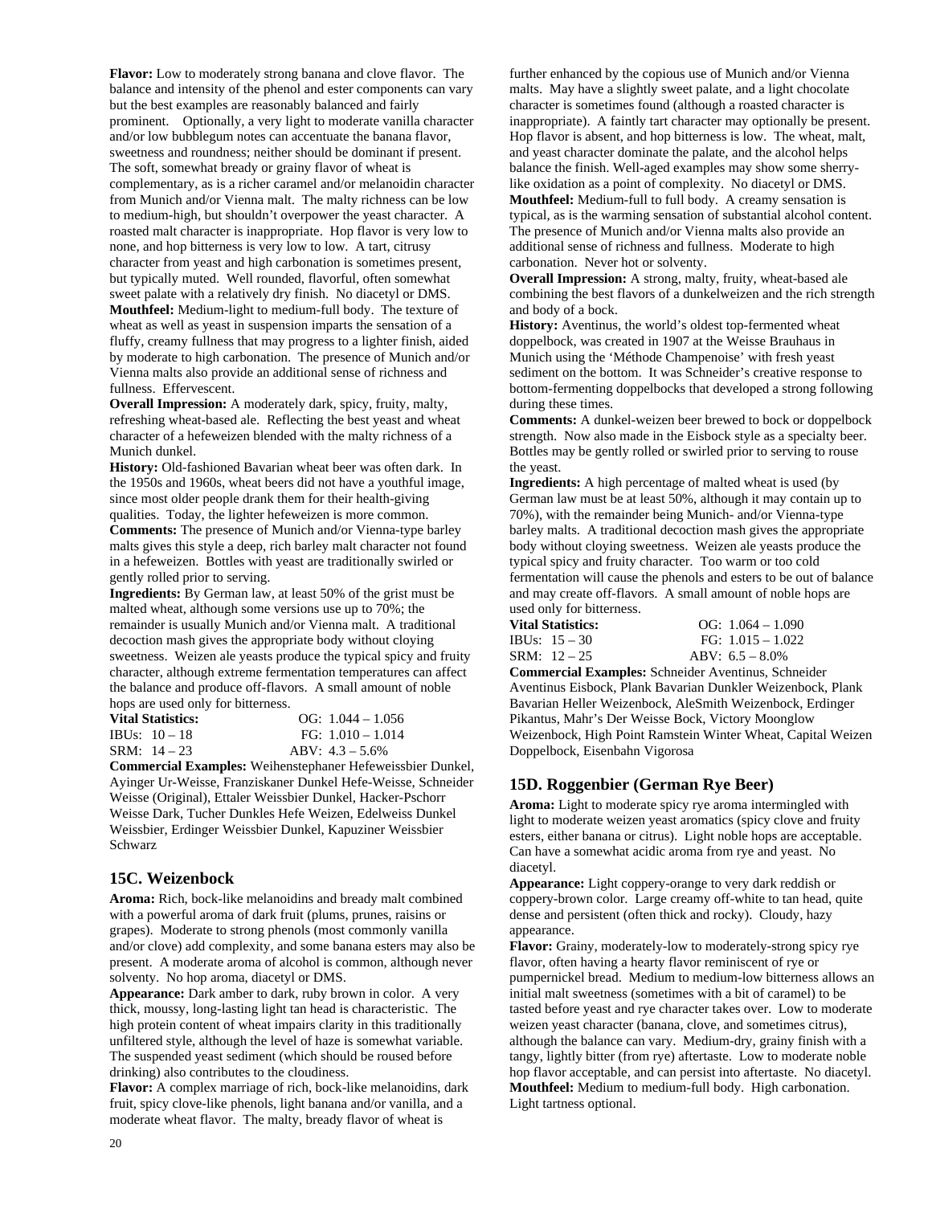**Flavor:** Low to moderately strong banana and clove flavor. The balance and intensity of the phenol and ester components can vary but the best examples are reasonably balanced and fairly prominent. Optionally, a very light to moderate vanilla character and/or low bubblegum notes can accentuate the banana flavor, sweetness and roundness; neither should be dominant if present. The soft, somewhat bready or grainy flavor of wheat is complementary, as is a richer caramel and/or melanoidin character from Munich and/or Vienna malt. The malty richness can be low to medium-high, but shouldn't overpower the yeast character. A roasted malt character is inappropriate. Hop flavor is very low to none, and hop bitterness is very low to low. A tart, citrusy character from yeast and high carbonation is sometimes present, but typically muted. Well rounded, flavorful, often somewhat sweet palate with a relatively dry finish. No diacetyl or DMS.

**Mouthfeel:** Medium-light to medium-full body. The texture of wheat as well as yeast in suspension imparts the sensation of a fluffy, creamy fullness that may progress to a lighter finish, aided by moderate to high carbonation. The presence of Munich and/or Vienna malts also provide an additional sense of richness and fullness. Effervescent.

**Overall Impression:** A moderately dark, spicy, fruity, malty, refreshing wheat-based ale. Reflecting the best yeast and wheat character of a hefeweizen blended with the malty richness of a Munich dunkel.

**History:** Old-fashioned Bavarian wheat beer was often dark. In the 1950s and 1960s, wheat beers did not have a youthful image, since most older people drank them for their health-giving qualities. Today, the lighter hefeweizen is more common.

**Comments:** The presence of Munich and/or Vienna-type barley malts gives this style a deep, rich barley malt character not found in a hefeweizen. Bottles with yeast are traditionally swirled or gently rolled prior to serving.

**Ingredients:** By German law, at least 50% of the grist must be malted wheat, although some versions use up to 70%; the remainder is usually Munich and/or Vienna malt. A traditional decoction mash gives the appropriate body without cloying sweetness. Weizen ale yeasts produce the typical spicy and fruity character, although extreme fermentation temperatures can affect the balance and produce off-flavors. A small amount of noble hops are used only for bitterness.

| **Vital Statistics:** | OG: 1.044 – 1.056 |
|---|---|
| IBUs: 10 – 18 | FG: 1.010 – 1.014 |
| SRM: 14 – 23 | ABV: 4.3 – 5.6% |

**Commercial Examples:** Weihenstephaner Hefeweissbier Dunkel, Ayinger Ur-Weisse, Franziskaner Dunkel Hefe-Weisse, Schneider Weisse (Original), Ettaler Weissbier Dunkel, Hacker-Pschorr Weisse Dark, Tucher Dunkles Hefe Weizen, Edelweiss Dunkel Weissbier, Erdinger Weissbier Dunkel, Kapuziner Weissbier Schwarz

## 15C. Weizenbock

**Aroma:** Rich, bock-like melanoidins and bready malt combined with a powerful aroma of dark fruit (plums, prunes, raisins or grapes). Moderate to strong phenols (most commonly vanilla and/or clove) add complexity, and some banana esters may also be present. A moderate aroma of alcohol is common, although never solventy. No hop aroma, diacetyl or DMS.

**Appearance:** Dark amber to dark, ruby brown in color. A very thick, moussy, long-lasting light tan head is characteristic. The high protein content of wheat impairs clarity in this traditionally unfiltered style, although the level of haze is somewhat variable. The suspended yeast sediment (which should be roused before drinking) also contributes to the cloudiness.

**Flavor:** A complex marriage of rich, bock-like melanoidins, dark fruit, spicy clove-like phenols, light banana and/or vanilla, and a moderate wheat flavor. The malty, bready flavor of wheat is further enhanced by the copious use of Munich and/or Vienna malts. May have a slightly sweet palate, and a light chocolate character is sometimes found (although a roasted character is inappropriate). A faintly tart character may optionally be present. Hop flavor is absent, and hop bitterness is low. The wheat, malt, and yeast character dominate the palate, and the alcohol helps balance the finish. Well-aged examples may show some sherry-like oxidation as a point of complexity. No diacetyl or DMS.

**Mouthfeel:** Medium-full to full body. A creamy sensation is typical, as is the warming sensation of substantial alcohol content. The presence of Munich and/or Vienna malts also provide an additional sense of richness and fullness. Moderate to high carbonation. Never hot or solventy.

**Overall Impression:** A strong, malty, fruity, wheat-based ale combining the best flavors of a dunkelweizen and the rich strength and body of a bock.

**History:** Aventinus, the world's oldest top-fermented wheat doppelbock, was created in 1907 at the Weisse Brauhaus in Munich using the 'Méthode Champenoise' with fresh yeast sediment on the bottom. It was Schneider's creative response to bottom-fermenting doppelbocks that developed a strong following during these times.

**Comments:** A dunkel-weizen beer brewed to bock or doppelbock strength. Now also made in the Eisbock style as a specialty beer. Bottles may be gently rolled or swirled prior to serving to rouse the yeast.

**Ingredients:** A high percentage of malted wheat is used (by German law must be at least 50%, although it may contain up to 70%), with the remainder being Munich- and/or Vienna-type barley malts. A traditional decoction mash gives the appropriate body without cloying sweetness. Weizen ale yeasts produce the typical spicy and fruity character. Too warm or too cold fermentation will cause the phenols and esters to be out of balance and may create off-flavors. A small amount of noble hops are used only for bitterness.

| **Vital Statistics:** | OG: 1.064 – 1.090 |
|---|---|
| IBUs: 15 – 30 | FG: 1.015 – 1.022 |
| SRM: 12 – 25 | ABV: 6.5 – 8.0% |

**Commercial Examples:** Schneider Aventinus, Schneider Aventinus Eisbock, Plank Bavarian Dunkler Weizenbock, Plank Bavarian Heller Weizenbock, AleSmith Weizenbock, Erdinger Pikantus, Mahr's Der Weisse Bock, Victory Moonglow Weizenbock, High Point Ramstein Winter Wheat, Capital Weizen Doppelbock, Eisenbahn Vigorosa

## 15D. Roggenbier (German Rye Beer)

**Aroma:** Light to moderate spicy rye aroma intermingled with light to moderate weizen yeast aromatics (spicy clove and fruity esters, either banana or citrus). Light noble hops are acceptable. Can have a somewhat acidic aroma from rye and yeast. No diacetyl.

**Appearance:** Light coppery-orange to very dark reddish or coppery-brown color. Large creamy off-white to tan head, quite dense and persistent (often thick and rocky). Cloudy, hazy appearance.

**Flavor:** Grainy, moderately-low to moderately-strong spicy rye flavor, often having a hearty flavor reminiscent of rye or pumpernickel bread. Medium to medium-low bitterness allows an initial malt sweetness (sometimes with a bit of caramel) to be tasted before yeast and rye character takes over. Low to moderate weizen yeast character (banana, clove, and sometimes citrus), although the balance can vary. Medium-dry, grainy finish with a tangy, lightly bitter (from rye) aftertaste. Low to moderate noble hop flavor acceptable, and can persist into aftertaste. No diacetyl.

**Mouthfeel:** Medium to medium-full body. High carbonation. Light tartness optional.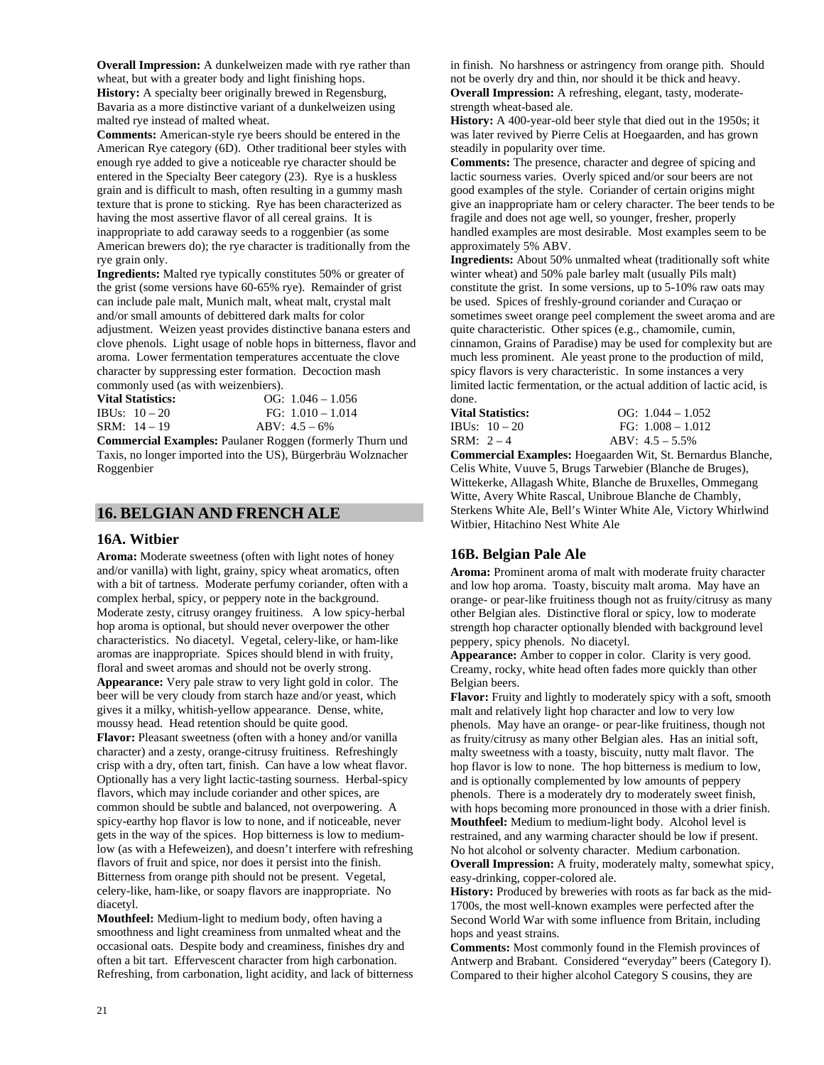**Overall Impression:** A dunkelweizen made with rye rather than wheat, but with a greater body and light finishing hops.

**History:** A specialty beer originally brewed in Regensburg, Bavaria as a more distinctive variant of a dunkelweizen using malted rye instead of malted wheat.

**Comments:** American-style rye beers should be entered in the American Rye category (6D). Other traditional beer styles with enough rye added to give a noticeable rye character should be entered in the Specialty Beer category (23). Rye is a huskless grain and is difficult to mash, often resulting in a gummy mash texture that is prone to sticking. Rye has been characterized as having the most assertive flavor of all cereal grains. It is inappropriate to add caraway seeds to a roggenbier (as some American brewers do); the rye character is traditionally from the rye grain only.

**Ingredients:** Malted rye typically constitutes 50% or greater of the grist (some versions have 60-65% rye). Remainder of grist can include pale malt, Munich malt, wheat malt, crystal malt and/or small amounts of debittered dark malts for color adjustment. Weizen yeast provides distinctive banana esters and clove phenols. Light usage of noble hops in bitterness, flavor and aroma. Lower fermentation temperatures accentuate the clove character by suppressing ester formation. Decoction mash commonly used (as with weizenbiers).

**Vital Statistics:** OG: 1.046 – 1.056
IBUs: 10 – 20 FG: 1.010 – 1.014
SRM: 14 – 19 ABV: 4.5 – 6%

**Commercial Examples:** Paulaner Roggen (formerly Thurn und Taxis, no longer imported into the US), Bürgerbräu Wolznacher Roggenbier

## 16. BELGIAN AND FRENCH ALE

### 16A. Witbier

**Aroma:** Moderate sweetness (often with light notes of honey and/or vanilla) with light, grainy, spicy wheat aromatics, often with a bit of tartness. Moderate perfumy coriander, often with a complex herbal, spicy, or peppery note in the background. Moderate zesty, citrusy orangey fruitiness. A low spicy-herbal hop aroma is optional, but should never overpower the other characteristics. No diacetyl. Vegetal, celery-like, or ham-like aromas are inappropriate. Spices should blend in with fruity, floral and sweet aromas and should not be overly strong.

**Appearance:** Very pale straw to very light gold in color. The beer will be very cloudy from starch haze and/or yeast, which gives it a milky, whitish-yellow appearance. Dense, white, moussy head. Head retention should be quite good.

**Flavor:** Pleasant sweetness (often with a honey and/or vanilla character) and a zesty, orange-citrusy fruitiness. Refreshingly crisp with a dry, often tart, finish. Can have a low wheat flavor. Optionally has a very light lactic-tasting sourness. Herbal-spicy flavors, which may include coriander and other spices, are common should be subtle and balanced, not overpowering. A spicy-earthy hop flavor is low to none, and if noticeable, never gets in the way of the spices. Hop bitterness is low to medium-low (as with a Hefeweizen), and doesn't interfere with refreshing flavors of fruit and spice, nor does it persist into the finish. Bitterness from orange pith should not be present. Vegetal, celery-like, ham-like, or soapy flavors are inappropriate. No diacetyl.

**Mouthfeel:** Medium-light to medium body, often having a smoothness and light creaminess from unmalted wheat and the occasional oats. Despite body and creaminess, finishes dry and often a bit tart. Effervescent character from high carbonation. Refreshing, from carbonation, light acidity, and lack of bitterness in finish. No harshness or astringency from orange pith. Should not be overly dry and thin, nor should it be thick and heavy.

**Overall Impression:** A refreshing, elegant, tasty, moderate-strength wheat-based ale.

**History:** A 400-year-old beer style that died out in the 1950s; it was later revived by Pierre Celis at Hoegaarden, and has grown steadily in popularity over time.

**Comments:** The presence, character and degree of spicing and lactic sourness varies. Overly spiced and/or sour beers are not good examples of the style. Coriander of certain origins might give an inappropriate ham or celery character. The beer tends to be fragile and does not age well, so younger, fresher, properly handled examples are most desirable. Most examples seem to be approximately 5% ABV.

**Ingredients:** About 50% unmalted wheat (traditionally soft white winter wheat) and 50% pale barley malt (usually Pils malt) constitute the grist. In some versions, up to 5-10% raw oats may be used. Spices of freshly-ground coriander and Curaçao or sometimes sweet orange peel complement the sweet aroma and are quite characteristic. Other spices (e.g., chamomile, cumin, cinnamon, Grains of Paradise) may be used for complexity but are much less prominent. Ale yeast prone to the production of mild, spicy flavors is very characteristic. In some instances a very limited lactic fermentation, or the actual addition of lactic acid, is done.

**Vital Statistics:** OG: 1.044 – 1.052
IBUs: 10 – 20 FG: 1.008 – 1.012
SRM: 2 – 4 ABV: 4.5 – 5.5%

**Commercial Examples:** Hoegaarden Wit, St. Bernardus Blanche, Celis White, Vuuve 5, Brugs Tarwebier (Blanche de Bruges), Wittekerke, Allagash White, Blanche de Bruxelles, Ommegang Witte, Avery White Rascal, Unibroue Blanche de Chambly, Sterkens White Ale, Bell's Winter White Ale, Victory Whirlwind Witbier, Hitachino Nest White Ale

### 16B. Belgian Pale Ale

**Aroma:** Prominent aroma of malt with moderate fruity character and low hop aroma. Toasty, biscuity malt aroma. May have an orange- or pear-like fruitiness though not as fruity/citrusy as many other Belgian ales. Distinctive floral or spicy, low to moderate strength hop character optionally blended with background level peppery, spicy phenols. No diacetyl.

**Appearance:** Amber to copper in color. Clarity is very good. Creamy, rocky, white head often fades more quickly than other Belgian beers.

**Flavor:** Fruity and lightly to moderately spicy with a soft, smooth malt and relatively light hop character and low to very low phenols. May have an orange- or pear-like fruitiness, though not as fruity/citrusy as many other Belgian ales. Has an initial soft, malty sweetness with a toasty, biscuity, nutty malt flavor. The hop flavor is low to none. The hop bitterness is medium to low, and is optionally complemented by low amounts of peppery phenols. There is a moderately dry to moderately sweet finish, with hops becoming more pronounced in those with a drier finish.

**Mouthfeel:** Medium to medium-light body. Alcohol level is restrained, and any warming character should be low if present. No hot alcohol or solventy character. Medium carbonation.

**Overall Impression:** A fruity, moderately malty, somewhat spicy, easy-drinking, copper-colored ale.

**History:** Produced by breweries with roots as far back as the mid-1700s, the most well-known examples were perfected after the Second World War with some influence from Britain, including hops and yeast strains.

**Comments:** Most commonly found in the Flemish provinces of Antwerp and Brabant. Considered "everyday" beers (Category I). Compared to their higher alcohol Category S cousins, they are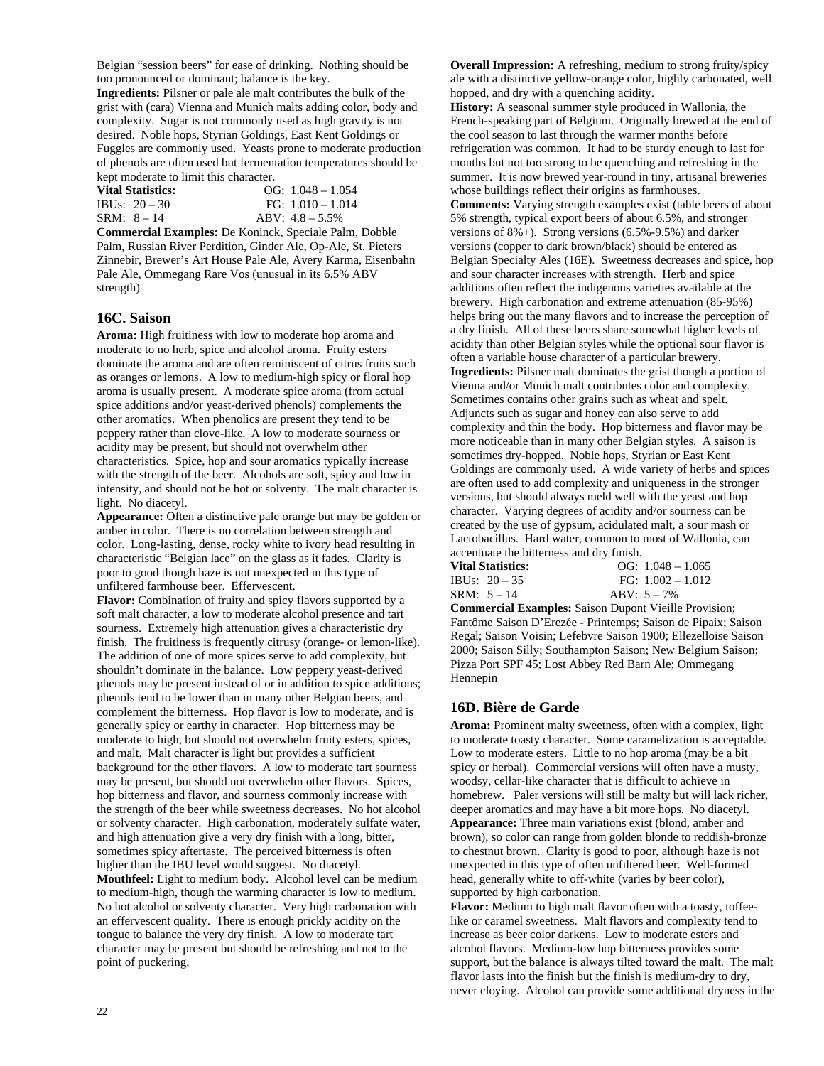Belgian "session beers" for ease of drinking. Nothing should be too pronounced or dominant; balance is the key.

**Ingredients:** Pilsner or pale ale malt contributes the bulk of the grist with (cara) Vienna and Munich malts adding color, body and complexity. Sugar is not commonly used as high gravity is not desired. Noble hops, Styrian Goldings, East Kent Goldings or Fuggles are commonly used. Yeasts prone to moderate production of phenols are often used but fermentation temperatures should be kept moderate to limit this character.

| **Vital Statistics:** | OG: 1.048 – 1.054 |
|---|---|
| IBUs: 20 – 30 | FG: 1.010 – 1.014 |
| SRM: 8 – 14 | ABV: 4.8 – 5.5% |

**Commercial Examples:** De Koninck, Speciale Palm, Dobble Palm, Russian River Perdition, Ginder Ale, Op-Ale, St. Pieters Zinnebir, Brewer's Art House Pale Ale, Avery Karma, Eisenbahn Pale Ale, Ommegang Rare Vos (unusual in its 6.5% ABV strength)

## 16C. Saison

**Aroma:** High fruitiness with low to moderate hop aroma and moderate to no herb, spice and alcohol aroma. Fruity esters dominate the aroma and are often reminiscent of citrus fruits such as oranges or lemons. A low to medium-high spicy or floral hop aroma is usually present. A moderate spice aroma (from actual spice additions and/or yeast-derived phenols) complements the other aromatics. When phenolics are present they tend to be peppery rather than clove-like. A low to moderate sourness or acidity may be present, but should not overwhelm other characteristics. Spice, hop and sour aromatics typically increase with the strength of the beer. Alcohols are soft, spicy and low in intensity, and should not be hot or solventy. The malt character is light. No diacetyl.

**Appearance:** Often a distinctive pale orange but may be golden or amber in color. There is no correlation between strength and color. Long-lasting, dense, rocky white to ivory head resulting in characteristic "Belgian lace" on the glass as it fades. Clarity is poor to good though haze is not unexpected in this type of unfiltered farmhouse beer. Effervescent.

**Flavor:** Combination of fruity and spicy flavors supported by a soft malt character, a low to moderate alcohol presence and tart sourness. Extremely high attenuation gives a characteristic dry finish. The fruitiness is frequently citrusy (orange- or lemon-like). The addition of one of more spices serve to add complexity, but shouldn't dominate in the balance. Low peppery yeast-derived phenols may be present instead of or in addition to spice additions; phenols tend to be lower than in many other Belgian beers, and complement the bitterness. Hop flavor is low to moderate, and is generally spicy or earthy in character. Hop bitterness may be moderate to high, but should not overwhelm fruity esters, spices, and malt. Malt character is light but provides a sufficient background for the other flavors. A low to moderate tart sourness may be present, but should not overwhelm other flavors. Spices, hop bitterness and flavor, and sourness commonly increase with the strength of the beer while sweetness decreases. No hot alcohol or solventy character. High carbonation, moderately sulfate water, and high attenuation give a very dry finish with a long, bitter, sometimes spicy aftertaste. The perceived bitterness is often higher than the IBU level would suggest. No diacetyl.

**Mouthfeel:** Light to medium body. Alcohol level can be medium to medium-high, though the warming character is low to medium. No hot alcohol or solventy character. Very high carbonation with an effervescent quality. There is enough prickly acidity on the tongue to balance the very dry finish. A low to moderate tart character may be present but should be refreshing and not to the point of puckering.

**Overall Impression:** A refreshing, medium to strong fruity/spicy ale with a distinctive yellow-orange color, highly carbonated, well hopped, and dry with a quenching acidity.

**History:** A seasonal summer style produced in Wallonia, the French-speaking part of Belgium. Originally brewed at the end of the cool season to last through the warmer months before refrigeration was common. It had to be sturdy enough to last for months but not too strong to be quenching and refreshing in the summer. It is now brewed year-round in tiny, artisanal breweries whose buildings reflect their origins as farmhouses.

**Comments:** Varying strength examples exist (table beers of about 5% strength, typical export beers of about 6.5%, and stronger versions of 8%+). Strong versions (6.5%-9.5%) and darker versions (copper to dark brown/black) should be entered as Belgian Specialty Ales (16E). Sweetness decreases and spice, hop and sour character increases with strength. Herb and spice additions often reflect the indigenous varieties available at the brewery. High carbonation and extreme attenuation (85-95%) helps bring out the many flavors and to increase the perception of a dry finish. All of these beers share somewhat higher levels of acidity than other Belgian styles while the optional sour flavor is often a variable house character of a particular brewery.

**Ingredients:** Pilsner malt dominates the grist though a portion of Vienna and/or Munich malt contributes color and complexity. Sometimes contains other grains such as wheat and spelt. Adjuncts such as sugar and honey can also serve to add complexity and thin the body. Hop bitterness and flavor may be more noticeable than in many other Belgian styles. A saison is sometimes dry-hopped. Noble hops, Styrian or East Kent Goldings are commonly used. A wide variety of herbs and spices are often used to add complexity and uniqueness in the stronger versions, but should always meld well with the yeast and hop character. Varying degrees of acidity and/or sourness can be created by the use of gypsum, acidulated malt, a sour mash or Lactobacillus. Hard water, common to most of Wallonia, can accentuate the bitterness and dry finish.

| **Vital Statistics:** | OG: 1.048 – 1.065 |
|---|---|
| IBUs: 20 – 35 | FG: 1.002 – 1.012 |
| SRM: 5 – 14 | ABV: 5 – 7% |

**Commercial Examples:** Saison Dupont Vieille Provision; Fantôme Saison D'Erezée - Printemps; Saison de Pipaix; Saison Regal; Saison Voisin; Lefebvre Saison 1900; Ellezelloise Saison 2000; Saison Silly; Southampton Saison; New Belgium Saison; Pizza Port SPF 45; Lost Abbey Red Barn Ale; Ommegang Hennepin

## 16D. Bière de Garde

**Aroma:** Prominent malty sweetness, often with a complex, light to moderate toasty character. Some caramelization is acceptable. Low to moderate esters. Little to no hop aroma (may be a bit spicy or herbal). Commercial versions will often have a musty, woodsy, cellar-like character that is difficult to achieve in homebrew. Paler versions will still be malty but will lack richer, deeper aromatics and may have a bit more hops. No diacetyl.

**Appearance:** Three main variations exist (blond, amber and brown), so color can range from golden blonde to reddish-bronze to chestnut brown. Clarity is good to poor, although haze is not unexpected in this type of often unfiltered beer. Well-formed head, generally white to off-white (varies by beer color), supported by high carbonation.

**Flavor:** Medium to high malt flavor often with a toasty, toffee-like or caramel sweetness. Malt flavors and complexity tend to increase as beer color darkens. Low to moderate esters and alcohol flavors. Medium-low hop bitterness provides some support, but the balance is always tilted toward the malt. The malt flavor lasts into the finish but the finish is medium-dry to dry, never cloying. Alcohol can provide some additional dryness in the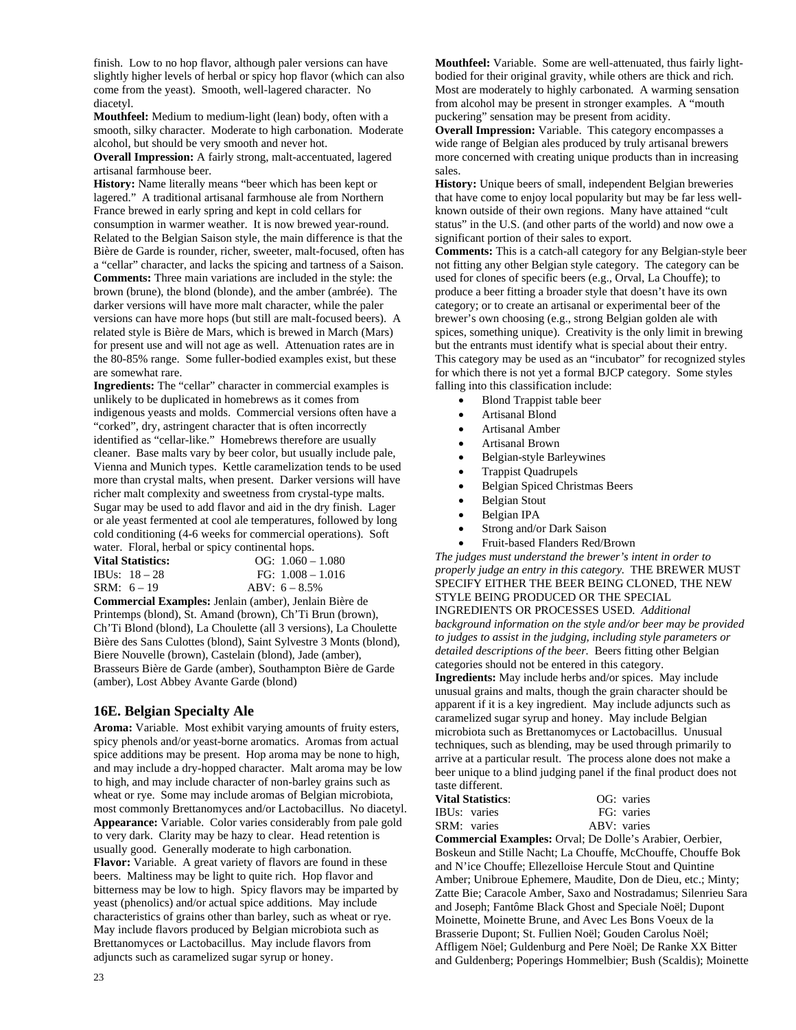finish. Low to no hop flavor, although paler versions can have slightly higher levels of herbal or spicy hop flavor (which can also come from the yeast). Smooth, well-lagered character. No diacetyl.

**Mouthfeel:** Medium to medium-light (lean) body, often with a smooth, silky character. Moderate to high carbonation. Moderate alcohol, but should be very smooth and never hot.

**Overall Impression:** A fairly strong, malt-accentuated, lagered artisanal farmhouse beer.

**History:** Name literally means "beer which has been kept or lagered." A traditional artisanal farmhouse ale from Northern France brewed in early spring and kept in cold cellars for consumption in warmer weather. It is now brewed year-round. Related to the Belgian Saison style, the main difference is that the Bière de Garde is rounder, richer, sweeter, malt-focused, often has a "cellar" character, and lacks the spicing and tartness of a Saison.

**Comments:** Three main variations are included in the style: the brown (brune), the blond (blonde), and the amber (ambrée). The darker versions will have more malt character, while the paler versions can have more hops (but still are malt-focused beers). A related style is Bière de Mars, which is brewed in March (Mars) for present use and will not age as well. Attenuation rates are in the 80-85% range. Some fuller-bodied examples exist, but these are somewhat rare.

**Ingredients:** The "cellar" character in commercial examples is unlikely to be duplicated in homebrews as it comes from indigenous yeasts and molds. Commercial versions often have a "corked", dry, astringent character that is often incorrectly identified as "cellar-like." Homebrews therefore are usually cleaner. Base malts vary by beer color, but usually include pale, Vienna and Munich types. Kettle caramelization tends to be used more than crystal malts, when present. Darker versions will have richer malt complexity and sweetness from crystal-type malts. Sugar may be used to add flavor and aid in the dry finish. Lager or ale yeast fermented at cool ale temperatures, followed by long cold conditioning (4-6 weeks for commercial operations). Soft water. Floral, herbal or spicy continental hops.

| **Vital Statistics:** | OG: 1.060 – 1.080 |
|---|---|
| IBUs: 18 – 28 | FG: 1.008 – 1.016 |
| SRM: 6 – 19 | ABV: 6 – 8.5% |

**Commercial Examples:** Jenlain (amber), Jenlain Bière de Printemps (blond), St. Amand (brown), Ch'Ti Brun (brown), Ch'Ti Blond (blond), La Choulette (all 3 versions), La Choulette Bière des Sans Culottes (blond), Saint Sylvestre 3 Monts (blond), Biere Nouvelle (brown), Castelain (blond), Jade (amber), Brasseurs Bière de Garde (amber), Southampton Bière de Garde (amber), Lost Abbey Avante Garde (blond)

## 16E. Belgian Specialty Ale

**Aroma:** Variable. Most exhibit varying amounts of fruity esters, spicy phenols and/or yeast-borne aromatics. Aromas from actual spice additions may be present. Hop aroma may be none to high, and may include a dry-hopped character. Malt aroma may be low to high, and may include character of non-barley grains such as wheat or rye. Some may include aromas of Belgian microbiota, most commonly Brettanomyces and/or Lactobacillus. No diacetyl.

**Appearance:** Variable. Color varies considerably from pale gold to very dark. Clarity may be hazy to clear. Head retention is usually good. Generally moderate to high carbonation.

**Flavor:** Variable. A great variety of flavors are found in these beers. Maltiness may be light to quite rich. Hop flavor and bitterness may be low to high. Spicy flavors may be imparted by yeast (phenolics) and/or actual spice additions. May include characteristics of grains other than barley, such as wheat or rye. May include flavors produced by Belgian microbiota such as Brettanomyces or Lactobacillus. May include flavors from adjuncts such as caramelized sugar syrup or honey.

**Mouthfeel:** Variable. Some are well-attenuated, thus fairly light-bodied for their original gravity, while others are thick and rich. Most are moderately to highly carbonated. A warming sensation from alcohol may be present in stronger examples. A "mouth puckering" sensation may be present from acidity.

**Overall Impression:** Variable. This category encompasses a wide range of Belgian ales produced by truly artisanal brewers more concerned with creating unique products than in increasing sales.

**History:** Unique beers of small, independent Belgian breweries that have come to enjoy local popularity but may be far less well-known outside of their own regions. Many have attained "cult status" in the U.S. (and other parts of the world) and now owe a significant portion of their sales to export.

**Comments:** This is a catch-all category for any Belgian-style beer not fitting any other Belgian style category. The category can be used for clones of specific beers (e.g., Orval, La Chouffe); to produce a beer fitting a broader style that doesn't have its own category; or to create an artisanal or experimental beer of the brewer's own choosing (e.g., strong Belgian golden ale with spices, something unique). Creativity is the only limit in brewing but the entrants must identify what is special about their entry. This category may be used as an "incubator" for recognized styles for which there is not yet a formal BJCP category. Some styles falling into this classification include:

- Blond Trappist table beer
- Artisanal Blond
- Artisanal Amber
- Artisanal Brown
- Belgian-style Barleywines
- Trappist Quadrupels
- Belgian Spiced Christmas Beers
- Belgian Stout
- Belgian IPA
- Strong and/or Dark Saison
- Fruit-based Flanders Red/Brown

*The judges must understand the brewer's intent in order to properly judge an entry in this category.* THE BREWER MUST SPECIFY EITHER THE BEER BEING CLONED, THE NEW STYLE BEING PRODUCED OR THE SPECIAL INGREDIENTS OR PROCESSES USED. *Additional background information on the style and/or beer may be provided to judges to assist in the judging, including style parameters or detailed descriptions of the beer.* Beers fitting other Belgian categories should not be entered in this category.

**Ingredients:** May include herbs and/or spices. May include unusual grains and malts, though the grain character should be apparent if it is a key ingredient. May include adjuncts such as caramelized sugar syrup and honey. May include Belgian microbiota such as Brettanomyces or Lactobacillus. Unusual techniques, such as blending, may be used through primarily to arrive at a particular result. The process alone does not make a beer unique to a blind judging panel if the final product does not taste different.

| **Vital Statistics**: | OG: varies |
|---|---|
| IBUs: varies | FG: varies |
| SRM: varies | ABV: varies |

**Commercial Examples:** Orval; De Dolle's Arabier, Oerbier, Boskeun and Stille Nacht; La Chouffe, McChouffe, Chouffe Bok and N'ice Chouffe; Ellezelloise Hercule Stout and Quintine Amber; Unibroue Ephemere, Maudite, Don de Dieu, etc.; Minty; Zatte Bie; Caracole Amber, Saxo and Nostradamus; Silenrieu Sara and Joseph; Fantôme Black Ghost and Speciale Noël; Dupont Moinette, Moinette Brune, and Avec Les Bons Voeux de la Brasserie Dupont; St. Fullien Noël; Gouden Carolus Noël; Affligem Nöel; Guldenburg and Pere Noël; De Ranke XX Bitter and Guldenberg; Poperings Hommelbier; Bush (Scaldis); Moinette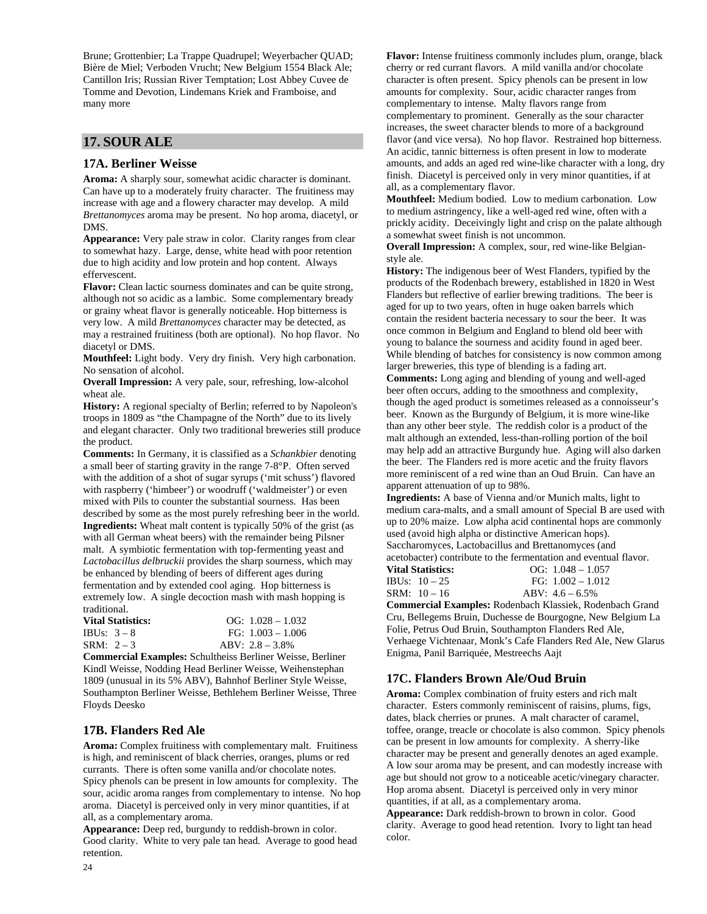Brune; Grottenbier; La Trappe Quadrupel; Weyerbacher QUAD; Bière de Miel; Verboden Vrucht; New Belgium 1554 Black Ale; Cantillon Iris; Russian River Temptation; Lost Abbey Cuvee de Tomme and Devotion, Lindemans Kriek and Framboise, and many more

## 17. SOUR ALE

### 17A. Berliner Weisse

**Aroma:** A sharply sour, somewhat acidic character is dominant. Can have up to a moderately fruity character. The fruitiness may increase with age and a flowery character may develop. A mild *Brettanomyces* aroma may be present. No hop aroma, diacetyl, or DMS.

**Appearance:** Very pale straw in color. Clarity ranges from clear to somewhat hazy. Large, dense, white head with poor retention due to high acidity and low protein and hop content. Always effervescent.

**Flavor:** Clean lactic sourness dominates and can be quite strong, although not so acidic as a lambic. Some complementary bready or grainy wheat flavor is generally noticeable. Hop bitterness is very low. A mild *Brettanomyces* character may be detected, as may a restrained fruitiness (both are optional). No hop flavor. No diacetyl or DMS.

**Mouthfeel:** Light body. Very dry finish. Very high carbonation. No sensation of alcohol.

**Overall Impression:** A very pale, sour, refreshing, low-alcohol wheat ale.

**History:** A regional specialty of Berlin; referred to by Napoleon's troops in 1809 as "the Champagne of the North" due to its lively and elegant character. Only two traditional breweries still produce the product.

**Comments:** In Germany, it is classified as a *Schankbier* denoting a small beer of starting gravity in the range 7-8°P. Often served with the addition of a shot of sugar syrups ('mit schuss') flavored with raspberry ('himbeer') or woodruff ('waldmeister') or even mixed with Pils to counter the substantial sourness. Has been described by some as the most purely refreshing beer in the world.

**Ingredients:** Wheat malt content is typically 50% of the grist (as with all German wheat beers) with the remainder being Pilsner malt. A symbiotic fermentation with top-fermenting yeast and *Lactobacillus delbruckii* provides the sharp sourness, which may be enhanced by blending of beers of different ages during fermentation and by extended cool aging. Hop bitterness is extremely low. A single decoction mash with mash hopping is traditional.

| **Vital Statistics:** | OG: 1.028 – 1.032 |
|---|---|
| IBUs: 3 – 8 | FG: 1.003 – 1.006 |
| SRM: 2 – 3 | ABV: 2.8 – 3.8% |

**Commercial Examples:** Schultheiss Berliner Weisse, Berliner Kindl Weisse, Nodding Head Berliner Weisse, Weihenstephan 1809 (unusual in its 5% ABV), Bahnhof Berliner Style Weisse, Southampton Berliner Weisse, Bethlehem Berliner Weisse, Three Floyds Deesko

### 17B. Flanders Red Ale

**Aroma:** Complex fruitiness with complementary malt. Fruitiness is high, and reminiscent of black cherries, oranges, plums or red currants. There is often some vanilla and/or chocolate notes. Spicy phenols can be present in low amounts for complexity. The sour, acidic aroma ranges from complementary to intense. No hop aroma. Diacetyl is perceived only in very minor quantities, if at all, as a complementary aroma.

**Appearance:** Deep red, burgundy to reddish-brown in color. Good clarity. White to very pale tan head. Average to good head retention.

**Flavor:** Intense fruitiness commonly includes plum, orange, black cherry or red currant flavors. A mild vanilla and/or chocolate character is often present. Spicy phenols can be present in low amounts for complexity. Sour, acidic character ranges from complementary to intense. Malty flavors range from complementary to prominent. Generally as the sour character increases, the sweet character blends to more of a background flavor (and vice versa). No hop flavor. Restrained hop bitterness. An acidic, tannic bitterness is often present in low to moderate amounts, and adds an aged red wine-like character with a long, dry finish. Diacetyl is perceived only in very minor quantities, if at all, as a complementary flavor.

**Mouthfeel:** Medium bodied. Low to medium carbonation. Low to medium astringency, like a well-aged red wine, often with a prickly acidity. Deceivingly light and crisp on the palate although a somewhat sweet finish is not uncommon.

**Overall Impression:** A complex, sour, red wine-like Belgian-style ale.

**History:** The indigenous beer of West Flanders, typified by the products of the Rodenbach brewery, established in 1820 in West Flanders but reflective of earlier brewing traditions. The beer is aged for up to two years, often in huge oaken barrels which contain the resident bacteria necessary to sour the beer. It was once common in Belgium and England to blend old beer with young to balance the sourness and acidity found in aged beer. While blending of batches for consistency is now common among larger breweries, this type of blending is a fading art.

**Comments:** Long aging and blending of young and well-aged beer often occurs, adding to the smoothness and complexity, though the aged product is sometimes released as a connoisseur's beer. Known as the Burgundy of Belgium, it is more wine-like than any other beer style. The reddish color is a product of the malt although an extended, less-than-rolling portion of the boil may help add an attractive Burgundy hue. Aging will also darken the beer. The Flanders red is more acetic and the fruity flavors more reminiscent of a red wine than an Oud Bruin. Can have an apparent attenuation of up to 98%.

**Ingredients:** A base of Vienna and/or Munich malts, light to medium cara-malts, and a small amount of Special B are used with up to 20% maize. Low alpha acid continental hops are commonly used (avoid high alpha or distinctive American hops). Saccharomyces, Lactobacillus and Brettanomyces (and acetobacter) contribute to the fermentation and eventual flavor.

| **Vital Statistics:** | OG: 1.048 – 1.057 |
|---|---|
| IBUs: 10 – 25 | FG: 1.002 – 1.012 |
| SRM: 10 – 16 | ABV: 4.6 – 6.5% |

**Commercial Examples:** Rodenbach Klassiek, Rodenbach Grand Cru, Bellegems Bruin, Duchesse de Bourgogne, New Belgium La Folie, Petrus Oud Bruin, Southampton Flanders Red Ale, Verhaege Vichtenaar, Monk's Cafe Flanders Red Ale, New Glarus Enigma, Panil Barriquée, Mestreechs Aajt

### 17C. Flanders Brown Ale/Oud Bruin

**Aroma:** Complex combination of fruity esters and rich malt character. Esters commonly reminiscent of raisins, plums, figs, dates, black cherries or prunes. A malt character of caramel, toffee, orange, treacle or chocolate is also common. Spicy phenols can be present in low amounts for complexity. A sherry-like character may be present and generally denotes an aged example. A low sour aroma may be present, and can modestly increase with age but should not grow to a noticeable acetic/vinegary character. Hop aroma absent. Diacetyl is perceived only in very minor quantities, if at all, as a complementary aroma.

**Appearance:** Dark reddish-brown to brown in color. Good clarity. Average to good head retention. Ivory to light tan head color.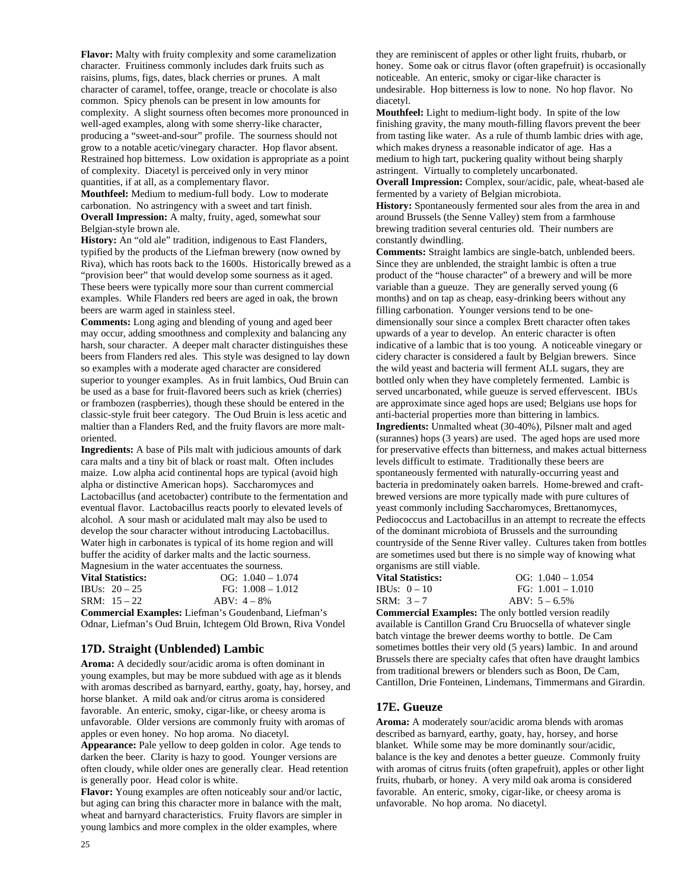**Flavor:** Malty with fruity complexity and some caramelization character. Fruitiness commonly includes dark fruits such as raisins, plums, figs, dates, black cherries or prunes. A malt character of caramel, toffee, orange, treacle or chocolate is also common. Spicy phenols can be present in low amounts for complexity. A slight sourness often becomes more pronounced in well-aged examples, along with some sherry-like character, producing a "sweet-and-sour" profile. The sourness should not grow to a notable acetic/vinegary character. Hop flavor absent. Restrained hop bitterness. Low oxidation is appropriate as a point of complexity. Diacetyl is perceived only in very minor quantities, if at all, as a complementary flavor.

**Mouthfeel:** Medium to medium-full body. Low to moderate carbonation. No astringency with a sweet and tart finish.

**Overall Impression:** A malty, fruity, aged, somewhat sour Belgian-style brown ale.

**History:** An "old ale" tradition, indigenous to East Flanders, typified by the products of the Liefman brewery (now owned by Riva), which has roots back to the 1600s. Historically brewed as a "provision beer" that would develop some sourness as it aged. These beers were typically more sour than current commercial examples. While Flanders red beers are aged in oak, the brown beers are warm aged in stainless steel.

**Comments:** Long aging and blending of young and aged beer may occur, adding smoothness and complexity and balancing any harsh, sour character. A deeper malt character distinguishes these beers from Flanders red ales. This style was designed to lay down so examples with a moderate aged character are considered superior to younger examples. As in fruit lambics, Oud Bruin can be used as a base for fruit-flavored beers such as kriek (cherries) or frambozen (raspberries), though these should be entered in the classic-style fruit beer category. The Oud Bruin is less acetic and maltier than a Flanders Red, and the fruity flavors are more malt-oriented.

**Ingredients:** A base of Pils malt with judicious amounts of dark cara malts and a tiny bit of black or roast malt. Often includes maize. Low alpha acid continental hops are typical (avoid high alpha or distinctive American hops). Saccharomyces and Lactobacillus (and acetobacter) contribute to the fermentation and eventual flavor. Lactobacillus reacts poorly to elevated levels of alcohol. A sour mash or acidulated malt may also be used to develop the sour character without introducing Lactobacillus. Water high in carbonates is typical of its home region and will buffer the acidity of darker malts and the lactic sourness. Magnesium in the water accentuates the sourness.

| **Vital Statistics:** | OG: 1.040 – 1.074 |
|---|---|
| IBUs: 20 – 25 | FG: 1.008 – 1.012 |
| SRM: 15 – 22 | ABV: 4 – 8% |

**Commercial Examples:** Liefman's Goudenband, Liefman's Odnar, Liefman's Oud Bruin, Ichtegem Old Brown, Riva Vondel

## 17D. Straight (Unblended) Lambic

**Aroma:** A decidedly sour/acidic aroma is often dominant in young examples, but may be more subdued with age as it blends with aromas described as barnyard, earthy, goaty, hay, horsey, and horse blanket. A mild oak and/or citrus aroma is considered favorable. An enteric, smoky, cigar-like, or cheesy aroma is unfavorable. Older versions are commonly fruity with aromas of apples or even honey. No hop aroma. No diacetyl.

**Appearance:** Pale yellow to deep golden in color. Age tends to darken the beer. Clarity is hazy to good. Younger versions are often cloudy, while older ones are generally clear. Head retention is generally poor. Head color is white.

**Flavor:** Young examples are often noticeably sour and/or lactic, but aging can bring this character more in balance with the malt, wheat and barnyard characteristics. Fruity flavors are simpler in young lambics and more complex in the older examples, where they are reminiscent of apples or other light fruits, rhubarb, or honey. Some oak or citrus flavor (often grapefruit) is occasionally noticeable. An enteric, smoky or cigar-like character is undesirable. Hop bitterness is low to none. No hop flavor. No diacetyl.

**Mouthfeel:** Light to medium-light body. In spite of the low finishing gravity, the many mouth-filling flavors prevent the beer from tasting like water. As a rule of thumb lambic dries with age, which makes dryness a reasonable indicator of age. Has a medium to high tart, puckering quality without being sharply astringent. Virtually to completely uncarbonated.

**Overall Impression:** Complex, sour/acidic, pale, wheat-based ale fermented by a variety of Belgian microbiota.

**History:** Spontaneously fermented sour ales from the area in and around Brussels (the Senne Valley) stem from a farmhouse brewing tradition several centuries old. Their numbers are constantly dwindling.

**Comments:** Straight lambics are single-batch, unblended beers. Since they are unblended, the straight lambic is often a true product of the "house character" of a brewery and will be more variable than a gueuze. They are generally served young (6 months) and on tap as cheap, easy-drinking beers without any filling carbonation. Younger versions tend to be one-dimensionally sour since a complex Brett character often takes upwards of a year to develop. An enteric character is often indicative of a lambic that is too young. A noticeable vinegary or cidery character is considered a fault by Belgian brewers. Since the wild yeast and bacteria will ferment ALL sugars, they are bottled only when they have completely fermented. Lambic is served uncarbonated, while gueuze is served effervescent. IBUs are approximate since aged hops are used; Belgians use hops for anti-bacterial properties more than bittering in lambics.

**Ingredients:** Unmalted wheat (30-40%), Pilsner malt and aged (surannes) hops (3 years) are used. The aged hops are used more for preservative effects than bitterness, and makes actual bitterness levels difficult to estimate. Traditionally these beers are spontaneously fermented with naturally-occurring yeast and bacteria in predominately oaken barrels. Home-brewed and craft-brewed versions are more typically made with pure cultures of yeast commonly including Saccharomyces, Brettanomyces, Pediococcus and Lactobacillus in an attempt to recreate the effects of the dominant microbiota of Brussels and the surrounding countryside of the Senne River valley. Cultures taken from bottles are sometimes used but there is no simple way of knowing what organisms are still viable.

| **Vital Statistics:** | OG: 1.040 – 1.054 |
|---|---|
| IBUs: 0 – 10 | FG: 1.001 – 1.010 |
| SRM: 3 – 7 | ABV: 5 – 6.5% |

**Commercial Examples:** The only bottled version readily available is Cantillon Grand Cru Bruocsella of whatever single batch vintage the brewer deems worthy to bottle. De Cam sometimes bottles their very old (5 years) lambic. In and around Brussels there are specialty cafes that often have draught lambics from traditional brewers or blenders such as Boon, De Cam, Cantillon, Drie Fonteinen, Lindemans, Timmermans and Girardin.

## 17E. Gueuze

**Aroma:** A moderately sour/acidic aroma blends with aromas described as barnyard, earthy, goaty, hay, horsey, and horse blanket. While some may be more dominantly sour/acidic, balance is the key and denotes a better gueuze. Commonly fruity with aromas of citrus fruits (often grapefruit), apples or other light fruits, rhubarb, or honey. A very mild oak aroma is considered favorable. An enteric, smoky, cigar-like, or cheesy aroma is unfavorable. No hop aroma. No diacetyl.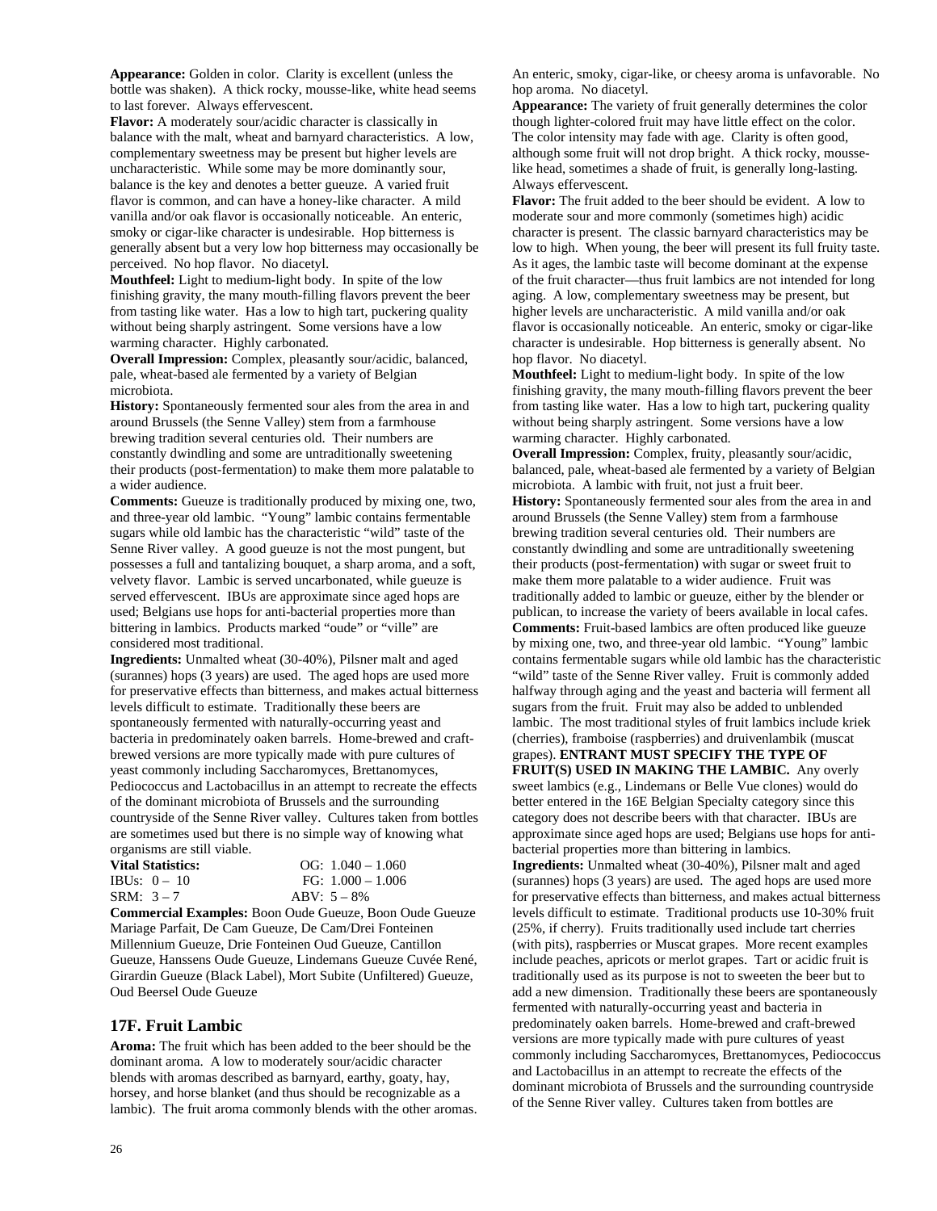**Appearance:** Golden in color. Clarity is excellent (unless the bottle was shaken). A thick rocky, mousse-like, white head seems to last forever. Always effervescent.

**Flavor:** A moderately sour/acidic character is classically in balance with the malt, wheat and barnyard characteristics. A low, complementary sweetness may be present but higher levels are uncharacteristic. While some may be more dominantly sour, balance is the key and denotes a better gueuze. A varied fruit flavor is common, and can have a honey-like character. A mild vanilla and/or oak flavor is occasionally noticeable. An enteric, smoky or cigar-like character is undesirable. Hop bitterness is generally absent but a very low hop bitterness may occasionally be perceived. No hop flavor. No diacetyl.

**Mouthfeel:** Light to medium-light body. In spite of the low finishing gravity, the many mouth-filling flavors prevent the beer from tasting like water. Has a low to high tart, puckering quality without being sharply astringent. Some versions have a low warming character. Highly carbonated.

**Overall Impression:** Complex, pleasantly sour/acidic, balanced, pale, wheat-based ale fermented by a variety of Belgian microbiota.

**History:** Spontaneously fermented sour ales from the area in and around Brussels (the Senne Valley) stem from a farmhouse brewing tradition several centuries old. Their numbers are constantly dwindling and some are untraditionally sweetening their products (post-fermentation) to make them more palatable to a wider audience.

**Comments:** Gueuze is traditionally produced by mixing one, two, and three-year old lambic. "Young" lambic contains fermentable sugars while old lambic has the characteristic "wild" taste of the Senne River valley. A good gueuze is not the most pungent, but possesses a full and tantalizing bouquet, a sharp aroma, and a soft, velvety flavor. Lambic is served uncarbonated, while gueuze is served effervescent. IBUs are approximate since aged hops are used; Belgians use hops for anti-bacterial properties more than bittering in lambics. Products marked "oude" or "ville" are considered most traditional.

**Ingredients:** Unmalted wheat (30-40%), Pilsner malt and aged (surannes) hops (3 years) are used. The aged hops are used more for preservative effects than bitterness, and makes actual bitterness levels difficult to estimate. Traditionally these beers are spontaneously fermented with naturally-occurring yeast and bacteria in predominately oaken barrels. Home-brewed and craft-brewed versions are more typically made with pure cultures of yeast commonly including Saccharomyces, Brettanomyces, Pediococcus and Lactobacillus in an attempt to recreate the effects of the dominant microbiota of Brussels and the surrounding countryside of the Senne River valley. Cultures taken from bottles are sometimes used but there is no simple way of knowing what organisms are still viable.

**Vital Statistics:** OG: 1.040 – 1.060
IBUs: 0 – 10 FG: 1.000 – 1.006
SRM: 3 – 7 ABV: 5 – 8%

**Commercial Examples:** Boon Oude Gueuze, Boon Oude Gueuze Mariage Parfait, De Cam Gueuze, De Cam/Drei Fonteinen Millennium Gueuze, Drie Fonteinen Oud Gueuze, Cantillon Gueuze, Hanssens Oude Gueuze, Lindemans Gueuze Cuvée René, Girardin Gueuze (Black Label), Mort Subite (Unfiltered) Gueuze, Oud Beersel Oude Gueuze

## 17F. Fruit Lambic

**Aroma:** The fruit which has been added to the beer should be the dominant aroma. A low to moderately sour/acidic character blends with aromas described as barnyard, earthy, goaty, hay, horsey, and horse blanket (and thus should be recognizable as a lambic). The fruit aroma commonly blends with the other aromas. An enteric, smoky, cigar-like, or cheesy aroma is unfavorable. No hop aroma. No diacetyl.

**Appearance:** The variety of fruit generally determines the color though lighter-colored fruit may have little effect on the color. The color intensity may fade with age. Clarity is often good, although some fruit will not drop bright. A thick rocky, mousse-like head, sometimes a shade of fruit, is generally long-lasting. Always effervescent.

**Flavor:** The fruit added to the beer should be evident. A low to moderate sour and more commonly (sometimes high) acidic character is present. The classic barnyard characteristics may be low to high. When young, the beer will present its full fruity taste. As it ages, the lambic taste will become dominant at the expense of the fruit character—thus fruit lambics are not intended for long aging. A low, complementary sweetness may be present, but higher levels are uncharacteristic. A mild vanilla and/or oak flavor is occasionally noticeable. An enteric, smoky or cigar-like character is undesirable. Hop bitterness is generally absent. No hop flavor. No diacetyl.

**Mouthfeel:** Light to medium-light body. In spite of the low finishing gravity, the many mouth-filling flavors prevent the beer from tasting like water. Has a low to high tart, puckering quality without being sharply astringent. Some versions have a low warming character. Highly carbonated.

**Overall Impression:** Complex, fruity, pleasantly sour/acidic, balanced, pale, wheat-based ale fermented by a variety of Belgian microbiota. A lambic with fruit, not just a fruit beer.

**History:** Spontaneously fermented sour ales from the area in and around Brussels (the Senne Valley) stem from a farmhouse brewing tradition several centuries old. Their numbers are constantly dwindling and some are untraditionally sweetening their products (post-fermentation) with sugar or sweet fruit to make them more palatable to a wider audience. Fruit was traditionally added to lambic or gueuze, either by the blender or publican, to increase the variety of beers available in local cafes.

**Comments:** Fruit-based lambics are often produced like gueuze by mixing one, two, and three-year old lambic. "Young" lambic contains fermentable sugars while old lambic has the characteristic "wild" taste of the Senne River valley. Fruit is commonly added halfway through aging and the yeast and bacteria will ferment all sugars from the fruit. Fruit may also be added to unblended lambic. The most traditional styles of fruit lambics include kriek (cherries), framboise (raspberries) and druivenlambik (muscat grapes). **ENTRANT MUST SPECIFY THE TYPE OF FRUIT(S) USED IN MAKING THE LAMBIC.** Any overly sweet lambics (e.g., Lindemans or Belle Vue clones) would do better entered in the 16E Belgian Specialty category since this category does not describe beers with that character. IBUs are approximate since aged hops are used; Belgians use hops for anti-bacterial properties more than bittering in lambics.

**Ingredients:** Unmalted wheat (30-40%), Pilsner malt and aged (surannes) hops (3 years) are used. The aged hops are used more for preservative effects than bitterness, and makes actual bitterness levels difficult to estimate. Traditional products use 10-30% fruit (25%, if cherry). Fruits traditionally used include tart cherries (with pits), raspberries or Muscat grapes. More recent examples include peaches, apricots or merlot grapes. Tart or acidic fruit is traditionally used as its purpose is not to sweeten the beer but to add a new dimension. Traditionally these beers are spontaneously fermented with naturally-occurring yeast and bacteria in predominately oaken barrels. Home-brewed and craft-brewed versions are more typically made with pure cultures of yeast commonly including Saccharomyces, Brettanomyces, Pediococcus and Lactobacillus in an attempt to recreate the effects of the dominant microbiota of Brussels and the surrounding countryside of the Senne River valley. Cultures taken from bottles are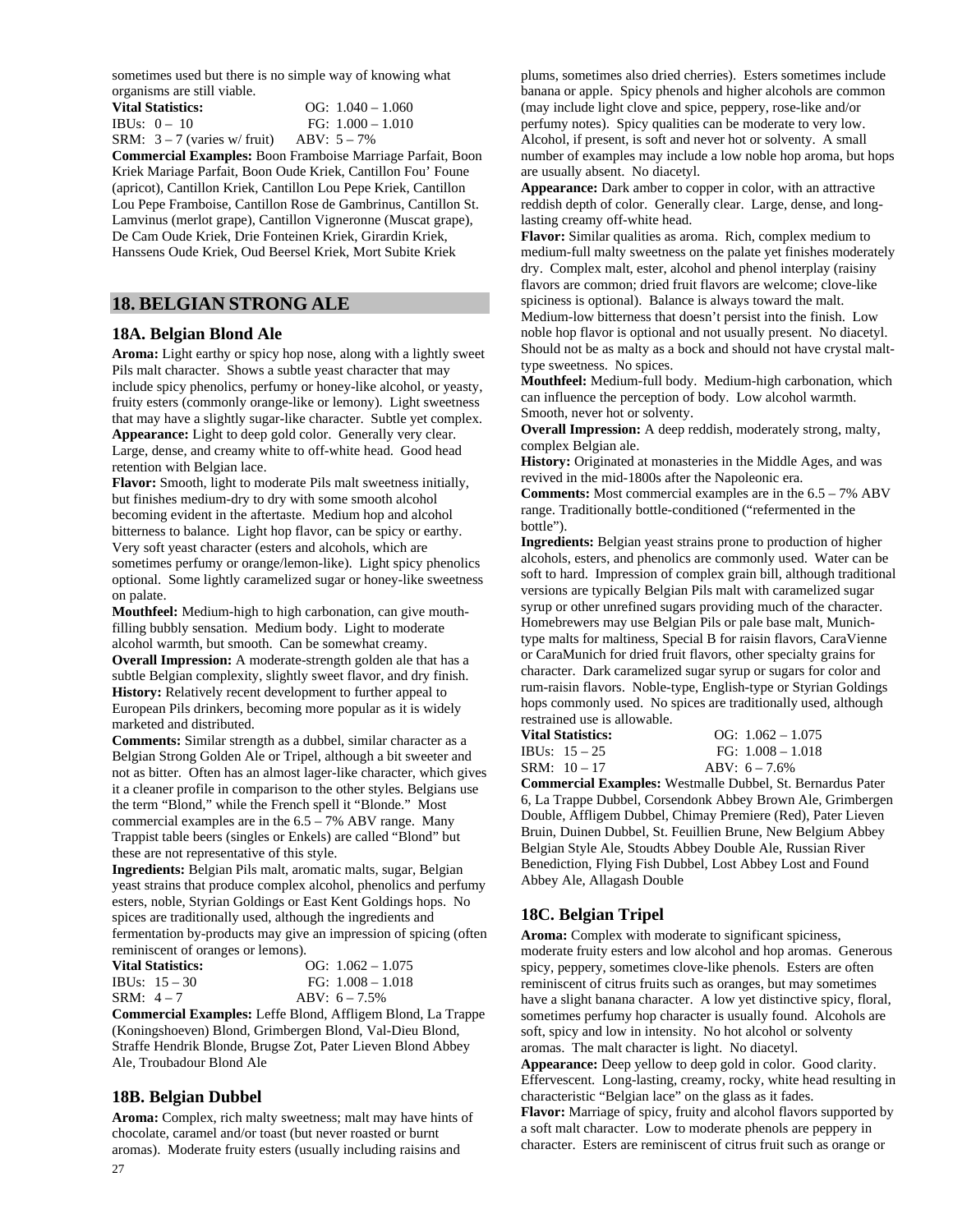sometimes used but there is no simple way of knowing what organisms are still viable.

**Vital Statistics:** OG: 1.040 – 1.060
IBUs: 0 – 10 FG: 1.000 – 1.010
SRM: 3 – 7 (varies w/ fruit) ABV: 5 – 7%

**Commercial Examples:** Boon Framboise Marriage Parfait, Boon Kriek Mariage Parfait, Boon Oude Kriek, Cantillon Fou' Foune (apricot), Cantillon Kriek, Cantillon Lou Pepe Kriek, Cantillon Lou Pepe Framboise, Cantillon Rose de Gambrinus, Cantillon St. Lamvinus (merlot grape), Cantillon Vigneronne (Muscat grape), De Cam Oude Kriek, Drie Fonteinen Kriek, Girardin Kriek, Hanssens Oude Kriek, Oud Beersel Kriek, Mort Subite Kriek

## 18. BELGIAN STRONG ALE

### 18A. Belgian Blond Ale

**Aroma:** Light earthy or spicy hop nose, along with a lightly sweet Pils malt character. Shows a subtle yeast character that may include spicy phenolics, perfumy or honey-like alcohol, or yeasty, fruity esters (commonly orange-like or lemony). Light sweetness that may have a slightly sugar-like character. Subtle yet complex.

**Appearance:** Light to deep gold color. Generally very clear. Large, dense, and creamy white to off-white head. Good head retention with Belgian lace.

**Flavor:** Smooth, light to moderate Pils malt sweetness initially, but finishes medium-dry to dry with some smooth alcohol becoming evident in the aftertaste. Medium hop and alcohol bitterness to balance. Light hop flavor, can be spicy or earthy. Very soft yeast character (esters and alcohols, which are sometimes perfumy or orange/lemon-like). Light spicy phenolics optional. Some lightly caramelized sugar or honey-like sweetness on palate.

**Mouthfeel:** Medium-high to high carbonation, can give mouth-filling bubbly sensation. Medium body. Light to moderate alcohol warmth, but smooth. Can be somewhat creamy.

**Overall Impression:** A moderate-strength golden ale that has a subtle Belgian complexity, slightly sweet flavor, and dry finish.

**History:** Relatively recent development to further appeal to European Pils drinkers, becoming more popular as it is widely marketed and distributed.

**Comments:** Similar strength as a dubbel, similar character as a Belgian Strong Golden Ale or Tripel, although a bit sweeter and not as bitter. Often has an almost lager-like character, which gives it a cleaner profile in comparison to the other styles. Belgians use the term "Blond," while the French spell it "Blonde." Most commercial examples are in the 6.5 – 7% ABV range. Many Trappist table beers (singles or Enkels) are called "Blond" but these are not representative of this style.

**Ingredients:** Belgian Pils malt, aromatic malts, sugar, Belgian yeast strains that produce complex alcohol, phenolics and perfumy esters, noble, Styrian Goldings or East Kent Goldings hops. No spices are traditionally used, although the ingredients and fermentation by-products may give an impression of spicing (often reminiscent of oranges or lemons).

**Vital Statistics:** OG: 1.062 – 1.075
IBUs: 15 – 30 FG: 1.008 – 1.018
SRM: 4 – 7 ABV: 6 – 7.5%

**Commercial Examples:** Leffe Blond, Affligem Blond, La Trappe (Koningshoeven) Blond, Grimbergen Blond, Val-Dieu Blond, Straffe Hendrik Blonde, Brugse Zot, Pater Lieven Blond Abbey Ale, Troubadour Blond Ale

### 18B. Belgian Dubbel

**Aroma:** Complex, rich malty sweetness; malt may have hints of chocolate, caramel and/or toast (but never roasted or burnt aromas). Moderate fruity esters (usually including raisins and plums, sometimes also dried cherries). Esters sometimes include banana or apple. Spicy phenols and higher alcohols are common (may include light clove and spice, peppery, rose-like and/or perfumy notes). Spicy qualities can be moderate to very low. Alcohol, if present, is soft and never hot or solventy. A small number of examples may include a low noble hop aroma, but hops are usually absent. No diacetyl.

**Appearance:** Dark amber to copper in color, with an attractive reddish depth of color. Generally clear. Large, dense, and long-lasting creamy off-white head.

**Flavor:** Similar qualities as aroma. Rich, complex medium to medium-full malty sweetness on the palate yet finishes moderately dry. Complex malt, ester, alcohol and phenol interplay (raisiny flavors are common; dried fruit flavors are welcome; clove-like spiciness is optional). Balance is always toward the malt. Medium-low bitterness that doesn't persist into the finish. Low noble hop flavor is optional and not usually present. No diacetyl. Should not be as malty as a bock and should not have crystal malt-type sweetness. No spices.

**Mouthfeel:** Medium-full body. Medium-high carbonation, which can influence the perception of body. Low alcohol warmth. Smooth, never hot or solventy.

**Overall Impression:** A deep reddish, moderately strong, malty, complex Belgian ale.

**History:** Originated at monasteries in the Middle Ages, and was revived in the mid-1800s after the Napoleonic era.

**Comments:** Most commercial examples are in the 6.5 – 7% ABV range. Traditionally bottle-conditioned ("refermented in the bottle").

**Ingredients:** Belgian yeast strains prone to production of higher alcohols, esters, and phenolics are commonly used. Water can be soft to hard. Impression of complex grain bill, although traditional versions are typically Belgian Pils malt with caramelized sugar syrup or other unrefined sugars providing much of the character. Homebrewers may use Belgian Pils or pale base malt, Munich-type malts for maltiness, Special B for raisin flavors, CaraVienne or CaraMunich for dried fruit flavors, other specialty grains for character. Dark caramelized sugar syrup or sugars for color and rum-raisin flavors. Noble-type, English-type or Styrian Goldings hops commonly used. No spices are traditionally used, although restrained use is allowable.

**Vital Statistics:** OG: 1.062 – 1.075
IBUs: 15 – 25 FG: 1.008 – 1.018
SRM: 10 – 17 ABV: 6 – 7.6%

**Commercial Examples:** Westmalle Dubbel, St. Bernardus Pater 6, La Trappe Dubbel, Corsendonk Abbey Brown Ale, Grimbergen Double, Affligem Dubbel, Chimay Premiere (Red), Pater Lieven Bruin, Duinen Dubbel, St. Feuillien Brune, New Belgium Abbey Belgian Style Ale, Stoudts Abbey Double Ale, Russian River Benediction, Flying Fish Dubbel, Lost Abbey Lost and Found Abbey Ale, Allagash Double

### 18C. Belgian Tripel

**Aroma:** Complex with moderate to significant spiciness, moderate fruity esters and low alcohol and hop aromas. Generous spicy, peppery, sometimes clove-like phenols. Esters are often reminiscent of citrus fruits such as oranges, but may sometimes have a slight banana character. A low yet distinctive spicy, floral, sometimes perfumy hop character is usually found. Alcohols are soft, spicy and low in intensity. No hot alcohol or solventy aromas. The malt character is light. No diacetyl.

**Appearance:** Deep yellow to deep gold in color. Good clarity. Effervescent. Long-lasting, creamy, rocky, white head resulting in characteristic "Belgian lace" on the glass as it fades.

**Flavor:** Marriage of spicy, fruity and alcohol flavors supported by a soft malt character. Low to moderate phenols are peppery in character. Esters are reminiscent of citrus fruit such as orange or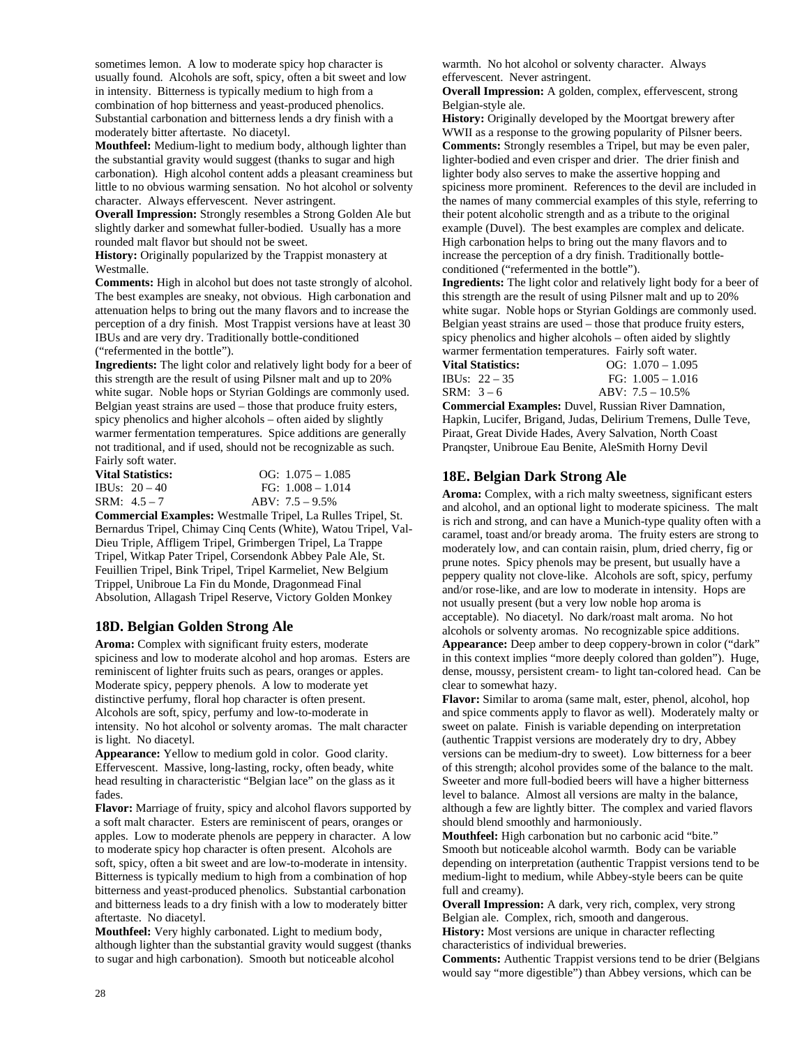sometimes lemon. A low to moderate spicy hop character is usually found. Alcohols are soft, spicy, often a bit sweet and low in intensity. Bitterness is typically medium to high from a combination of hop bitterness and yeast-produced phenolics. Substantial carbonation and bitterness lends a dry finish with a moderately bitter aftertaste. No diacetyl.

**Mouthfeel:** Medium-light to medium body, although lighter than the substantial gravity would suggest (thanks to sugar and high carbonation). High alcohol content adds a pleasant creaminess but little to no obvious warming sensation. No hot alcohol or solventy character. Always effervescent. Never astringent.

**Overall Impression:** Strongly resembles a Strong Golden Ale but slightly darker and somewhat fuller-bodied. Usually has a more rounded malt flavor but should not be sweet.

**History:** Originally popularized by the Trappist monastery at Westmalle.

**Comments:** High in alcohol but does not taste strongly of alcohol. The best examples are sneaky, not obvious. High carbonation and attenuation helps to bring out the many flavors and to increase the perception of a dry finish. Most Trappist versions have at least 30 IBUs and are very dry. Traditionally bottle-conditioned ("refermented in the bottle").

**Ingredients:** The light color and relatively light body for a beer of this strength are the result of using Pilsner malt and up to 20% white sugar. Noble hops or Styrian Goldings are commonly used. Belgian yeast strains are used – those that produce fruity esters, spicy phenolics and higher alcohols – often aided by slightly warmer fermentation temperatures. Spice additions are generally not traditional, and if used, should not be recognizable as such. Fairly soft water.

| **Vital Statistics:** | OG: 1.075 – 1.085 |
|---|---|
| IBUs: 20 – 40 | FG: 1.008 – 1.014 |
| SRM: 4.5 – 7 | ABV: 7.5 – 9.5% |

**Commercial Examples:** Westmalle Tripel, La Rulles Tripel, St. Bernardus Tripel, Chimay Cinq Cents (White), Watou Tripel, Val-Dieu Triple, Affligem Tripel, Grimbergen Tripel, La Trappe Tripel, Witkap Pater Tripel, Corsendonk Abbey Pale Ale, St. Feuillien Tripel, Bink Tripel, Tripel Karmeliet, New Belgium Trippel, Unibroue La Fin du Monde, Dragonmead Final Absolution, Allagash Tripel Reserve, Victory Golden Monkey

## 18D. Belgian Golden Strong Ale

**Aroma:** Complex with significant fruity esters, moderate spiciness and low to moderate alcohol and hop aromas. Esters are reminiscent of lighter fruits such as pears, oranges or apples. Moderate spicy, peppery phenols. A low to moderate yet distinctive perfumy, floral hop character is often present. Alcohols are soft, spicy, perfumy and low-to-moderate in intensity. No hot alcohol or solventy aromas. The malt character is light. No diacetyl.

**Appearance:** Yellow to medium gold in color. Good clarity. Effervescent. Massive, long-lasting, rocky, often beady, white head resulting in characteristic "Belgian lace" on the glass as it fades.

**Flavor:** Marriage of fruity, spicy and alcohol flavors supported by a soft malt character. Esters are reminiscent of pears, oranges or apples. Low to moderate phenols are peppery in character. A low to moderate spicy hop character is often present. Alcohols are soft, spicy, often a bit sweet and are low-to-moderate in intensity. Bitterness is typically medium to high from a combination of hop bitterness and yeast-produced phenolics. Substantial carbonation and bitterness leads to a dry finish with a low to moderately bitter aftertaste. No diacetyl.

**Mouthfeel:** Very highly carbonated. Light to medium body, although lighter than the substantial gravity would suggest (thanks to sugar and high carbonation). Smooth but noticeable alcohol warmth. No hot alcohol or solventy character. Always effervescent. Never astringent.

**Overall Impression:** A golden, complex, effervescent, strong Belgian-style ale.

**History:** Originally developed by the Moortgat brewery after WWII as a response to the growing popularity of Pilsner beers.

**Comments:** Strongly resembles a Tripel, but may be even paler, lighter-bodied and even crisper and drier. The drier finish and lighter body also serves to make the assertive hopping and spiciness more prominent. References to the devil are included in the names of many commercial examples of this style, referring to their potent alcoholic strength and as a tribute to the original example (Duvel). The best examples are complex and delicate. High carbonation helps to bring out the many flavors and to increase the perception of a dry finish. Traditionally bottle-conditioned ("refermented in the bottle").

**Ingredients:** The light color and relatively light body for a beer of this strength are the result of using Pilsner malt and up to 20% white sugar. Noble hops or Styrian Goldings are commonly used. Belgian yeast strains are used – those that produce fruity esters, spicy phenolics and higher alcohols – often aided by slightly warmer fermentation temperatures. Fairly soft water.

| **Vital Statistics:** | OG: 1.070 – 1.095 |
|---|---|
| IBUs: 22 – 35 | FG: 1.005 – 1.016 |
| SRM: 3 – 6 | ABV: 7.5 – 10.5% |

**Commercial Examples:** Duvel, Russian River Damnation, Hapkin, Lucifer, Brigand, Judas, Delirium Tremens, Dulle Teve, Piraat, Great Divide Hades, Avery Salvation, North Coast Pranqster, Unibroue Eau Benite, AleSmith Horny Devil

## 18E. Belgian Dark Strong Ale

**Aroma:** Complex, with a rich malty sweetness, significant esters and alcohol, and an optional light to moderate spiciness. The malt is rich and strong, and can have a Munich-type quality often with a caramel, toast and/or bready aroma. The fruity esters are strong to moderately low, and can contain raisin, plum, dried cherry, fig or prune notes. Spicy phenols may be present, but usually have a peppery quality not clove-like. Alcohols are soft, spicy, perfumy and/or rose-like, and are low to moderate in intensity. Hops are not usually present (but a very low noble hop aroma is acceptable). No diacetyl. No dark/roast malt aroma. No hot alcohols or solventy aromas. No recognizable spice additions.

**Appearance:** Deep amber to deep coppery-brown in color ("dark" in this context implies "more deeply colored than golden"). Huge, dense, moussy, persistent cream- to light tan-colored head. Can be clear to somewhat hazy.

**Flavor:** Similar to aroma (same malt, ester, phenol, alcohol, hop and spice comments apply to flavor as well). Moderately malty or sweet on palate. Finish is variable depending on interpretation (authentic Trappist versions are moderately dry to dry, Abbey versions can be medium-dry to sweet). Low bitterness for a beer of this strength; alcohol provides some of the balance to the malt. Sweeter and more full-bodied beers will have a higher bitterness level to balance. Almost all versions are malty in the balance, although a few are lightly bitter. The complex and varied flavors should blend smoothly and harmoniously.

**Mouthfeel:** High carbonation but no carbonic acid "bite." Smooth but noticeable alcohol warmth. Body can be variable depending on interpretation (authentic Trappist versions tend to be medium-light to medium, while Abbey-style beers can be quite full and creamy).

**Overall Impression:** A dark, very rich, complex, very strong Belgian ale. Complex, rich, smooth and dangerous.

**History:** Most versions are unique in character reflecting characteristics of individual breweries.

**Comments:** Authentic Trappist versions tend to be drier (Belgians would say "more digestible") than Abbey versions, which can be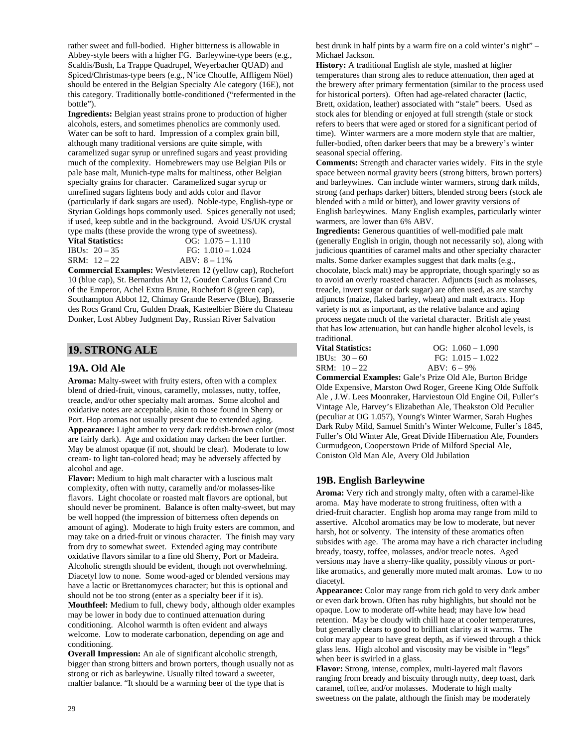rather sweet and full-bodied. Higher bitterness is allowable in Abbey-style beers with a higher FG. Barleywine-type beers (e.g., Scaldis/Bush, La Trappe Quadrupel, Weyerbacher QUAD) and Spiced/Christmas-type beers (e.g., N'ice Chouffe, Affligem Nöel) should be entered in the Belgian Specialty Ale category (16E), not this category. Traditionally bottle-conditioned ("refermented in the bottle").

**Ingredients:** Belgian yeast strains prone to production of higher alcohols, esters, and sometimes phenolics are commonly used. Water can be soft to hard. Impression of a complex grain bill, although many traditional versions are quite simple, with caramelized sugar syrup or unrefined sugars and yeast providing much of the complexity. Homebrewers may use Belgian Pils or pale base malt, Munich-type malts for maltiness, other Belgian specialty grains for character. Caramelized sugar syrup or unrefined sugars lightens body and adds color and flavor (particularly if dark sugars are used). Noble-type, English-type or Styrian Goldings hops commonly used. Spices generally not used; if used, keep subtle and in the background. Avoid US/UK crystal type malts (these provide the wrong type of sweetness).

**Vital Statistics:** OG: 1.075 – 1.110
IBUs: 20 – 35 FG: 1.010 – 1.024
SRM: 12 – 22 ABV: 8 – 11%

**Commercial Examples:** Westvleteren 12 (yellow cap), Rochefort 10 (blue cap), St. Bernardus Abt 12, Gouden Carolus Grand Cru of the Emperor, Achel Extra Brune, Rochefort 8 (green cap), Southampton Abbot 12, Chimay Grande Reserve (Blue), Brasserie des Rocs Grand Cru, Gulden Draak, Kasteelbier Bière du Chateau Donker, Lost Abbey Judgment Day, Russian River Salvation

## 19. STRONG ALE

### 19A. Old Ale

**Aroma:** Malty-sweet with fruity esters, often with a complex blend of dried-fruit, vinous, caramelly, molasses, nutty, toffee, treacle, and/or other specialty malt aromas. Some alcohol and oxidative notes are acceptable, akin to those found in Sherry or Port. Hop aromas not usually present due to extended aging.

**Appearance:** Light amber to very dark reddish-brown color (most are fairly dark). Age and oxidation may darken the beer further. May be almost opaque (if not, should be clear). Moderate to low cream- to light tan-colored head; may be adversely affected by alcohol and age.

**Flavor:** Medium to high malt character with a luscious malt complexity, often with nutty, caramelly and/or molasses-like flavors. Light chocolate or roasted malt flavors are optional, but should never be prominent. Balance is often malty-sweet, but may be well hopped (the impression of bitterness often depends on amount of aging). Moderate to high fruity esters are common, and may take on a dried-fruit or vinous character. The finish may vary from dry to somewhat sweet. Extended aging may contribute oxidative flavors similar to a fine old Sherry, Port or Madeira. Alcoholic strength should be evident, though not overwhelming. Diacetyl low to none. Some wood-aged or blended versions may have a lactic or Brettanomyces character; but this is optional and should not be too strong (enter as a specialty beer if it is).

**Mouthfeel:** Medium to full, chewy body, although older examples may be lower in body due to continued attenuation during conditioning. Alcohol warmth is often evident and always welcome. Low to moderate carbonation, depending on age and conditioning.

**Overall Impression:** An ale of significant alcoholic strength, bigger than strong bitters and brown porters, though usually not as strong or rich as barleywine. Usually tilted toward a sweeter, maltier balance. "It should be a warming beer of the type that is best drunk in half pints by a warm fire on a cold winter's night" – Michael Jackson.

**History:** A traditional English ale style, mashed at higher temperatures than strong ales to reduce attenuation, then aged at the brewery after primary fermentation (similar to the process used for historical porters). Often had age-related character (lactic, Brett, oxidation, leather) associated with "stale" beers. Used as stock ales for blending or enjoyed at full strength (stale or stock refers to beers that were aged or stored for a significant period of time). Winter warmers are a more modern style that are maltier, fuller-bodied, often darker beers that may be a brewery's winter seasonal special offering.

**Comments:** Strength and character varies widely. Fits in the style space between normal gravity beers (strong bitters, brown porters) and barleywines. Can include winter warmers, strong dark milds, strong (and perhaps darker) bitters, blended strong beers (stock ale blended with a mild or bitter), and lower gravity versions of English barleywines. Many English examples, particularly winter warmers, are lower than 6% ABV.

**Ingredients:** Generous quantities of well-modified pale malt (generally English in origin, though not necessarily so), along with judicious quantities of caramel malts and other specialty character malts. Some darker examples suggest that dark malts (e.g., chocolate, black malt) may be appropriate, though sparingly so as to avoid an overly roasted character. Adjuncts (such as molasses, treacle, invert sugar or dark sugar) are often used, as are starchy adjuncts (maize, flaked barley, wheat) and malt extracts. Hop variety is not as important, as the relative balance and aging process negate much of the varietal character. British ale yeast that has low attenuation, but can handle higher alcohol levels, is traditional.

**Vital Statistics:** OG: 1.060 – 1.090
IBUs: 30 – 60 FG: 1.015 – 1.022
SRM: 10 – 22 ABV: 6 – 9%

**Commercial Examples:** Gale's Prize Old Ale, Burton Bridge Olde Expensive, Marston Owd Roger, Greene King Olde Suffolk Ale , J.W. Lees Moonraker, Harviestoun Old Engine Oil, Fuller's Vintage Ale, Harvey's Elizabethan Ale, Theakston Old Peculier (peculiar at OG 1.057), Young's Winter Warmer, Sarah Hughes Dark Ruby Mild, Samuel Smith's Winter Welcome, Fuller's 1845, Fuller's Old Winter Ale, Great Divide Hibernation Ale, Founders Curmudgeon, Cooperstown Pride of Milford Special Ale, Coniston Old Man Ale, Avery Old Jubilation

### 19B. English Barleywine

**Aroma:** Very rich and strongly malty, often with a caramel-like aroma. May have moderate to strong fruitiness, often with a dried-fruit character. English hop aroma may range from mild to assertive. Alcohol aromatics may be low to moderate, but never harsh, hot or solventy. The intensity of these aromatics often subsides with age. The aroma may have a rich character including bready, toasty, toffee, molasses, and/or treacle notes. Aged versions may have a sherry-like quality, possibly vinous or port-like aromatics, and generally more muted malt aromas. Low to no diacetyl.

**Appearance:** Color may range from rich gold to very dark amber or even dark brown. Often has ruby highlights, but should not be opaque. Low to moderate off-white head; may have low head retention. May be cloudy with chill haze at cooler temperatures, but generally clears to good to brilliant clarity as it warms. The color may appear to have great depth, as if viewed through a thick glass lens. High alcohol and viscosity may be visible in "legs" when beer is swirled in a glass.

**Flavor:** Strong, intense, complex, multi-layered malt flavors ranging from bready and biscuity through nutty, deep toast, dark caramel, toffee, and/or molasses. Moderate to high malty sweetness on the palate, although the finish may be moderately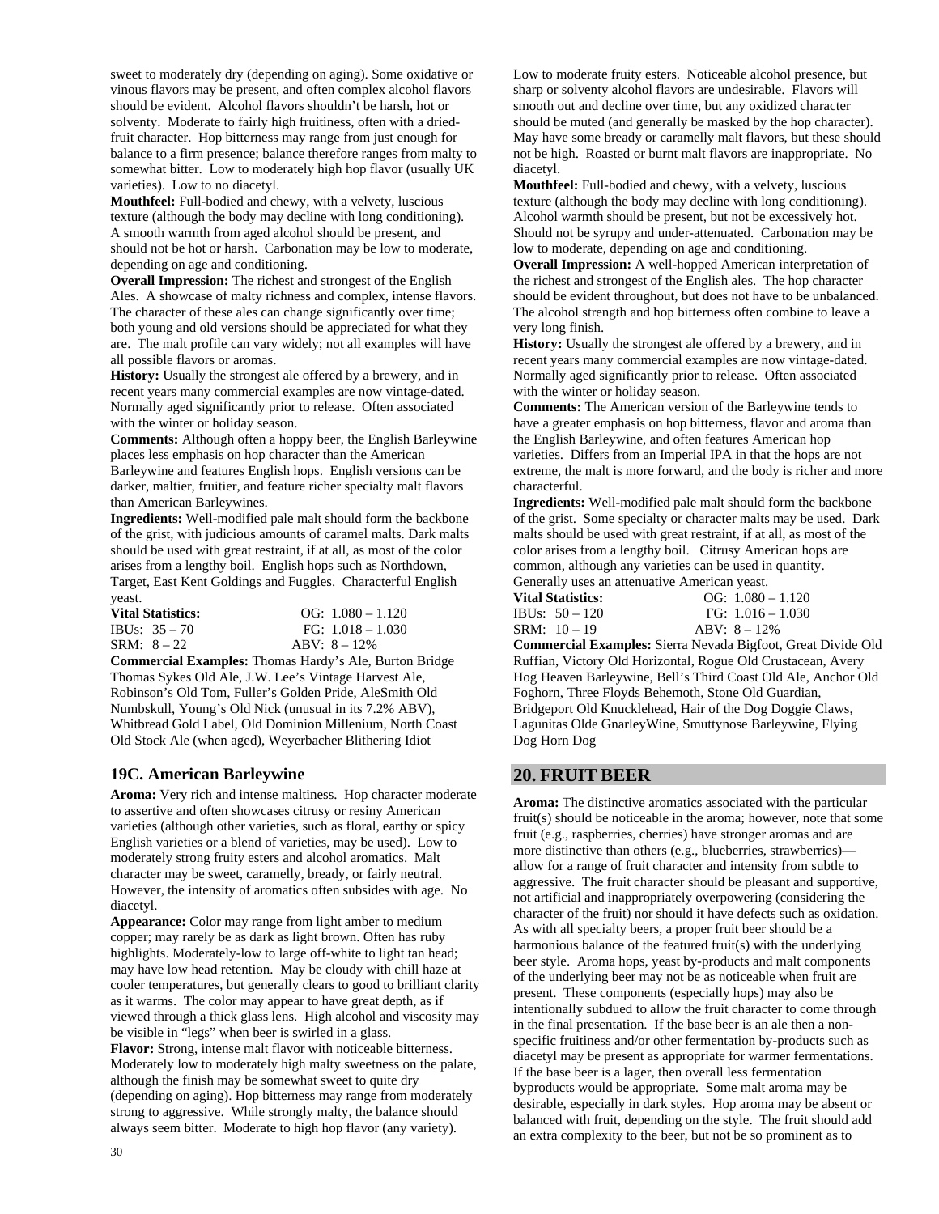sweet to moderately dry (depending on aging). Some oxidative or vinous flavors may be present, and often complex alcohol flavors should be evident. Alcohol flavors shouldn't be harsh, hot or solventy. Moderate to fairly high fruitiness, often with a dried-fruit character. Hop bitterness may range from just enough for balance to a firm presence; balance therefore ranges from malty to somewhat bitter. Low to moderately high hop flavor (usually UK varieties). Low to no diacetyl.

**Mouthfeel:** Full-bodied and chewy, with a velvety, luscious texture (although the body may decline with long conditioning). A smooth warmth from aged alcohol should be present, and should not be hot or harsh. Carbonation may be low to moderate, depending on age and conditioning.

**Overall Impression:** The richest and strongest of the English Ales. A showcase of malty richness and complex, intense flavors. The character of these ales can change significantly over time; both young and old versions should be appreciated for what they are. The malt profile can vary widely; not all examples will have all possible flavors or aromas.

**History:** Usually the strongest ale offered by a brewery, and in recent years many commercial examples are now vintage-dated. Normally aged significantly prior to release. Often associated with the winter or holiday season.

**Comments:** Although often a hoppy beer, the English Barleywine places less emphasis on hop character than the American Barleywine and features English hops. English versions can be darker, maltier, fruitier, and feature richer specialty malt flavors than American Barleywines.

**Ingredients:** Well-modified pale malt should form the backbone of the grist, with judicious amounts of caramel malts. Dark malts should be used with great restraint, if at all, as most of the color arises from a lengthy boil. English hops such as Northdown, Target, East Kent Goldings and Fuggles. Characterful English yeast.

**Vital Statistics:** OG: 1.080 – 1.120
IBUs: 35 – 70 FG: 1.018 – 1.030
SRM: 8 – 22 ABV: 8 – 12%

**Commercial Examples:** Thomas Hardy's Ale, Burton Bridge Thomas Sykes Old Ale, J.W. Lee's Vintage Harvest Ale, Robinson's Old Tom, Fuller's Golden Pride, AleSmith Old Numbskull, Young's Old Nick (unusual in its 7.2% ABV), Whitbread Gold Label, Old Dominion Millenium, North Coast Old Stock Ale (when aged), Weyerbacher Blithering Idiot

### 19C. American Barleywine

**Aroma:** Very rich and intense maltiness. Hop character moderate to assertive and often showcases citrusy or resiny American varieties (although other varieties, such as floral, earthy or spicy English varieties or a blend of varieties, may be used). Low to moderately strong fruity esters and alcohol aromatics. Malt character may be sweet, caramelly, bready, or fairly neutral. However, the intensity of aromatics often subsides with age. No diacetyl.

**Appearance:** Color may range from light amber to medium copper; may rarely be as dark as light brown. Often has ruby highlights. Moderately-low to large off-white to light tan head; may have low head retention. May be cloudy with chill haze at cooler temperatures, but generally clears to good to brilliant clarity as it warms. The color may appear to have great depth, as if viewed through a thick glass lens. High alcohol and viscosity may be visible in "legs" when beer is swirled in a glass.

**Flavor:** Strong, intense malt flavor with noticeable bitterness. Moderately low to moderately high malty sweetness on the palate, although the finish may be somewhat sweet to quite dry (depending on aging). Hop bitterness may range from moderately strong to aggressive. While strongly malty, the balance should always seem bitter. Moderate to high hop flavor (any variety). Low to moderate fruity esters. Noticeable alcohol presence, but sharp or solventy alcohol flavors are undesirable. Flavors will smooth out and decline over time, but any oxidized character should be muted (and generally be masked by the hop character). May have some bready or caramelly malt flavors, but these should not be high. Roasted or burnt malt flavors are inappropriate. No diacetyl.

**Mouthfeel:** Full-bodied and chewy, with a velvety, luscious texture (although the body may decline with long conditioning). Alcohol warmth should be present, but not be excessively hot. Should not be syrupy and under-attenuated. Carbonation may be low to moderate, depending on age and conditioning.

**Overall Impression:** A well-hopped American interpretation of the richest and strongest of the English ales. The hop character should be evident throughout, but does not have to be unbalanced. The alcohol strength and hop bitterness often combine to leave a very long finish.

**History:** Usually the strongest ale offered by a brewery, and in recent years many commercial examples are now vintage-dated. Normally aged significantly prior to release. Often associated with the winter or holiday season.

**Comments:** The American version of the Barleywine tends to have a greater emphasis on hop bitterness, flavor and aroma than the English Barleywine, and often features American hop varieties. Differs from an Imperial IPA in that the hops are not extreme, the malt is more forward, and the body is richer and more characterful.

**Ingredients:** Well-modified pale malt should form the backbone of the grist. Some specialty or character malts may be used. Dark malts should be used with great restraint, if at all, as most of the color arises from a lengthy boil. Citrusy American hops are common, although any varieties can be used in quantity. Generally uses an attenuative American yeast.

**Vital Statistics:** OG: 1.080 – 1.120
IBUs: 50 – 120 FG: 1.016 – 1.030
SRM: 10 – 19 ABV: 8 – 12%

**Commercial Examples:** Sierra Nevada Bigfoot, Great Divide Old Ruffian, Victory Old Horizontal, Rogue Old Crustacean, Avery Hog Heaven Barleywine, Bell's Third Coast Old Ale, Anchor Old Foghorn, Three Floyds Behemoth, Stone Old Guardian, Bridgeport Old Knucklehead, Hair of the Dog Doggie Claws, Lagunitas Olde GnarleyWine, Smuttynose Barleywine, Flying Dog Horn Dog

## 20. FRUIT BEER

**Aroma:** The distinctive aromatics associated with the particular fruit(s) should be noticeable in the aroma; however, note that some fruit (e.g., raspberries, cherries) have stronger aromas and are more distinctive than others (e.g., blueberries, strawberries)—allow for a range of fruit character and intensity from subtle to aggressive. The fruit character should be pleasant and supportive, not artificial and inappropriately overpowering (considering the character of the fruit) nor should it have defects such as oxidation. As with all specialty beers, a proper fruit beer should be a harmonious balance of the featured fruit(s) with the underlying beer style. Aroma hops, yeast by-products and malt components of the underlying beer may not be as noticeable when fruit are present. These components (especially hops) may also be intentionally subdued to allow the fruit character to come through in the final presentation. If the base beer is an ale then a non-specific fruitiness and/or other fermentation by-products such as diacetyl may be present as appropriate for warmer fermentations. If the base beer is a lager, then overall less fermentation byproducts would be appropriate. Some malt aroma may be desirable, especially in dark styles. Hop aroma may be absent or balanced with fruit, depending on the style. The fruit should add an extra complexity to the beer, but not be so prominent as to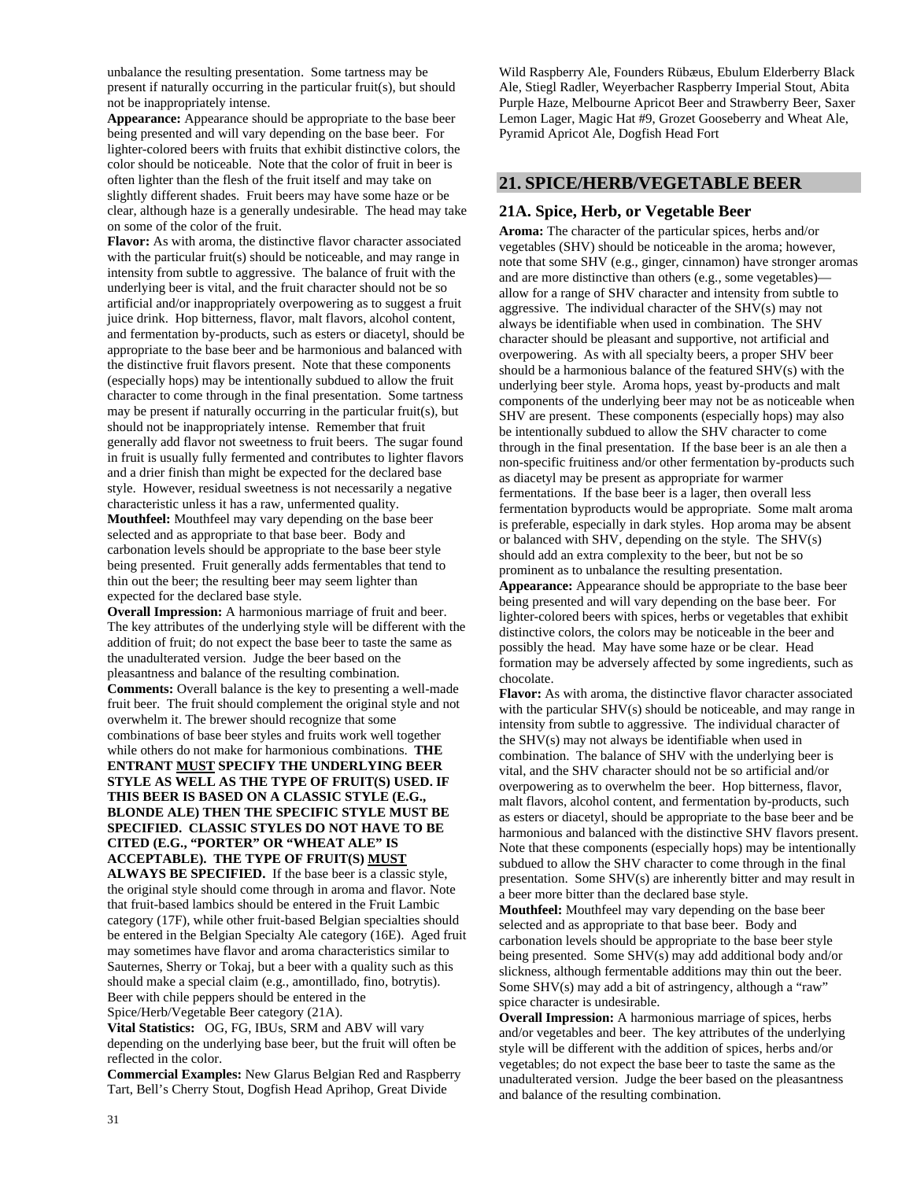unbalance the resulting presentation. Some tartness may be present if naturally occurring in the particular fruit(s), but should not be inappropriately intense.

**Appearance:** Appearance should be appropriate to the base beer being presented and will vary depending on the base beer. For lighter-colored beers with fruits that exhibit distinctive colors, the color should be noticeable. Note that the color of fruit in beer is often lighter than the flesh of the fruit itself and may take on slightly different shades. Fruit beers may have some haze or be clear, although haze is a generally undesirable. The head may take on some of the color of the fruit.

**Flavor:** As with aroma, the distinctive flavor character associated with the particular fruit(s) should be noticeable, and may range in intensity from subtle to aggressive. The balance of fruit with the underlying beer is vital, and the fruit character should not be so artificial and/or inappropriately overpowering as to suggest a fruit juice drink. Hop bitterness, flavor, malt flavors, alcohol content, and fermentation by-products, such as esters or diacetyl, should be appropriate to the base beer and be harmonious and balanced with the distinctive fruit flavors present. Note that these components (especially hops) may be intentionally subdued to allow the fruit character to come through in the final presentation. Some tartness may be present if naturally occurring in the particular fruit(s), but should not be inappropriately intense. Remember that fruit generally add flavor not sweetness to fruit beers. The sugar found in fruit is usually fully fermented and contributes to lighter flavors and a drier finish than might be expected for the declared base style. However, residual sweetness is not necessarily a negative characteristic unless it has a raw, unfermented quality.

**Mouthfeel:** Mouthfeel may vary depending on the base beer selected and as appropriate to that base beer. Body and carbonation levels should be appropriate to the base beer style being presented. Fruit generally adds fermentables that tend to thin out the beer; the resulting beer may seem lighter than expected for the declared base style.

**Overall Impression:** A harmonious marriage of fruit and beer. The key attributes of the underlying style will be different with the addition of fruit; do not expect the base beer to taste the same as the unadulterated version. Judge the beer based on the pleasantness and balance of the resulting combination.

**Comments:** Overall balance is the key to presenting a well-made fruit beer. The fruit should complement the original style and not overwhelm it. The brewer should recognize that some combinations of base beer styles and fruits work well together while others do not make for harmonious combinations. **THE ENTRANT MUST SPECIFY THE UNDERLYING BEER STYLE AS WELL AS THE TYPE OF FRUIT(S) USED. IF THIS BEER IS BASED ON A CLASSIC STYLE (E.G., BLONDE ALE) THEN THE SPECIFIC STYLE MUST BE SPECIFIED. CLASSIC STYLES DO NOT HAVE TO BE CITED (E.G., "PORTER" OR "WHEAT ALE" IS ACCEPTABLE). THE TYPE OF FRUIT(S) MUST ALWAYS BE SPECIFIED.** If the base beer is a classic style, the original style should come through in aroma and flavor. Note that fruit-based lambics should be entered in the Fruit Lambic category (17F), while other fruit-based Belgian specialties should be entered in the Belgian Specialty Ale category (16E). Aged fruit may sometimes have flavor and aroma characteristics similar to Sauternes, Sherry or Tokaj, but a beer with a quality such as this should make a special claim (e.g., amontillado, fino, botrytis). Beer with chile peppers should be entered in the Spice/Herb/Vegetable Beer category (21A).

**Vital Statistics:** OG, FG, IBUs, SRM and ABV will vary depending on the underlying base beer, but the fruit will often be reflected in the color.

**Commercial Examples:** New Glarus Belgian Red and Raspberry Tart, Bell's Cherry Stout, Dogfish Head Aprihop, Great Divide Wild Raspberry Ale, Founders Rübæus, Ebulum Elderberry Black Ale, Stiegl Radler, Weyerbacher Raspberry Imperial Stout, Abita Purple Haze, Melbourne Apricot Beer and Strawberry Beer, Saxer Lemon Lager, Magic Hat #9, Grozet Gooseberry and Wheat Ale, Pyramid Apricot Ale, Dogfish Head Fort

## 21. SPICE/HERB/VEGETABLE BEER

### 21A. Spice, Herb, or Vegetable Beer

**Aroma:** The character of the particular spices, herbs and/or vegetables (SHV) should be noticeable in the aroma; however, note that some SHV (e.g., ginger, cinnamon) have stronger aromas and are more distinctive than others (e.g., some vegetables)—allow for a range of SHV character and intensity from subtle to aggressive. The individual character of the SHV(s) may not always be identifiable when used in combination. The SHV character should be pleasant and supportive, not artificial and overpowering. As with all specialty beers, a proper SHV beer should be a harmonious balance of the featured SHV(s) with the underlying beer style. Aroma hops, yeast by-products and malt components of the underlying beer may not be as noticeable when SHV are present. These components (especially hops) may also be intentionally subdued to allow the SHV character to come through in the final presentation. If the base beer is an ale then a non-specific fruitiness and/or other fermentation by-products such as diacetyl may be present as appropriate for warmer fermentations. If the base beer is a lager, then overall less fermentation byproducts would be appropriate. Some malt aroma is preferable, especially in dark styles. Hop aroma may be absent or balanced with SHV, depending on the style. The SHV(s) should add an extra complexity to the beer, but not be so prominent as to unbalance the resulting presentation.

**Appearance:** Appearance should be appropriate to the base beer being presented and will vary depending on the base beer. For lighter-colored beers with spices, herbs or vegetables that exhibit distinctive colors, the colors may be noticeable in the beer and possibly the head. May have some haze or be clear. Head formation may be adversely affected by some ingredients, such as chocolate.

**Flavor:** As with aroma, the distinctive flavor character associated with the particular SHV(s) should be noticeable, and may range in intensity from subtle to aggressive. The individual character of the SHV(s) may not always be identifiable when used in combination. The balance of SHV with the underlying beer is vital, and the SHV character should not be so artificial and/or overpowering as to overwhelm the beer. Hop bitterness, flavor, malt flavors, alcohol content, and fermentation by-products, such as esters or diacetyl, should be appropriate to the base beer and be harmonious and balanced with the distinctive SHV flavors present. Note that these components (especially hops) may be intentionally subdued to allow the SHV character to come through in the final presentation. Some SHV(s) are inherently bitter and may result in a beer more bitter than the declared base style.

**Mouthfeel:** Mouthfeel may vary depending on the base beer selected and as appropriate to that base beer. Body and carbonation levels should be appropriate to the base beer style being presented. Some SHV(s) may add additional body and/or slickness, although fermentable additions may thin out the beer. Some SHV(s) may add a bit of astringency, although a "raw" spice character is undesirable.

**Overall Impression:** A harmonious marriage of spices, herbs and/or vegetables and beer. The key attributes of the underlying style will be different with the addition of spices, herbs and/or vegetables; do not expect the base beer to taste the same as the unadulterated version. Judge the beer based on the pleasantness and balance of the resulting combination.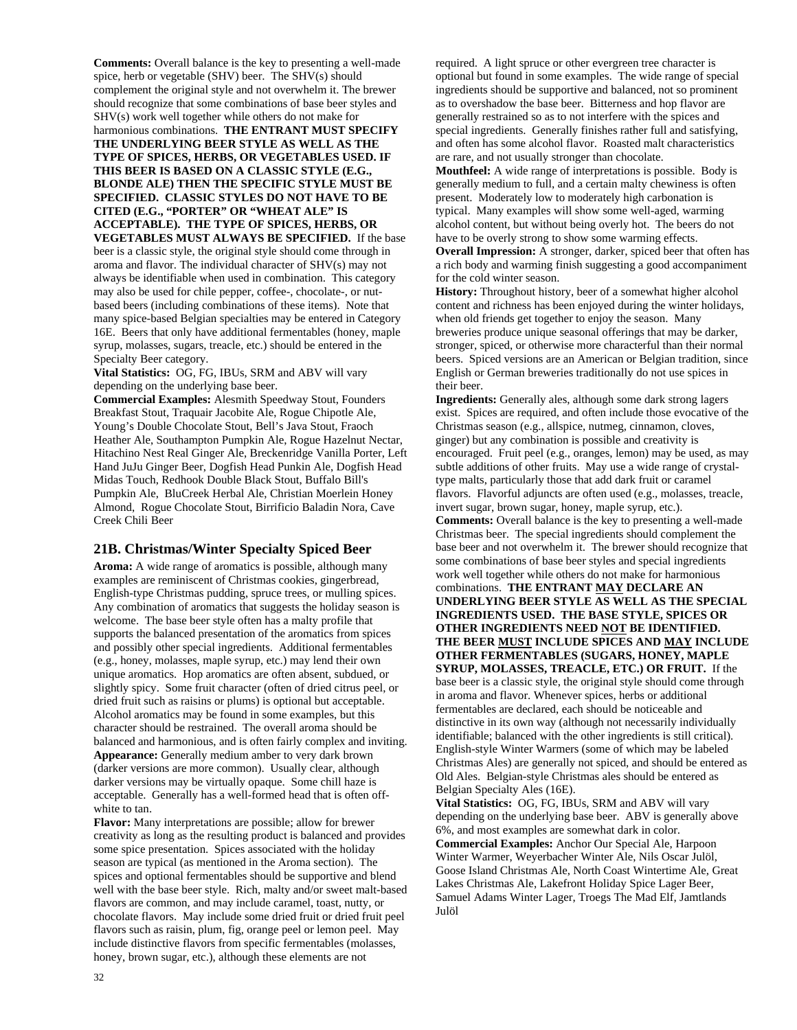**Comments:** Overall balance is the key to presenting a well-made spice, herb or vegetable (SHV) beer. The SHV(s) should complement the original style and not overwhelm it. The brewer should recognize that some combinations of base beer styles and SHV(s) work well together while others do not make for harmonious combinations. **THE ENTRANT MUST SPECIFY THE UNDERLYING BEER STYLE AS WELL AS THE TYPE OF SPICES, HERBS, OR VEGETABLES USED. IF THIS BEER IS BASED ON A CLASSIC STYLE (E.G., BLONDE ALE) THEN THE SPECIFIC STYLE MUST BE SPECIFIED. CLASSIC STYLES DO NOT HAVE TO BE CITED (E.G., "PORTER" OR "WHEAT ALE" IS ACCEPTABLE). THE TYPE OF SPICES, HERBS, OR VEGETABLES MUST ALWAYS BE SPECIFIED.** If the base beer is a classic style, the original style should come through in aroma and flavor. The individual character of SHV(s) may not always be identifiable when used in combination. This category may also be used for chile pepper, coffee-, chocolate-, or nut-based beers (including combinations of these items). Note that many spice-based Belgian specialties may be entered in Category 16E. Beers that only have additional fermentables (honey, maple syrup, molasses, sugars, treacle, etc.) should be entered in the Specialty Beer category.

**Vital Statistics:** OG, FG, IBUs, SRM and ABV will vary depending on the underlying base beer.

**Commercial Examples:** Alesmith Speedway Stout, Founders Breakfast Stout, Traquair Jacobite Ale, Rogue Chipotle Ale, Young's Double Chocolate Stout, Bell's Java Stout, Fraoch Heather Ale, Southampton Pumpkin Ale, Rogue Hazelnut Nectar, Hitachino Nest Real Ginger Ale, Breckenridge Vanilla Porter, Left Hand JuJu Ginger Beer, Dogfish Head Punkin Ale, Dogfish Head Midas Touch, Redhook Double Black Stout, Buffalo Bill's Pumpkin Ale, BluCreek Herbal Ale, Christian Moerlein Honey Almond, Rogue Chocolate Stout, Birrificio Baladin Nora, Cave Creek Chili Beer

## 21B. Christmas/Winter Specialty Spiced Beer

**Aroma:** A wide range of aromatics is possible, although many examples are reminiscent of Christmas cookies, gingerbread, English-type Christmas pudding, spruce trees, or mulling spices. Any combination of aromatics that suggests the holiday season is welcome. The base beer style often has a malty profile that supports the balanced presentation of the aromatics from spices and possibly other special ingredients. Additional fermentables (e.g., honey, molasses, maple syrup, etc.) may lend their own unique aromatics. Hop aromatics are often absent, subdued, or slightly spicy. Some fruit character (often of dried citrus peel, or dried fruit such as raisins or plums) is optional but acceptable. Alcohol aromatics may be found in some examples, but this character should be restrained. The overall aroma should be balanced and harmonious, and is often fairly complex and inviting.

**Appearance:** Generally medium amber to very dark brown (darker versions are more common). Usually clear, although darker versions may be virtually opaque. Some chill haze is acceptable. Generally has a well-formed head that is often off-white to tan.

**Flavor:** Many interpretations are possible; allow for brewer creativity as long as the resulting product is balanced and provides some spice presentation. Spices associated with the holiday season are typical (as mentioned in the Aroma section). The spices and optional fermentables should be supportive and blend well with the base beer style. Rich, malty and/or sweet malt-based flavors are common, and may include caramel, toast, nutty, or chocolate flavors. May include some dried fruit or dried fruit peel flavors such as raisin, plum, fig, orange peel or lemon peel. May include distinctive flavors from specific fermentables (molasses, honey, brown sugar, etc.), although these elements are not required. A light spruce or other evergreen tree character is optional but found in some examples. The wide range of special ingredients should be supportive and balanced, not so prominent as to overshadow the base beer. Bitterness and hop flavor are generally restrained so as to not interfere with the spices and special ingredients. Generally finishes rather full and satisfying, and often has some alcohol flavor. Roasted malt characteristics are rare, and not usually stronger than chocolate.

**Mouthfeel:** A wide range of interpretations is possible. Body is generally medium to full, and a certain malty chewiness is often present. Moderately low to moderately high carbonation is typical. Many examples will show some well-aged, warming alcohol content, but without being overly hot. The beers do not have to be overly strong to show some warming effects.

**Overall Impression:** A stronger, darker, spiced beer that often has a rich body and warming finish suggesting a good accompaniment for the cold winter season.

**History:** Throughout history, beer of a somewhat higher alcohol content and richness has been enjoyed during the winter holidays, when old friends get together to enjoy the season. Many breweries produce unique seasonal offerings that may be darker, stronger, spiced, or otherwise more characterful than their normal beers. Spiced versions are an American or Belgian tradition, since English or German breweries traditionally do not use spices in their beer.

**Ingredients:** Generally ales, although some dark strong lagers exist. Spices are required, and often include those evocative of the Christmas season (e.g., allspice, nutmeg, cinnamon, cloves, ginger) but any combination is possible and creativity is encouraged. Fruit peel (e.g., oranges, lemon) may be used, as may subtle additions of other fruits. May use a wide range of crystal-type malts, particularly those that add dark fruit or caramel flavors. Flavorful adjuncts are often used (e.g., molasses, treacle, invert sugar, brown sugar, honey, maple syrup, etc.).

**Comments:** Overall balance is the key to presenting a well-made Christmas beer. The special ingredients should complement the base beer and not overwhelm it. The brewer should recognize that some combinations of base beer styles and special ingredients work well together while others do not make for harmonious combinations. **THE ENTRANT <u>MAY</u> DECLARE AN UNDERLYING BEER STYLE AS WELL AS THE SPECIAL INGREDIENTS USED. THE BASE STYLE, SPICES OR OTHER INGREDIENTS NEED <u>NOT</u> BE IDENTIFIED. THE BEER <u>MUST</u> INCLUDE SPICES AND <u>MAY</u> INCLUDE OTHER FERMENTABLES (SUGARS, HONEY, MAPLE SYRUP, MOLASSES, TREACLE, ETC.) OR FRUIT.** If the base beer is a classic style, the original style should come through in aroma and flavor. Whenever spices, herbs or additional fermentables are declared, each should be noticeable and distinctive in its own way (although not necessarily individually identifiable; balanced with the other ingredients is still critical). English-style Winter Warmers (some of which may be labeled Christmas Ales) are generally not spiced, and should be entered as Old Ales. Belgian-style Christmas ales should be entered as Belgian Specialty Ales (16E).

**Vital Statistics:** OG, FG, IBUs, SRM and ABV will vary depending on the underlying base beer. ABV is generally above 6%, and most examples are somewhat dark in color.

**Commercial Examples:** Anchor Our Special Ale, Harpoon Winter Warmer, Weyerbacher Winter Ale, Nils Oscar Julöl, Goose Island Christmas Ale, North Coast Wintertime Ale, Great Lakes Christmas Ale, Lakefront Holiday Spice Lager Beer, Samuel Adams Winter Lager, Troegs The Mad Elf, Jamtlands Julöl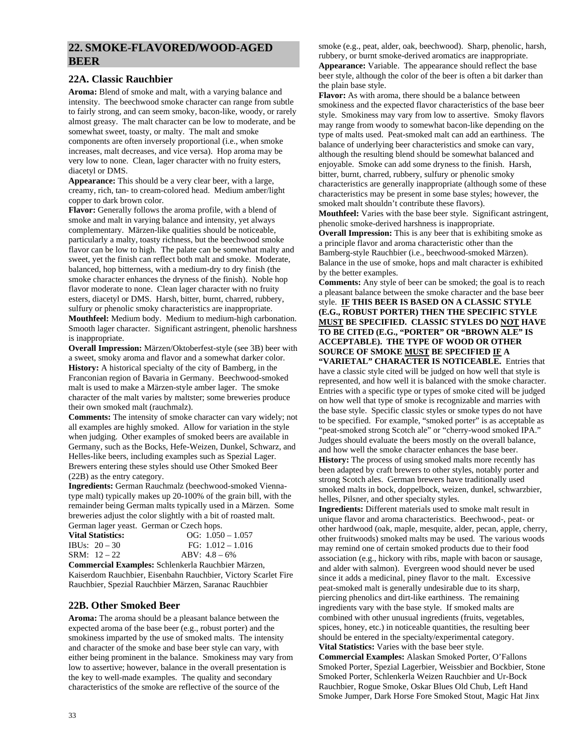## 22. SMOKE-FLAVORED/WOOD-AGED BEER

### 22A. Classic Rauchbier

**Aroma:** Blend of smoke and malt, with a varying balance and intensity. The beechwood smoke character can range from subtle to fairly strong, and can seem smoky, bacon-like, woody, or rarely almost greasy. The malt character can be low to moderate, and be somewhat sweet, toasty, or malty. The malt and smoke components are often inversely proportional (i.e., when smoke increases, malt decreases, and vice versa). Hop aroma may be very low to none. Clean, lager character with no fruity esters, diacetyl or DMS.

**Appearance:** This should be a very clear beer, with a large, creamy, rich, tan- to cream-colored head. Medium amber/light copper to dark brown color.

**Flavor:** Generally follows the aroma profile, with a blend of smoke and malt in varying balance and intensity, yet always complementary. Märzen-like qualities should be noticeable, particularly a malty, toasty richness, but the beechwood smoke flavor can be low to high. The palate can be somewhat malty and sweet, yet the finish can reflect both malt and smoke. Moderate, balanced, hop bitterness, with a medium-dry to dry finish (the smoke character enhances the dryness of the finish). Noble hop flavor moderate to none. Clean lager character with no fruity esters, diacetyl or DMS. Harsh, bitter, burnt, charred, rubbery, sulfury or phenolic smoky characteristics are inappropriate.

**Mouthfeel:** Medium body. Medium to medium-high carbonation. Smooth lager character. Significant astringent, phenolic harshness is inappropriate.

**Overall Impression:** Märzen/Oktoberfest-style (see 3B) beer with a sweet, smoky aroma and flavor and a somewhat darker color.

**History:** A historical specialty of the city of Bamberg, in the Franconian region of Bavaria in Germany. Beechwood-smoked malt is used to make a Märzen-style amber lager. The smoke character of the malt varies by maltster; some breweries produce their own smoked malt (rauchmalz).

**Comments:** The intensity of smoke character can vary widely; not all examples are highly smoked. Allow for variation in the style when judging. Other examples of smoked beers are available in Germany, such as the Bocks, Hefe-Weizen, Dunkel, Schwarz, and Helles-like beers, including examples such as Spezial Lager. Brewers entering these styles should use Other Smoked Beer (22B) as the entry category.

**Ingredients:** German Rauchmalz (beechwood-smoked Vienna-type malt) typically makes up 20-100% of the grain bill, with the remainder being German malts typically used in a Märzen. Some breweries adjust the color slightly with a bit of roasted malt. German lager yeast. German or Czech hops.

**Vital Statistics:** OG: 1.050 – 1.057
IBUs: 20 – 30 FG: 1.012 – 1.016
SRM: 12 – 22 ABV: 4.8 – 6%

**Commercial Examples:** Schlenkerla Rauchbier Märzen, Kaiserdom Rauchbier, Eisenbahn Rauchbier, Victory Scarlet Fire Rauchbier, Spezial Rauchbier Märzen, Saranac Rauchbier

### 22B. Other Smoked Beer

**Aroma:** The aroma should be a pleasant balance between the expected aroma of the base beer (e.g., robust porter) and the smokiness imparted by the use of smoked malts. The intensity and character of the smoke and base beer style can vary, with either being prominent in the balance. Smokiness may vary from low to assertive; however, balance in the overall presentation is the key to well-made examples. The quality and secondary characteristics of the smoke are reflective of the source of the smoke (e.g., peat, alder, oak, beechwood). Sharp, phenolic, harsh, rubbery, or burnt smoke-derived aromatics are inappropriate.

**Appearance:** Variable. The appearance should reflect the base beer style, although the color of the beer is often a bit darker than the plain base style.

**Flavor:** As with aroma, there should be a balance between smokiness and the expected flavor characteristics of the base beer style. Smokiness may vary from low to assertive. Smoky flavors may range from woody to somewhat bacon-like depending on the type of malts used. Peat-smoked malt can add an earthiness. The balance of underlying beer characteristics and smoke can vary, although the resulting blend should be somewhat balanced and enjoyable. Smoke can add some dryness to the finish. Harsh, bitter, burnt, charred, rubbery, sulfury or phenolic smoky characteristics are generally inappropriate (although some of these characteristics may be present in some base styles; however, the smoked malt shouldn't contribute these flavors).

**Mouthfeel:** Varies with the base beer style. Significant astringent, phenolic smoke-derived harshness is inappropriate.

**Overall Impression:** This is any beer that is exhibiting smoke as a principle flavor and aroma characteristic other than the Bamberg-style Rauchbier (i.e., beechwood-smoked Märzen). Balance in the use of smoke, hops and malt character is exhibited by the better examples.

**Comments:** Any style of beer can be smoked; the goal is to reach a pleasant balance between the smoke character and the base beer style. **<u>IF</u> THIS BEER IS BASED ON A CLASSIC STYLE (E.G., ROBUST PORTER) THEN THE SPECIFIC STYLE <u>MUST</u> BE SPECIFIED. CLASSIC STYLES DO <u>NOT</u> HAVE TO BE CITED (E.G., "PORTER" OR "BROWN ALE" IS ACCEPTABLE). THE TYPE OF WOOD OR OTHER SOURCE OF SMOKE <u>MUST</u> BE SPECIFIED <u>IF</u> A "VARIETAL" CHARACTER IS NOTICEABLE.** Entries that have a classic style cited will be judged on how well that style is represented, and how well it is balanced with the smoke character. Entries with a specific type or types of smoke cited will be judged on how well that type of smoke is recognizable and marries with the base style. Specific classic styles or smoke types do not have to be specified. For example, "smoked porter" is as acceptable as "peat-smoked strong Scotch ale" or "cherry-wood smoked IPA." Judges should evaluate the beers mostly on the overall balance, and how well the smoke character enhances the base beer.

**History:** The process of using smoked malts more recently has been adapted by craft brewers to other styles, notably porter and strong Scotch ales. German brewers have traditionally used smoked malts in bock, doppelbock, weizen, dunkel, schwarzbier, helles, Pilsner, and other specialty styles.

**Ingredients:** Different materials used to smoke malt result in unique flavor and aroma characteristics. Beechwood-, peat- or other hardwood (oak, maple, mesquite, alder, pecan, apple, cherry, other fruitwoods) smoked malts may be used. The various woods may remind one of certain smoked products due to their food association (e.g., hickory with ribs, maple with bacon or sausage, and alder with salmon). Evergreen wood should never be used since it adds a medicinal, piney flavor to the malt. Excessive peat-smoked malt is generally undesirable due to its sharp, piercing phenolics and dirt-like earthiness. The remaining ingredients vary with the base style. If smoked malts are combined with other unusual ingredients (fruits, vegetables, spices, honey, etc.) in noticeable quantities, the resulting beer should be entered in the specialty/experimental category.

**Vital Statistics:** Varies with the base beer style.

**Commercial Examples:** Alaskan Smoked Porter, O'Fallons Smoked Porter, Spezial Lagerbier, Weissbier and Bockbier, Stone Smoked Porter, Schlenkerla Weizen Rauchbier and Ur-Bock Rauchbier, Rogue Smoke, Oskar Blues Old Chub, Left Hand Smoke Jumper, Dark Horse Fore Smoked Stout, Magic Hat Jinx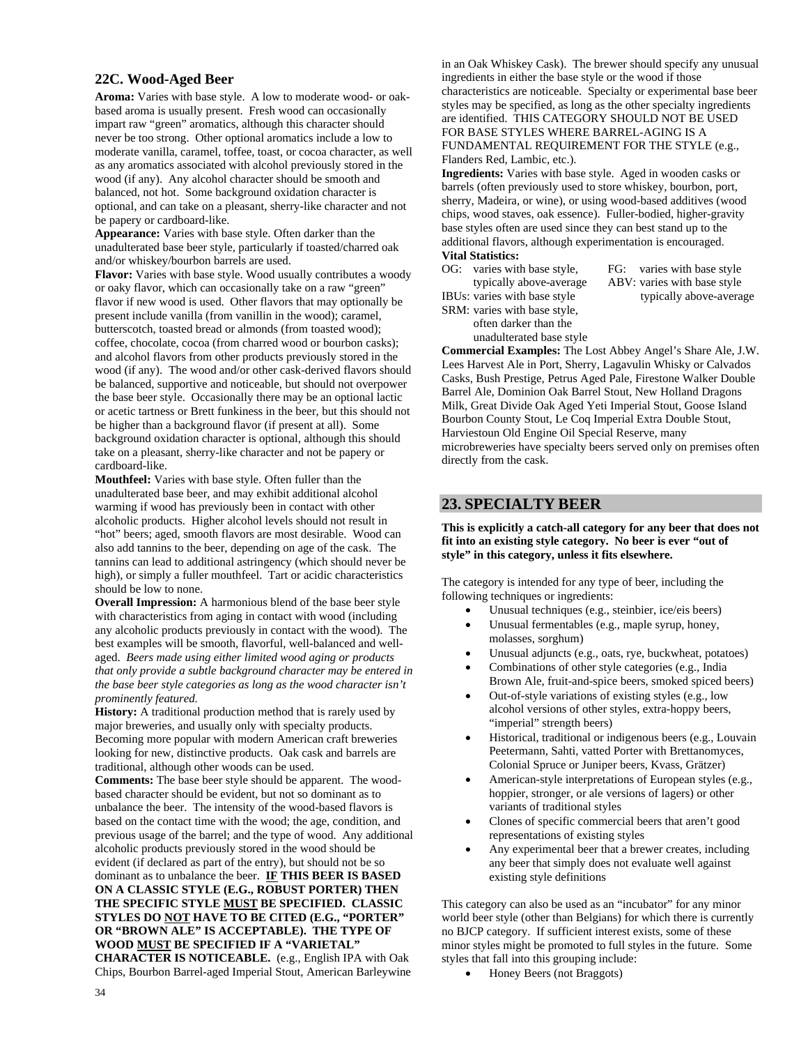### 22C. Wood-Aged Beer

**Aroma:** Varies with base style. A low to moderate wood- or oak-based aroma is usually present. Fresh wood can occasionally impart raw "green" aromatics, although this character should never be too strong. Other optional aromatics include a low to moderate vanilla, caramel, toffee, toast, or cocoa character, as well as any aromatics associated with alcohol previously stored in the wood (if any). Any alcohol character should be smooth and balanced, not hot. Some background oxidation character is optional, and can take on a pleasant, sherry-like character and not be papery or cardboard-like.

**Appearance:** Varies with base style. Often darker than the unadulterated base beer style, particularly if toasted/charred oak and/or whiskey/bourbon barrels are used.

**Flavor:** Varies with base style. Wood usually contributes a woody or oaky flavor, which can occasionally take on a raw "green" flavor if new wood is used. Other flavors that may optionally be present include vanilla (from vanillin in the wood); caramel, butterscotch, toasted bread or almonds (from toasted wood); coffee, chocolate, cocoa (from charred wood or bourbon casks); and alcohol flavors from other products previously stored in the wood (if any). The wood and/or other cask-derived flavors should be balanced, supportive and noticeable, but should not overpower the base beer style. Occasionally there may be an optional lactic or acetic tartness or Brett funkiness in the beer, but this should not be higher than a background flavor (if present at all). Some background oxidation character is optional, although this should take on a pleasant, sherry-like character and not be papery or cardboard-like.

**Mouthfeel:** Varies with base style. Often fuller than the unadulterated base beer, and may exhibit additional alcohol warming if wood has previously been in contact with other alcoholic products. Higher alcohol levels should not result in "hot" beers; aged, smooth flavors are most desirable. Wood can also add tannins to the beer, depending on age of the cask. The tannins can lead to additional astringency (which should never be high), or simply a fuller mouthfeel. Tart or acidic characteristics should be low to none.

**Overall Impression:** A harmonious blend of the base beer style with characteristics from aging in contact with wood (including any alcoholic products previously in contact with the wood). The best examples will be smooth, flavorful, well-balanced and well-aged. *Beers made using either limited wood aging or products that only provide a subtle background character may be entered in the base beer style categories as long as the wood character isn't prominently featured.*

**History:** A traditional production method that is rarely used by major breweries, and usually only with specialty products. Becoming more popular with modern American craft breweries looking for new, distinctive products. Oak cask and barrels are traditional, although other woods can be used.

**Comments:** The base beer style should be apparent. The wood-based character should be evident, but not so dominant as to unbalance the beer. The intensity of the wood-based flavors is based on the contact time with the wood; the age, condition, and previous usage of the barrel; and the type of wood. Any additional alcoholic products previously stored in the wood should be evident (if declared as part of the entry), but should not be so dominant as to unbalance the beer. **IF THIS BEER IS BASED ON A CLASSIC STYLE (E.G., ROBUST PORTER) THEN THE SPECIFIC STYLE MUST BE SPECIFIED. CLASSIC STYLES DO NOT HAVE TO BE CITED (E.G., "PORTER" OR "BROWN ALE" IS ACCEPTABLE). THE TYPE OF WOOD MUST BE SPECIFIED IF A "VARIETAL" CHARACTER IS NOTICEABLE.** (e.g., English IPA with Oak Chips, Bourbon Barrel-aged Imperial Stout, American Barleywine in an Oak Whiskey Cask). The brewer should specify any unusual ingredients in either the base style or the wood if those characteristics are noticeable. Specialty or experimental base beer styles may be specified, as long as the other specialty ingredients are identified. THIS CATEGORY SHOULD NOT BE USED FOR BASE STYLES WHERE BARREL-AGING IS A FUNDAMENTAL REQUIREMENT FOR THE STYLE (e.g., Flanders Red, Lambic, etc.).

**Ingredients:** Varies with base style. Aged in wooden casks or barrels (often previously used to store whiskey, bourbon, port, sherry, Madeira, or wine), or using wood-based additives (wood chips, wood staves, oak essence). Fuller-bodied, higher-gravity base styles often are used since they can best stand up to the additional flavors, although experimentation is encouraged.

**Vital Statistics:**

OG: varies with base style, typically above-average
FG: varies with base style
IBUs: varies with base style
ABV: varies with base style typically above-average
SRM: varies with base style, often darker than the unadulterated base style

**Commercial Examples:** The Lost Abbey Angel's Share Ale, J.W. Lees Harvest Ale in Port, Sherry, Lagavulin Whisky or Calvados Casks, Bush Prestige, Petrus Aged Pale, Firestone Walker Double Barrel Ale, Dominion Oak Barrel Stout, New Holland Dragons Milk, Great Divide Oak Aged Yeti Imperial Stout, Goose Island Bourbon County Stout, Le Coq Imperial Extra Double Stout, Harviestoun Old Engine Oil Special Reserve, many microbreweries have specialty beers served only on premises often directly from the cask.

## 23. SPECIALTY BEER

**This is explicitly a catch-all category for any beer that does not fit into an existing style category. No beer is ever "out of style" in this category, unless it fits elsewhere.**

The category is intended for any type of beer, including the following techniques or ingredients:

- Unusual techniques (e.g., steinbier, ice/eis beers)
- Unusual fermentables (e.g., maple syrup, honey, molasses, sorghum)
- Unusual adjuncts (e.g., oats, rye, buckwheat, potatoes)
- Combinations of other style categories (e.g., India Brown Ale, fruit-and-spice beers, smoked spiced beers)
- Out-of-style variations of existing styles (e.g., low alcohol versions of other styles, extra-hoppy beers, "imperial" strength beers)
- Historical, traditional or indigenous beers (e.g., Louvain Peetermann, Sahti, vatted Porter with Brettanomyces, Colonial Spruce or Juniper beers, Kvass, Grätzer)
- American-style interpretations of European styles (e.g., hoppier, stronger, or ale versions of lagers) or other variants of traditional styles
- Clones of specific commercial beers that aren't good representations of existing styles
- Any experimental beer that a brewer creates, including any beer that simply does not evaluate well against existing style definitions

This category can also be used as an "incubator" for any minor world beer style (other than Belgians) for which there is currently no BJCP category. If sufficient interest exists, some of these minor styles might be promoted to full styles in the future. Some styles that fall into this grouping include:

- Honey Beers (not Braggots)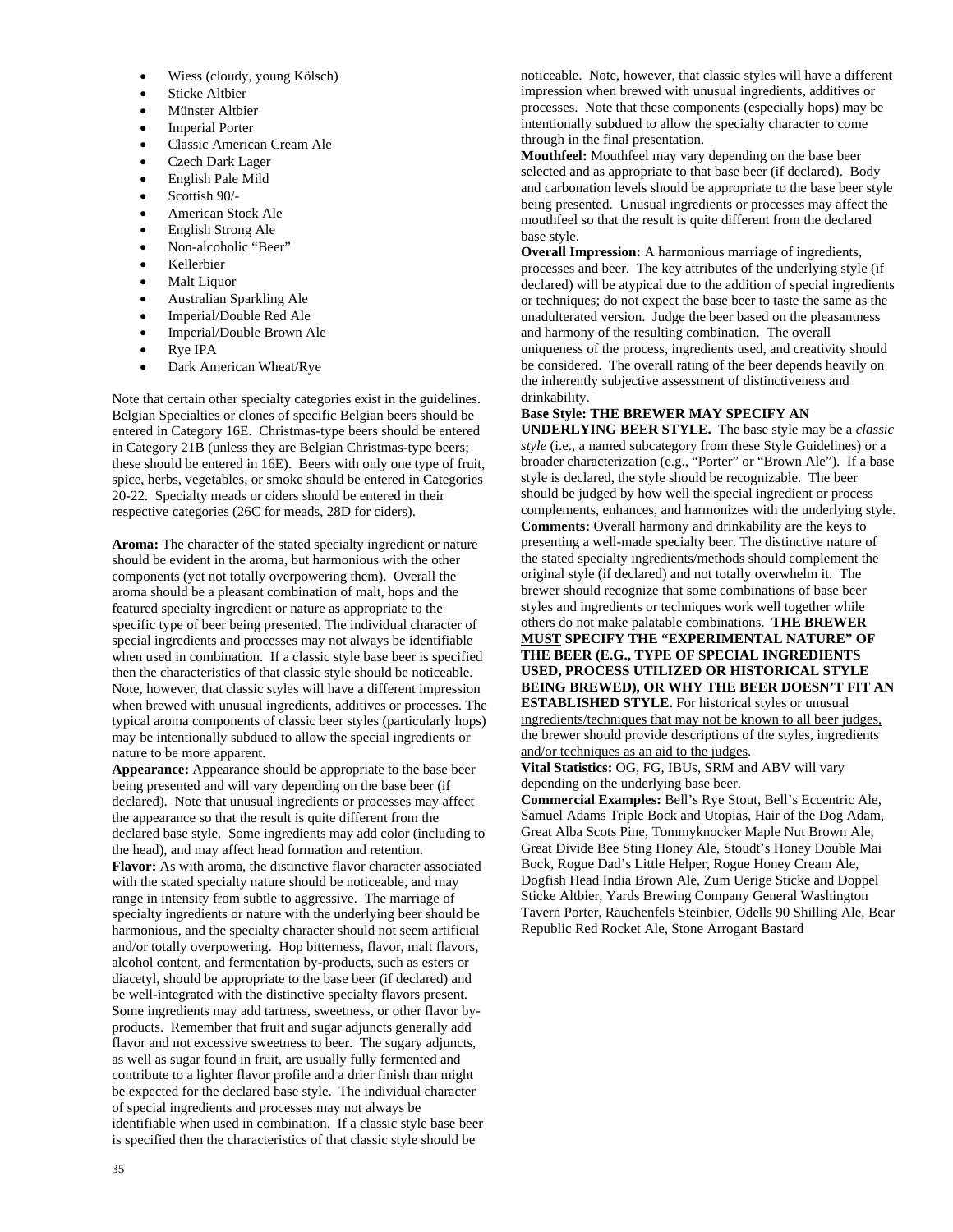- Wiess (cloudy, young Kölsch)
- Sticke Altbier
- Münster Altbier
- Imperial Porter
- Classic American Cream Ale
- Czech Dark Lager
- English Pale Mild
- Scottish 90/-
- American Stock Ale
- English Strong Ale
- Non-alcoholic "Beer"
- Kellerbier
- Malt Liquor
- Australian Sparkling Ale
- Imperial/Double Red Ale
- Imperial/Double Brown Ale
- Rye IPA
- Dark American Wheat/Rye

Note that certain other specialty categories exist in the guidelines. Belgian Specialties or clones of specific Belgian beers should be entered in Category 16E. Christmas-type beers should be entered in Category 21B (unless they are Belgian Christmas-type beers; these should be entered in 16E). Beers with only one type of fruit, spice, herbs, vegetables, or smoke should be entered in Categories 20-22. Specialty meads or ciders should be entered in their respective categories (26C for meads, 28D for ciders).

**Aroma:** The character of the stated specialty ingredient or nature should be evident in the aroma, but harmonious with the other components (yet not totally overpowering them). Overall the aroma should be a pleasant combination of malt, hops and the featured specialty ingredient or nature as appropriate to the specific type of beer being presented. The individual character of special ingredients and processes may not always be identifiable when used in combination. If a classic style base beer is specified then the characteristics of that classic style should be noticeable. Note, however, that classic styles will have a different impression when brewed with unusual ingredients, additives or processes. The typical aroma components of classic beer styles (particularly hops) may be intentionally subdued to allow the special ingredients or nature to be more apparent.

**Appearance:** Appearance should be appropriate to the base beer being presented and will vary depending on the base beer (if declared). Note that unusual ingredients or processes may affect the appearance so that the result is quite different from the declared base style. Some ingredients may add color (including to the head), and may affect head formation and retention.

**Flavor:** As with aroma, the distinctive flavor character associated with the stated specialty nature should be noticeable, and may range in intensity from subtle to aggressive. The marriage of specialty ingredients or nature with the underlying beer should be harmonious, and the specialty character should not seem artificial and/or totally overpowering. Hop bitterness, flavor, malt flavors, alcohol content, and fermentation by-products, such as esters or diacetyl, should be appropriate to the base beer (if declared) and be well-integrated with the distinctive specialty flavors present. Some ingredients may add tartness, sweetness, or other flavor by-products. Remember that fruit and sugar adjuncts generally add flavor and not excessive sweetness to beer. The sugary adjuncts, as well as sugar found in fruit, are usually fully fermented and contribute to a lighter flavor profile and a drier finish than might be expected for the declared base style. The individual character of special ingredients and processes may not always be identifiable when used in combination. If a classic style base beer is specified then the characteristics of that classic style should be noticeable. Note, however, that classic styles will have a different impression when brewed with unusual ingredients, additives or processes. Note that these components (especially hops) may be intentionally subdued to allow the specialty character to come through in the final presentation.

**Mouthfeel:** Mouthfeel may vary depending on the base beer selected and as appropriate to that base beer (if declared). Body and carbonation levels should be appropriate to the base beer style being presented. Unusual ingredients or processes may affect the mouthfeel so that the result is quite different from the declared base style.

**Overall Impression:** A harmonious marriage of ingredients, processes and beer. The key attributes of the underlying style (if declared) will be atypical due to the addition of special ingredients or techniques; do not expect the base beer to taste the same as the unadulterated version. Judge the beer based on the pleasantness and harmony of the resulting combination. The overall uniqueness of the process, ingredients used, and creativity should be considered. The overall rating of the beer depends heavily on the inherently subjective assessment of distinctiveness and drinkability.

**Base Style: THE BREWER MAY SPECIFY AN UNDERLYING BEER STYLE.** The base style may be a *classic style* (i.e., a named subcategory from these Style Guidelines) or a broader characterization (e.g., "Porter" or "Brown Ale"). If a base style is declared, the style should be recognizable. The beer should be judged by how well the special ingredient or process complements, enhances, and harmonizes with the underlying style.

**Comments:** Overall harmony and drinkability are the keys to presenting a well-made specialty beer. The distinctive nature of the stated specialty ingredients/methods should complement the original style (if declared) and not totally overwhelm it. The brewer should recognize that some combinations of base beer styles and ingredients or techniques work well together while others do not make palatable combinations. **THE BREWER MUST SPECIFY THE "EXPERIMENTAL NATURE" OF THE BEER (E.G., TYPE OF SPECIAL INGREDIENTS USED, PROCESS UTILIZED OR HISTORICAL STYLE BEING BREWED), OR WHY THE BEER DOESN'T FIT AN ESTABLISHED STYLE.** For historical styles or unusual ingredients/techniques that may not be known to all beer judges, the brewer should provide descriptions of the styles, ingredients and/or techniques as an aid to the judges.

**Vital Statistics:** OG, FG, IBUs, SRM and ABV will vary depending on the underlying base beer.

**Commercial Examples:** Bell's Rye Stout, Bell's Eccentric Ale, Samuel Adams Triple Bock and Utopias, Hair of the Dog Adam, Great Alba Scots Pine, Tommyknocker Maple Nut Brown Ale, Great Divide Bee Sting Honey Ale, Stoudt's Honey Double Mai Bock, Rogue Dad's Little Helper, Rogue Honey Cream Ale, Dogfish Head India Brown Ale, Zum Uerige Sticke and Doppel Sticke Altbier, Yards Brewing Company General Washington Tavern Porter, Rauchenfels Steinbier, Odells 90 Shilling Ale, Bear Republic Red Rocket Ale, Stone Arrogant Bastard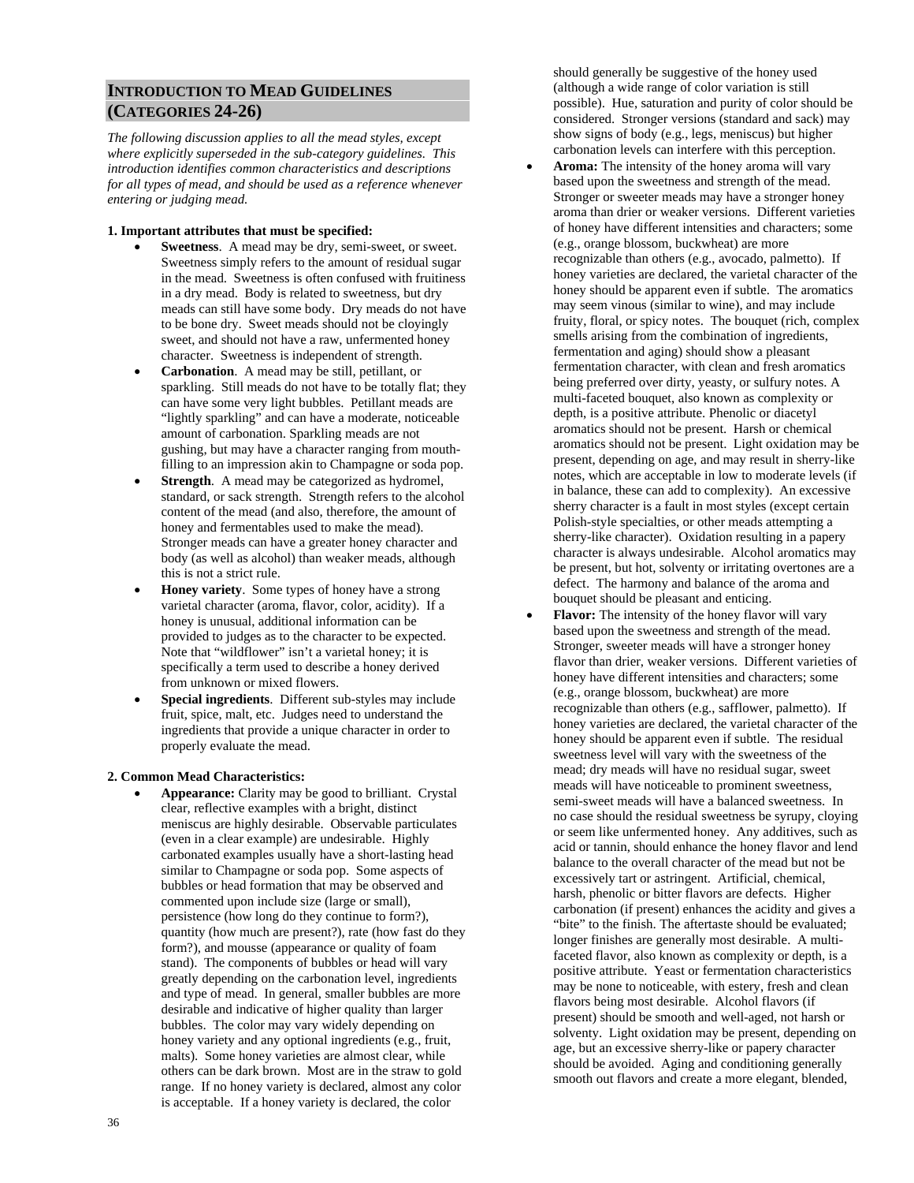## Introduction to Mead Guidelines (Categories 24-26)

*The following discussion applies to all the mead styles, except where explicitly superseded in the sub-category guidelines. This introduction identifies common characteristics and descriptions for all types of mead, and should be used as a reference whenever entering or judging mead.*

**1. Important attributes that must be specified:**

- **Sweetness**. A mead may be dry, semi-sweet, or sweet. Sweetness simply refers to the amount of residual sugar in the mead. Sweetness is often confused with fruitiness in a dry mead. Body is related to sweetness, but dry meads can still have some body. Dry meads do not have to be bone dry. Sweet meads should not be cloyingly sweet, and should not have a raw, unfermented honey character. Sweetness is independent of strength.
- **Carbonation**. A mead may be still, petillant, or sparkling. Still meads do not have to be totally flat; they can have some very light bubbles. Petillant meads are "lightly sparkling" and can have a moderate, noticeable amount of carbonation. Sparkling meads are not gushing, but may have a character ranging from mouth-filling to an impression akin to Champagne or soda pop.
- **Strength**. A mead may be categorized as hydromel, standard, or sack strength. Strength refers to the alcohol content of the mead (and also, therefore, the amount of honey and fermentables used to make the mead). Stronger meads can have a greater honey character and body (as well as alcohol) than weaker meads, although this is not a strict rule.
- **Honey variety**. Some types of honey have a strong varietal character (aroma, flavor, color, acidity). If a honey is unusual, additional information can be provided to judges as to the character to be expected. Note that "wildflower" isn't a varietal honey; it is specifically a term used to describe a honey derived from unknown or mixed flowers.
- **Special ingredients**. Different sub-styles may include fruit, spice, malt, etc. Judges need to understand the ingredients that provide a unique character in order to properly evaluate the mead.

**2. Common Mead Characteristics:**

- **Appearance:** Clarity may be good to brilliant. Crystal clear, reflective examples with a bright, distinct meniscus are highly desirable. Observable particulates (even in a clear example) are undesirable. Highly carbonated examples usually have a short-lasting head similar to Champagne or soda pop. Some aspects of bubbles or head formation that may be observed and commented upon include size (large or small), persistence (how long do they continue to form?), quantity (how much are present?), rate (how fast do they form?), and mousse (appearance or quality of foam stand). The components of bubbles or head will vary greatly depending on the carbonation level, ingredients and type of mead. In general, smaller bubbles are more desirable and indicative of higher quality than larger bubbles. The color may vary widely depending on honey variety and any optional ingredients (e.g., fruit, malts). Some honey varieties are almost clear, while others can be dark brown. Most are in the straw to gold range. If no honey variety is declared, almost any color is acceptable. If a honey variety is declared, the color should generally be suggestive of the honey used (although a wide range of color variation is still possible). Hue, saturation and purity of color should be considered. Stronger versions (standard and sack) may show signs of body (e.g., legs, meniscus) but higher carbonation levels can interfere with this perception.
- **Aroma:** The intensity of the honey aroma will vary based upon the sweetness and strength of the mead. Stronger or sweeter meads may have a stronger honey aroma than drier or weaker versions. Different varieties of honey have different intensities and characters; some (e.g., orange blossom, buckwheat) are more recognizable than others (e.g., avocado, palmetto). If honey varieties are declared, the varietal character of the honey should be apparent even if subtle. The aromatics may seem vinous (similar to wine), and may include fruity, floral, or spicy notes. The bouquet (rich, complex smells arising from the combination of ingredients, fermentation and aging) should show a pleasant fermentation character, with clean and fresh aromatics being preferred over dirty, yeasty, or sulfury notes. A multi-faceted bouquet, also known as complexity or depth, is a positive attribute. Phenolic or diacetyl aromatics should not be present. Harsh or chemical aromatics should not be present. Light oxidation may be present, depending on age, and may result in sherry-like notes, which are acceptable in low to moderate levels (if in balance, these can add to complexity). An excessive sherry character is a fault in most styles (except certain Polish-style specialties, or other meads attempting a sherry-like character). Oxidation resulting in a papery character is always undesirable. Alcohol aromatics may be present, but hot, solventy or irritating overtones are a defect. The harmony and balance of the aroma and bouquet should be pleasant and enticing.
- **Flavor:** The intensity of the honey flavor will vary based upon the sweetness and strength of the mead. Stronger, sweeter meads will have a stronger honey flavor than drier, weaker versions. Different varieties of honey have different intensities and characters; some (e.g., orange blossom, buckwheat) are more recognizable than others (e.g., safflower, palmetto). If honey varieties are declared, the varietal character of the honey should be apparent even if subtle. The residual sweetness level will vary with the sweetness of the mead; dry meads will have no residual sugar, sweet meads will have noticeable to prominent sweetness, semi-sweet meads will have a balanced sweetness. In no case should the residual sweetness be syrupy, cloying or seem like unfermented honey. Any additives, such as acid or tannin, should enhance the honey flavor and lend balance to the overall character of the mead but not be excessively tart or astringent. Artificial, chemical, harsh, phenolic or bitter flavors are defects. Higher carbonation (if present) enhances the acidity and gives a "bite" to the finish. The aftertaste should be evaluated; longer finishes are generally most desirable. A multi-faceted flavor, also known as complexity or depth, is a positive attribute. Yeast or fermentation characteristics may be none to noticeable, with estery, fresh and clean flavors being most desirable. Alcohol flavors (if present) should be smooth and well-aged, not harsh or solventy. Light oxidation may be present, depending on age, but an excessive sherry-like or papery character should be avoided. Aging and conditioning generally smooth out flavors and create a more elegant, blended,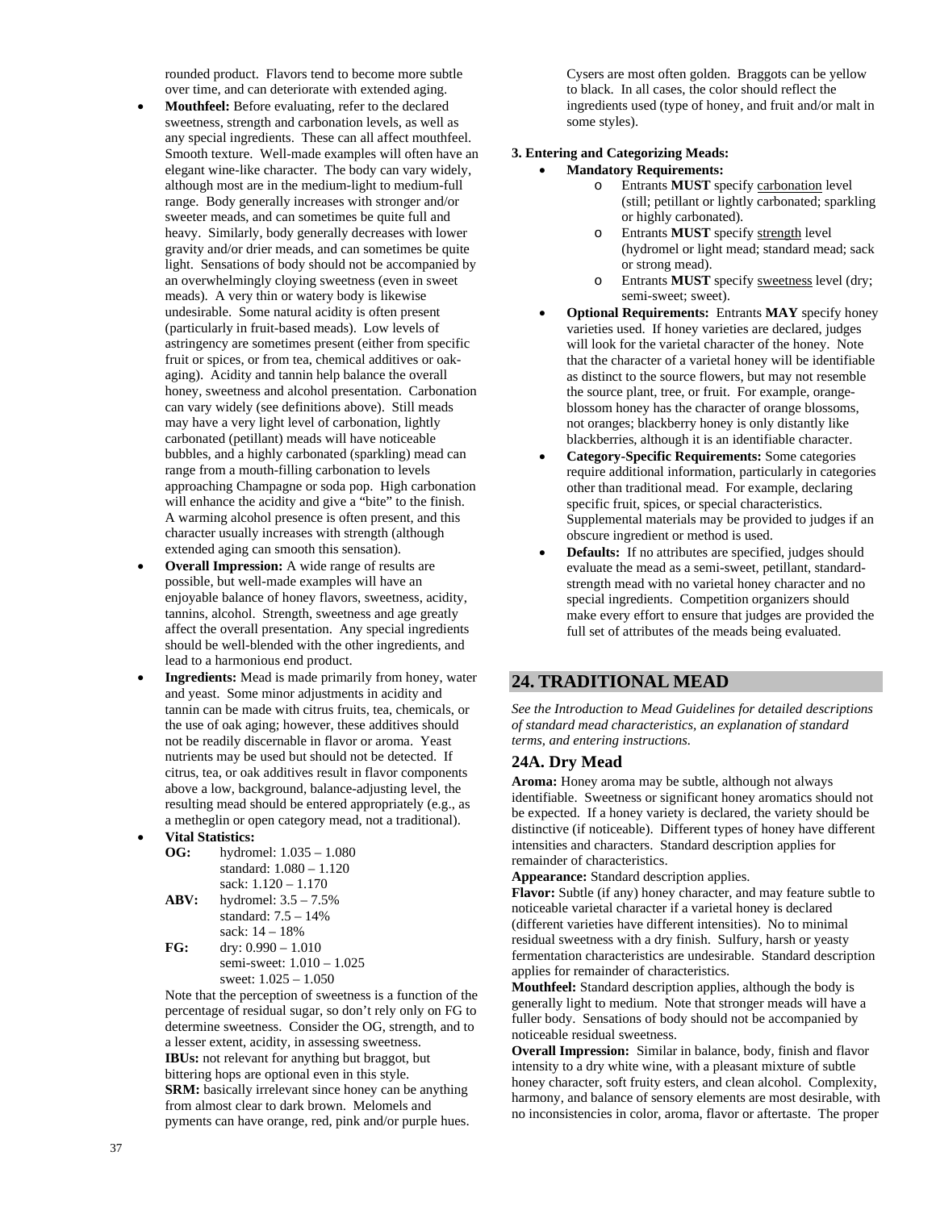rounded product. Flavors tend to become more subtle over time, and can deteriorate with extended aging.

- **Mouthfeel:** Before evaluating, refer to the declared sweetness, strength and carbonation levels, as well as any special ingredients. These can all affect mouthfeel. Smooth texture. Well-made examples will often have an elegant wine-like character. The body can vary widely, although most are in the medium-light to medium-full range. Body generally increases with stronger and/or sweeter meads, and can sometimes be quite full and heavy. Similarly, body generally decreases with lower gravity and/or drier meads, and can sometimes be quite light. Sensations of body should not be accompanied by an overwhelmingly cloying sweetness (even in sweet meads). A very thin or watery body is likewise undesirable. Some natural acidity is often present (particularly in fruit-based meads). Low levels of astringency are sometimes present (either from specific fruit or spices, or from tea, chemical additives or oak-aging). Acidity and tannin help balance the overall honey, sweetness and alcohol presentation. Carbonation can vary widely (see definitions above). Still meads may have a very light level of carbonation, lightly carbonated (petillant) meads will have noticeable bubbles, and a highly carbonated (sparkling) mead can range from a mouth-filling carbonation to levels approaching Champagne or soda pop. High carbonation will enhance the acidity and give a "bite" to the finish. A warming alcohol presence is often present, and this character usually increases with strength (although extended aging can smooth this sensation).
- **Overall Impression:** A wide range of results are possible, but well-made examples will have an enjoyable balance of honey flavors, sweetness, acidity, tannins, alcohol. Strength, sweetness and age greatly affect the overall presentation. Any special ingredients should be well-blended with the other ingredients, and lead to a harmonious end product.
- **Ingredients:** Mead is made primarily from honey, water and yeast. Some minor adjustments in acidity and tannin can be made with citrus fruits, tea, chemicals, or the use of oak aging; however, these additives should not be readily discernable in flavor or aroma. Yeast nutrients may be used but should not be detected. If citrus, tea, or oak additives result in flavor components above a low, background, balance-adjusting level, the resulting mead should be entered appropriately (e.g., as a metheglin or open category mead, not a traditional).
- **Vital Statistics:**

  **OG:** hydromel: 1.035 – 1.080
  standard: 1.080 – 1.120
  sack: 1.120 – 1.170

  **ABV:** hydromel: 3.5 – 7.5%
  standard: 7.5 – 14%
  sack: 14 – 18%

  **FG:** dry: 0.990 – 1.010
  semi-sweet: 1.010 – 1.025
  sweet: 1.025 – 1.050

  Note that the perception of sweetness is a function of the percentage of residual sugar, so don't rely only on FG to determine sweetness. Consider the OG, strength, and to a lesser extent, acidity, in assessing sweetness.

  **IBUs:** not relevant for anything but braggot, but bittering hops are optional even in this style.

  **SRM:** basically irrelevant since honey can be anything from almost clear to dark brown. Melomels and pyments can have orange, red, pink and/or purple hues. Cysers are most often golden. Braggots can be yellow to black. In all cases, the color should reflect the ingredients used (type of honey, and fruit and/or malt in some styles).

**3. Entering and Categorizing Meads:**

- **Mandatory Requirements:**
  - Entrants **MUST** specify carbonation level (still; petillant or lightly carbonated; sparkling or highly carbonated).
  - Entrants **MUST** specify strength level (hydromel or light mead; standard mead; sack or strong mead).
  - Entrants **MUST** specify sweetness level (dry; semi-sweet; sweet).
- **Optional Requirements:** Entrants **MAY** specify honey varieties used. If honey varieties are declared, judges will look for the varietal character of the honey. Note that the character of a varietal honey will be identifiable as distinct to the source flowers, but may not resemble the source plant, tree, or fruit. For example, orange-blossom honey has the character of orange blossoms, not oranges; blackberry honey is only distantly like blackberries, although it is an identifiable character.
- **Category-Specific Requirements:** Some categories require additional information, particularly in categories other than traditional mead. For example, declaring specific fruit, spices, or special characteristics. Supplemental materials may be provided to judges if an obscure ingredient or method is used.
- **Defaults:** If no attributes are specified, judges should evaluate the mead as a semi-sweet, petillant, standard-strength mead with no varietal honey character and no special ingredients. Competition organizers should make every effort to ensure that judges are provided the full set of attributes of the meads being evaluated.

## 24. TRADITIONAL MEAD

*See the Introduction to Mead Guidelines for detailed descriptions of standard mead characteristics, an explanation of standard terms, and entering instructions.*

### 24A. Dry Mead

**Aroma:** Honey aroma may be subtle, although not always identifiable. Sweetness or significant honey aromatics should not be expected. If a honey variety is declared, the variety should be distinctive (if noticeable). Different types of honey have different intensities and characters. Standard description applies for remainder of characteristics.

**Appearance:** Standard description applies.

**Flavor:** Subtle (if any) honey character, and may feature subtle to noticeable varietal character if a varietal honey is declared (different varieties have different intensities). No to minimal residual sweetness with a dry finish. Sulfury, harsh or yeasty fermentation characteristics are undesirable. Standard description applies for remainder of characteristics.

**Mouthfeel:** Standard description applies, although the body is generally light to medium. Note that stronger meads will have a fuller body. Sensations of body should not be accompanied by noticeable residual sweetness.

**Overall Impression:** Similar in balance, body, finish and flavor intensity to a dry white wine, with a pleasant mixture of subtle honey character, soft fruity esters, and clean alcohol. Complexity, harmony, and balance of sensory elements are most desirable, with no inconsistencies in color, aroma, flavor or aftertaste. The proper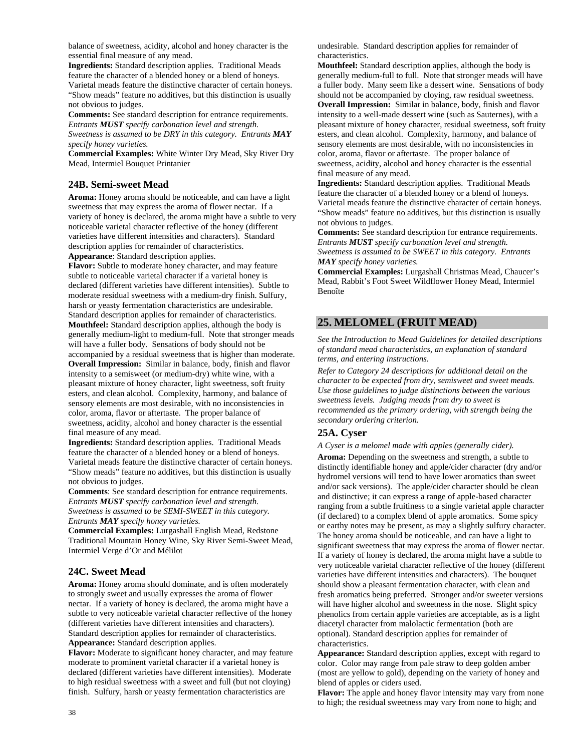balance of sweetness, acidity, alcohol and honey character is the essential final measure of any mead.

**Ingredients:** Standard description applies. Traditional Meads feature the character of a blended honey or a blend of honeys. Varietal meads feature the distinctive character of certain honeys. "Show meads" feature no additives, but this distinction is usually not obvious to judges.

**Comments:** See standard description for entrance requirements. *Entrants **MUST** specify carbonation level and strength. Sweetness is assumed to be DRY in this category. Entrants **MAY** specify honey varieties.*

**Commercial Examples:** White Winter Dry Mead, Sky River Dry Mead, Intermiel Bouquet Printanier

### 24B. Semi-sweet Mead

**Aroma:** Honey aroma should be noticeable, and can have a light sweetness that may express the aroma of flower nectar. If a variety of honey is declared, the aroma might have a subtle to very noticeable varietal character reflective of the honey (different varieties have different intensities and characters). Standard description applies for remainder of characteristics.

**Appearance**: Standard description applies.

**Flavor:** Subtle to moderate honey character, and may feature subtle to noticeable varietal character if a varietal honey is declared (different varieties have different intensities). Subtle to moderate residual sweetness with a medium-dry finish. Sulfury, harsh or yeasty fermentation characteristics are undesirable. Standard description applies for remainder of characteristics.

**Mouthfeel:** Standard description applies, although the body is generally medium-light to medium-full. Note that stronger meads will have a fuller body. Sensations of body should not be accompanied by a residual sweetness that is higher than moderate.

**Overall Impression:** Similar in balance, body, finish and flavor intensity to a semisweet (or medium-dry) white wine, with a pleasant mixture of honey character, light sweetness, soft fruity esters, and clean alcohol. Complexity, harmony, and balance of sensory elements are most desirable, with no inconsistencies in color, aroma, flavor or aftertaste. The proper balance of sweetness, acidity, alcohol and honey character is the essential final measure of any mead.

**Ingredients:** Standard description applies. Traditional Meads feature the character of a blended honey or a blend of honeys. Varietal meads feature the distinctive character of certain honeys. "Show meads" feature no additives, but this distinction is usually not obvious to judges.

**Comments**: See standard description for entrance requirements. *Entrants **MUST** specify carbonation level and strength. Sweetness is assumed to be SEMI-SWEET in this category. Entrants **MAY** specify honey varieties.*

**Commercial Examples:** Lurgashall English Mead, Redstone Traditional Mountain Honey Wine, Sky River Semi-Sweet Mead, Intermiel Verge d'Or and Mélilot

### 24C. Sweet Mead

**Aroma:** Honey aroma should dominate, and is often moderately to strongly sweet and usually expresses the aroma of flower nectar. If a variety of honey is declared, the aroma might have a subtle to very noticeable varietal character reflective of the honey (different varieties have different intensities and characters). Standard description applies for remainder of characteristics.

**Appearance:** Standard description applies.

**Flavor:** Moderate to significant honey character, and may feature moderate to prominent varietal character if a varietal honey is declared (different varieties have different intensities). Moderate to high residual sweetness with a sweet and full (but not cloying) finish. Sulfury, harsh or yeasty fermentation characteristics are undesirable. Standard description applies for remainder of characteristics.

**Mouthfeel:** Standard description applies, although the body is generally medium-full to full. Note that stronger meads will have a fuller body. Many seem like a dessert wine. Sensations of body should not be accompanied by cloying, raw residual sweetness.

**Overall Impression:** Similar in balance, body, finish and flavor intensity to a well-made dessert wine (such as Sauternes), with a pleasant mixture of honey character, residual sweetness, soft fruity esters, and clean alcohol. Complexity, harmony, and balance of sensory elements are most desirable, with no inconsistencies in color, aroma, flavor or aftertaste. The proper balance of sweetness, acidity, alcohol and honey character is the essential final measure of any mead.

**Ingredients:** Standard description applies. Traditional Meads feature the character of a blended honey or a blend of honeys. Varietal meads feature the distinctive character of certain honeys. "Show meads" feature no additives, but this distinction is usually not obvious to judges.

**Comments:** See standard description for entrance requirements. *Entrants **MUST** specify carbonation level and strength. Sweetness is assumed to be SWEET in this category. Entrants **MAY** specify honey varieties.*

**Commercial Examples:** Lurgashall Christmas Mead, Chaucer's Mead, Rabbit's Foot Sweet Wildflower Honey Mead, Intermiel Benoîte

## 25. MELOMEL (FRUIT MEAD)

*See the Introduction to Mead Guidelines for detailed descriptions of standard mead characteristics, an explanation of standard terms, and entering instructions.*

*Refer to Category 24 descriptions for additional detail on the character to be expected from dry, semisweet and sweet meads. Use those guidelines to judge distinctions between the various sweetness levels. Judging meads from dry to sweet is recommended as the primary ordering, with strength being the secondary ordering criterion.*

### 25A. Cyser

*A Cyser is a melomel made with apples (generally cider).*

**Aroma:** Depending on the sweetness and strength, a subtle to distinctly identifiable honey and apple/cider character (dry and/or hydromel versions will tend to have lower aromatics than sweet and/or sack versions). The apple/cider character should be clean and distinctive; it can express a range of apple-based character ranging from a subtle fruitiness to a single varietal apple character (if declared) to a complex blend of apple aromatics. Some spicy or earthy notes may be present, as may a slightly sulfury character. The honey aroma should be noticeable, and can have a light to significant sweetness that may express the aroma of flower nectar. If a variety of honey is declared, the aroma might have a subtle to very noticeable varietal character reflective of the honey (different varieties have different intensities and characters). The bouquet should show a pleasant fermentation character, with clean and fresh aromatics being preferred. Stronger and/or sweeter versions will have higher alcohol and sweetness in the nose. Slight spicy phenolics from certain apple varieties are acceptable, as is a light diacetyl character from malolactic fermentation (both are optional). Standard description applies for remainder of characteristics.

**Appearance:** Standard description applies, except with regard to color. Color may range from pale straw to deep golden amber (most are yellow to gold), depending on the variety of honey and blend of apples or ciders used.

**Flavor:** The apple and honey flavor intensity may vary from none to high; the residual sweetness may vary from none to high; and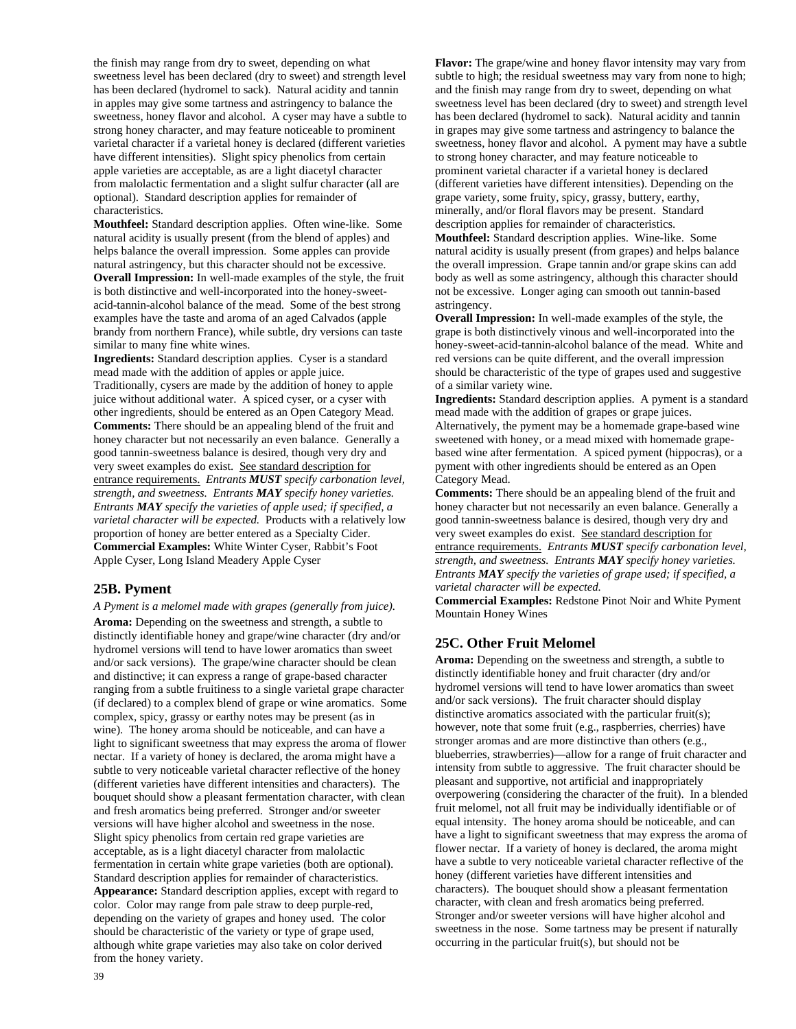the finish may range from dry to sweet, depending on what sweetness level has been declared (dry to sweet) and strength level has been declared (hydromel to sack). Natural acidity and tannin in apples may give some tartness and astringency to balance the sweetness, honey flavor and alcohol. A cyser may have a subtle to strong honey character, and may feature noticeable to prominent varietal character if a varietal honey is declared (different varieties have different intensities). Slight spicy phenolics from certain apple varieties are acceptable, as are a light diacetyl character from malolactic fermentation and a slight sulfur character (all are optional). Standard description applies for remainder of characteristics.

**Mouthfeel:** Standard description applies. Often wine-like. Some natural acidity is usually present (from the blend of apples) and helps balance the overall impression. Some apples can provide natural astringency, but this character should not be excessive.

**Overall Impression:** In well-made examples of the style, the fruit is both distinctive and well-incorporated into the honey-sweet-acid-tannin-alcohol balance of the mead. Some of the best strong examples have the taste and aroma of an aged Calvados (apple brandy from northern France), while subtle, dry versions can taste similar to many fine white wines.

**Ingredients:** Standard description applies. Cyser is a standard mead made with the addition of apples or apple juice. Traditionally, cysers are made by the addition of honey to apple juice without additional water. A spiced cyser, or a cyser with other ingredients, should be entered as an Open Category Mead.

**Comments:** There should be an appealing blend of the fruit and honey character but not necessarily an even balance. Generally a good tannin-sweetness balance is desired, though very dry and very sweet examples do exist. See standard description for entrance requirements. *Entrants **MUST** specify carbonation level, strength, and sweetness. Entrants **MAY** specify honey varieties. Entrants **MAY** specify the varieties of apple used; if specified, a varietal character will be expected.* Products with a relatively low proportion of honey are better entered as a Specialty Cider.

**Commercial Examples:** White Winter Cyser, Rabbit's Foot Apple Cyser, Long Island Meadery Apple Cyser

## 25B. Pyment

*A Pyment is a melomel made with grapes (generally from juice).*

**Aroma:** Depending on the sweetness and strength, a subtle to distinctly identifiable honey and grape/wine character (dry and/or hydromel versions will tend to have lower aromatics than sweet and/or sack versions). The grape/wine character should be clean and distinctive; it can express a range of grape-based character ranging from a subtle fruitiness to a single varietal grape character (if declared) to a complex blend of grape or wine aromatics. Some complex, spicy, grassy or earthy notes may be present (as in wine). The honey aroma should be noticeable, and can have a light to significant sweetness that may express the aroma of flower nectar. If a variety of honey is declared, the aroma might have a subtle to very noticeable varietal character reflective of the honey (different varieties have different intensities and characters). The bouquet should show a pleasant fermentation character, with clean and fresh aromatics being preferred. Stronger and/or sweeter versions will have higher alcohol and sweetness in the nose. Slight spicy phenolics from certain red grape varieties are acceptable, as is a light diacetyl character from malolactic fermentation in certain white grape varieties (both are optional). Standard description applies for remainder of characteristics.

**Appearance:** Standard description applies, except with regard to color. Color may range from pale straw to deep purple-red, depending on the variety of grapes and honey used. The color should be characteristic of the variety or type of grape used, although white grape varieties may also take on color derived from the honey variety.

**Flavor:** The grape/wine and honey flavor intensity may vary from subtle to high; the residual sweetness may vary from none to high; and the finish may range from dry to sweet, depending on what sweetness level has been declared (dry to sweet) and strength level has been declared (hydromel to sack). Natural acidity and tannin in grapes may give some tartness and astringency to balance the sweetness, honey flavor and alcohol. A pyment may have a subtle to strong honey character, and may feature noticeable to prominent varietal character if a varietal honey is declared (different varieties have different intensities). Depending on the grape variety, some fruity, spicy, grassy, buttery, earthy, minerally, and/or floral flavors may be present. Standard description applies for remainder of characteristics.

**Mouthfeel:** Standard description applies. Wine-like. Some natural acidity is usually present (from grapes) and helps balance the overall impression. Grape tannin and/or grape skins can add body as well as some astringency, although this character should not be excessive. Longer aging can smooth out tannin-based astringency.

**Overall Impression:** In well-made examples of the style, the grape is both distinctively vinous and well-incorporated into the honey-sweet-acid-tannin-alcohol balance of the mead. White and red versions can be quite different, and the overall impression should be characteristic of the type of grapes used and suggestive of a similar variety wine.

**Ingredients:** Standard description applies. A pyment is a standard mead made with the addition of grapes or grape juices. Alternatively, the pyment may be a homemade grape-based wine sweetened with honey, or a mead mixed with homemade grape-based wine after fermentation. A spiced pyment (hippocras), or a pyment with other ingredients should be entered as an Open Category Mead.

**Comments:** There should be an appealing blend of the fruit and honey character but not necessarily an even balance. Generally a good tannin-sweetness balance is desired, though very dry and very sweet examples do exist. See standard description for entrance requirements. *Entrants **MUST** specify carbonation level, strength, and sweetness. Entrants **MAY** specify honey varieties. Entrants **MAY** specify the varieties of grape used; if specified, a varietal character will be expected.*

**Commercial Examples:** Redstone Pinot Noir and White Pyment Mountain Honey Wines

## 25C. Other Fruit Melomel

**Aroma:** Depending on the sweetness and strength, a subtle to distinctly identifiable honey and fruit character (dry and/or hydromel versions will tend to have lower aromatics than sweet and/or sack versions). The fruit character should display distinctive aromatics associated with the particular fruit(s); however, note that some fruit (e.g., raspberries, cherries) have stronger aromas and are more distinctive than others (e.g., blueberries, strawberries)—allow for a range of fruit character and intensity from subtle to aggressive. The fruit character should be pleasant and supportive, not artificial and inappropriately overpowering (considering the character of the fruit). In a blended fruit melomel, not all fruit may be individually identifiable or of equal intensity. The honey aroma should be noticeable, and can have a light to significant sweetness that may express the aroma of flower nectar. If a variety of honey is declared, the aroma might have a subtle to very noticeable varietal character reflective of the honey (different varieties have different intensities and characters). The bouquet should show a pleasant fermentation character, with clean and fresh aromatics being preferred. Stronger and/or sweeter versions will have higher alcohol and sweetness in the nose. Some tartness may be present if naturally occurring in the particular fruit(s), but should not be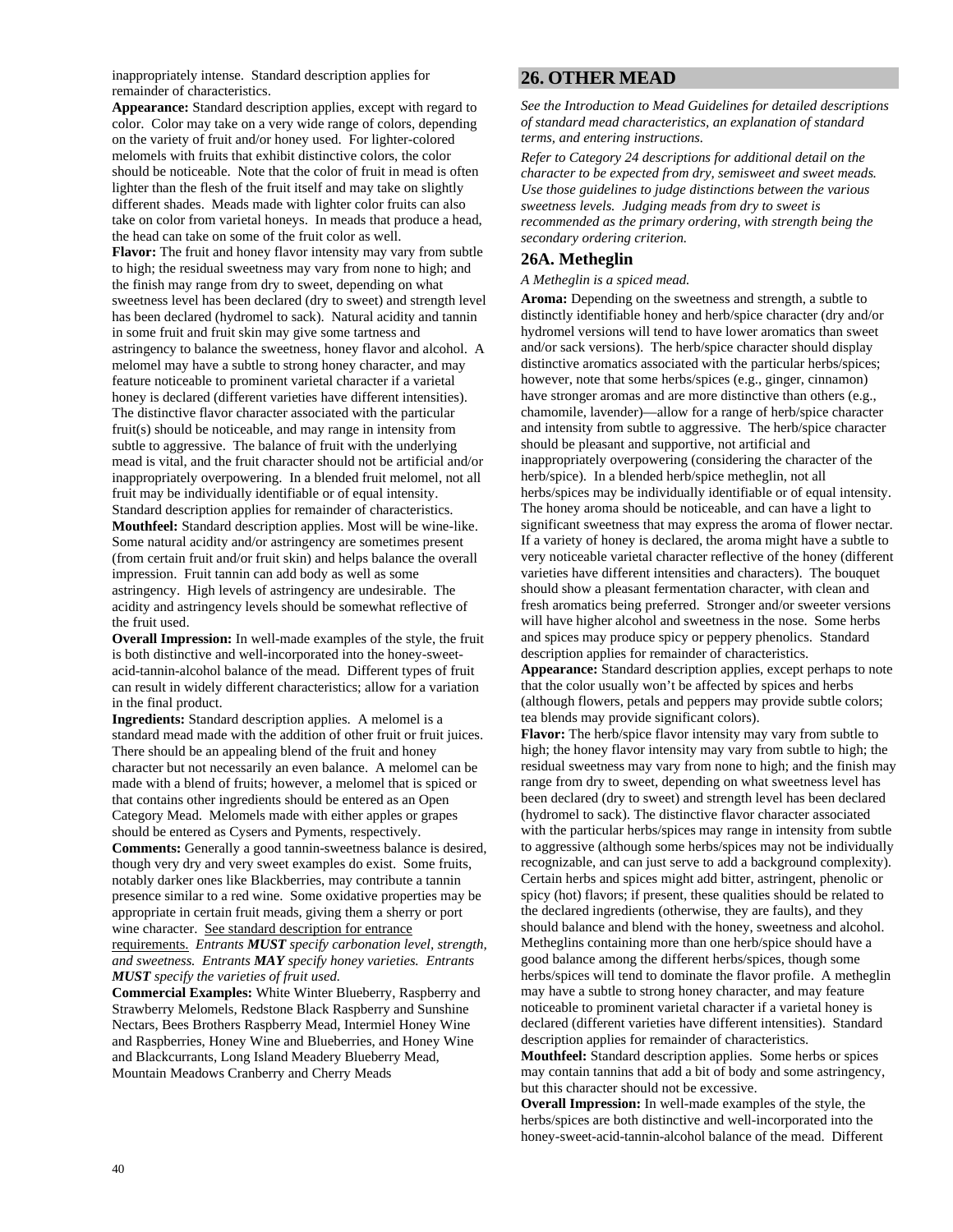inappropriately intense. Standard description applies for remainder of characteristics.

**Appearance:** Standard description applies, except with regard to color. Color may take on a very wide range of colors, depending on the variety of fruit and/or honey used. For lighter-colored melomels with fruits that exhibit distinctive colors, the color should be noticeable. Note that the color of fruit in mead is often lighter than the flesh of the fruit itself and may take on slightly different shades. Meads made with lighter color fruits can also take on color from varietal honeys. In meads that produce a head, the head can take on some of the fruit color as well.

**Flavor:** The fruit and honey flavor intensity may vary from subtle to high; the residual sweetness may vary from none to high; and the finish may range from dry to sweet, depending on what sweetness level has been declared (dry to sweet) and strength level has been declared (hydromel to sack). Natural acidity and tannin in some fruit and fruit skin may give some tartness and astringency to balance the sweetness, honey flavor and alcohol. A melomel may have a subtle to strong honey character, and may feature noticeable to prominent varietal character if a varietal honey is declared (different varieties have different intensities). The distinctive flavor character associated with the particular fruit(s) should be noticeable, and may range in intensity from subtle to aggressive. The balance of fruit with the underlying mead is vital, and the fruit character should not be artificial and/or inappropriately overpowering. In a blended fruit melomel, not all fruit may be individually identifiable or of equal intensity. Standard description applies for remainder of characteristics.

**Mouthfeel:** Standard description applies. Most will be wine-like. Some natural acidity and/or astringency are sometimes present (from certain fruit and/or fruit skin) and helps balance the overall impression. Fruit tannin can add body as well as some astringency. High levels of astringency are undesirable. The acidity and astringency levels should be somewhat reflective of the fruit used.

**Overall Impression:** In well-made examples of the style, the fruit is both distinctive and well-incorporated into the honey-sweet-acid-tannin-alcohol balance of the mead. Different types of fruit can result in widely different characteristics; allow for a variation in the final product.

**Ingredients:** Standard description applies. A melomel is a standard mead made with the addition of other fruit or fruit juices. There should be an appealing blend of the fruit and honey character but not necessarily an even balance. A melomel can be made with a blend of fruits; however, a melomel that is spiced or that contains other ingredients should be entered as an Open Category Mead. Melomels made with either apples or grapes should be entered as Cysers and Pyments, respectively.

**Comments:** Generally a good tannin-sweetness balance is desired, though very dry and very sweet examples do exist. Some fruits, notably darker ones like Blackberries, may contribute a tannin presence similar to a red wine. Some oxidative properties may be appropriate in certain fruit meads, giving them a sherry or port wine character. See standard description for entrance requirements. *Entrants **MUST** specify carbonation level, strength, and sweetness. Entrants **MAY** specify honey varieties. Entrants **MUST** specify the varieties of fruit used.*

**Commercial Examples:** White Winter Blueberry, Raspberry and Strawberry Melomels, Redstone Black Raspberry and Sunshine Nectars, Bees Brothers Raspberry Mead, Intermiel Honey Wine and Raspberries, Honey Wine and Blueberries, and Honey Wine and Blackcurrants, Long Island Meadery Blueberry Mead, Mountain Meadows Cranberry and Cherry Meads

## 26. OTHER MEAD

*See the Introduction to Mead Guidelines for detailed descriptions of standard mead characteristics, an explanation of standard terms, and entering instructions.*

*Refer to Category 24 descriptions for additional detail on the character to be expected from dry, semisweet and sweet meads. Use those guidelines to judge distinctions between the various sweetness levels. Judging meads from dry to sweet is recommended as the primary ordering, with strength being the secondary ordering criterion.*

### 26A. Metheglin

*A Metheglin is a spiced mead.*

**Aroma:** Depending on the sweetness and strength, a subtle to distinctly identifiable honey and herb/spice character (dry and/or hydromel versions will tend to have lower aromatics than sweet and/or sack versions). The herb/spice character should display distinctive aromatics associated with the particular herbs/spices; however, note that some herbs/spices (e.g., ginger, cinnamon) have stronger aromas and are more distinctive than others (e.g., chamomile, lavender)—allow for a range of herb/spice character and intensity from subtle to aggressive. The herb/spice character should be pleasant and supportive, not artificial and inappropriately overpowering (considering the character of the herb/spice). In a blended herb/spice metheglin, not all herbs/spices may be individually identifiable or of equal intensity. The honey aroma should be noticeable, and can have a light to significant sweetness that may express the aroma of flower nectar. If a variety of honey is declared, the aroma might have a subtle to very noticeable varietal character reflective of the honey (different varieties have different intensities and characters). The bouquet should show a pleasant fermentation character, with clean and fresh aromatics being preferred. Stronger and/or sweeter versions will have higher alcohol and sweetness in the nose. Some herbs and spices may produce spicy or peppery phenolics. Standard description applies for remainder of characteristics.

**Appearance:** Standard description applies, except perhaps to note that the color usually won't be affected by spices and herbs (although flowers, petals and peppers may provide subtle colors; tea blends may provide significant colors).

**Flavor:** The herb/spice flavor intensity may vary from subtle to high; the honey flavor intensity may vary from subtle to high; the residual sweetness may vary from none to high; and the finish may range from dry to sweet, depending on what sweetness level has been declared (dry to sweet) and strength level has been declared (hydromel to sack). The distinctive flavor character associated with the particular herbs/spices may range in intensity from subtle to aggressive (although some herbs/spices may not be individually recognizable, and can just serve to add a background complexity). Certain herbs and spices might add bitter, astringent, phenolic or spicy (hot) flavors; if present, these qualities should be related to the declared ingredients (otherwise, they are faults), and they should balance and blend with the honey, sweetness and alcohol. Metheglins containing more than one herb/spice should have a good balance among the different herbs/spices, though some herbs/spices will tend to dominate the flavor profile. A metheglin may have a subtle to strong honey character, and may feature noticeable to prominent varietal character if a varietal honey is declared (different varieties have different intensities). Standard description applies for remainder of characteristics.

**Mouthfeel:** Standard description applies. Some herbs or spices may contain tannins that add a bit of body and some astringency, but this character should not be excessive.

**Overall Impression:** In well-made examples of the style, the herbs/spices are both distinctive and well-incorporated into the honey-sweet-acid-tannin-alcohol balance of the mead. Different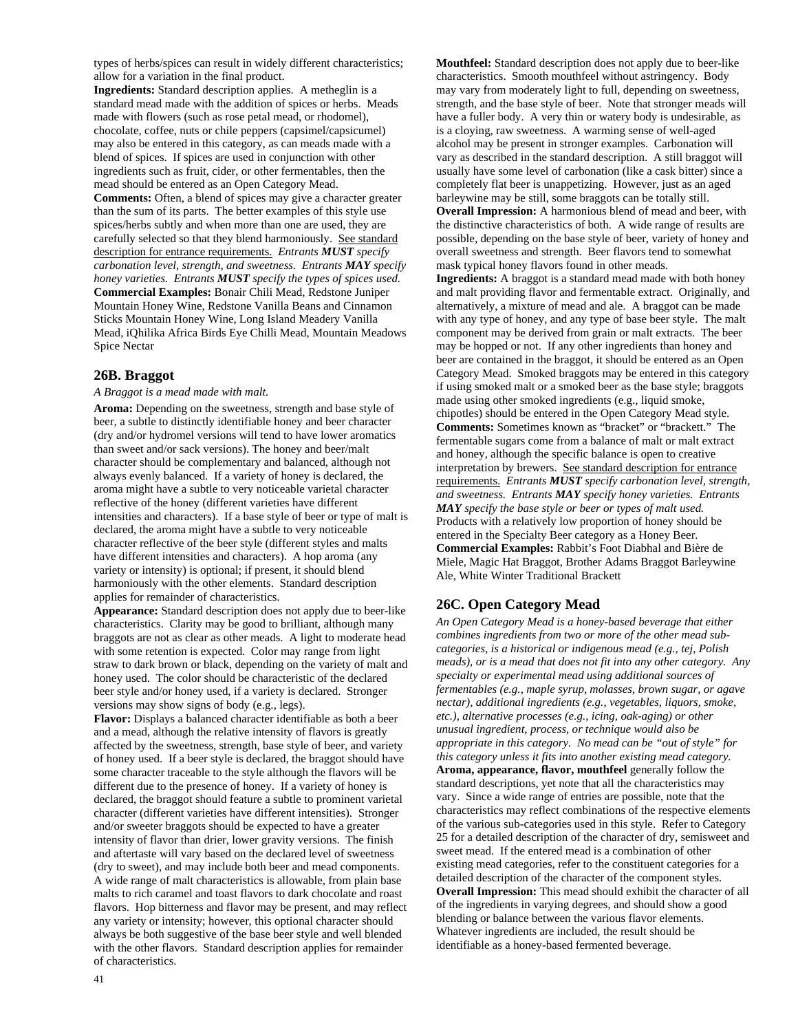types of herbs/spices can result in widely different characteristics; allow for a variation in the final product.

**Ingredients:** Standard description applies. A metheglin is a standard mead made with the addition of spices or herbs. Meads made with flowers (such as rose petal mead, or rhodomel), chocolate, coffee, nuts or chile peppers (capsimel/capsicumel) may also be entered in this category, as can meads made with a blend of spices. If spices are used in conjunction with other ingredients such as fruit, cider, or other fermentables, then the mead should be entered as an Open Category Mead.

**Comments:** Often, a blend of spices may give a character greater than the sum of its parts. The better examples of this style use spices/herbs subtly and when more than one are used, they are carefully selected so that they blend harmoniously. See standard description for entrance requirements. *Entrants **MUST** specify carbonation level, strength, and sweetness. Entrants **MAY** specify honey varieties. Entrants **MUST** specify the types of spices used.*

**Commercial Examples:** Bonair Chili Mead, Redstone Juniper Mountain Honey Wine, Redstone Vanilla Beans and Cinnamon Sticks Mountain Honey Wine, Long Island Meadery Vanilla Mead, iQhilika Africa Birds Eye Chilli Mead, Mountain Meadows Spice Nectar

## 26B. Braggot

*A Braggot is a mead made with malt.*

**Aroma:** Depending on the sweetness, strength and base style of beer, a subtle to distinctly identifiable honey and beer character (dry and/or hydromel versions will tend to have lower aromatics than sweet and/or sack versions). The honey and beer/malt character should be complementary and balanced, although not always evenly balanced. If a variety of honey is declared, the aroma might have a subtle to very noticeable varietal character reflective of the honey (different varieties have different intensities and characters). If a base style of beer or type of malt is declared, the aroma might have a subtle to very noticeable character reflective of the beer style (different styles and malts have different intensities and characters). A hop aroma (any variety or intensity) is optional; if present, it should blend harmoniously with the other elements. Standard description applies for remainder of characteristics.

**Appearance:** Standard description does not apply due to beer-like characteristics. Clarity may be good to brilliant, although many braggots are not as clear as other meads. A light to moderate head with some retention is expected. Color may range from light straw to dark brown or black, depending on the variety of malt and honey used. The color should be characteristic of the declared beer style and/or honey used, if a variety is declared. Stronger versions may show signs of body (e.g., legs).

**Flavor:** Displays a balanced character identifiable as both a beer and a mead, although the relative intensity of flavors is greatly affected by the sweetness, strength, base style of beer, and variety of honey used. If a beer style is declared, the braggot should have some character traceable to the style although the flavors will be different due to the presence of honey. If a variety of honey is declared, the braggot should feature a subtle to prominent varietal character (different varieties have different intensities). Stronger and/or sweeter braggots should be expected to have a greater intensity of flavor than drier, lower gravity versions. The finish and aftertaste will vary based on the declared level of sweetness (dry to sweet), and may include both beer and mead components. A wide range of malt characteristics is allowable, from plain base malts to rich caramel and toast flavors to dark chocolate and roast flavors. Hop bitterness and flavor may be present, and may reflect any variety or intensity; however, this optional character should always be both suggestive of the base beer style and well blended with the other flavors. Standard description applies for remainder of characteristics.

**Mouthfeel:** Standard description does not apply due to beer-like characteristics. Smooth mouthfeel without astringency. Body may vary from moderately light to full, depending on sweetness, strength, and the base style of beer. Note that stronger meads will have a fuller body. A very thin or watery body is undesirable, as is a cloying, raw sweetness. A warming sense of well-aged alcohol may be present in stronger examples. Carbonation will vary as described in the standard description. A still braggot will usually have some level of carbonation (like a cask bitter) since a completely flat beer is unappetizing. However, just as an aged barleywine may be still, some braggots can be totally still.

**Overall Impression:** A harmonious blend of mead and beer, with the distinctive characteristics of both. A wide range of results are possible, depending on the base style of beer, variety of honey and overall sweetness and strength. Beer flavors tend to somewhat mask typical honey flavors found in other meads.

**Ingredients:** A braggot is a standard mead made with both honey and malt providing flavor and fermentable extract. Originally, and alternatively, a mixture of mead and ale. A braggot can be made with any type of honey, and any type of base beer style. The malt component may be derived from grain or malt extracts. The beer may be hopped or not. If any other ingredients than honey and beer are contained in the braggot, it should be entered as an Open Category Mead. Smoked braggots may be entered in this category if using smoked malt or a smoked beer as the base style; braggots made using other smoked ingredients (e.g., liquid smoke, chipotles) should be entered in the Open Category Mead style.

**Comments:** Sometimes known as "bracket" or "brackett." The fermentable sugars come from a balance of malt or malt extract and honey, although the specific balance is open to creative interpretation by brewers. See standard description for entrance requirements. *Entrants **MUST** specify carbonation level, strength, and sweetness. Entrants **MAY** specify honey varieties. Entrants **MAY** specify the base style or beer or types of malt used.* Products with a relatively low proportion of honey should be entered in the Specialty Beer category as a Honey Beer.

**Commercial Examples:** Rabbit's Foot Diabhal and Bière de Miele, Magic Hat Braggot, Brother Adams Braggot Barleywine Ale, White Winter Traditional Brackett

## 26C. Open Category Mead

*An Open Category Mead is a honey-based beverage that either combines ingredients from two or more of the other mead sub-categories, is a historical or indigenous mead (e.g., tej, Polish meads), or is a mead that does not fit into any other category. Any specialty or experimental mead using additional sources of fermentables (e.g., maple syrup, molasses, brown sugar, or agave nectar), additional ingredients (e.g., vegetables, liquors, smoke, etc.), alternative processes (e.g., icing, oak-aging) or other unusual ingredient, process, or technique would also be appropriate in this category. No mead can be "out of style" for this category unless it fits into another existing mead category.*

**Aroma, appearance, flavor, mouthfeel** generally follow the standard descriptions, yet note that all the characteristics may vary. Since a wide range of entries are possible, note that the characteristics may reflect combinations of the respective elements of the various sub-categories used in this style. Refer to Category 25 for a detailed description of the character of dry, semisweet and sweet mead. If the entered mead is a combination of other existing mead categories, refer to the constituent categories for a detailed description of the character of the component styles.

**Overall Impression:** This mead should exhibit the character of all of the ingredients in varying degrees, and should show a good blending or balance between the various flavor elements. Whatever ingredients are included, the result should be identifiable as a honey-based fermented beverage.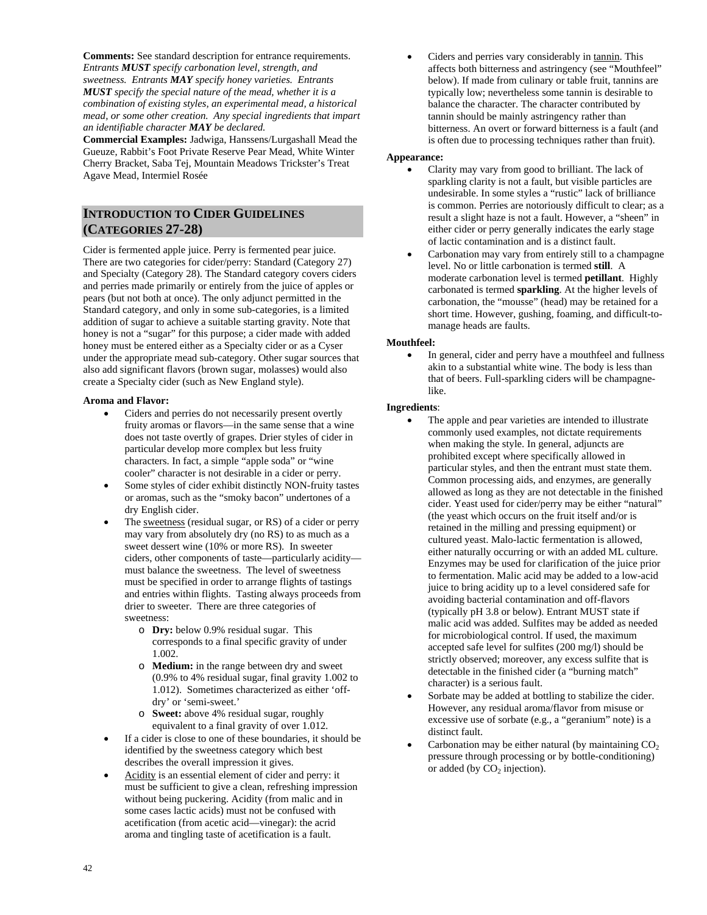**Comments:** See standard description for entrance requirements. *Entrants **MUST** specify carbonation level, strength, and sweetness. Entrants **MAY** specify honey varieties. Entrants **MUST** specify the special nature of the mead, whether it is a combination of existing styles, an experimental mead, a historical mead, or some other creation. Any special ingredients that impart an identifiable character **MAY** be declared.*

**Commercial Examples:** Jadwiga, Hanssens/Lurgashall Mead the Gueuze, Rabbit's Foot Private Reserve Pear Mead, White Winter Cherry Bracket, Saba Tej, Mountain Meadows Trickster's Treat Agave Mead, Intermiel Rosée

## INTRODUCTION TO CIDER GUIDELINES (CATEGORIES 27-28)

Cider is fermented apple juice. Perry is fermented pear juice. There are two categories for cider/perry: Standard (Category 27) and Specialty (Category 28). The Standard category covers ciders and perries made primarily or entirely from the juice of apples or pears (but not both at once). The only adjunct permitted in the Standard category, and only in some sub-categories, is a limited addition of sugar to achieve a suitable starting gravity. Note that honey is not a "sugar" for this purpose; a cider made with added honey must be entered either as a Specialty cider or as a Cyser under the appropriate mead sub-category. Other sugar sources that also add significant flavors (brown sugar, molasses) would also create a Specialty cider (such as New England style).

**Aroma and Flavor:**

- Ciders and perries do not necessarily present overtly fruity aromas or flavors—in the same sense that a wine does not taste overtly of grapes. Drier styles of cider in particular develop more complex but less fruity characters. In fact, a simple "apple soda" or "wine cooler" character is not desirable in a cider or perry.
- Some styles of cider exhibit distinctly NON-fruity tastes or aromas, such as the "smoky bacon" undertones of a dry English cider.
- The sweetness (residual sugar, or RS) of a cider or perry may vary from absolutely dry (no RS) to as much as a sweet dessert wine (10% or more RS). In sweeter ciders, other components of taste—particularly acidity—must balance the sweetness. The level of sweetness must be specified in order to arrange flights of tastings and entries within flights. Tasting always proceeds from drier to sweeter. There are three categories of sweetness:
  - **Dry:** below 0.9% residual sugar. This corresponds to a final specific gravity of under 1.002.
  - **Medium:** in the range between dry and sweet (0.9% to 4% residual sugar, final gravity 1.002 to 1.012). Sometimes characterized as either 'off-dry' or 'semi-sweet.'
  - **Sweet:** above 4% residual sugar, roughly equivalent to a final gravity of over 1.012.
- If a cider is close to one of these boundaries, it should be identified by the sweetness category which best describes the overall impression it gives.
- Acidity is an essential element of cider and perry: it must be sufficient to give a clean, refreshing impression without being puckering. Acidity (from malic and in some cases lactic acids) must not be confused with acetification (from acetic acid—vinegar): the acrid aroma and tingling taste of acetification is a fault.
- Ciders and perries vary considerably in tannin. This affects both bitterness and astringency (see "Mouthfeel" below). If made from culinary or table fruit, tannins are typically low; nevertheless some tannin is desirable to balance the character. The character contributed by tannin should be mainly astringency rather than bitterness. An overt or forward bitterness is a fault (and is often due to processing techniques rather than fruit).

**Appearance:**

- Clarity may vary from good to brilliant. The lack of sparkling clarity is not a fault, but visible particles are undesirable. In some styles a "rustic" lack of brilliance is common. Perries are notoriously difficult to clear; as a result a slight haze is not a fault. However, a "sheen" in either cider or perry generally indicates the early stage of lactic contamination and is a distinct fault.
- Carbonation may vary from entirely still to a champagne level. No or little carbonation is termed **still**. A moderate carbonation level is termed **petillant**. Highly carbonated is termed **sparkling**. At the higher levels of carbonation, the "mousse" (head) may be retained for a short time. However, gushing, foaming, and difficult-to-manage heads are faults.

**Mouthfeel:**

- In general, cider and perry have a mouthfeel and fullness akin to a substantial white wine. The body is less than that of beers. Full-sparkling ciders will be champagne-like.

**Ingredients**:

- The apple and pear varieties are intended to illustrate commonly used examples, not dictate requirements when making the style. In general, adjuncts are prohibited except where specifically allowed in particular styles, and then the entrant must state them. Common processing aids, and enzymes, are generally allowed as long as they are not detectable in the finished cider. Yeast used for cider/perry may be either "natural" (the yeast which occurs on the fruit itself and/or is retained in the milling and pressing equipment) or cultured yeast. Malo-lactic fermentation is allowed, either naturally occurring or with an added ML culture. Enzymes may be used for clarification of the juice prior to fermentation. Malic acid may be added to a low-acid juice to bring acidity up to a level considered safe for avoiding bacterial contamination and off-flavors (typically pH 3.8 or below). Entrant MUST state if malic acid was added. Sulfites may be added as needed for microbiological control. If used, the maximum accepted safe level for sulfites (200 mg/l) should be strictly observed; moreover, any excess sulfite that is detectable in the finished cider (a "burning match" character) is a serious fault.
- Sorbate may be added at bottling to stabilize the cider. However, any residual aroma/flavor from misuse or excessive use of sorbate (e.g., a "geranium" note) is a distinct fault.
- Carbonation may be either natural (by maintaining $CO_2$ pressure through processing or by bottle-conditioning) or added (by $CO_2$ injection).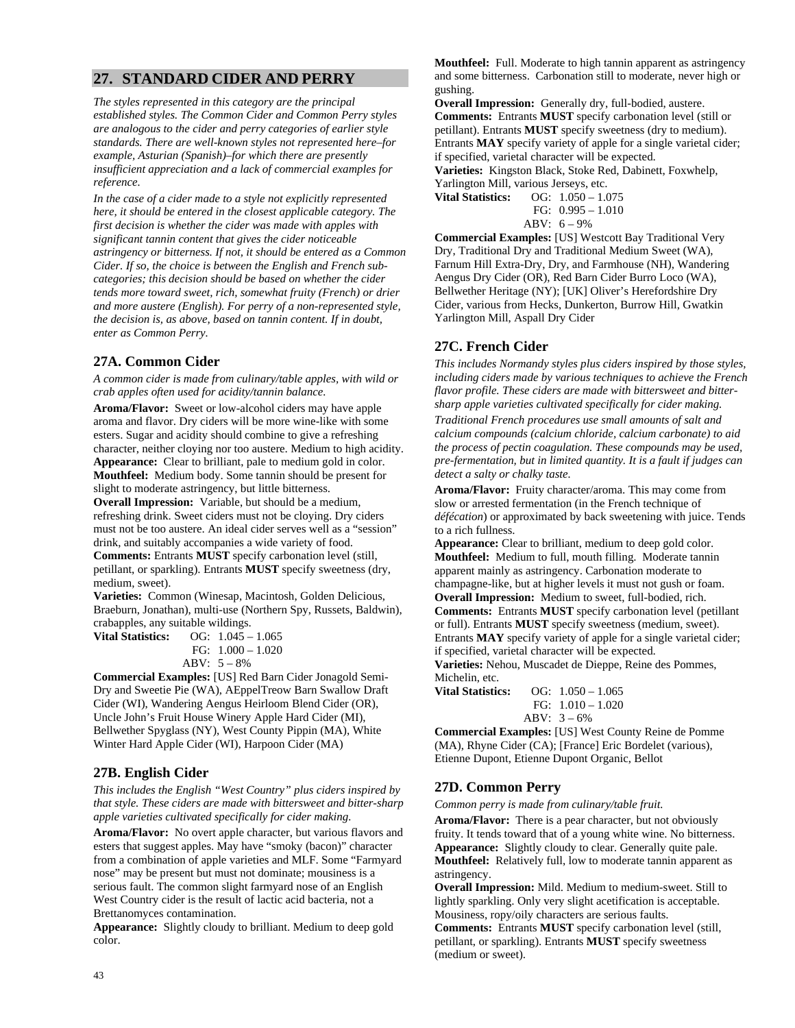## 27. STANDARD CIDER AND PERRY

*The styles represented in this category are the principal established styles. The Common Cider and Common Perry styles are analogous to the cider and perry categories of earlier style standards. There are well-known styles not represented here–for example, Asturian (Spanish)–for which there are presently insufficient appreciation and a lack of commercial examples for reference.*

*In the case of a cider made to a style not explicitly represented here, it should be entered in the closest applicable category. The first decision is whether the cider was made with apples with significant tannin content that gives the cider noticeable astringency or bitterness. If not, it should be entered as a Common Cider. If so, the choice is between the English and French sub-categories; this decision should be based on whether the cider tends more toward sweet, rich, somewhat fruity (French) or drier and more austere (English). For perry of a non-represented style, the decision is, as above, based on tannin content. If in doubt, enter as Common Perry.*

### 27A. Common Cider

*A common cider is made from culinary/table apples, with wild or crab apples often used for acidity/tannin balance.*

**Aroma/Flavor:** Sweet or low-alcohol ciders may have apple aroma and flavor. Dry ciders will be more wine-like with some esters. Sugar and acidity should combine to give a refreshing character, neither cloying nor too austere. Medium to high acidity.
**Appearance:** Clear to brilliant, pale to medium gold in color.
**Mouthfeel:** Medium body. Some tannin should be present for slight to moderate astringency, but little bitterness.
**Overall Impression:** Variable, but should be a medium, refreshing drink. Sweet ciders must not be cloying. Dry ciders must not be too austere. An ideal cider serves well as a "session" drink, and suitably accompanies a wide variety of food.
**Comments:** Entrants **MUST** specify carbonation level (still, petillant, or sparkling). Entrants **MUST** specify sweetness (dry, medium, sweet).
**Varieties:** Common (Winesap, Macintosh, Golden Delicious, Braeburn, Jonathan), multi-use (Northern Spy, Russets, Baldwin), crabapples, any suitable wildings.
**Vital Statistics:** OG: 1.045 – 1.065
FG: 1.000 – 1.020
ABV: 5 – 8%
**Commercial Examples:** [US] Red Barn Cider Jonagold Semi-Dry and Sweetie Pie (WA), AEppelTreow Barn Swallow Draft Cider (WI), Wandering Aengus Heirloom Blend Cider (OR), Uncle John's Fruit House Winery Apple Hard Cider (MI), Bellwether Spyglass (NY), West County Pippin (MA), White Winter Hard Apple Cider (WI), Harpoon Cider (MA)

### 27B. English Cider

*This includes the English "West Country" plus ciders inspired by that style. These ciders are made with bittersweet and bitter-sharp apple varieties cultivated specifically for cider making.*

**Aroma/Flavor:** No overt apple character, but various flavors and esters that suggest apples. May have "smoky (bacon)" character from a combination of apple varieties and MLF. Some "Farmyard nose" may be present but must not dominate; mousiness is a serious fault. The common slight farmyard nose of an English West Country cider is the result of lactic acid bacteria, not a Brettanomyces contamination.
**Appearance:** Slightly cloudy to brilliant. Medium to deep gold color.
**Mouthfeel:** Full. Moderate to high tannin apparent as astringency and some bitterness. Carbonation still to moderate, never high or gushing.
**Overall Impression:** Generally dry, full-bodied, austere.
**Comments:** Entrants **MUST** specify carbonation level (still or petillant). Entrants **MUST** specify sweetness (dry to medium). Entrants **MAY** specify variety of apple for a single varietal cider; if specified, varietal character will be expected.
**Varieties:** Kingston Black, Stoke Red, Dabinett, Foxwhelp, Yarlington Mill, various Jerseys, etc.
**Vital Statistics:** OG: 1.050 – 1.075
FG: 0.995 – 1.010
ABV: 6 – 9%
**Commercial Examples:** [US] Westcott Bay Traditional Very Dry, Traditional Dry and Traditional Medium Sweet (WA), Farnum Hill Extra-Dry, Dry, and Farmhouse (NH), Wandering Aengus Dry Cider (OR), Red Barn Cider Burro Loco (WA), Bellwether Heritage (NY); [UK] Oliver's Herefordshire Dry Cider, various from Hecks, Dunkerton, Burrow Hill, Gwatkin Yarlington Mill, Aspall Dry Cider

### 27C. French Cider

*This includes Normandy styles plus ciders inspired by those styles, including ciders made by various techniques to achieve the French flavor profile. These ciders are made with bittersweet and bitter-sharp apple varieties cultivated specifically for cider making.*

*Traditional French procedures use small amounts of salt and calcium compounds (calcium chloride, calcium carbonate) to aid the process of pectin coagulation. These compounds may be used, pre-fermentation, but in limited quantity. It is a fault if judges can detect a salty or chalky taste.*

**Aroma/Flavor:** Fruity character/aroma. This may come from slow or arrested fermentation (in the French technique of *défécation*) or approximated by back sweetening with juice. Tends to a rich fullness.
**Appearance:** Clear to brilliant, medium to deep gold color.
**Mouthfeel:** Medium to full, mouth filling. Moderate tannin apparent mainly as astringency. Carbonation moderate to champagne-like, but at higher levels it must not gush or foam.
**Overall Impression:** Medium to sweet, full-bodied, rich.
**Comments:** Entrants **MUST** specify carbonation level (petillant or full). Entrants **MUST** specify sweetness (medium, sweet). Entrants **MAY** specify variety of apple for a single varietal cider; if specified, varietal character will be expected.
**Varieties:** Nehou, Muscadet de Dieppe, Reine des Pommes, Michelin, etc.
**Vital Statistics:** OG: 1.050 – 1.065
FG: 1.010 – 1.020
ABV: 3 – 6%
**Commercial Examples:** [US] West County Reine de Pomme (MA), Rhyne Cider (CA); [France] Eric Bordelet (various), Etienne Dupont, Etienne Dupont Organic, Bellot

### 27D. Common Perry

*Common perry is made from culinary/table fruit.*

**Aroma/Flavor:** There is a pear character, but not obviously fruity. It tends toward that of a young white wine. No bitterness.
**Appearance:** Slightly cloudy to clear. Generally quite pale.
**Mouthfeel:** Relatively full, low to moderate tannin apparent as astringency.
**Overall Impression:** Mild. Medium to medium-sweet. Still to lightly sparkling. Only very slight acetification is acceptable. Mousiness, ropy/oily characters are serious faults.
**Comments:** Entrants **MUST** specify carbonation level (still, petillant, or sparkling). Entrants **MUST** specify sweetness (medium or sweet).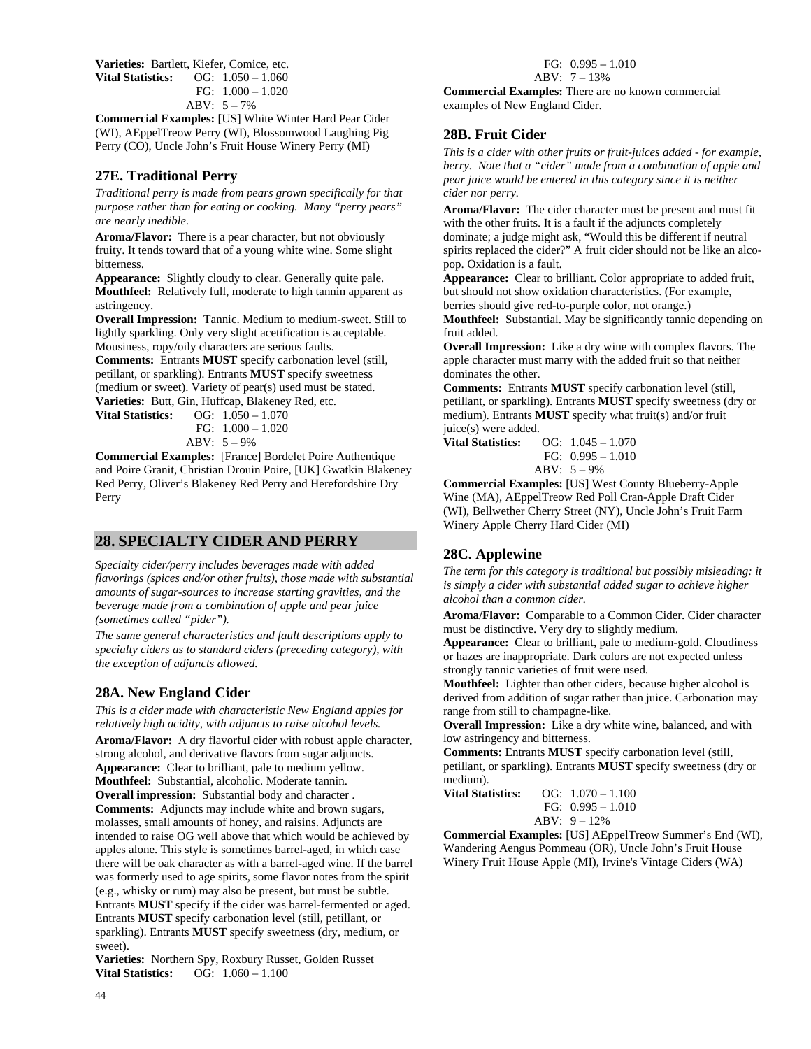**Varieties:** Bartlett, Kiefer, Comice, etc.
**Vital Statistics:** OG: 1.050 – 1.060
FG: 1.000 – 1.020
ABV: 5 – 7%

**Commercial Examples:** [US] White Winter Hard Pear Cider (WI), AEppelTreow Perry (WI), Blossomwood Laughing Pig Perry (CO), Uncle John's Fruit House Winery Perry (MI)

### 27E. Traditional Perry

*Traditional perry is made from pears grown specifically for that purpose rather than for eating or cooking. Many "perry pears" are nearly inedible.*

**Aroma/Flavor:** There is a pear character, but not obviously fruity. It tends toward that of a young white wine. Some slight bitterness.

**Appearance:** Slightly cloudy to clear. Generally quite pale.
**Mouthfeel:** Relatively full, moderate to high tannin apparent as astringency.

**Overall Impression:** Tannic. Medium to medium-sweet. Still to lightly sparkling. Only very slight acetification is acceptable. Mousiness, ropy/oily characters are serious faults.

**Comments:** Entrants **MUST** specify carbonation level (still, petillant, or sparkling). Entrants **MUST** specify sweetness (medium or sweet). Variety of pear(s) used must be stated.

**Varieties:** Butt, Gin, Huffcap, Blakeney Red, etc.
**Vital Statistics:** OG: 1.050 – 1.070
FG: 1.000 – 1.020
ABV: 5 – 9%

**Commercial Examples:** [France] Bordelet Poire Authentique and Poire Granit, Christian Drouin Poire, [UK] Gwatkin Blakeney Red Perry, Oliver's Blakeney Red Perry and Herefordshire Dry Perry

## 28. SPECIALTY CIDER AND PERRY

*Specialty cider/perry includes beverages made with added flavorings (spices and/or other fruits), those made with substantial amounts of sugar-sources to increase starting gravities, and the beverage made from a combination of apple and pear juice (sometimes called "pider").*

*The same general characteristics and fault descriptions apply to specialty ciders as to standard ciders (preceding category), with the exception of adjuncts allowed.*

### 28A. New England Cider

*This is a cider made with characteristic New England apples for relatively high acidity, with adjuncts to raise alcohol levels.*

**Aroma/Flavor:** A dry flavorful cider with robust apple character, strong alcohol, and derivative flavors from sugar adjuncts.
**Appearance:** Clear to brilliant, pale to medium yellow.
**Mouthfeel:** Substantial, alcoholic. Moderate tannin.
**Overall impression:** Substantial body and character .
**Comments:** Adjuncts may include white and brown sugars, molasses, small amounts of honey, and raisins. Adjuncts are intended to raise OG well above that which would be achieved by apples alone. This style is sometimes barrel-aged, in which case there will be oak character as with a barrel-aged wine. If the barrel was formerly used to age spirits, some flavor notes from the spirit (e.g., whisky or rum) may also be present, but must be subtle. Entrants **MUST** specify if the cider was barrel-fermented or aged. Entrants **MUST** specify carbonation level (still, petillant, or sparkling). Entrants **MUST** specify sweetness (dry, medium, or sweet).

**Varieties:** Northern Spy, Roxbury Russet, Golden Russet
**Vital Statistics:** OG: 1.060 – 1.100
FG: 0.995 – 1.010
ABV: 7 – 13%

**Commercial Examples:** There are no known commercial examples of New England Cider.

### 28B. Fruit Cider

*This is a cider with other fruits or fruit-juices added - for example, berry. Note that a "cider" made from a combination of apple and pear juice would be entered in this category since it is neither cider nor perry.*

**Aroma/Flavor:** The cider character must be present and must fit with the other fruits. It is a fault if the adjuncts completely dominate; a judge might ask, "Would this be different if neutral spirits replaced the cider?" A fruit cider should not be like an alco-pop. Oxidation is a fault.

**Appearance:** Clear to brilliant. Color appropriate to added fruit, but should not show oxidation characteristics. (For example, berries should give red-to-purple color, not orange.)

**Mouthfeel:** Substantial. May be significantly tannic depending on fruit added.

**Overall Impression:** Like a dry wine with complex flavors. The apple character must marry with the added fruit so that neither dominates the other.

**Comments:** Entrants **MUST** specify carbonation level (still, petillant, or sparkling). Entrants **MUST** specify sweetness (dry or medium). Entrants **MUST** specify what fruit(s) and/or fruit juice(s) were added.

**Vital Statistics:** OG: 1.045 – 1.070
FG: 0.995 – 1.010
ABV: 5 – 9%

**Commercial Examples:** [US] West County Blueberry-Apple Wine (MA), AEppelTreow Red Poll Cran-Apple Draft Cider (WI), Bellwether Cherry Street (NY), Uncle John's Fruit Farm Winery Apple Cherry Hard Cider (MI)

### 28C. Applewine

*The term for this category is traditional but possibly misleading: it is simply a cider with substantial added sugar to achieve higher alcohol than a common cider.*

**Aroma/Flavor:** Comparable to a Common Cider. Cider character must be distinctive. Very dry to slightly medium.

**Appearance:** Clear to brilliant, pale to medium-gold. Cloudiness or hazes are inappropriate. Dark colors are not expected unless strongly tannic varieties of fruit were used.

**Mouthfeel:** Lighter than other ciders, because higher alcohol is derived from addition of sugar rather than juice. Carbonation may range from still to champagne-like.

**Overall Impression:** Like a dry white wine, balanced, and with low astringency and bitterness.

**Comments:** Entrants **MUST** specify carbonation level (still, petillant, or sparkling). Entrants **MUST** specify sweetness (dry or medium).

**Vital Statistics:** OG: 1.070 – 1.100
FG: 0.995 – 1.010
ABV: 9 – 12%

**Commercial Examples:** [US] AEppelTreow Summer's End (WI), Wandering Aengus Pommeau (OR), Uncle John's Fruit House Winery Fruit House Apple (MI), Irvine's Vintage Ciders (WA)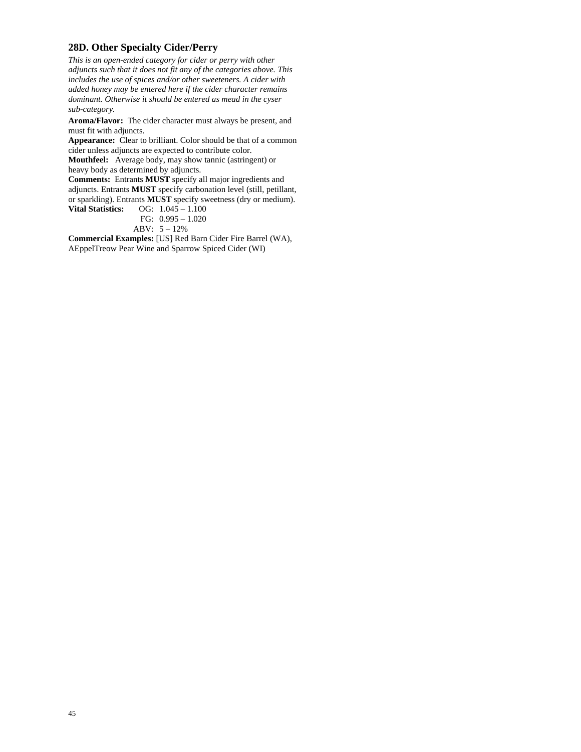## 28D. Other Specialty Cider/Perry

*This is an open-ended category for cider or perry with other adjuncts such that it does not fit any of the categories above. This includes the use of spices and/or other sweeteners. A cider with added honey may be entered here if the cider character remains dominant. Otherwise it should be entered as mead in the cyser sub-category.*

**Aroma/Flavor:** The cider character must always be present, and must fit with adjuncts.

**Appearance:** Clear to brilliant. Color should be that of a common cider unless adjuncts are expected to contribute color.

**Mouthfeel:** Average body, may show tannic (astringent) or heavy body as determined by adjuncts.

**Comments:** Entrants **MUST** specify all major ingredients and adjuncts. Entrants **MUST** specify carbonation level (still, petillant, or sparkling). Entrants **MUST** specify sweetness (dry or medium).

**Vital Statistics:**
OG: 1.045 – 1.100
FG: 0.995 – 1.020
ABV: 5 – 12%

**Commercial Examples:** [US] Red Barn Cider Fire Barrel (WA), AEppelTreow Pear Wine and Sparrow Spiced Cider (WI)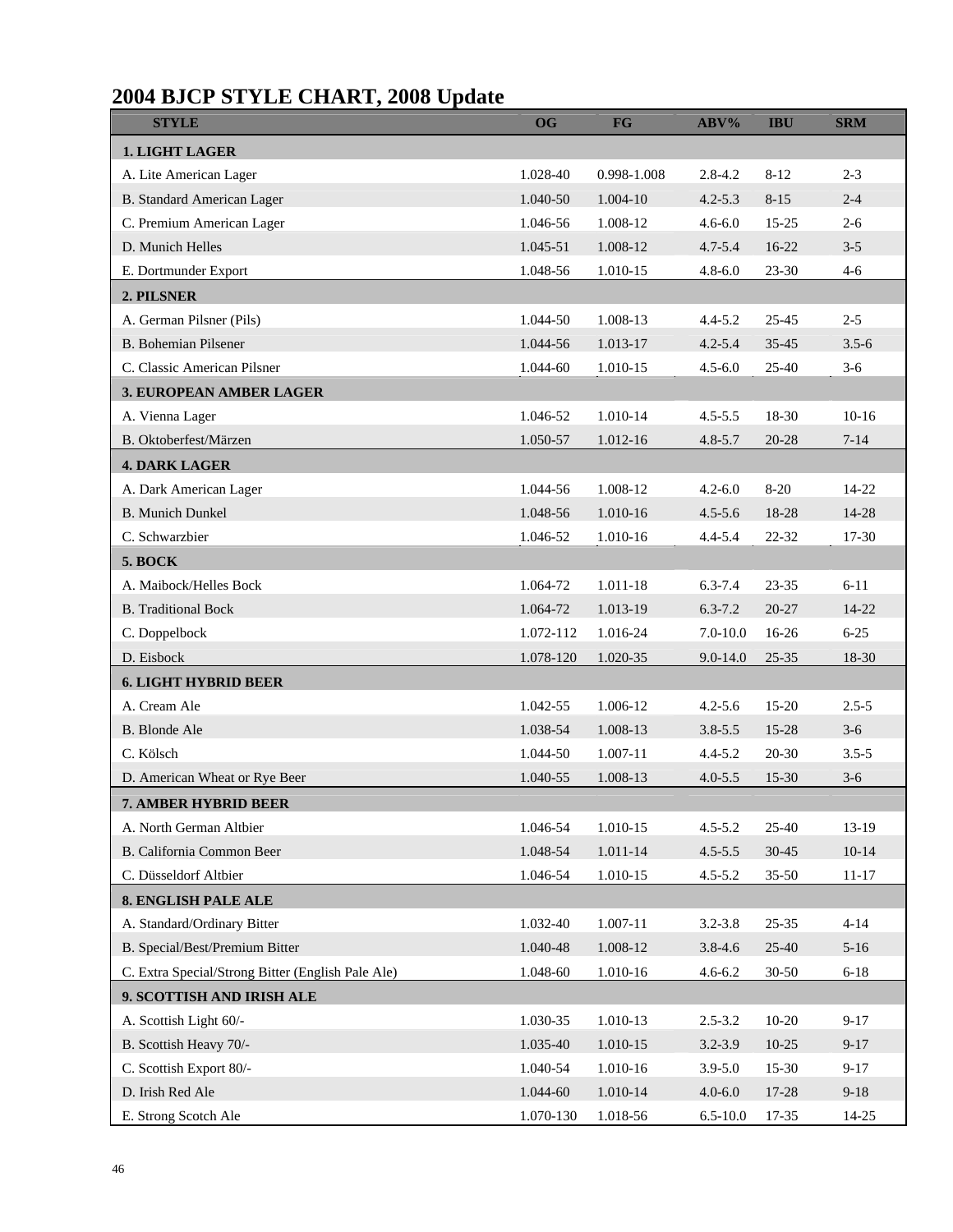# 2004 BJCP STYLE CHART, 2008 Update

| STYLE | OG | FG | ABV% | IBU | SRM |
|---|---|---|---|---|---|
| **1. LIGHT LAGER** | | | | | |
| A. Lite American Lager | 1.028-40 | 0.998-1.008 | 2.8-4.2 | 8-12 | 2-3 |
| B. Standard American Lager | 1.040-50 | 1.004-10 | 4.2-5.3 | 8-15 | 2-4 |
| C. Premium American Lager | 1.046-56 | 1.008-12 | 4.6-6.0 | 15-25 | 2-6 |
| D. Munich Helles | 1.045-51 | 1.008-12 | 4.7-5.4 | 16-22 | 3-5 |
| E. Dortmunder Export | 1.048-56 | 1.010-15 | 4.8-6.0 | 23-30 | 4-6 |
| **2. PILSNER** | | | | | |
| A. German Pilsner (Pils) | 1.044-50 | 1.008-13 | 4.4-5.2 | 25-45 | 2-5 |
| B. Bohemian Pilsener | 1.044-56 | 1.013-17 | 4.2-5.4 | 35-45 | 3.5-6 |
| C. Classic American Pilsner | 1.044-60 | 1.010-15 | 4.5-6.0 | 25-40 | 3-6 |
| **3. EUROPEAN AMBER LAGER** | | | | | |
| A. Vienna Lager | 1.046-52 | 1.010-14 | 4.5-5.5 | 18-30 | 10-16 |
| B. Oktoberfest/Märzen | 1.050-57 | 1.012-16 | 4.8-5.7 | 20-28 | 7-14 |
| **4. DARK LAGER** | | | | | |
| A. Dark American Lager | 1.044-56 | 1.008-12 | 4.2-6.0 | 8-20 | 14-22 |
| B. Munich Dunkel | 1.048-56 | 1.010-16 | 4.5-5.6 | 18-28 | 14-28 |
| C. Schwarzbier | 1.046-52 | 1.010-16 | 4.4-5.4 | 22-32 | 17-30 |
| **5. BOCK** | | | | | |
| A. Maibock/Helles Bock | 1.064-72 | 1.011-18 | 6.3-7.4 | 23-35 | 6-11 |
| B. Traditional Bock | 1.064-72 | 1.013-19 | 6.3-7.2 | 20-27 | 14-22 |
| C. Doppelbock | 1.072-112 | 1.016-24 | 7.0-10.0 | 16-26 | 6-25 |
| D. Eisbock | 1.078-120 | 1.020-35 | 9.0-14.0 | 25-35 | 18-30 |
| **6. LIGHT HYBRID BEER** | | | | | |
| A. Cream Ale | 1.042-55 | 1.006-12 | 4.2-5.6 | 15-20 | 2.5-5 |
| B. Blonde Ale | 1.038-54 | 1.008-13 | 3.8-5.5 | 15-28 | 3-6 |
| C. Kölsch | 1.044-50 | 1.007-11 | 4.4-5.2 | 20-30 | 3.5-5 |
| D. American Wheat or Rye Beer | 1.040-55 | 1.008-13 | 4.0-5.5 | 15-30 | 3-6 |
| **7. AMBER HYBRID BEER** | | | | | |
| A. North German Altbier | 1.046-54 | 1.010-15 | 4.5-5.2 | 25-40 | 13-19 |
| B. California Common Beer | 1.048-54 | 1.011-14 | 4.5-5.5 | 30-45 | 10-14 |
| C. Düsseldorf Altbier | 1.046-54 | 1.010-15 | 4.5-5.2 | 35-50 | 11-17 |
| **8. ENGLISH PALE ALE** | | | | | |
| A. Standard/Ordinary Bitter | 1.032-40 | 1.007-11 | 3.2-3.8 | 25-35 | 4-14 |
| B. Special/Best/Premium Bitter | 1.040-48 | 1.008-12 | 3.8-4.6 | 25-40 | 5-16 |
| C. Extra Special/Strong Bitter (English Pale Ale) | 1.048-60 | 1.010-16 | 4.6-6.2 | 30-50 | 6-18 |
| **9. SCOTTISH AND IRISH ALE** | | | | | |
| A. Scottish Light 60/- | 1.030-35 | 1.010-13 | 2.5-3.2 | 10-20 | 9-17 |
| B. Scottish Heavy 70/- | 1.035-40 | 1.010-15 | 3.2-3.9 | 10-25 | 9-17 |
| C. Scottish Export 80/- | 1.040-54 | 1.010-16 | 3.9-5.0 | 15-30 | 9-17 |
| D. Irish Red Ale | 1.044-60 | 1.010-14 | 4.0-6.0 | 17-28 | 9-18 |
| E. Strong Scotch Ale | 1.070-130 | 1.018-56 | 6.5-10.0 | 17-35 | 14-25 |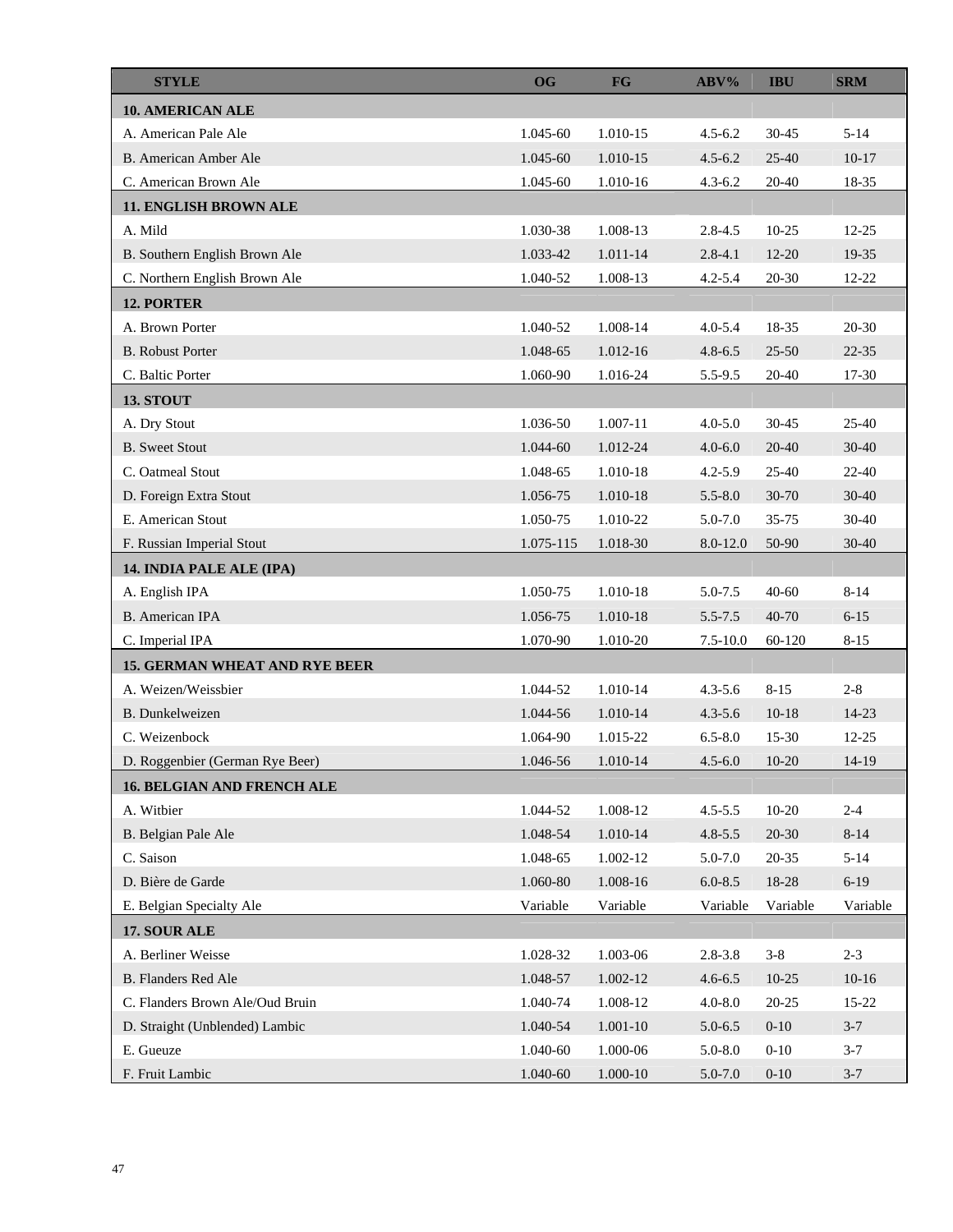| STYLE | OG | FG | ABV% | IBU | SRM |
|---|---|---|---|---|---|
| **10. AMERICAN ALE** | | | | | |
| A. American Pale Ale | 1.045-60 | 1.010-15 | 4.5-6.2 | 30-45 | 5-14 |
| B. American Amber Ale | 1.045-60 | 1.010-15 | 4.5-6.2 | 25-40 | 10-17 |
| C. American Brown Ale | 1.045-60 | 1.010-16 | 4.3-6.2 | 20-40 | 18-35 |
| **11. ENGLISH BROWN ALE** | | | | | |
| A. Mild | 1.030-38 | 1.008-13 | 2.8-4.5 | 10-25 | 12-25 |
| B. Southern English Brown Ale | 1.033-42 | 1.011-14 | 2.8-4.1 | 12-20 | 19-35 |
| C. Northern English Brown Ale | 1.040-52 | 1.008-13 | 4.2-5.4 | 20-30 | 12-22 |
| **12. PORTER** | | | | | |
| A. Brown Porter | 1.040-52 | 1.008-14 | 4.0-5.4 | 18-35 | 20-30 |
| B. Robust Porter | 1.048-65 | 1.012-16 | 4.8-6.5 | 25-50 | 22-35 |
| C. Baltic Porter | 1.060-90 | 1.016-24 | 5.5-9.5 | 20-40 | 17-30 |
| **13. STOUT** | | | | | |
| A. Dry Stout | 1.036-50 | 1.007-11 | 4.0-5.0 | 30-45 | 25-40 |
| B. Sweet Stout | 1.044-60 | 1.012-24 | 4.0-6.0 | 20-40 | 30-40 |
| C. Oatmeal Stout | 1.048-65 | 1.010-18 | 4.2-5.9 | 25-40 | 22-40 |
| D. Foreign Extra Stout | 1.056-75 | 1.010-18 | 5.5-8.0 | 30-70 | 30-40 |
| E. American Stout | 1.050-75 | 1.010-22 | 5.0-7.0 | 35-75 | 30-40 |
| F. Russian Imperial Stout | 1.075-115 | 1.018-30 | 8.0-12.0 | 50-90 | 30-40 |
| **14. INDIA PALE ALE (IPA)** | | | | | |
| A. English IPA | 1.050-75 | 1.010-18 | 5.0-7.5 | 40-60 | 8-14 |
| B. American IPA | 1.056-75 | 1.010-18 | 5.5-7.5 | 40-70 | 6-15 |
| C. Imperial IPA | 1.070-90 | 1.010-20 | 7.5-10.0 | 60-120 | 8-15 |
| **15. GERMAN WHEAT AND RYE BEER** | | | | | |
| A. Weizen/Weissbier | 1.044-52 | 1.010-14 | 4.3-5.6 | 8-15 | 2-8 |
| B. Dunkelweizen | 1.044-56 | 1.010-14 | 4.3-5.6 | 10-18 | 14-23 |
| C. Weizenbock | 1.064-90 | 1.015-22 | 6.5-8.0 | 15-30 | 12-25 |
| D. Roggenbier (German Rye Beer) | 1.046-56 | 1.010-14 | 4.5-6.0 | 10-20 | 14-19 |
| **16. BELGIAN AND FRENCH ALE** | | | | | |
| A. Witbier | 1.044-52 | 1.008-12 | 4.5-5.5 | 10-20 | 2-4 |
| B. Belgian Pale Ale | 1.048-54 | 1.010-14 | 4.8-5.5 | 20-30 | 8-14 |
| C. Saison | 1.048-65 | 1.002-12 | 5.0-7.0 | 20-35 | 5-14 |
| D. Bière de Garde | 1.060-80 | 1.008-16 | 6.0-8.5 | 18-28 | 6-19 |
| E. Belgian Specialty Ale | Variable | Variable | Variable | Variable | Variable |
| **17. SOUR ALE** | | | | | |
| A. Berliner Weisse | 1.028-32 | 1.003-06 | 2.8-3.8 | 3-8 | 2-3 |
| B. Flanders Red Ale | 1.048-57 | 1.002-12 | 4.6-6.5 | 10-25 | 10-16 |
| C. Flanders Brown Ale/Oud Bruin | 1.040-74 | 1.008-12 | 4.0-8.0 | 20-25 | 15-22 |
| D. Straight (Unblended) Lambic | 1.040-54 | 1.001-10 | 5.0-6.5 | 0-10 | 3-7 |
| E. Gueuze | 1.040-60 | 1.000-06 | 5.0-8.0 | 0-10 | 3-7 |
| F. Fruit Lambic | 1.040-60 | 1.000-10 | 5.0-7.0 | 0-10 | 3-7 |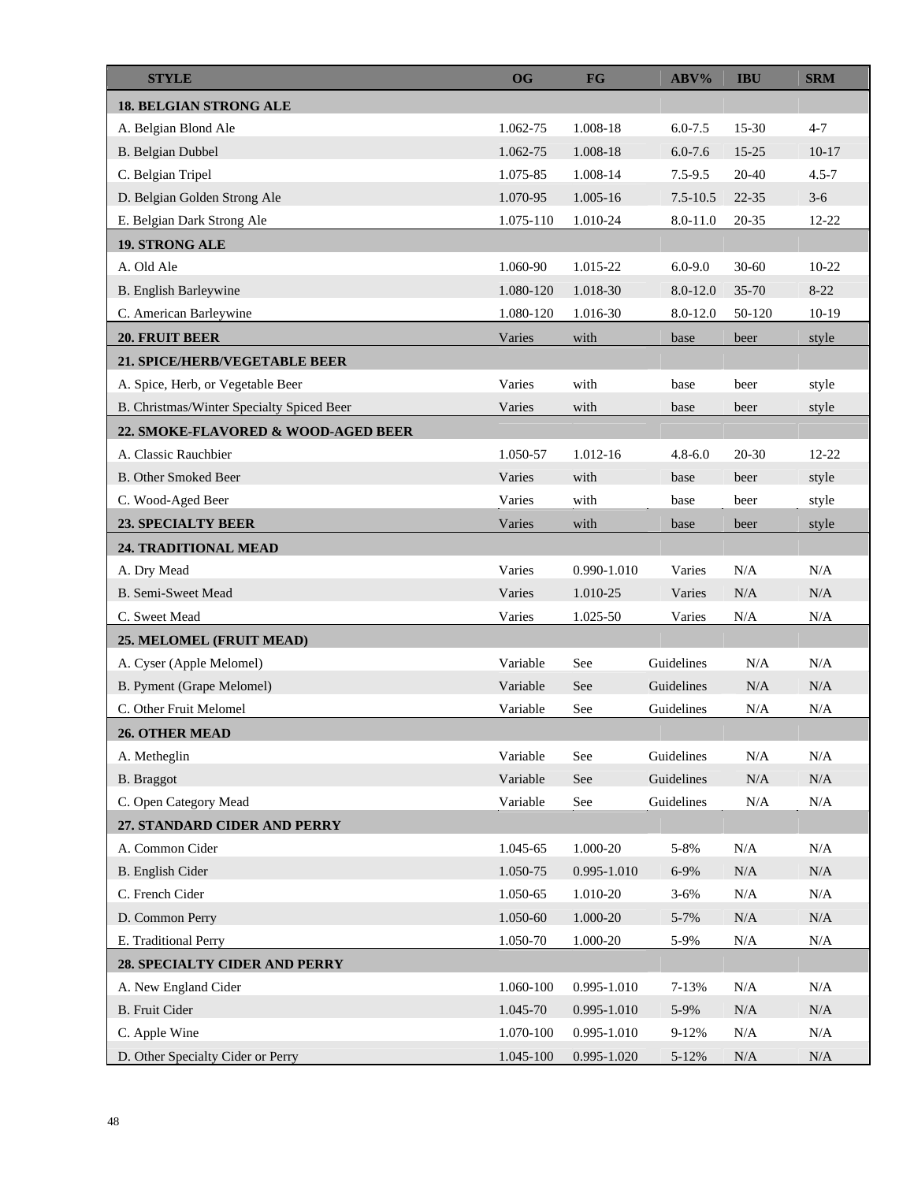| STYLE | OG | FG | ABV% | IBU | SRM |
|---|---|---|---|---|---|
| **18. BELGIAN STRONG ALE** | | | | | |
| A. Belgian Blond Ale | 1.062-75 | 1.008-18 | 6.0-7.5 | 15-30 | 4-7 |
| B. Belgian Dubbel | 1.062-75 | 1.008-18 | 6.0-7.6 | 15-25 | 10-17 |
| C. Belgian Tripel | 1.075-85 | 1.008-14 | 7.5-9.5 | 20-40 | 4.5-7 |
| D. Belgian Golden Strong Ale | 1.070-95 | 1.005-16 | 7.5-10.5 | 22-35 | 3-6 |
| E. Belgian Dark Strong Ale | 1.075-110 | 1.010-24 | 8.0-11.0 | 20-35 | 12-22 |
| **19. STRONG ALE** | | | | | |
| A. Old Ale | 1.060-90 | 1.015-22 | 6.0-9.0 | 30-60 | 10-22 |
| B. English Barleywine | 1.080-120 | 1.018-30 | 8.0-12.0 | 35-70 | 8-22 |
| C. American Barleywine | 1.080-120 | 1.016-30 | 8.0-12.0 | 50-120 | 10-19 |
| **20. FRUIT BEER** | Varies | with | base | beer | style |
| **21. SPICE/HERB/VEGETABLE BEER** | | | | | |
| A. Spice, Herb, or Vegetable Beer | Varies | with | base | beer | style |
| B. Christmas/Winter Specialty Spiced Beer | Varies | with | base | beer | style |
| **22. SMOKE-FLAVORED & WOOD-AGED BEER** | | | | | |
| A. Classic Rauchbier | 1.050-57 | 1.012-16 | 4.8-6.0 | 20-30 | 12-22 |
| B. Other Smoked Beer | Varies | with | base | beer | style |
| C. Wood-Aged Beer | Varies | with | base | beer | style |
| **23. SPECIALTY BEER** | Varies | with | base | beer | style |
| **24. TRADITIONAL MEAD** | | | | | |
| A. Dry Mead | Varies | 0.990-1.010 | Varies | N/A | N/A |
| B. Semi-Sweet Mead | Varies | 1.010-25 | Varies | N/A | N/A |
| C. Sweet Mead | Varies | 1.025-50 | Varies | N/A | N/A |
| **25. MELOMEL (FRUIT MEAD)** | | | | | |
| A. Cyser (Apple Melomel) | Variable | See | Guidelines | N/A | N/A |
| B. Pyment (Grape Melomel) | Variable | See | Guidelines | N/A | N/A |
| C. Other Fruit Melomel | Variable | See | Guidelines | N/A | N/A |
| **26. OTHER MEAD** | | | | | |
| A. Metheglin | Variable | See | Guidelines | N/A | N/A |
| B. Braggot | Variable | See | Guidelines | N/A | N/A |
| C. Open Category Mead | Variable | See | Guidelines | N/A | N/A |
| **27. STANDARD CIDER AND PERRY** | | | | | |
| A. Common Cider | 1.045-65 | 1.000-20 | 5-8% | N/A | N/A |
| B. English Cider | 1.050-75 | 0.995-1.010 | 6-9% | N/A | N/A |
| C. French Cider | 1.050-65 | 1.010-20 | 3-6% | N/A | N/A |
| D. Common Perry | 1.050-60 | 1.000-20 | 5-7% | N/A | N/A |
| E. Traditional Perry | 1.050-70 | 1.000-20 | 5-9% | N/A | N/A |
| **28. SPECIALTY CIDER AND PERRY** | | | | | |
| A. New England Cider | 1.060-100 | 0.995-1.010 | 7-13% | N/A | N/A |
| B. Fruit Cider | 1.045-70 | 0.995-1.010 | 5-9% | N/A | N/A |
| C. Apple Wine | 1.070-100 | 0.995-1.010 | 9-12% | N/A | N/A |
| D. Other Specialty Cider or Perry | 1.045-100 | 0.995-1.020 | 5-12% | N/A | N/A |